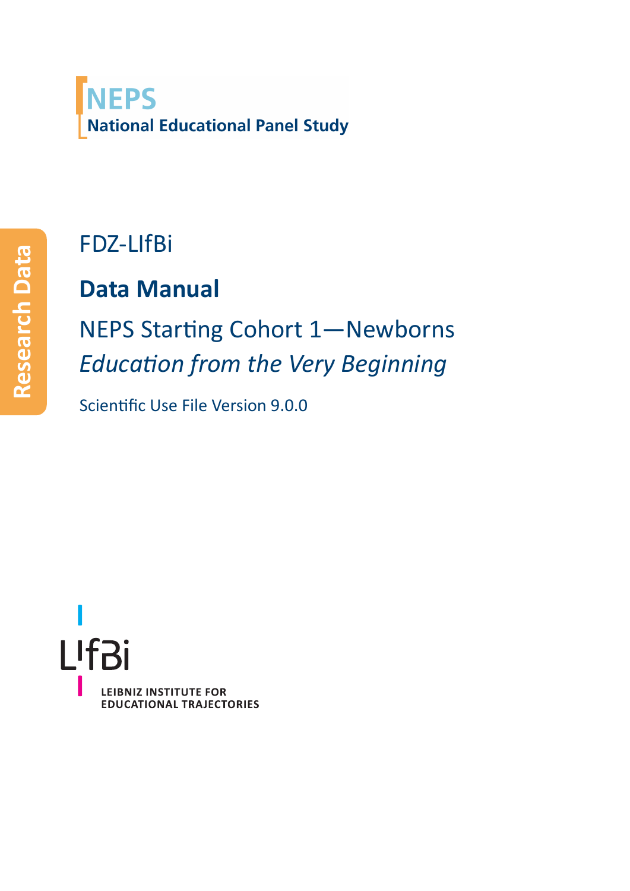NEPS
National Educational Panel Study

Research Data

FDZ-LIfBi

# Data Manual

## NEPS Starting Cohort 1—Newborns
## *Education from the Very Beginning*

Scientific Use File Version 9.0.0

LIfBi

LEIBNIZ INSTITUTE FOR EDUCATIONAL TRAJECTORIES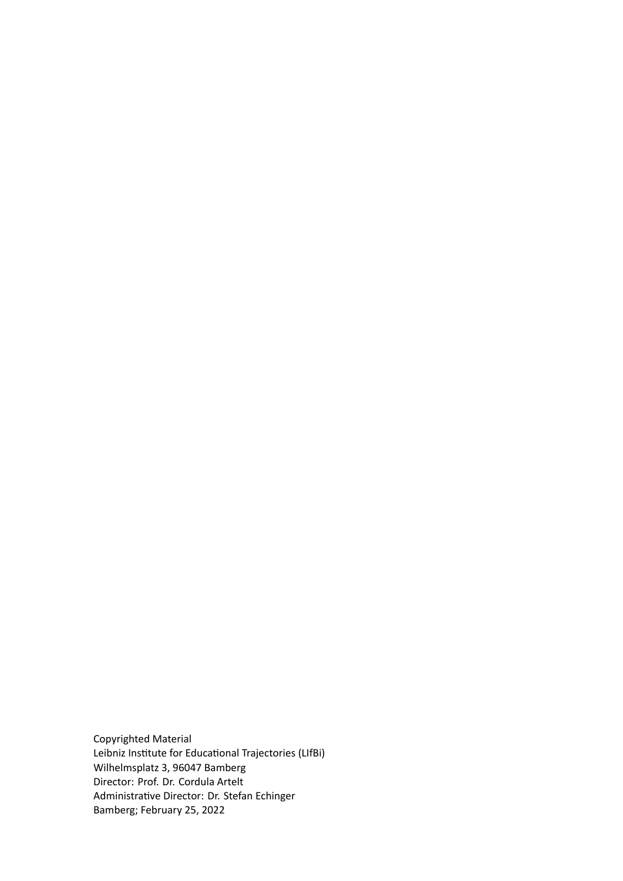Copyrighted Material
Leibniz Institute for Educational Trajectories (LIfBi)
Wilhelmsplatz 3, 96047 Bamberg
Director: Prof. Dr. Cordula Artelt
Administrative Director: Dr. Stefan Echinger
Bamberg; February 25, 2022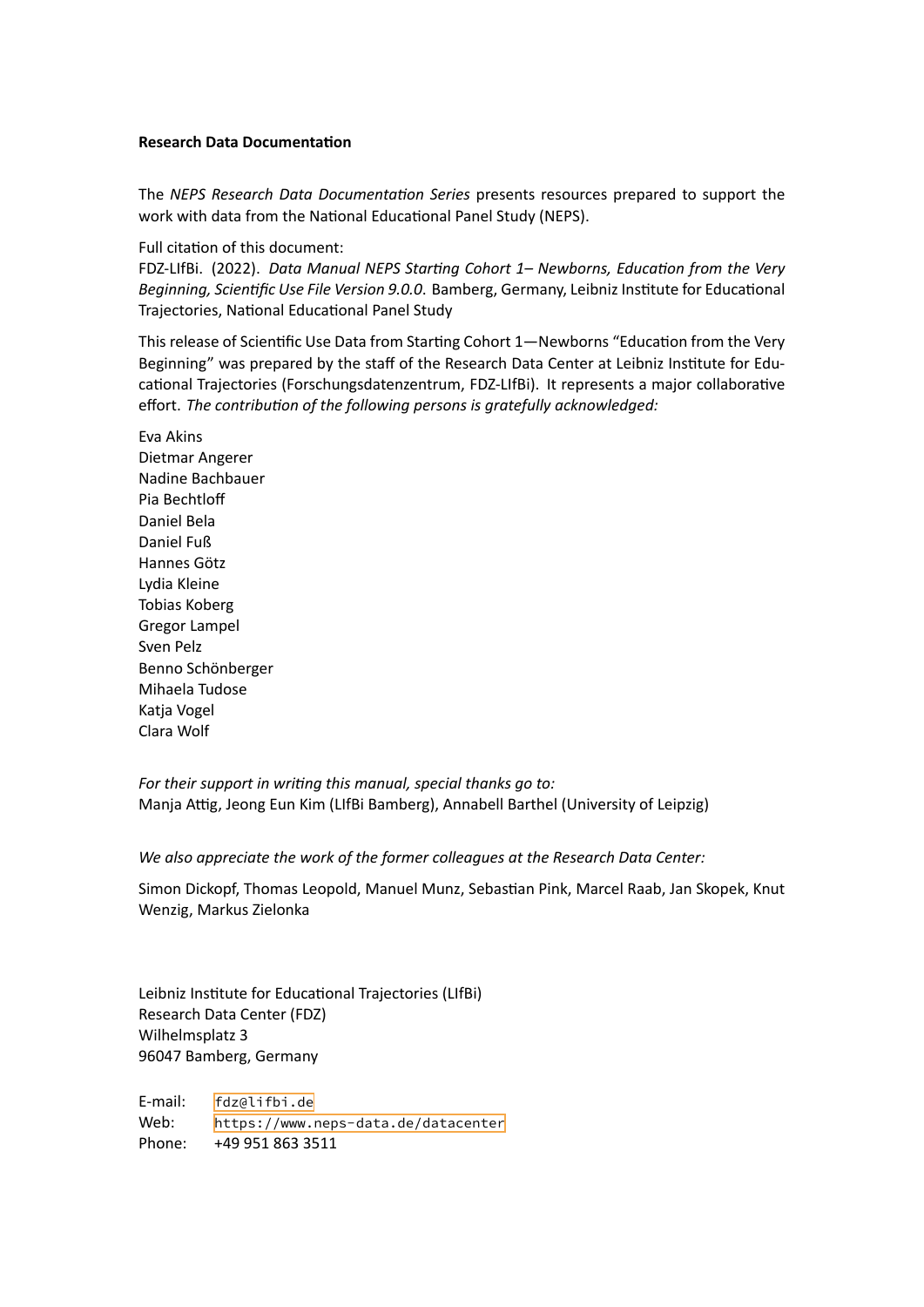**Research Data Documentation**

The *NEPS Research Data Documentation Series* presents resources prepared to support the work with data from the National Educational Panel Study (NEPS).

Full citation of this document:
FDZ-LIfBi. (2022). *Data Manual NEPS Starting Cohort 1– Newborns, Education from the Very Beginning, Scientific Use File Version 9.0.0.* Bamberg, Germany, Leibniz Institute for Educational Trajectories, National Educational Panel Study

This release of Scientific Use Data from Starting Cohort 1—Newborns "Education from the Very Beginning" was prepared by the staff of the Research Data Center at Leibniz Institute for Educational Trajectories (Forschungsdatenzentrum, FDZ-LIfBi). It represents a major collaborative effort. *The contribution of the following persons is gratefully acknowledged:*

Eva Akins
Dietmar Angerer
Nadine Bachbauer
Pia Bechtloff
Daniel Bela
Daniel Fuß
Hannes Götz
Lydia Kleine
Tobias Koberg
Gregor Lampel
Sven Pelz
Benno Schönberger
Mihaela Tudose
Katja Vogel
Clara Wolf

*For their support in writing this manual, special thanks go to:*
Manja Attig, Jeong Eun Kim (LIfBi Bamberg), Annabell Barthel (University of Leipzig)

*We also appreciate the work of the former colleagues at the Research Data Center:*

Simon Dickopf, Thomas Leopold, Manuel Munz, Sebastian Pink, Marcel Raab, Jan Skopek, Knut Wenzig, Markus Zielonka

Leibniz Institute for Educational Trajectories (LIfBi)
Research Data Center (FDZ)
Wilhelmsplatz 3
96047 Bamberg, Germany

E-mail: fdz@lifbi.de
Web: https://www.neps-data.de/datacenter
Phone: +49 951 863 3511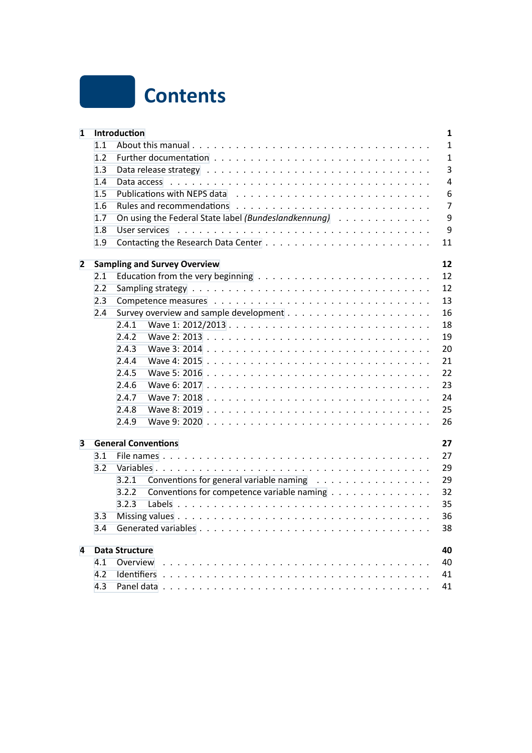# Contents

**1 Introduction** **1**

- 1.1 About this manual . . . 1
- 1.2 Further documentation . . . 1
- 1.3 Data release strategy . . . 3
- 1.4 Data access . . . 4
- 1.5 Publications with NEPS data . . . 6
- 1.6 Rules and recommendations . . . 7
- 1.7 On using the Federal State label *(Bundeslandkennung)* . . . 9
- 1.8 User services . . . 9
- 1.9 Contacting the Research Data Center . . . 11

**2 Sampling and Survey Overview** **12**

- 2.1 Education from the very beginning . . . 12
- 2.2 Sampling strategy . . . 12
- 2.3 Competence measures . . . 13
- 2.4 Survey overview and sample development . . . 16
  - 2.4.1 Wave 1: 2012/2013 . . . 18
  - 2.4.2 Wave 2: 2013 . . . 19
  - 2.4.3 Wave 3: 2014 . . . 20
  - 2.4.4 Wave 4: 2015 . . . 21
  - 2.4.5 Wave 5: 2016 . . . 22
  - 2.4.6 Wave 6: 2017 . . . 23
  - 2.4.7 Wave 7: 2018 . . . 24
  - 2.4.8 Wave 8: 2019 . . . 25
  - 2.4.9 Wave 9: 2020 . . . 26

**3 General Conventions** **27**

- 3.1 File names . . . 27
- 3.2 Variables . . . 29
  - 3.2.1 Conventions for general variable naming . . . 29
  - 3.2.2 Conventions for competence variable naming . . . 32
  - 3.2.3 Labels . . . 35
- 3.3 Missing values . . . 36
- 3.4 Generated variables . . . 38

**4 Data Structure** **40**

- 4.1 Overview . . . 40
- 4.2 Identifiers . . . 41
- 4.3 Panel data . . . 41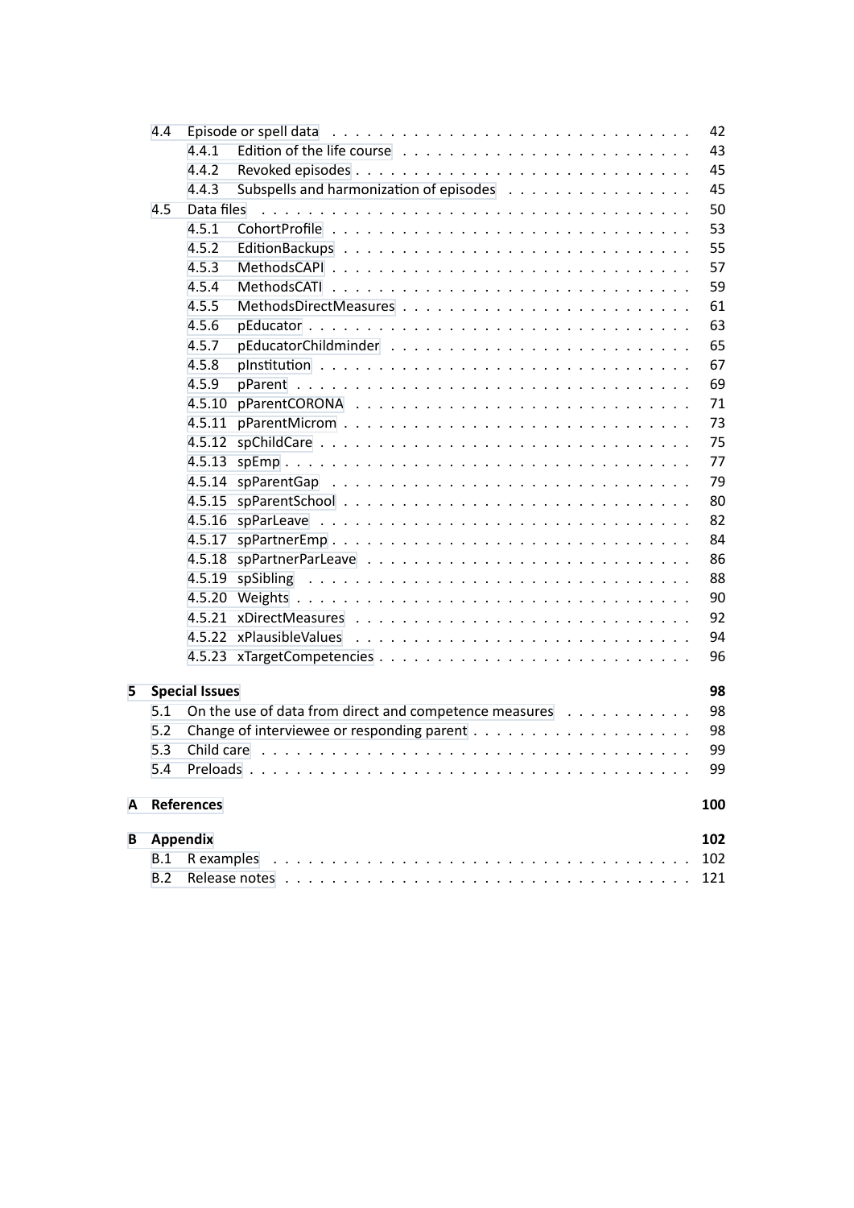- 4.4 Episode or spell data . . . . . 42
  - 4.4.1 Edition of the life course . . . . . 43
  - 4.4.2 Revoked episodes . . . . . 45
  - 4.4.3 Subspells and harmonization of episodes . . . . . 45
- 4.5 Data files . . . . . 50
  - 4.5.1 CohortProfile . . . . . 53
  - 4.5.2 EditionBackups . . . . . 55
  - 4.5.3 MethodsCAPI . . . . . 57
  - 4.5.4 MethodsCATI . . . . . 59
  - 4.5.5 MethodsDirectMeasures . . . . . 61
  - 4.5.6 pEducator . . . . . 63
  - 4.5.7 pEducatorChildminder . . . . . 65
  - 4.5.8 pInstitution . . . . . 67
  - 4.5.9 pParent . . . . . 69
  - 4.5.10 pParentCORONA . . . . . 71
  - 4.5.11 pParentMicrom . . . . . 73
  - 4.5.12 spChildCare . . . . . 75
  - 4.5.13 spEmp . . . . . 77
  - 4.5.14 spParentGap . . . . . 79
  - 4.5.15 spParentSchool . . . . . 80
  - 4.5.16 spParLeave . . . . . 82
  - 4.5.17 spPartnerEmp . . . . . 84
  - 4.5.18 spPartnerParLeave . . . . . 86
  - 4.5.19 spSibling . . . . . 88
  - 4.5.20 Weights . . . . . 90
  - 4.5.21 xDirectMeasures . . . . . 92
  - 4.5.22 xPlausibleValues . . . . . 94
  - 4.5.23 xTargetCompetencies . . . . . 96

**5 Special Issues** **98**

- 5.1 On the use of data from direct and competence measures . . . . . 98
- 5.2 Change of interviewee or responding parent . . . . . 98
- 5.3 Child care . . . . . 99
- 5.4 Preloads . . . . . 99

**A References** **100**

**B Appendix** **102**

- B.1 R examples . . . . . 102
- B.2 Release notes . . . . . 121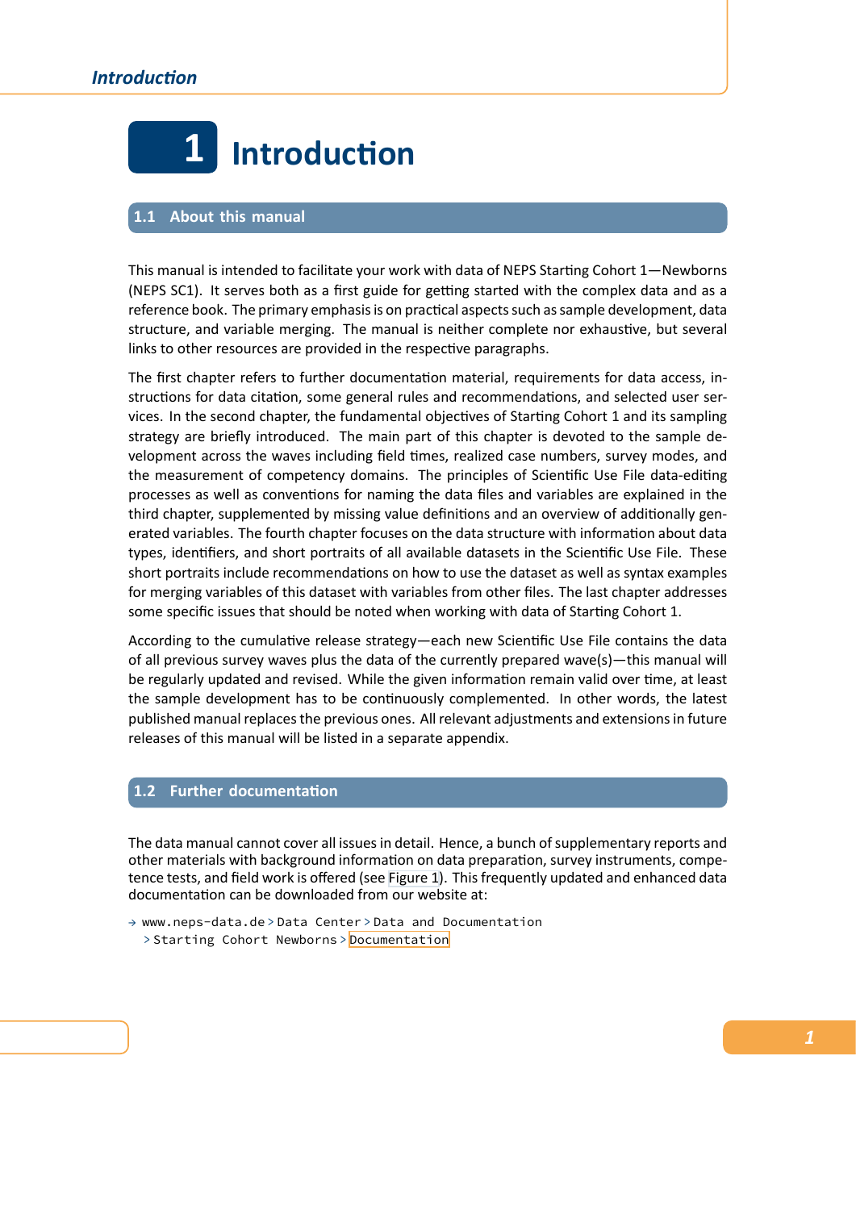# 1 Introduction

## 1.1 About this manual

This manual is intended to facilitate your work with data of NEPS Starting Cohort 1—Newborns (NEPS SC1). It serves both as a first guide for getting started with the complex data and as a reference book. The primary emphasis is on practical aspects such as sample development, data structure, and variable merging. The manual is neither complete nor exhaustive, but several links to other resources are provided in the respective paragraphs.

The first chapter refers to further documentation material, requirements for data access, instructions for data citation, some general rules and recommendations, and selected user services. In the second chapter, the fundamental objectives of Starting Cohort 1 and its sampling strategy are briefly introduced. The main part of this chapter is devoted to the sample development across the waves including field times, realized case numbers, survey modes, and the measurement of competency domains. The principles of Scientific Use File data-editing processes as well as conventions for naming the data files and variables are explained in the third chapter, supplemented by missing value definitions and an overview of additionally generated variables. The fourth chapter focuses on the data structure with information about data types, identifiers, and short portraits of all available datasets in the Scientific Use File. These short portraits include recommendations on how to use the dataset as well as syntax examples for merging variables of this dataset with variables from other files. The last chapter addresses some specific issues that should be noted when working with data of Starting Cohort 1.

According to the cumulative release strategy—each new Scientific Use File contains the data of all previous survey waves plus the data of the currently prepared wave(s)—this manual will be regularly updated and revised. While the given information remain valid over time, at least the sample development has to be continuously complemented. In other words, the latest published manual replaces the previous ones. All relevant adjustments and extensions in future releases of this manual will be listed in a separate appendix.

## 1.2 Further documentation

The data manual cannot cover all issues in detail. Hence, a bunch of supplementary reports and other materials with background information on data preparation, survey instruments, competence tests, and field work is offered (see Figure 1). This frequently updated and enhanced data documentation can be downloaded from our website at:

→ `www.neps-data.de` > `Data Center` > `Data and Documentation` > `Starting Cohort Newborns` > `Documentation`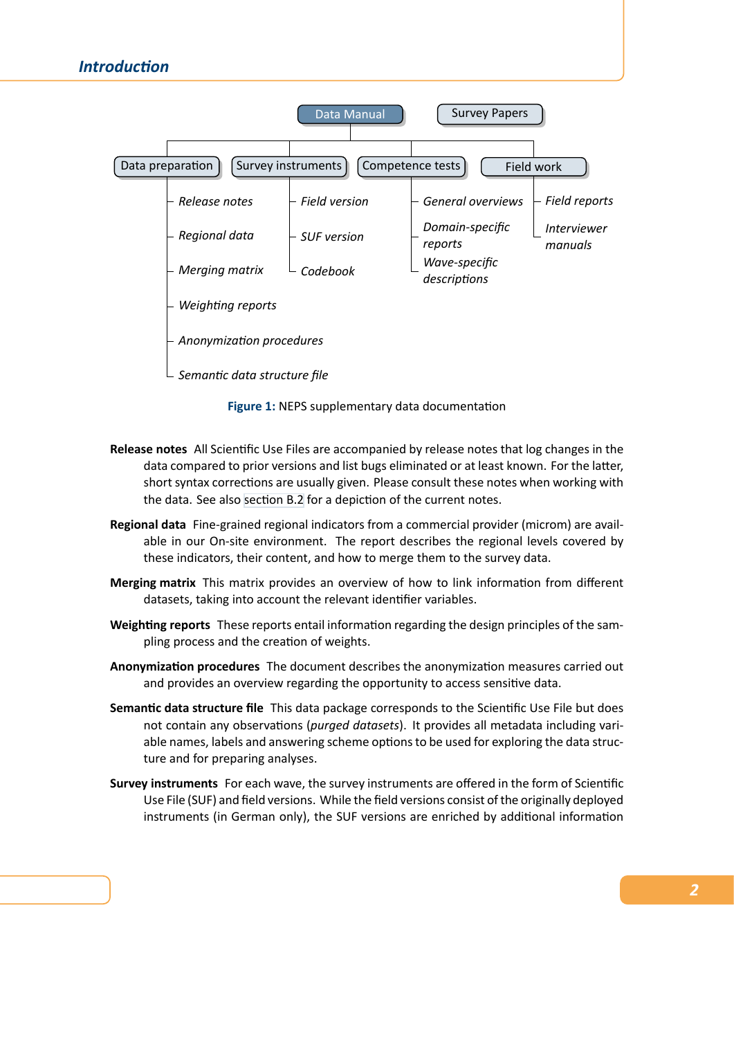Data Manual | Survey Papers

- **Data preparation**
  - *Release notes*
  - *Regional data*
  - *Merging matrix*
  - *Weighting reports*
  - *Anonymization procedures*
  - *Semantic data structure file*
- **Survey instruments**
  - *Field version*
  - *SUF version*
  - *Codebook*
- **Competence tests**
  - *General overviews*
  - *Domain-specific reports*
  - *Wave-specific descriptions*
- **Field work**
  - *Field reports*
  - *Interviewer manuals*

**Figure 1:** NEPS supplementary data documentation

**Release notes** All Scientific Use Files are accompanied by release notes that log changes in the data compared to prior versions and list bugs eliminated or at least known. For the latter, short syntax corrections are usually given. Please consult these notes when working with the data. See also section B.2 for a depiction of the current notes.

**Regional data** Fine-grained regional indicators from a commercial provider (microm) are available in our On-site environment. The report describes the regional levels covered by these indicators, their content, and how to merge them to the survey data.

**Merging matrix** This matrix provides an overview of how to link information from different datasets, taking into account the relevant identifier variables.

**Weighting reports** These reports entail information regarding the design principles of the sampling process and the creation of weights.

**Anonymization procedures** The document describes the anonymization measures carried out and provides an overview regarding the opportunity to access sensitive data.

**Semantic data structure file** This data package corresponds to the Scientific Use File but does not contain any observations (*purged datasets*). It provides all metadata including variable names, labels and answering scheme options to be used for exploring the data structure and for preparing analyses.

**Survey instruments** For each wave, the survey instruments are offered in the form of Scientific Use File (SUF) and field versions. While the field versions consist of the originally deployed instruments (in German only), the SUF versions are enriched by additional information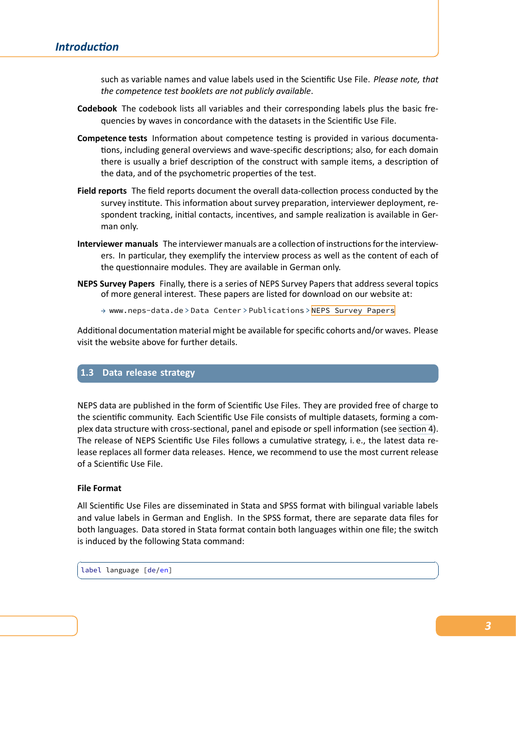such as variable names and value labels used in the Scientific Use File. *Please note, that the competence test booklets are not publicly available*.

**Codebook** The codebook lists all variables and their corresponding labels plus the basic frequencies by waves in concordance with the datasets in the Scientific Use File.

**Competence tests** Information about competence testing is provided in various documentations, including general overviews and wave-specific descriptions; also, for each domain there is usually a brief description of the construct with sample items, a description of the data, and of the psychometric properties of the test.

**Field reports** The field reports document the overall data-collection process conducted by the survey institute. This information about survey preparation, interviewer deployment, respondent tracking, initial contacts, incentives, and sample realization is available in German only.

**Interviewer manuals** The interviewer manuals are a collection of instructions for the interviewers. In particular, they exemplify the interview process as well as the content of each of the questionnaire modules. They are available in German only.

**NEPS Survey Papers** Finally, there is a series of NEPS Survey Papers that address several topics of more general interest. These papers are listed for download on our website at:

→ `www.neps-data.de` > `Data Center` > `Publications` > `NEPS Survey Papers`

Additional documentation material might be available for specific cohorts and/or waves. Please visit the website above for further details.

## 1.3 Data release strategy

NEPS data are published in the form of Scientific Use Files. They are provided free of charge to the scientific community. Each Scientific Use File consists of multiple datasets, forming a complex data structure with cross-sectional, panel and episode or spell information (see section 4). The release of NEPS Scientific Use Files follows a cumulative strategy, i. e., the latest data release replaces all former data releases. Hence, we recommend to use the most current release of a Scientific Use File.

### File Format

All Scientific Use Files are disseminated in Stata and SPSS format with bilingual variable labels and value labels in German and English. In the SPSS format, there are separate data files for both languages. Data stored in Stata format contain both languages within one file; the switch is induced by the following Stata command:

```
label language [de/en]
```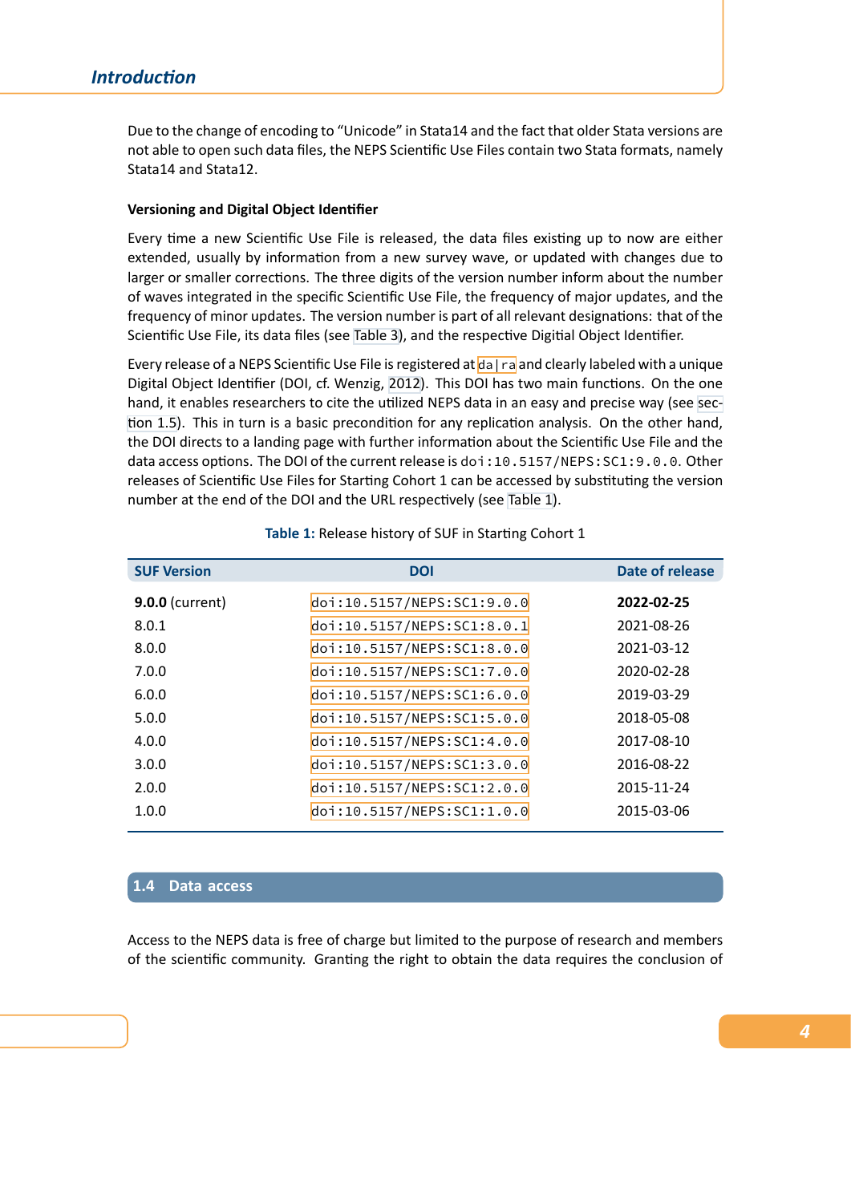Due to the change of encoding to "Unicode" in Stata14 and the fact that older Stata versions are not able to open such data files, the NEPS Scientific Use Files contain two Stata formats, namely Stata14 and Stata12.

### Versioning and Digital Object Identifier

Every time a new Scientific Use File is released, the data files existing up to now are either extended, usually by information from a new survey wave, or updated with changes due to larger or smaller corrections. The three digits of the version number inform about the number of waves integrated in the specific Scientific Use File, the frequency of major updates, and the frequency of minor updates. The version number is part of all relevant designations: that of the Scientific Use File, its data files (see Table 3), and the respective Digitial Object Identifier.

Every release of a NEPS Scientific Use File is registered at da|ra and clearly labeled with a unique Digital Object Identifier (DOI, cf. Wenzig, 2012). This DOI has two main functions. On the one hand, it enables researchers to cite the utilized NEPS data in an easy and precise way (see section 1.5). This in turn is a basic precondition for any replication analysis. On the other hand, the DOI directs to a landing page with further information about the Scientific Use File and the data access options. The DOI of the current release is `doi:10.5157/NEPS:SC1:9.0.0`. Other releases of Scientific Use Files for Starting Cohort 1 can be accessed by substituting the version number at the end of the DOI and the URL respectively (see Table 1).

**Table 1:** Release history of SUF in Starting Cohort 1

| SUF Version | DOI | Date of release |
|---|---|---|
| **9.0.0** (current) | doi:10.5157/NEPS:SC1:9.0.0 | **2022-02-25** |
| 8.0.1 | doi:10.5157/NEPS:SC1:8.0.1 | 2021-08-26 |
| 8.0.0 | doi:10.5157/NEPS:SC1:8.0.0 | 2021-03-12 |
| 7.0.0 | doi:10.5157/NEPS:SC1:7.0.0 | 2020-02-28 |
| 6.0.0 | doi:10.5157/NEPS:SC1:6.0.0 | 2019-03-29 |
| 5.0.0 | doi:10.5157/NEPS:SC1:5.0.0 | 2018-05-08 |
| 4.0.0 | doi:10.5157/NEPS:SC1:4.0.0 | 2017-08-10 |
| 3.0.0 | doi:10.5157/NEPS:SC1:3.0.0 | 2016-08-22 |
| 2.0.0 | doi:10.5157/NEPS:SC1:2.0.0 | 2015-11-24 |
| 1.0.0 | doi:10.5157/NEPS:SC1:1.0.0 | 2015-03-06 |

## 1.4 Data access

Access to the NEPS data is free of charge but limited to the purpose of research and members of the scientific community. Granting the right to obtain the data requires the conclusion of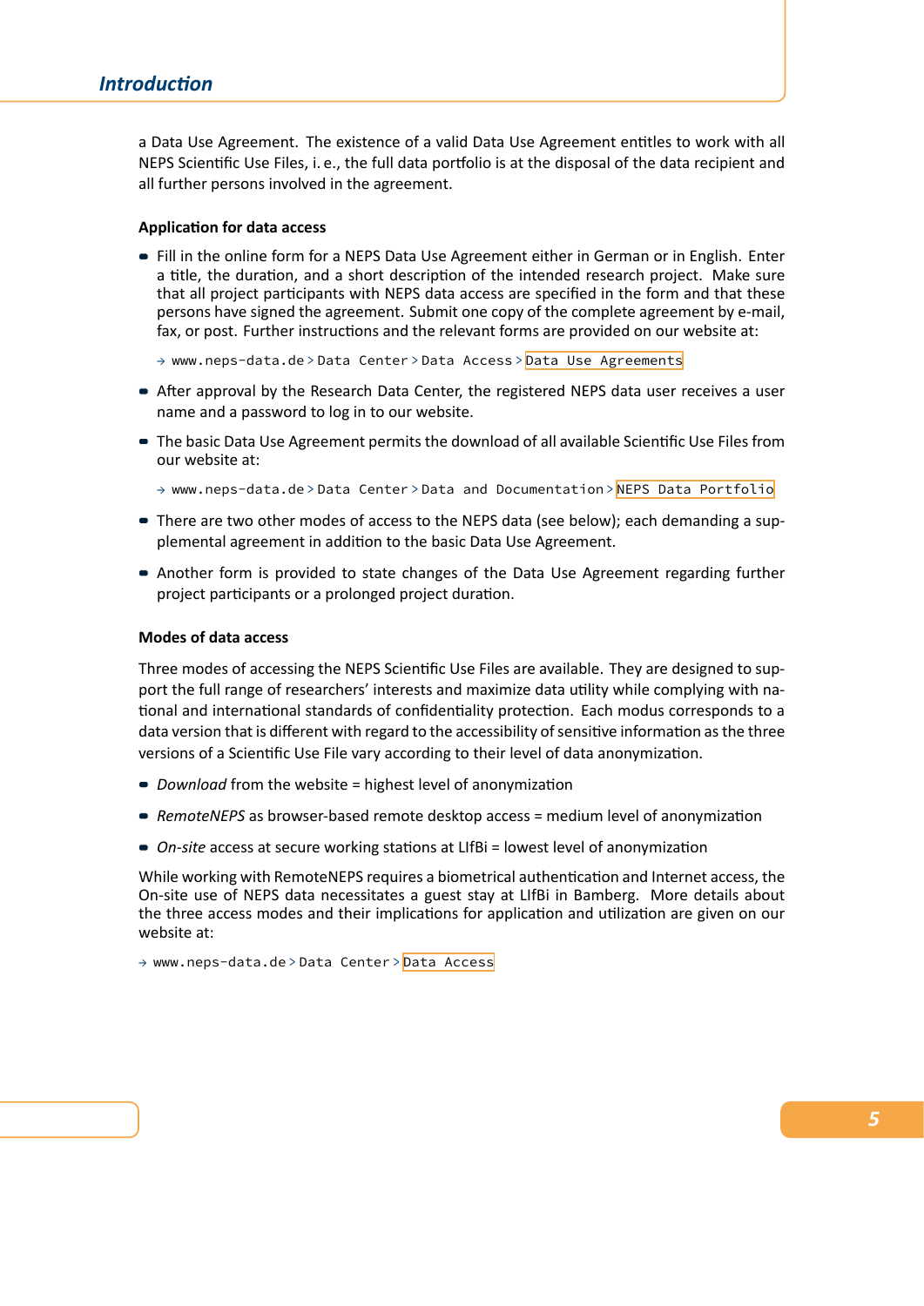a Data Use Agreement. The existence of a valid Data Use Agreement entitles to work with all NEPS Scientific Use Files, i. e., the full data portfolio is at the disposal of the data recipient and all further persons involved in the agreement.

### Application for data access

- Fill in the online form for a NEPS Data Use Agreement either in German or in English. Enter a title, the duration, and a short description of the intended research project. Make sure that all project participants with NEPS data access are specified in the form and that these persons have signed the agreement. Submit one copy of the complete agreement by e-mail, fax, or post. Further instructions and the relevant forms are provided on our website at:

  → `www.neps-data.de` > `Data Center` > `Data Access` > `Data Use Agreements`

- After approval by the Research Data Center, the registered NEPS data user receives a user name and a password to log in to our website.

- The basic Data Use Agreement permits the download of all available Scientific Use Files from our website at:

  → `www.neps-data.de` > `Data Center` > `Data and Documentation` > `NEPS Data Portfolio`

- There are two other modes of access to the NEPS data (see below); each demanding a supplemental agreement in addition to the basic Data Use Agreement.

- Another form is provided to state changes of the Data Use Agreement regarding further project participants or a prolonged project duration.

### Modes of data access

Three modes of accessing the NEPS Scientific Use Files are available. They are designed to support the full range of researchers' interests and maximize data utility while complying with national and international standards of confidentiality protection. Each modus corresponds to a data version that is different with regard to the accessibility of sensitive information as the three versions of a Scientific Use File vary according to their level of data anonymization.

- *Download* from the website = highest level of anonymization
- *RemoteNEPS* as browser-based remote desktop access = medium level of anonymization
- *On-site* access at secure working stations at LIfBi = lowest level of anonymization

While working with RemoteNEPS requires a biometrical authentication and Internet access, the On-site use of NEPS data necessitates a guest stay at LIfBi in Bamberg. More details about the three access modes and their implications for application and utilization are given on our website at:

→ `www.neps-data.de` > `Data Center` > `Data Access`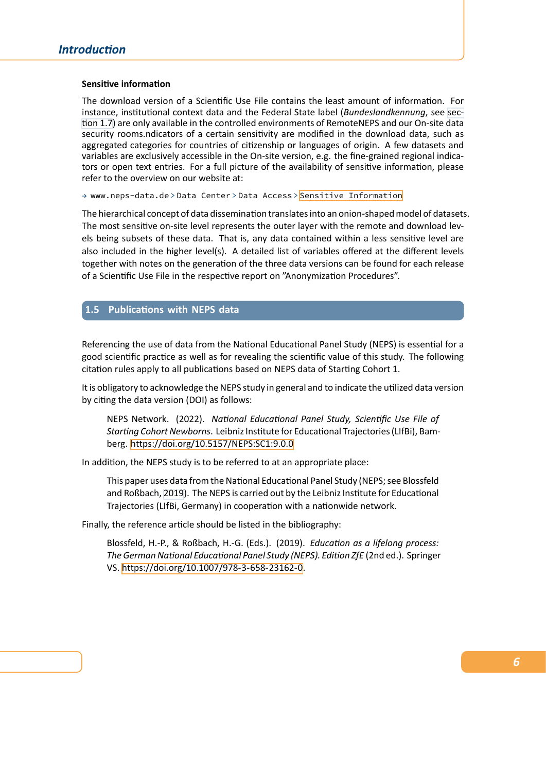#### Sensitive information

The download version of a Scientific Use File contains the least amount of information. For instance, institutional context data and the Federal State label (*Bundeslandkennung*, see section 1.7) are only available in the controlled environments of RemoteNEPS and our On-site data security rooms.ndicators of a certain sensitivity are modified in the download data, such as aggregated categories for countries of citizenship or languages of origin. A few datasets and variables are exclusively accessible in the On-site version, e.g. the fine-grained regional indicators or open text entries. For a full picture of the availability of sensitive information, please refer to the overview on our website at:

→ `www.neps-data.de` > `Data Center` > `Data Access` > `Sensitive Information`

The hierarchical concept of data dissemination translates into an onion-shaped model of datasets. The most sensitive on-site level represents the outer layer with the remote and download levels being subsets of these data. That is, any data contained within a less sensitive level are also included in the higher level(s). A detailed list of variables offered at the different levels together with notes on the generation of the three data versions can be found for each release of a Scientific Use File in the respective report on ”Anonymization Procedures”.

## 1.5 Publications with NEPS data

Referencing the use of data from the National Educational Panel Study (NEPS) is essential for a good scientific practice as well as for revealing the scientific value of this study. The following citation rules apply to all publications based on NEPS data of Starting Cohort 1.

It is obligatory to acknowledge the NEPS study in general and to indicate the utilized data version by citing the data version (DOI) as follows:

> NEPS Network. (2022). *National Educational Panel Study, Scientific Use File of Starting Cohort Newborns*. Leibniz Institute for Educational Trajectories (LIfBi), Bamberg. https://doi.org/10.5157/NEPS:SC1:9.0.0

In addition, the NEPS study is to be referred to at an appropriate place:

> This paper uses data from the National Educational Panel Study (NEPS; see Blossfeld and Roßbach, 2019). The NEPS is carried out by the Leibniz Institute for Educational Trajectories (LIfBi, Germany) in cooperation with a nationwide network.

Finally, the reference article should be listed in the bibliography:

> Blossfeld, H.-P., & Roßbach, H.-G. (Eds.). (2019). *Education as a lifelong process: The German National Educational Panel Study (NEPS). Edition ZfE* (2nd ed.). Springer VS. https://doi.org/10.1007/978-3-658-23162-0.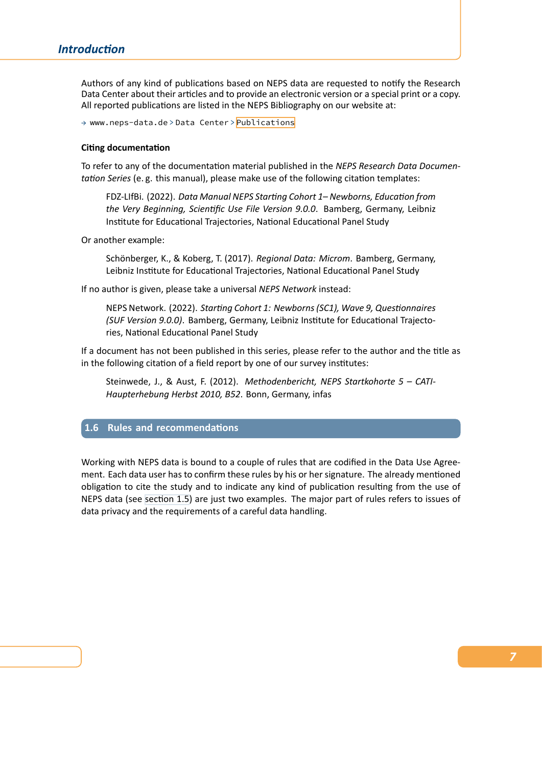Authors of any kind of publications based on NEPS data are requested to notify the Research Data Center about their articles and to provide an electronic version or a special print or a copy. All reported publications are listed in the NEPS Bibliography on our website at:

→ `www.neps-data.de` > `Data Center` > `Publications`

**Citing documentation**

To refer to any of the documentation material published in the *NEPS Research Data Documentation Series* (e. g. this manual), please make use of the following citation templates:

> FDZ-LIfBi. (2022). *Data Manual NEPS Starting Cohort 1– Newborns, Education from the Very Beginning, Scientific Use File Version 9.0.0*. Bamberg, Germany, Leibniz Institute for Educational Trajectories, National Educational Panel Study

Or another example:

> Schönberger, K., & Koberg, T. (2017). *Regional Data: Microm*. Bamberg, Germany, Leibniz Institute for Educational Trajectories, National Educational Panel Study

If no author is given, please take a universal *NEPS Network* instead:

> NEPS Network. (2022). *Starting Cohort 1: Newborns (SC1), Wave 9, Questionnaires (SUF Version 9.0.0)*. Bamberg, Germany, Leibniz Institute for Educational Trajectories, National Educational Panel Study

If a document has not been published in this series, please refer to the author and the title as in the following citation of a field report by one of our survey institutes:

> Steinwede, J., & Aust, F. (2012). *Methodenbericht, NEPS Startkohorte 5 – CATI-Haupterhebung Herbst 2010, B52*. Bonn, Germany, infas

## 1.6 Rules and recommendations

Working with NEPS data is bound to a couple of rules that are codified in the Data Use Agreement. Each data user has to confirm these rules by his or her signature. The already mentioned obligation to cite the study and to indicate any kind of publication resulting from the use of NEPS data (see section 1.5) are just two examples. The major part of rules refers to issues of data privacy and the requirements of a careful data handling.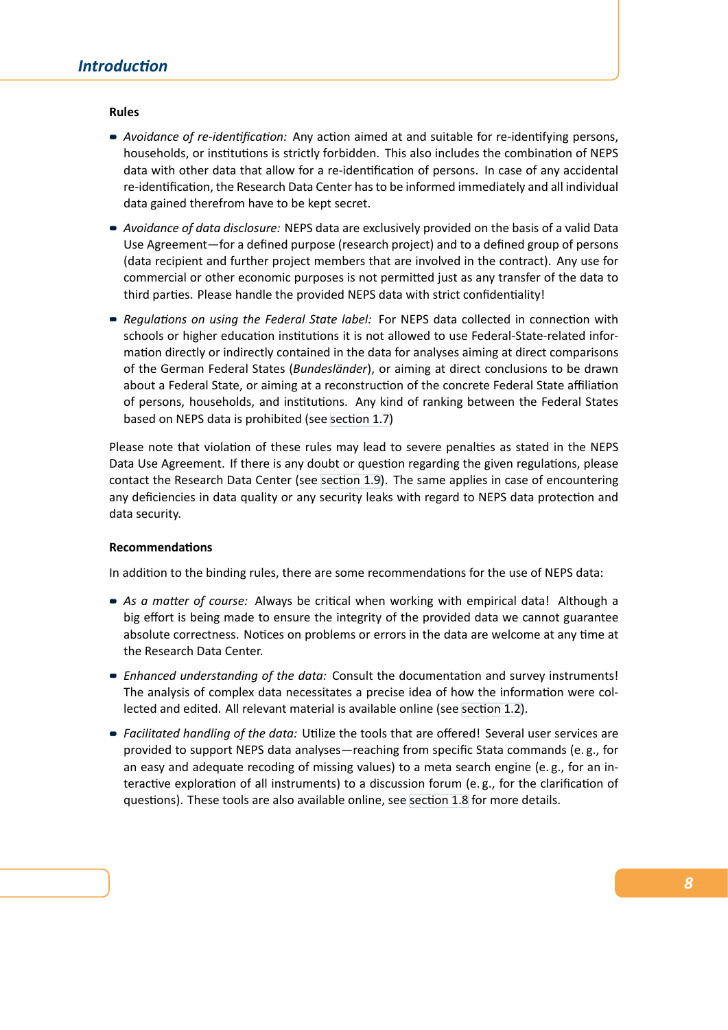#### Rules

- *Avoidance of re-identification:* Any action aimed at and suitable for re-identifying persons, households, or institutions is strictly forbidden. This also includes the combination of NEPS data with other data that allow for a re-identification of persons. In case of any accidental re-identification, the Research Data Center has to be informed immediately and all individual data gained therefrom have to be kept secret.
- *Avoidance of data disclosure:* NEPS data are exclusively provided on the basis of a valid Data Use Agreement—for a defined purpose (research project) and to a defined group of persons (data recipient and further project members that are involved in the contract). Any use for commercial or other economic purposes is not permitted just as any transfer of the data to third parties. Please handle the provided NEPS data with strict confidentiality!
- *Regulations on using the Federal State label:* For NEPS data collected in connection with schools or higher education institutions it is not allowed to use Federal-State-related information directly or indirectly contained in the data for analyses aiming at direct comparisons of the German Federal States (*Bundesländer*), or aiming at direct conclusions to be drawn about a Federal State, or aiming at a reconstruction of the concrete Federal State affiliation of persons, households, and institutions. Any kind of ranking between the Federal States based on NEPS data is prohibited (see section 1.7)

Please note that violation of these rules may lead to severe penalties as stated in the NEPS Data Use Agreement. If there is any doubt or question regarding the given regulations, please contact the Research Data Center (see section 1.9). The same applies in case of encountering any deficiencies in data quality or any security leaks with regard to NEPS data protection and data security.

#### Recommendations

In addition to the binding rules, there are some recommendations for the use of NEPS data:

- *As a matter of course:* Always be critical when working with empirical data! Although a big effort is being made to ensure the integrity of the provided data we cannot guarantee absolute correctness. Notices on problems or errors in the data are welcome at any time at the Research Data Center.
- *Enhanced understanding of the data:* Consult the documentation and survey instruments! The analysis of complex data necessitates a precise idea of how the information were collected and edited. All relevant material is available online (see section 1.2).
- *Facilitated handling of the data:* Utilize the tools that are offered! Several user services are provided to support NEPS data analyses—reaching from specific Stata commands (e. g., for an easy and adequate recoding of missing values) to a meta search engine (e. g., for an interactive exploration of all instruments) to a discussion forum (e. g., for the clarification of questions). These tools are also available online, see section 1.8 for more details.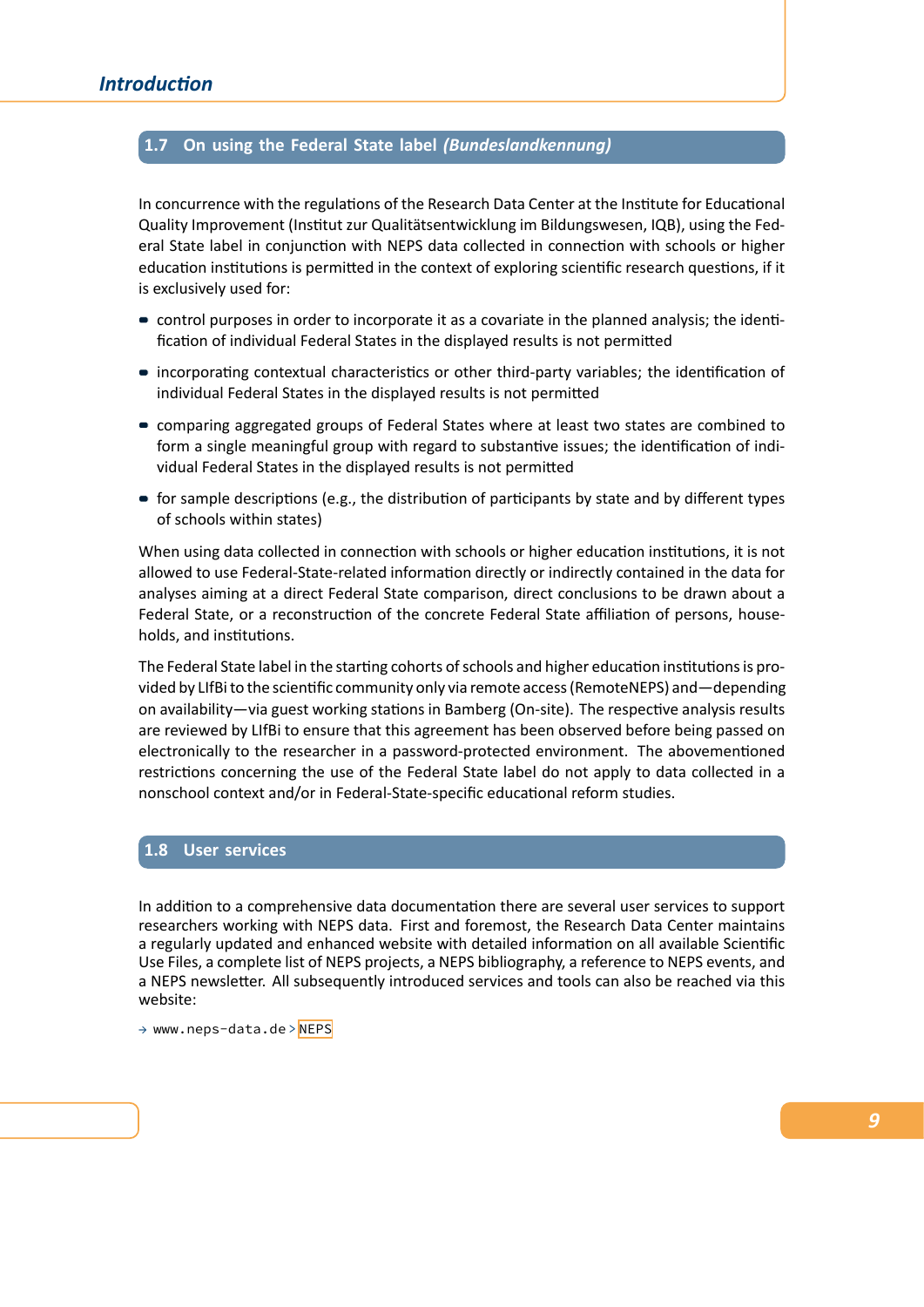## 1.7 On using the Federal State label *(Bundeslandkennung)*

In concurrence with the regulations of the Research Data Center at the Institute for Educational Quality Improvement (Institut zur Qualitätsentwicklung im Bildungswesen, IQB), using the Federal State label in conjunction with NEPS data collected in connection with schools or higher education institutions is permitted in the context of exploring scientific research questions, if it is exclusively used for:

- control purposes in order to incorporate it as a covariate in the planned analysis; the identification of individual Federal States in the displayed results is not permitted
- incorporating contextual characteristics or other third-party variables; the identification of individual Federal States in the displayed results is not permitted
- comparing aggregated groups of Federal States where at least two states are combined to form a single meaningful group with regard to substantive issues; the identification of individual Federal States in the displayed results is not permitted
- for sample descriptions (e.g., the distribution of participants by state and by different types of schools within states)

When using data collected in connection with schools or higher education institutions, it is not allowed to use Federal-State-related information directly or indirectly contained in the data for analyses aiming at a direct Federal State comparison, direct conclusions to be drawn about a Federal State, or a reconstruction of the concrete Federal State affiliation of persons, households, and institutions.

The Federal State label in the starting cohorts of schools and higher education institutions is provided by LIfBi to the scientific community only via remote access (RemoteNEPS) and—depending on availability—via guest working stations in Bamberg (On-site). The respective analysis results are reviewed by LIfBi to ensure that this agreement has been observed before being passed on electronically to the researcher in a password-protected environment. The abovementioned restrictions concerning the use of the Federal State label do not apply to data collected in a nonschool context and/or in Federal-State-specific educational reform studies.

## 1.8 User services

In addition to a comprehensive data documentation there are several user services to support researchers working with NEPS data. First and foremost, the Research Data Center maintains a regularly updated and enhanced website with detailed information on all available Scientific Use Files, a complete list of NEPS projects, a NEPS bibliography, a reference to NEPS events, and a NEPS newsletter. All subsequently introduced services and tools can also be reached via this website:

→ www.neps-data.de > NEPS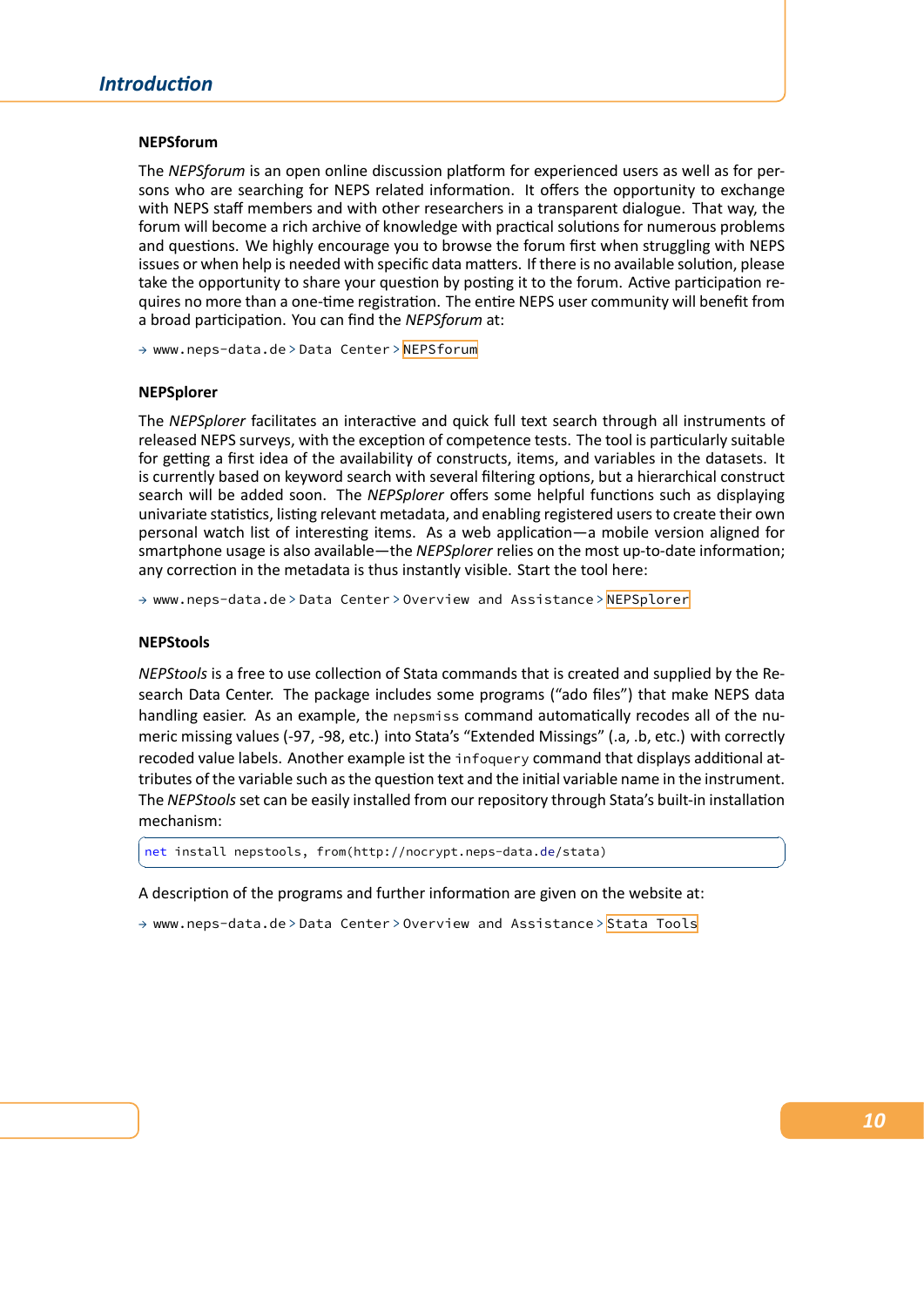### NEPSforum

The *NEPSforum* is an open online discussion platform for experienced users as well as for persons who are searching for NEPS related information. It offers the opportunity to exchange with NEPS staff members and with other researchers in a transparent dialogue. That way, the forum will become a rich archive of knowledge with practical solutions for numerous problems and questions. We highly encourage you to browse the forum first when struggling with NEPS issues or when help is needed with specific data matters. If there is no available solution, please take the opportunity to share your question by posting it to the forum. Active participation requires no more than a one-time registration. The entire NEPS user community will benefit from a broad participation. You can find the *NEPSforum* at:

→ `www.neps-data.de` > `Data Center` > `NEPSforum`

### NEPSplorer

The *NEPSplorer* facilitates an interactive and quick full text search through all instruments of released NEPS surveys, with the exception of competence tests. The tool is particularly suitable for getting a first idea of the availability of constructs, items, and variables in the datasets. It is currently based on keyword search with several filtering options, but a hierarchical construct search will be added soon. The *NEPSplorer* offers some helpful functions such as displaying univariate statistics, listing relevant metadata, and enabling registered users to create their own personal watch list of interesting items. As a web application—a mobile version aligned for smartphone usage is also available—the *NEPSplorer* relies on the most up-to-date information; any correction in the metadata is thus instantly visible. Start the tool here:

→ `www.neps-data.de` > `Data Center` > `Overview and Assistance` > `NEPSplorer`

### NEPStools

*NEPStools* is a free to use collection of Stata commands that is created and supplied by the Research Data Center. The package includes some programs ("ado files") that make NEPS data handling easier. As an example, the `nepsmiss` command automatically recodes all of the numeric missing values (-97, -98, etc.) into Stata's "Extended Missings" (.a, .b, etc.) with correctly recoded value labels. Another example ist the `infoquery` command that displays additional attributes of the variable such as the question text and the initial variable name in the instrument. The *NEPStools* set can be easily installed from our repository through Stata's built-in installation mechanism:

```
net install nepstools, from(http://nocrypt.neps-data.de/stata)
```

A description of the programs and further information are given on the website at:

→ `www.neps-data.de` > `Data Center` > `Overview and Assistance` > `Stata Tools`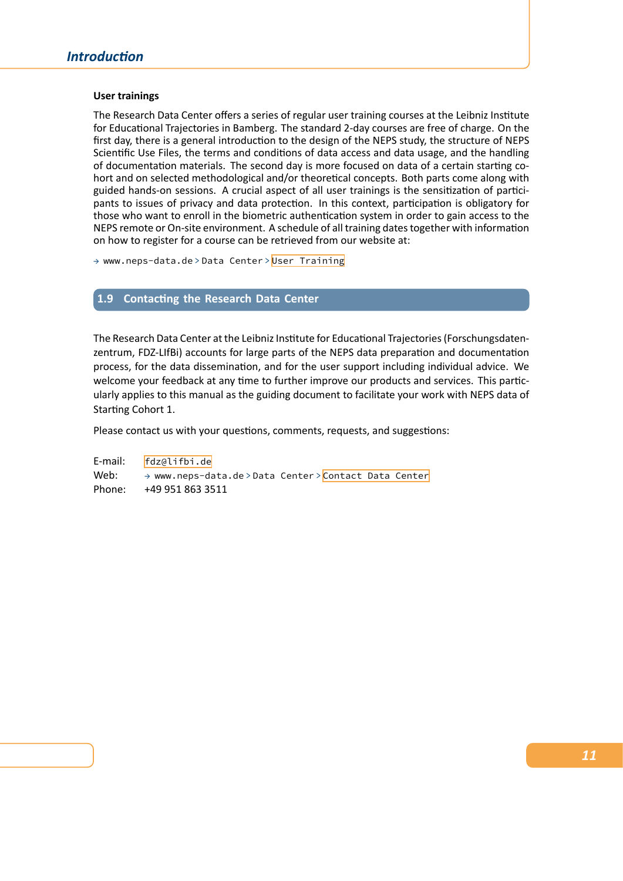#### User trainings

The Research Data Center offers a series of regular user training courses at the Leibniz Institute for Educational Trajectories in Bamberg. The standard 2-day courses are free of charge. On the first day, there is a general introduction to the design of the NEPS study, the structure of NEPS Scientific Use Files, the terms and conditions of data access and data usage, and the handling of documentation materials. The second day is more focused on data of a certain starting cohort and on selected methodological and/or theoretical concepts. Both parts come along with guided hands-on sessions. A crucial aspect of all user trainings is the sensitization of participants to issues of privacy and data protection. In this context, participation is obligatory for those who want to enroll in the biometric authentication system in order to gain access to the NEPS remote or On-site environment. A schedule of all training dates together with information on how to register for a course can be retrieved from our website at:

→ `www.neps-data.de > Data Center > User Training`

## 1.9 Contacting the Research Data Center

The Research Data Center at the Leibniz Institute for Educational Trajectories (Forschungsdatenzentrum, FDZ-LIfBi) accounts for large parts of the NEPS data preparation and documentation process, for the data dissemination, and for the user support including individual advice. We welcome your feedback at any time to further improve our products and services. This particularly applies to this manual as the guiding document to facilitate your work with NEPS data of Starting Cohort 1.

Please contact us with your questions, comments, requests, and suggestions:

E-mail: `fdz@lifbi.de`
Web: → `www.neps-data.de > Data Center > Contact Data Center`
Phone: +49 951 863 3511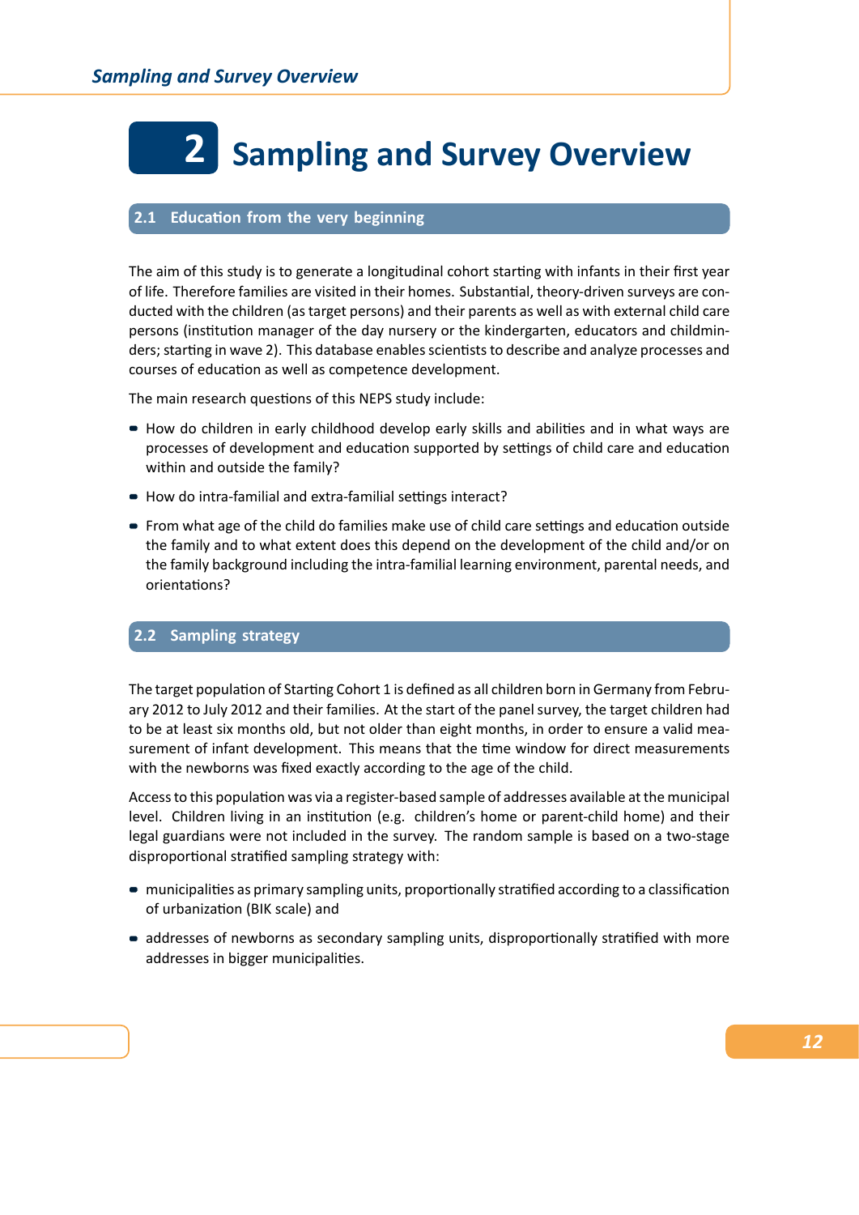# 2 Sampling and Survey Overview

## 2.1 Education from the very beginning

The aim of this study is to generate a longitudinal cohort starting with infants in their first year of life. Therefore families are visited in their homes. Substantial, theory-driven surveys are conducted with the children (as target persons) and their parents as well as with external child care persons (institution manager of the day nursery or the kindergarten, educators and childminders; starting in wave 2). This database enables scientists to describe and analyze processes and courses of education as well as competence development.

The main research questions of this NEPS study include:

- How do children in early childhood develop early skills and abilities and in what ways are processes of development and education supported by settings of child care and education within and outside the family?
- How do intra-familial and extra-familial settings interact?
- From what age of the child do families make use of child care settings and education outside the family and to what extent does this depend on the development of the child and/or on the family background including the intra-familial learning environment, parental needs, and orientations?

## 2.2 Sampling strategy

The target population of Starting Cohort 1 is defined as all children born in Germany from February 2012 to July 2012 and their families. At the start of the panel survey, the target children had to be at least six months old, but not older than eight months, in order to ensure a valid measurement of infant development. This means that the time window for direct measurements with the newborns was fixed exactly according to the age of the child.

Access to this population was via a register-based sample of addresses available at the municipal level. Children living in an institution (e.g. children's home or parent-child home) and their legal guardians were not included in the survey. The random sample is based on a two-stage disproportional stratified sampling strategy with:

- municipalities as primary sampling units, proportionally stratified according to a classification of urbanization (BIK scale) and
- addresses of newborns as secondary sampling units, disproportionally stratified with more addresses in bigger municipalities.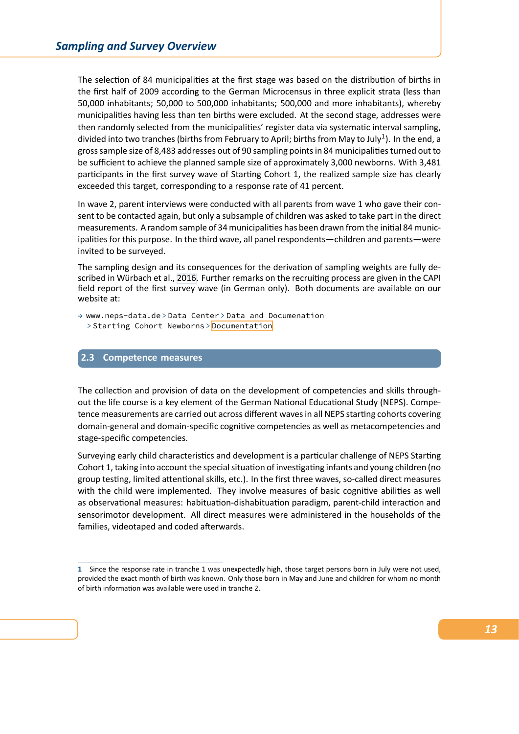The selection of 84 municipalities at the first stage was based on the distribution of births in the first half of 2009 according to the German Microcensus in three explicit strata (less than 50,000 inhabitants; 50,000 to 500,000 inhabitants; 500,000 and more inhabitants), whereby municipalities having less than ten births were excluded. At the second stage, addresses were then randomly selected from the municipalities' register data via systematic interval sampling, divided into two tranches (births from February to April; births from May to July[1]). In the end, a gross sample size of 8,483 addresses out of 90 sampling points in 84 municipalities turned out to be sufficient to achieve the planned sample size of approximately 3,000 newborns. With 3,481 participants in the first survey wave of Starting Cohort 1, the realized sample size has clearly exceeded this target, corresponding to a response rate of 41 percent.

In wave 2, parent interviews were conducted with all parents from wave 1 who gave their consent to be contacted again, but only a subsample of children was asked to take part in the direct measurements. A random sample of 34 municipalities has been drawn from the initial 84 municipalities for this purpose. In the third wave, all panel respondents—children and parents—were invited to be surveyed.

The sampling design and its consequences for the derivation of sampling weights are fully described in Würbach et al., 2016. Further remarks on the recruiting process are given in the CAPI field report of the first survey wave (in German only). Both documents are available on our website at:

→ www.neps-data.de > Data Center > Data and Documenation > Starting Cohort Newborns > Documentation

## 2.3 Competence measures

The collection and provision of data on the development of competencies and skills throughout the life course is a key element of the German National Educational Study (NEPS). Competence measurements are carried out across different waves in all NEPS starting cohorts covering domain-general and domain-specific cognitive competencies as well as metacompetencies and stage-specific competencies.

Surveying early child characteristics and development is a particular challenge of NEPS Starting Cohort 1, taking into account the special situation of investigating infants and young children (no group testing, limited attentional skills, etc.). In the first three waves, so-called direct measures with the child were implemented. They involve measures of basic cognitive abilities as well as observational measures: habituation-dishabituation paradigm, parent-child interaction and sensorimotor development. All direct measures were administered in the households of the families, videotaped and coded afterwards.

---

[1] Since the response rate in tranche 1 was unexpectedly high, those target persons born in July were not used, provided the exact month of birth was known. Only those born in May and June and children for whom no month of birth information was available were used in tranche 2.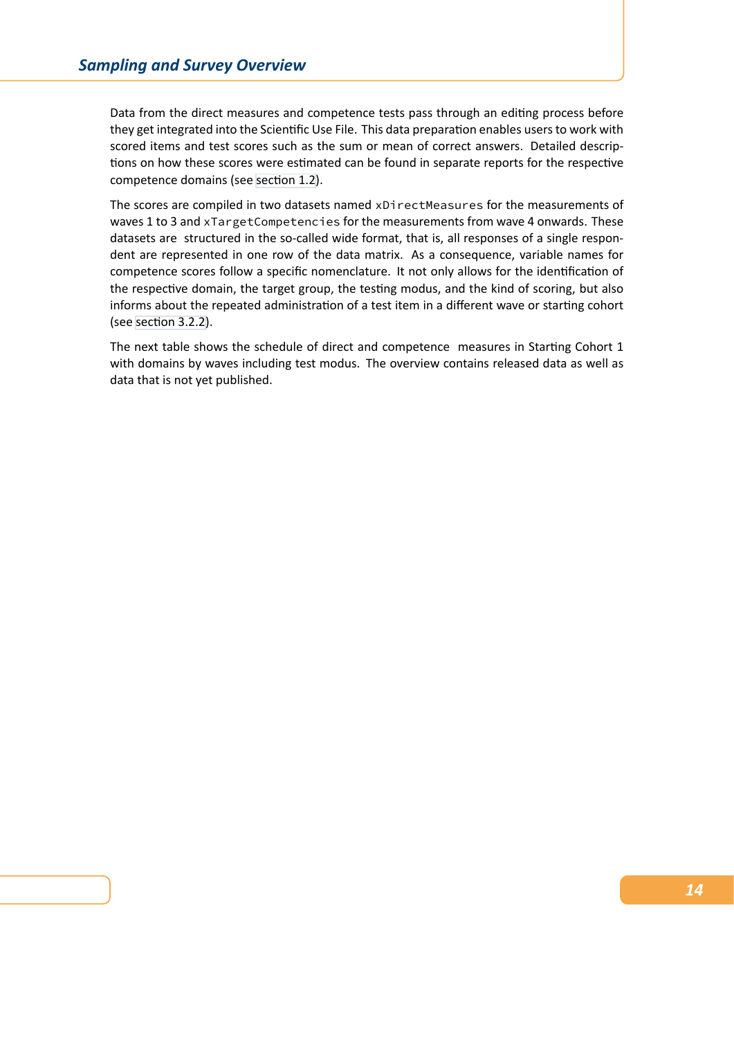Data from the direct measures and competence tests pass through an editing process before they get integrated into the Scientific Use File. This data preparation enables users to work with scored items and test scores such as the sum or mean of correct answers. Detailed descriptions on how these scores were estimated can be found in separate reports for the respective competence domains (see section 1.2).

The scores are compiled in two datasets named `xDirectMeasures` for the measurements of waves 1 to 3 and `xTargetCompetencies` for the measurements from wave 4 onwards. These datasets are structured in the so-called wide format, that is, all responses of a single respondent are represented in one row of the data matrix. As a consequence, variable names for competence scores follow a specific nomenclature. It not only allows for the identification of the respective domain, the target group, the testing modus, and the kind of scoring, but also informs about the repeated administration of a test item in a different wave or starting cohort (see section 3.2.2).

The next table shows the schedule of direct and competence measures in Starting Cohort 1 with domains by waves including test modus. The overview contains released data as well as data that is not yet published.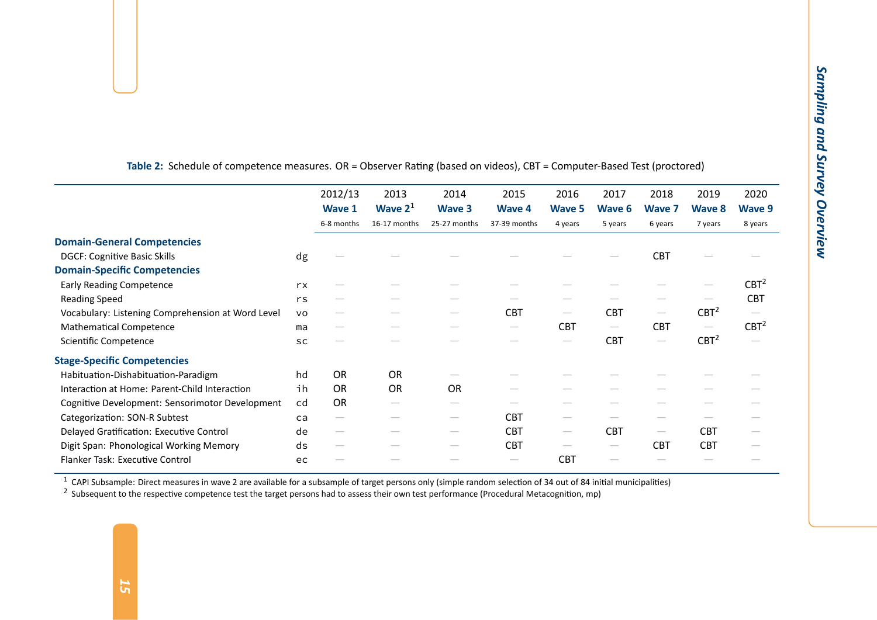**Table 2:** Schedule of competence measures. OR = Observer Rating (based on videos), CBT = Computer-Based Test (proctored)

| | | 2012/13 **Wave 1** 6-8 months | 2013 **Wave 2**[1] 16-17 months | 2014 **Wave 3** 25-27 months | 2015 **Wave 4** 37-39 months | 2016 **Wave 5** 4 years | 2017 **Wave 6** 5 years | 2018 **Wave 7** 6 years | 2019 **Wave 8** 7 years | 2020 **Wave 9** 8 years |
|---|---|---|---|---|---|---|---|---|---|---|
| **Domain-General Competencies** | | | | | | | | | | |
| DGCF: Cognitive Basic Skills | dg | — | — | — | — | — | — | CBT | — | — |
| **Domain-Specific Competencies** | | | | | | | | | | |
| Early Reading Competence | rx | — | — | — | — | — | — | — | — | CBT[2] |
| Reading Speed | rs | — | — | — | — | — | — | — | — | CBT |
| Vocabulary: Listening Comprehension at Word Level | vo | — | — | — | CBT | — | CBT | — | CBT[2] | — |
| Mathematical Competence | ma | — | — | — | — | CBT | — | CBT | — | CBT[2] |
| Scientific Competence | sc | — | — | — | — | — | CBT | — | CBT[2] | — |
| **Stage-Specific Competencies** | | | | | | | | | | |
| Habituation-Dishabituation-Paradigm | hd | OR | OR | — | — | — | — | — | — | — |
| Interaction at Home: Parent-Child Interaction | ih | OR | OR | OR | — | — | — | — | — | — |
| Cognitive Development: Sensorimotor Development | cd | OR | — | — | — | — | — | — | — | — |
| Categorization: SON-R Subtest | ca | — | — | — | CBT | — | — | — | — | — |
| Delayed Gratification: Executive Control | de | — | — | — | CBT | — | CBT | — | CBT | — |
| Digit Span: Phonological Working Memory | ds | — | — | — | CBT | — | — | CBT | CBT | — |
| Flanker Task: Executive Control | ec | — | — | — | — | CBT | — | — | — | — |

[1] CAPI Subsample: Direct measures in wave 2 are available for a subsample of target persons only (simple random selection of 34 out of 84 initial municipalities)

[2] Subsequent to the respective competence test the target persons had to assess their own test performance (Procedural Metacognition, mp)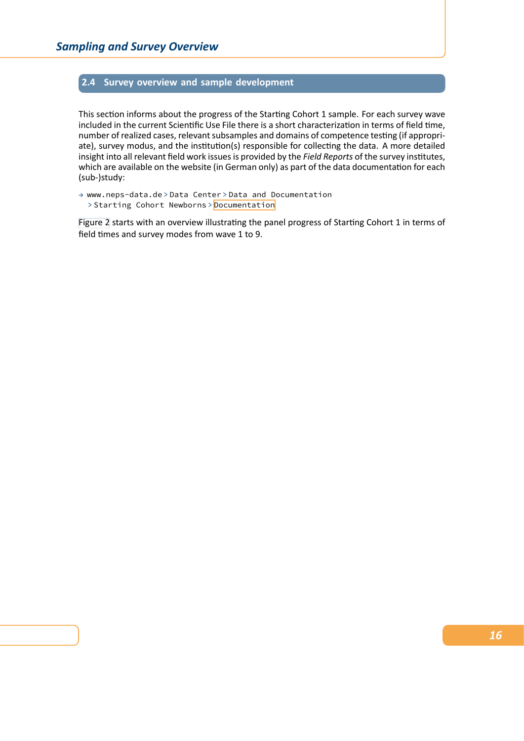## 2.4 Survey overview and sample development

This section informs about the progress of the Starting Cohort 1 sample. For each survey wave included in the current Scientific Use File there is a short characterization in terms of field time, number of realized cases, relevant subsamples and domains of competence testing (if appropriate), survey modus, and the institution(s) responsible for collecting the data. A more detailed insight into all relevant field work issues is provided by the *Field Reports* of the survey institutes, which are available on the website (in German only) as part of the data documentation for each (sub-)study:

→ `www.neps-data.de` > `Data Center` > `Data and Documentation` > `Starting Cohort Newborns` > `Documentation`

Figure 2 starts with an overview illustrating the panel progress of Starting Cohort 1 in terms of field times and survey modes from wave 1 to 9.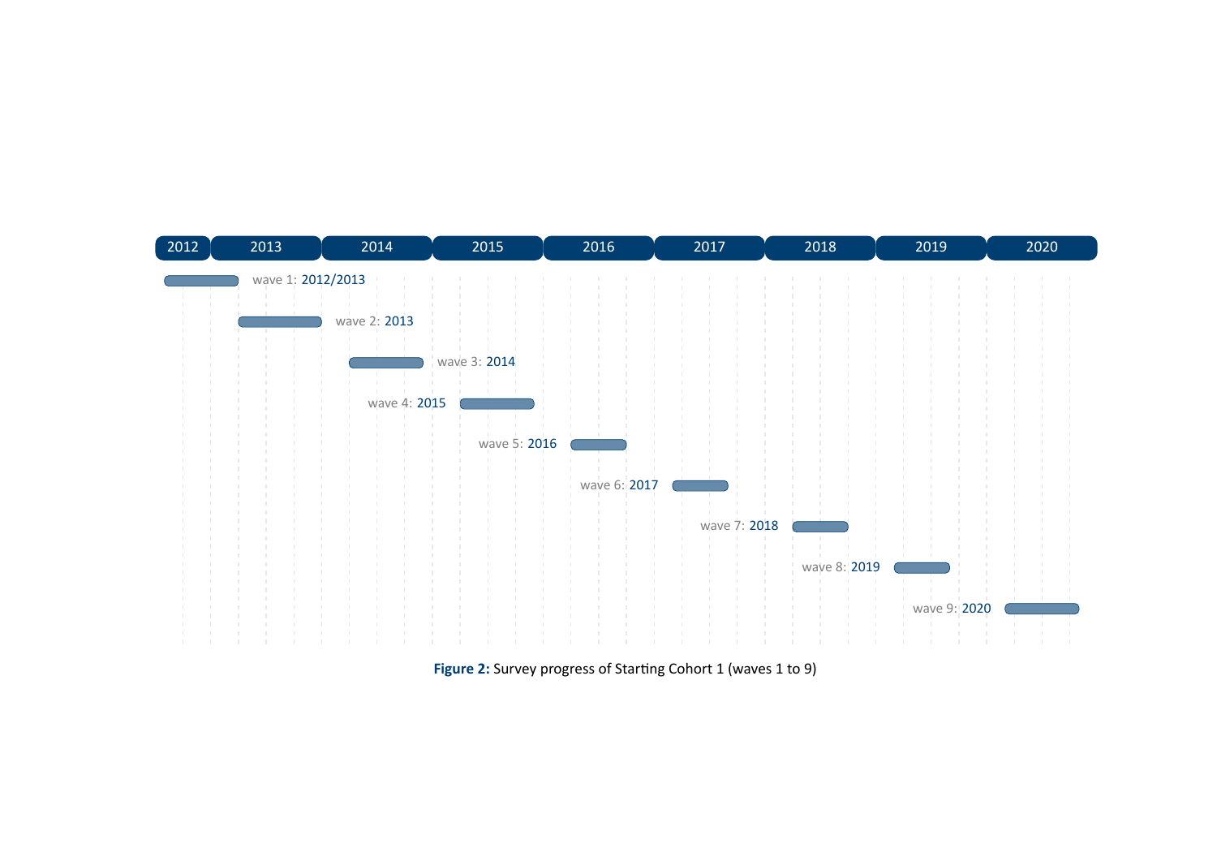| 2012 | 2013 | 2014 | 2015 | 2016 | 2017 | 2018 | 2019 | 2020 |
|---|---|---|---|---|---|---|---|---|

wave 1: 2012/2013

wave 2: 2013

wave 3: 2014

wave 4: 2015

wave 5: 2016

wave 6: 2017

wave 7: 2018

wave 8: 2019

wave 9: 2020

**Figure 2:** Survey progress of Starting Cohort 1 (waves 1 to 9)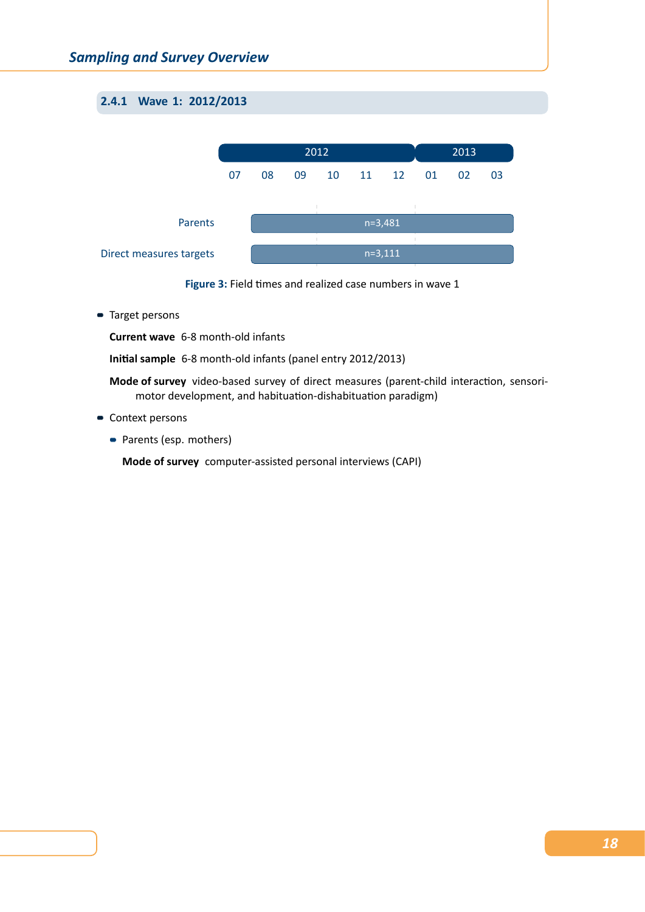### 2.4.1 Wave 1: 2012/2013

| | 2012 | | | | | | 2013 | | |
|---|---|---|---|---|---|---|---|---|---|
| | 07 | 08 | 09 | 10 | 11 | 12 | 01 | 02 | 03 |
| Parents | | n=3,481 | | | | | | | |
| Direct measures targets | | n=3,111 | | | | | | | |

**Figure 3:** Field times and realized case numbers in wave 1

- Target persons

  **Current wave** 6-8 month-old infants

  **Initial sample** 6-8 month-old infants (panel entry 2012/2013)

  **Mode of survey** video-based survey of direct measures (parent-child interaction, sensori-motor development, and habituation-dishabituation paradigm)

- Context persons
  - Parents (esp. mothers)

    **Mode of survey** computer-assisted personal interviews (CAPI)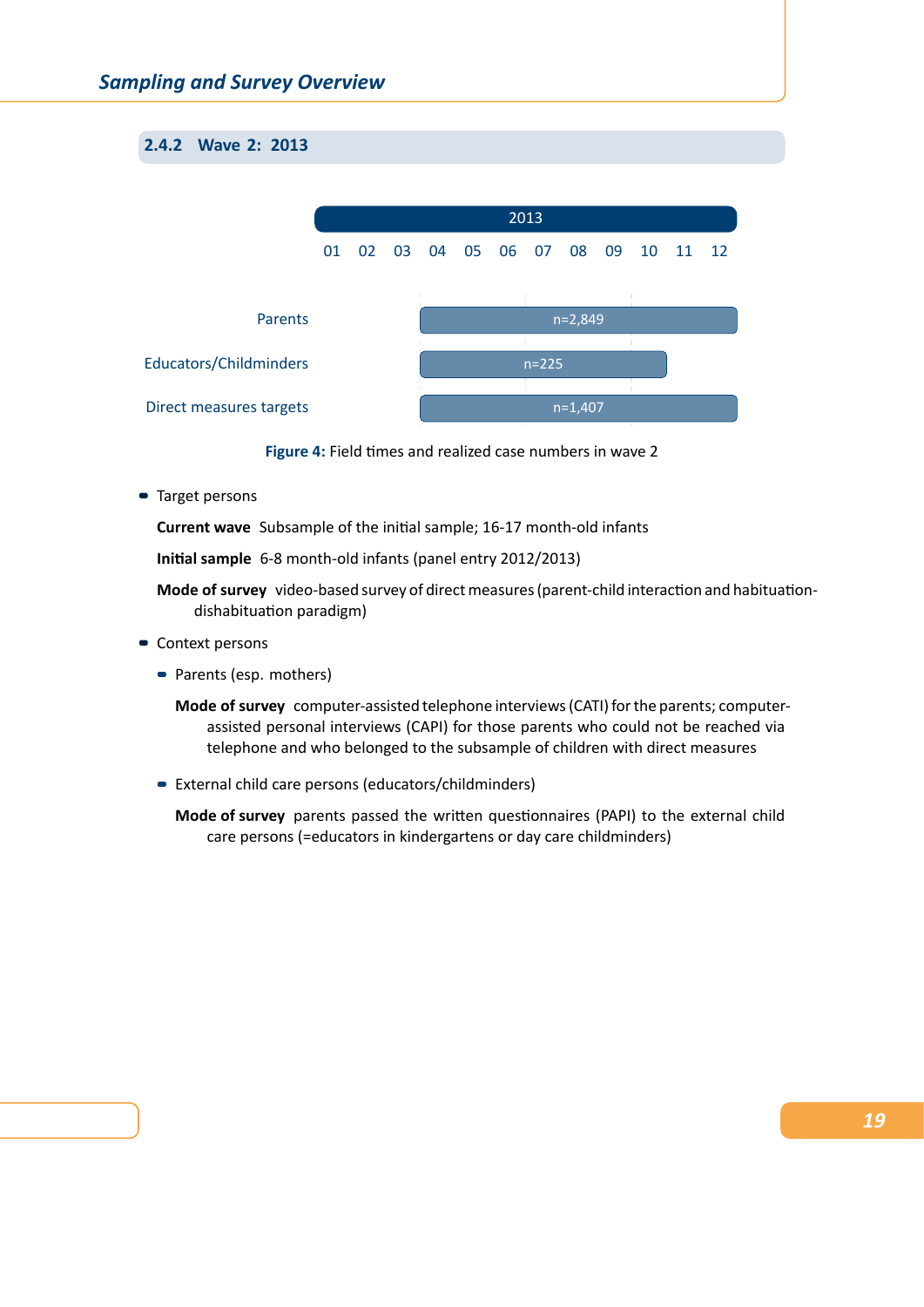### 2.4.2 Wave 2: 2013

| | 2013: 01 | 02 | 03 | 04 | 05 | 06 | 07 | 08 | 09 | 10 | 11 | 12 |
|---|---|---|---|---|---|---|---|---|---|---|---|---|
| Parents | | | | n=2,849 | | | | | | | | |
| Educators/Childminders | | | | n=225 | | | | | | | | |
| Direct measures targets | | | | n=1,407 | | | | | | | | |

**Figure 4:** Field times and realized case numbers in wave 2

- Target persons

  **Current wave** Subsample of the initial sample; 16-17 month-old infants

  **Initial sample** 6-8 month-old infants (panel entry 2012/2013)

  **Mode of survey** video-based survey of direct measures (parent-child interaction and habituation-dishabituation paradigm)

- Context persons
  - Parents (esp. mothers)

    **Mode of survey** computer-assisted telephone interviews (CATI) for the parents; computer-assisted personal interviews (CAPI) for those parents who could not be reached via telephone and who belonged to the subsample of children with direct measures

  - External child care persons (educators/childminders)

    **Mode of survey** parents passed the written questionnaires (PAPI) to the external child care persons (=educators in kindergartens or day care childminders)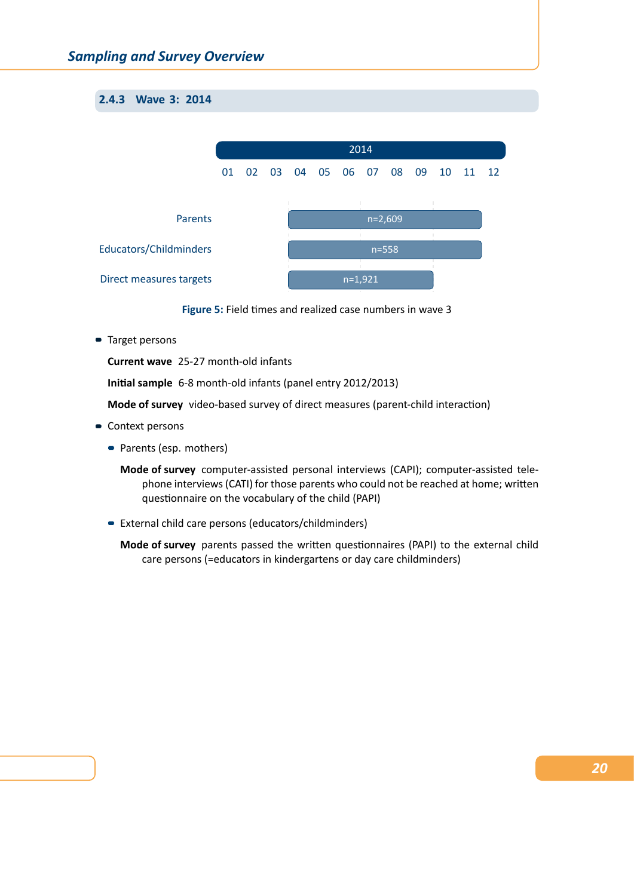### 2.4.3 Wave 3: 2014

| | 2014 | | | | | | | | | | | |
|---|---|---|---|---|---|---|---|---|---|---|---|---|
| | 01 | 02 | 03 | 04 | 05 | 06 | 07 | 08 | 09 | 10 | 11 | 12 |
| Parents | | | | n=2,609 | | | | | | | | |
| Educators/Childminders | | | | n=558 | | | | | | | | |
| Direct measures targets | | | | n=1,921 | | | | | | | | |

**Figure 5:** Field times and realized case numbers in wave 3

- Target persons

  **Current wave** 25-27 month-old infants

  **Initial sample** 6-8 month-old infants (panel entry 2012/2013)

  **Mode of survey** video-based survey of direct measures (parent-child interaction)

- Context persons

  - Parents (esp. mothers)

    **Mode of survey** computer-assisted personal interviews (CAPI); computer-assisted telephone interviews (CATI) for those parents who could not be reached at home; written questionnaire on the vocabulary of the child (PAPI)

  - External child care persons (educators/childminders)

    **Mode of survey** parents passed the written questionnaires (PAPI) to the external child care persons (=educators in kindergartens or day care childminders)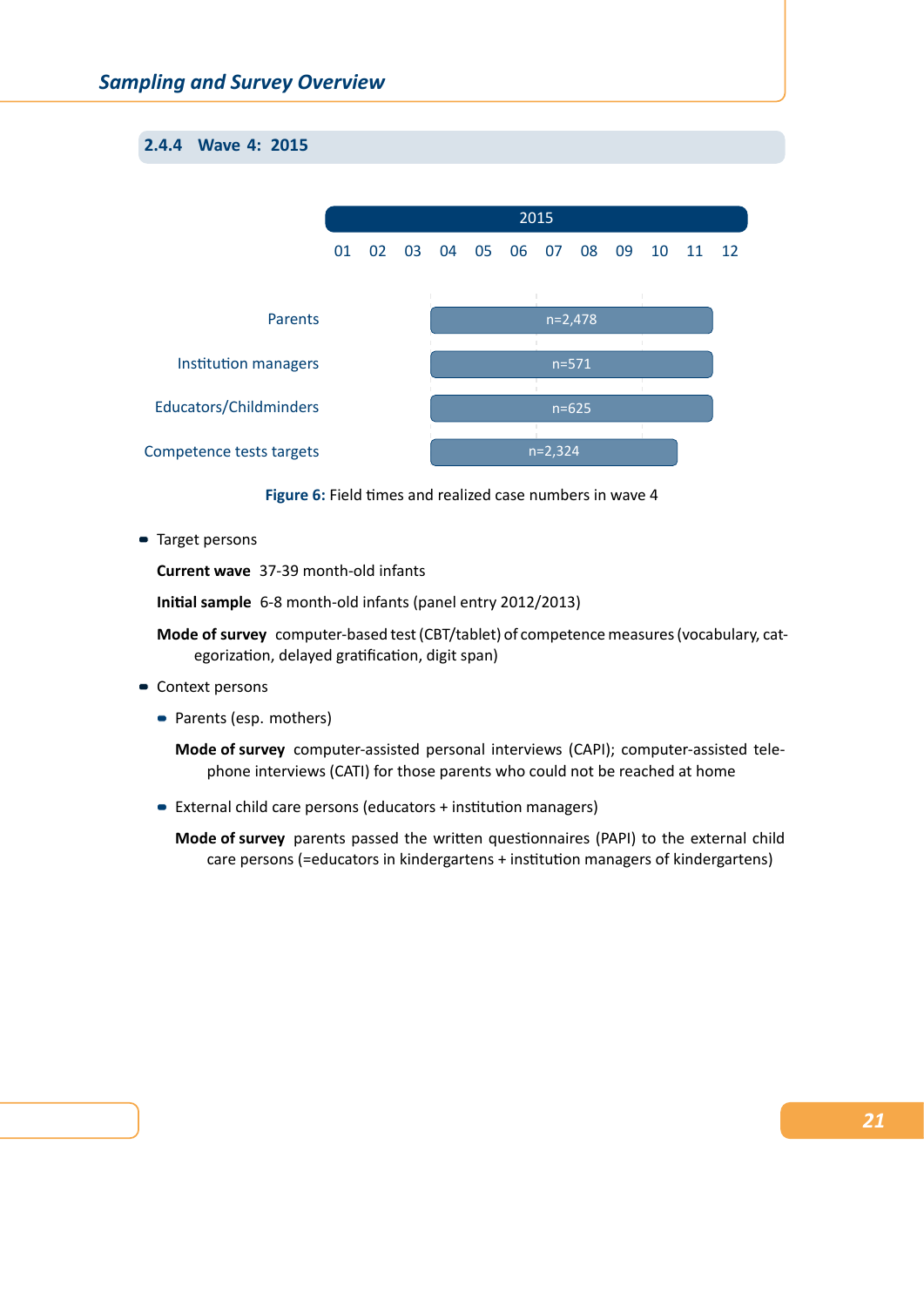### 2.4.4 Wave 4: 2015

| | 2015 |
|---|---|
| | 01 02 03 04 05 06 07 08 09 10 11 12 |
| Parents | n=2,478 |
| Institution managers | n=571 |
| Educators/Childminders | n=625 |
| Competence tests targets | n=2,324 |

**Figure 6:** Field times and realized case numbers in wave 4

- Target persons

  **Current wave** 37-39 month-old infants

  **Initial sample** 6-8 month-old infants (panel entry 2012/2013)

  **Mode of survey** computer-based test (CBT/tablet) of competence measures (vocabulary, categorization, delayed gratification, digit span)

- Context persons
  - Parents (esp. mothers)

    **Mode of survey** computer-assisted personal interviews (CAPI); computer-assisted telephone interviews (CATI) for those parents who could not be reached at home

  - External child care persons (educators + institution managers)

    **Mode of survey** parents passed the written questionnaires (PAPI) to the external child care persons (=educators in kindergartens + institution managers of kindergartens)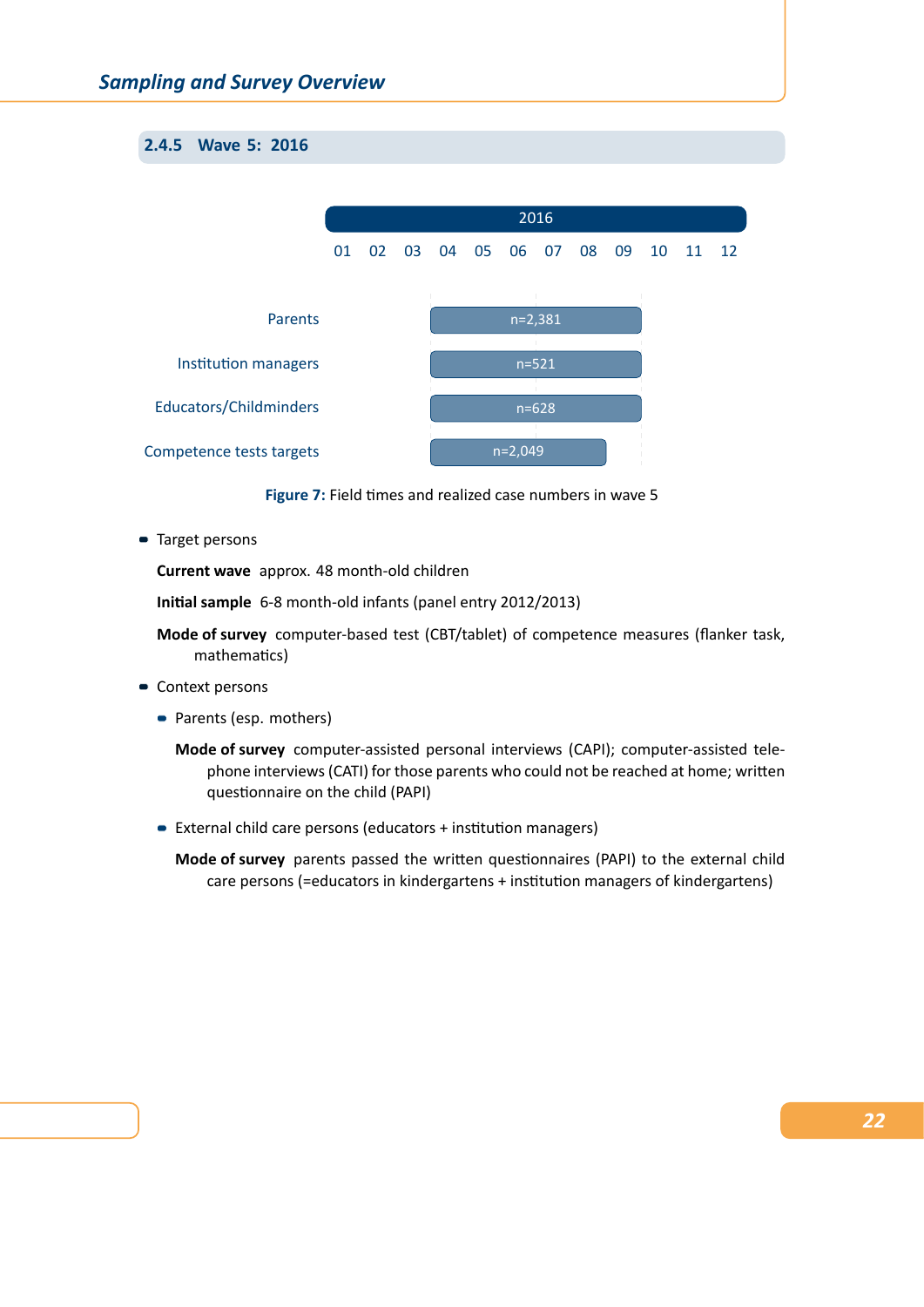### 2.4.5 Wave 5: 2016

| | 2016 |
|---|---|
| Parents | n=2,381 |
| Institution managers | n=521 |
| Educators/Childminders | n=628 |
| Competence tests targets | n=2,049 |

**Figure 7:** Field times and realized case numbers in wave 5

- Target persons

  **Current wave** approx. 48 month-old children

  **Initial sample** 6-8 month-old infants (panel entry 2012/2013)

  **Mode of survey** computer-based test (CBT/tablet) of competence measures (flanker task, mathematics)

- Context persons
  - Parents (esp. mothers)

    **Mode of survey** computer-assisted personal interviews (CAPI); computer-assisted telephone interviews (CATI) for those parents who could not be reached at home; written questionnaire on the child (PAPI)

  - External child care persons (educators + institution managers)

    **Mode of survey** parents passed the written questionnaires (PAPI) to the external child care persons (=educators in kindergartens + institution managers of kindergartens)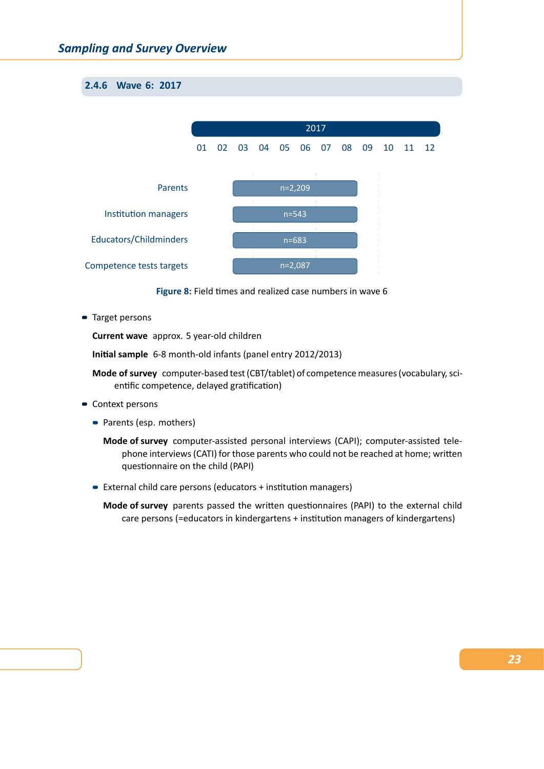### 2.4.6 Wave 6: 2017

| | 2017 |
|---|---|
| Parents | n=2,209 |
| Institution managers | n=543 |
| Educators/Childminders | n=683 |
| Competence tests targets | n=2,087 |

**Figure 8:** Field times and realized case numbers in wave 6

- Target persons

  **Current wave** approx. 5 year-old children

  **Initial sample** 6-8 month-old infants (panel entry 2012/2013)

  **Mode of survey** computer-based test (CBT/tablet) of competence measures (vocabulary, scientific competence, delayed gratification)

- Context persons

  - Parents (esp. mothers)

    **Mode of survey** computer-assisted personal interviews (CAPI); computer-assisted telephone interviews (CATI) for those parents who could not be reached at home; written questionnaire on the child (PAPI)

  - External child care persons (educators + institution managers)

    **Mode of survey** parents passed the written questionnaires (PAPI) to the external child care persons (=educators in kindergartens + institution managers of kindergartens)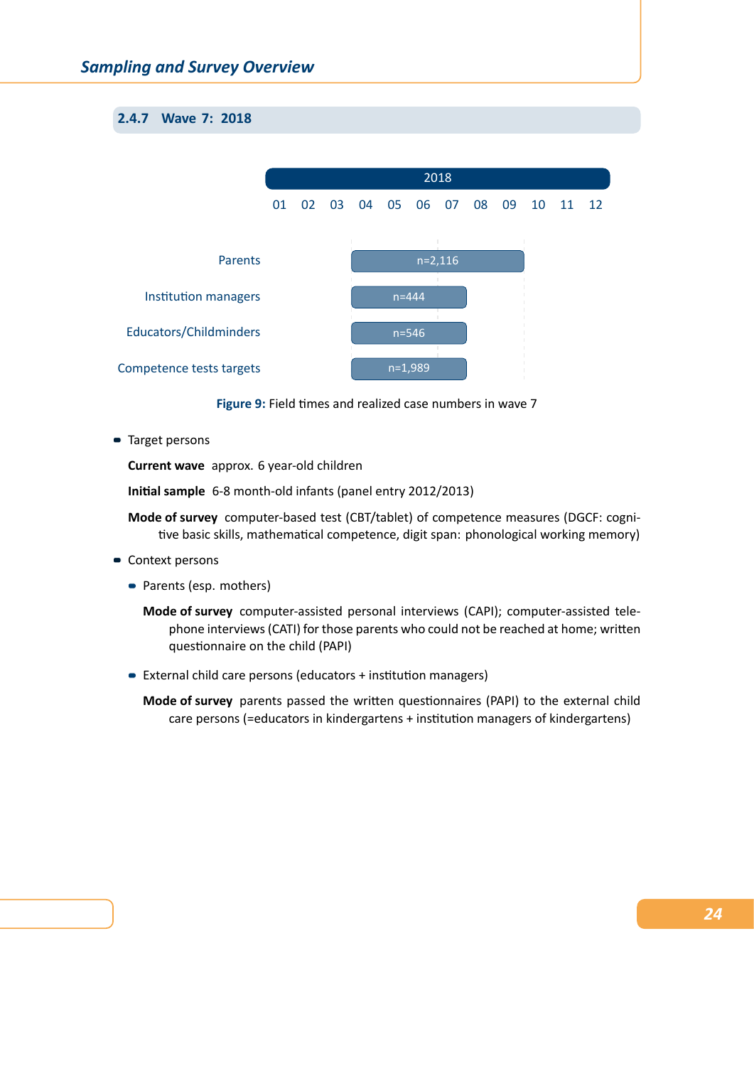### 2.4.7 Wave 7: 2018

| | 2018 |
|---|---|
| Parents | n=2,116 |
| Institution managers | n=444 |
| Educators/Childminders | n=546 |
| Competence tests targets | n=1,989 |

**Figure 9:** Field times and realized case numbers in wave 7

- Target persons

  **Current wave** approx. 6 year-old children

  **Initial sample** 6-8 month-old infants (panel entry 2012/2013)

  **Mode of survey** computer-based test (CBT/tablet) of competence measures (DGCF: cognitive basic skills, mathematical competence, digit span: phonological working memory)

- Context persons
  - Parents (esp. mothers)

    **Mode of survey** computer-assisted personal interviews (CAPI); computer-assisted telephone interviews (CATI) for those parents who could not be reached at home; written questionnaire on the child (PAPI)

  - External child care persons (educators + institution managers)

    **Mode of survey** parents passed the written questionnaires (PAPI) to the external child care persons (=educators in kindergartens + institution managers of kindergartens)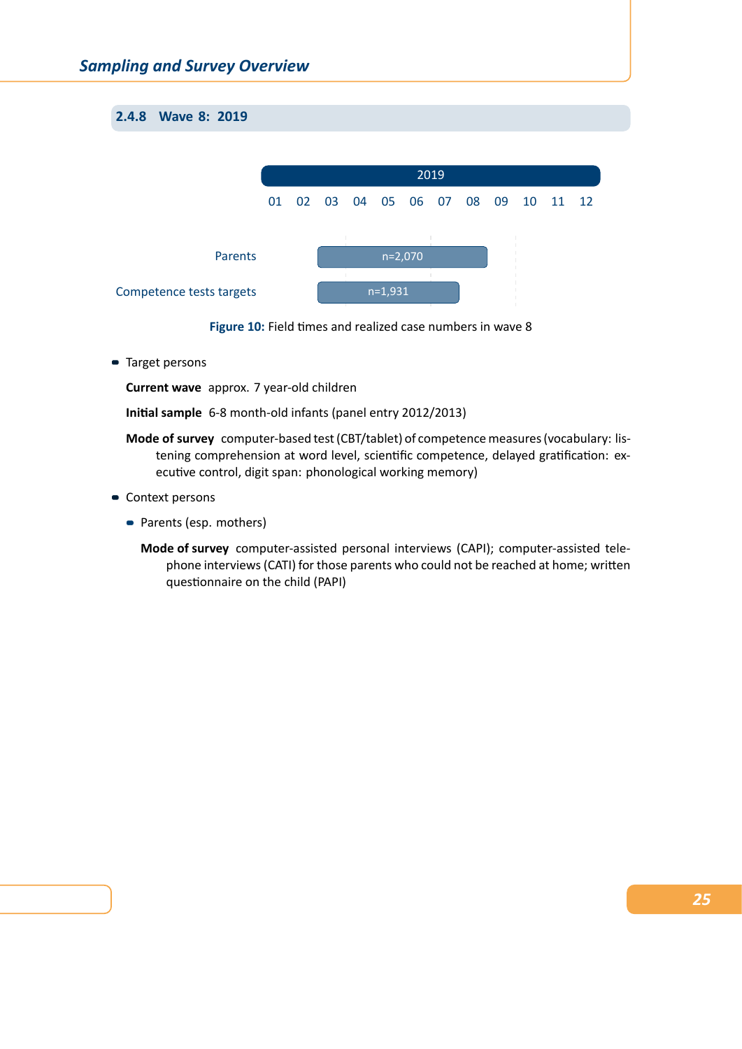### 2.4.8 Wave 8: 2019

| | 2019 |
|---|---|
| | 01 02 03 04 05 06 07 08 09 10 11 12 |
| Parents | n=2,070 |
| Competence tests targets | n=1,931 |

**Figure 10:** Field times and realized case numbers in wave 8

- Target persons

  **Current wave** approx. 7 year-old children

  **Initial sample** 6-8 month-old infants (panel entry 2012/2013)

  **Mode of survey** computer-based test (CBT/tablet) of competence measures (vocabulary: listening comprehension at word level, scientific competence, delayed gratification: executive control, digit span: phonological working memory)

- Context persons
  - Parents (esp. mothers)

    **Mode of survey** computer-assisted personal interviews (CAPI); computer-assisted telephone interviews (CATI) for those parents who could not be reached at home; written questionnaire on the child (PAPI)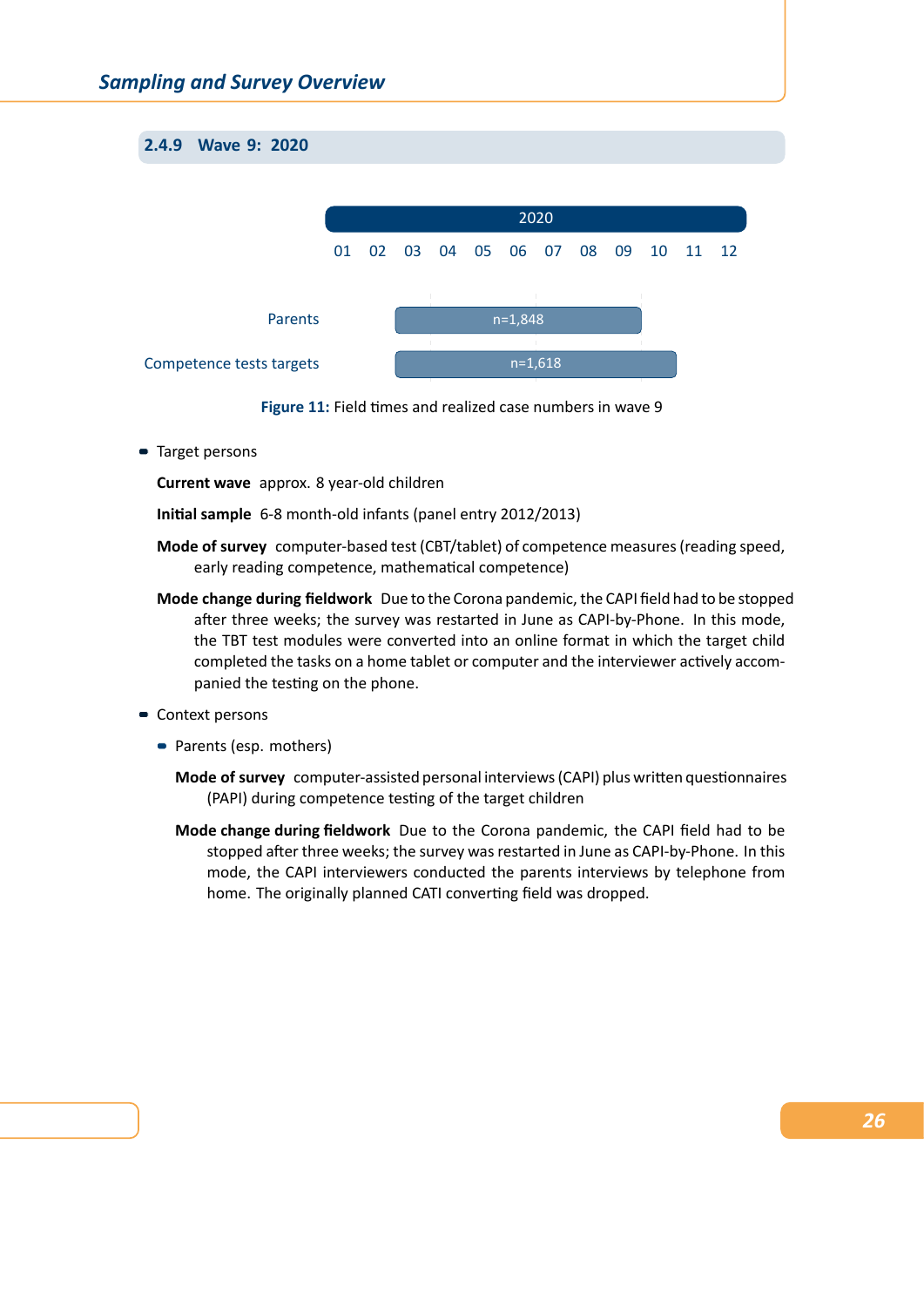### 2.4.9 Wave 9: 2020

| | 2020 |
|---|---|
| | 01 02 03 04 05 06 07 08 09 10 11 12 |
| Parents | n=1,848 |
| Competence tests targets | n=1,618 |

**Figure 11:** Field times and realized case numbers in wave 9

- Target persons

  **Current wave** approx. 8 year-old children

  **Initial sample** 6-8 month-old infants (panel entry 2012/2013)

  **Mode of survey** computer-based test (CBT/tablet) of competence measures (reading speed, early reading competence, mathematical competence)

  **Mode change during fieldwork** Due to the Corona pandemic, the CAPI field had to be stopped after three weeks; the survey was restarted in June as CAPI-by-Phone. In this mode, the TBT test modules were converted into an online format in which the target child completed the tasks on a home tablet or computer and the interviewer actively accompanied the testing on the phone.

- Context persons

  - Parents (esp. mothers)

    **Mode of survey** computer-assisted personal interviews (CAPI) plus written questionnaires (PAPI) during competence testing of the target children

    **Mode change during fieldwork** Due to the Corona pandemic, the CAPI field had to be stopped after three weeks; the survey was restarted in June as CAPI-by-Phone. In this mode, the CAPI interviewers conducted the parents interviews by telephone from home. The originally planned CATI converting field was dropped.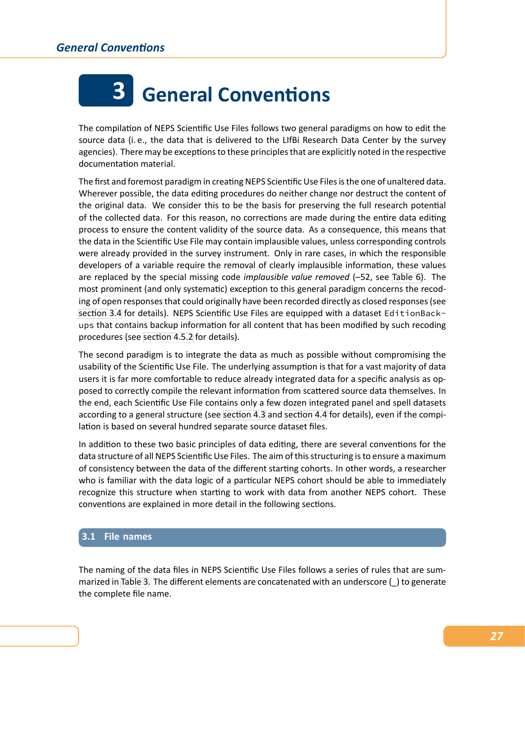# 3 General Conventions

The compilation of NEPS Scientific Use Files follows two general paradigms on how to edit the source data (i. e., the data that is delivered to the LIfBi Research Data Center by the survey agencies). There may be exceptions to these principles that are explicitly noted in the respective documentation material.

The first and foremost paradigm in creating NEPS Scientific Use Files is the one of unaltered data. Wherever possible, the data editing procedures do neither change nor destruct the content of the original data. We consider this to be the basis for preserving the full research potential of the collected data. For this reason, no corrections are made during the entire data editing process to ensure the content validity of the source data. As a consequence, this means that the data in the Scientific Use File may contain implausible values, unless corresponding controls were already provided in the survey instrument. Only in rare cases, in which the responsible developers of a variable require the removal of clearly implausible information, these values are replaced by the special missing code *implausible value removed* (–52, see Table 6). The most prominent (and only systematic) exception to this general paradigm concerns the recoding of open responses that could originally have been recorded directly as closed responses (see section 3.4 for details). NEPS Scientific Use Files are equipped with a dataset `EditionBackups` that contains backup information for all content that has been modified by such recoding procedures (see section 4.5.2 for details).

The second paradigm is to integrate the data as much as possible without compromising the usability of the Scientific Use File. The underlying assumption is that for a vast majority of data users it is far more comfortable to reduce already integrated data for a specific analysis as opposed to correctly compile the relevant information from scattered source data themselves. In the end, each Scientific Use File contains only a few dozen integrated panel and spell datasets according to a general structure (see section 4.3 and section 4.4 for details), even if the compilation is based on several hundred separate source dataset files.

In addition to these two basic principles of data editing, there are several conventions for the data structure of all NEPS Scientific Use Files. The aim of this structuring is to ensure a maximum of consistency between the data of the different starting cohorts. In other words, a researcher who is familiar with the data logic of a particular NEPS cohort should be able to immediately recognize this structure when starting to work with data from another NEPS cohort. These conventions are explained in more detail in the following sections.

## 3.1 File names

The naming of the data files in NEPS Scientific Use Files follows a series of rules that are summarized in Table 3. The different elements are concatenated with an underscore (_) to generate the complete file name.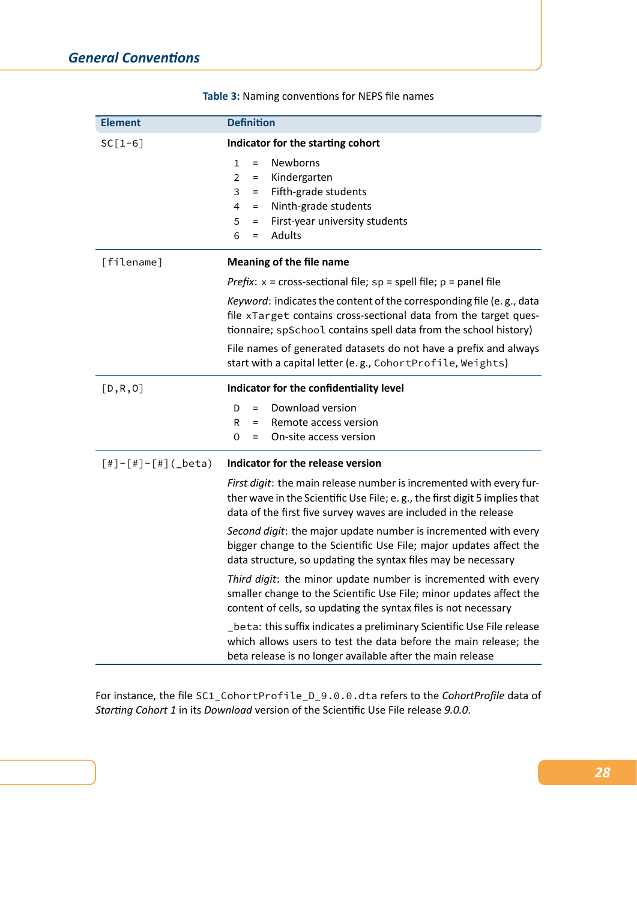**Table 3:** Naming conventions for NEPS file names

| Element | Definition |
|---|---|
| `SC[1-6]` | **Indicator for the starting cohort**<br>1 = Newborns<br>2 = Kindergarten<br>3 = Fifth-grade students<br>4 = Ninth-grade students<br>5 = First-year university students<br>6 = Adults |
| `[filename]` | **Meaning of the file name**<br>*Prefix*: `x` = cross-sectional file; `sp` = spell file; `p` = panel file<br>*Keyword*: indicates the content of the corresponding file (e. g., data file `xTarget` contains cross-sectional data from the target questionnaire; `spSchool` contains spell data from the school history)<br>File names of generated datasets do not have a prefix and always start with a capital letter (e. g., `CohortProfile`, `Weights`) |
| `[D,R,O]` | **Indicator for the confidentiality level**<br>D = Download version<br>R = Remote access version<br>O = On-site access version |
| `[#]-[#]-[#](_beta)` | **Indicator for the release version**<br>*First digit*: the main release number is incremented with every further wave in the Scientific Use File; e. g., the first digit 5 implies that data of the first five survey waves are included in the release<br>*Second digit*: the major update number is incremented with every bigger change to the Scientific Use File; major updates affect the data structure, so updating the syntax files may be necessary<br>*Third digit*: the minor update number is incremented with every smaller change to the Scientific Use File; minor updates affect the content of cells, so updating the syntax files is not necessary<br>`_beta`: this suffix indicates a preliminary Scientific Use File release which allows users to test the data before the main release; the beta release is no longer available after the main release |

For instance, the file `SC1_CohortProfile_D_9.0.0.dta` refers to the *CohortProfile* data of *Starting Cohort 1* in its *Download* version of the Scientific Use File release *9.0.0*.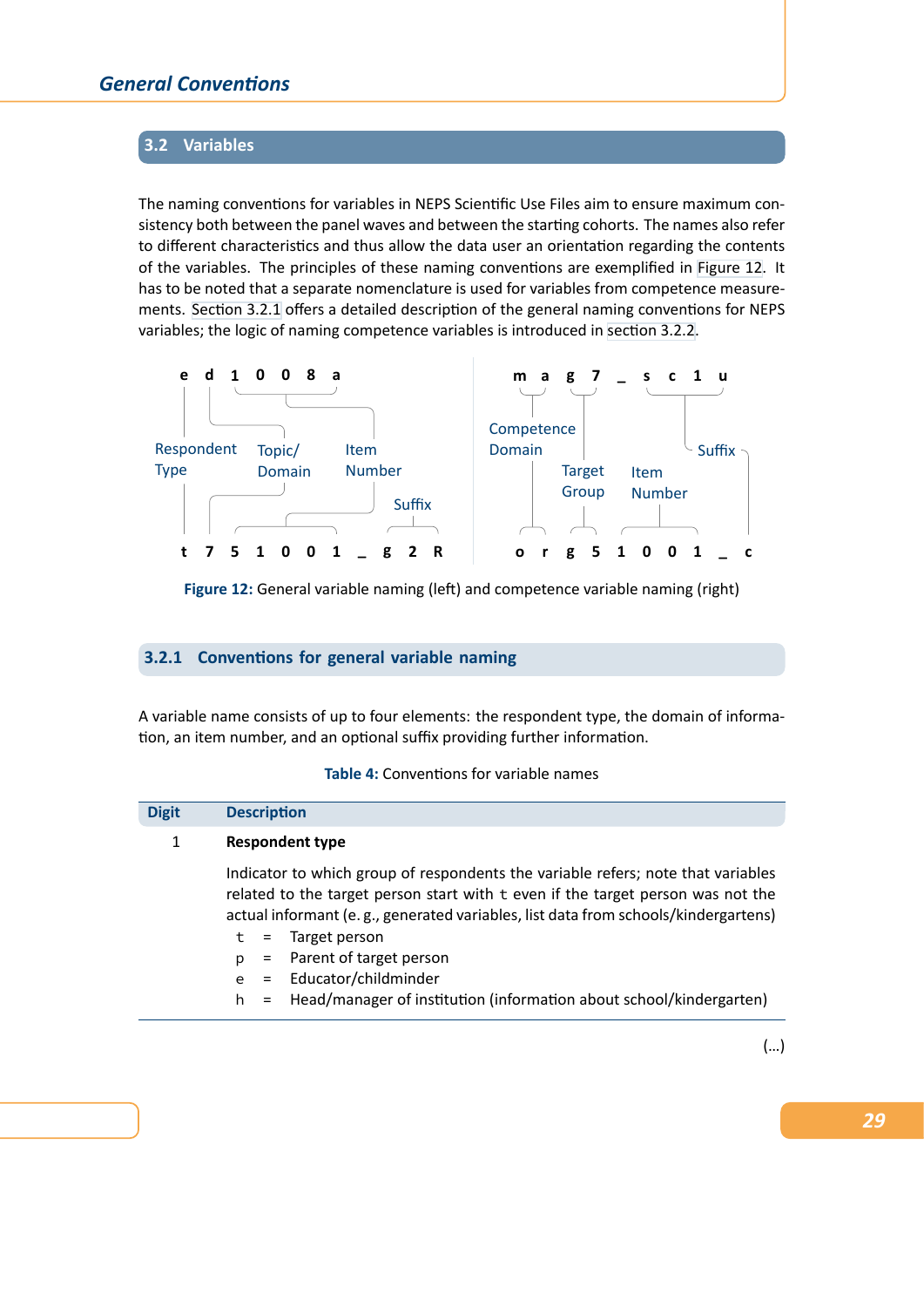## 3.2 Variables

The naming conventions for variables in NEPS Scientific Use Files aim to ensure maximum consistency both between the panel waves and between the starting cohorts. The names also refer to different characteristics and thus allow the data user an orientation regarding the contents of the variables. The principles of these naming conventions are exemplified in Figure 12. It has to be noted that a separate nomenclature is used for variables from competence measurements. Section 3.2.1 offers a detailed description of the general naming conventions for NEPS variables; the logic of naming competence variables is introduced in section 3.2.2.

```
e d 1 0 0 8 a                          m a g 7 _ s c 1 u

Respondent  Topic/   Item              Competence            Suffix
Type        Domain   Number            Domain
                                             Target   Item
                              Suffix         Group    Number

t 7 5 1 0 0 1 _ g 2 R                  o r g 5 1 0 0 1 _ c
```

**Figure 12:** General variable naming (left) and competence variable naming (right)

### 3.2.1 Conventions for general variable naming

A variable name consists of up to four elements: the respondent type, the domain of information, an item number, and an optional suffix providing further information.

**Table 4:** Conventions for variable names

| Digit | Description |
|---|---|
| 1 | **Respondent type**<br><br>Indicator to which group of respondents the variable refers; note that variables related to the target person start with `t` even if the target person was not the actual informant (e. g., generated variables, list data from schools/kindergartens)<br>t = Target person<br>p = Parent of target person<br>e = Educator/childminder<br>h = Head/manager of institution (information about school/kindergarten) |

(...)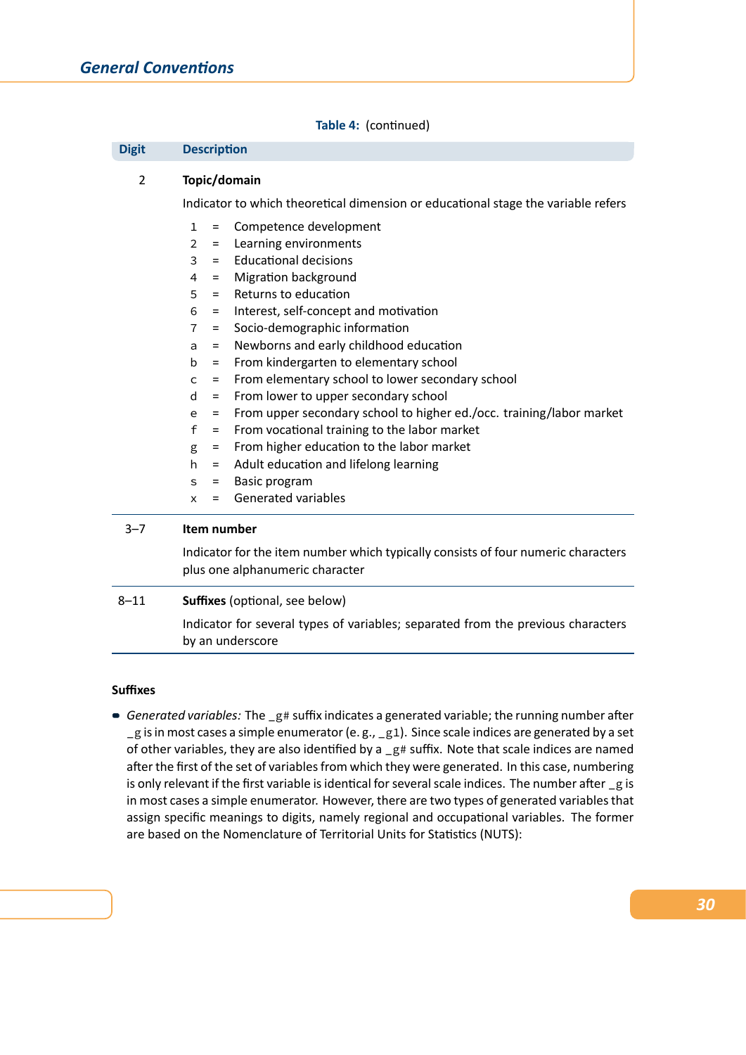**Table 4:** (continued)

| Digit | Description |
|---|---|
| 2 | **Topic/domain**<br>Indicator to which theoretical dimension or educational stage the variable refers<br>1 = Competence development<br>2 = Learning environments<br>3 = Educational decisions<br>4 = Migration background<br>5 = Returns to education<br>6 = Interest, self-concept and motivation<br>7 = Socio-demographic information<br>a = Newborns and early childhood education<br>b = From kindergarten to elementary school<br>c = From elementary school to lower secondary school<br>d = From lower to upper secondary school<br>e = From upper secondary school to higher ed./occ. training/labor market<br>f = From vocational training to the labor market<br>g = From higher education to the labor market<br>h = Adult education and lifelong learning<br>s = Basic program<br>x = Generated variables |
| 3–7 | **Item number**<br>Indicator for the item number which typically consists of four numeric characters plus one alphanumeric character |
| 8–11 | **Suffixes** (optional, see below)<br>Indicator for several types of variables; separated from the previous characters by an underscore |

**Suffixes**

- *Generated variables:* The _g# suffix indicates a generated variable; the running number after _g is in most cases a simple enumerator (e. g., _g1). Since scale indices are generated by a set of other variables, they are also identified by a _g# suffix. Note that scale indices are named after the first of the set of variables from which they were generated. In this case, numbering is only relevant if the first variable is identical for several scale indices. The number after _g is in most cases a simple enumerator. However, there are two types of generated variables that assign specific meanings to digits, namely regional and occupational variables. The former are based on the Nomenclature of Territorial Units for Statistics (NUTS):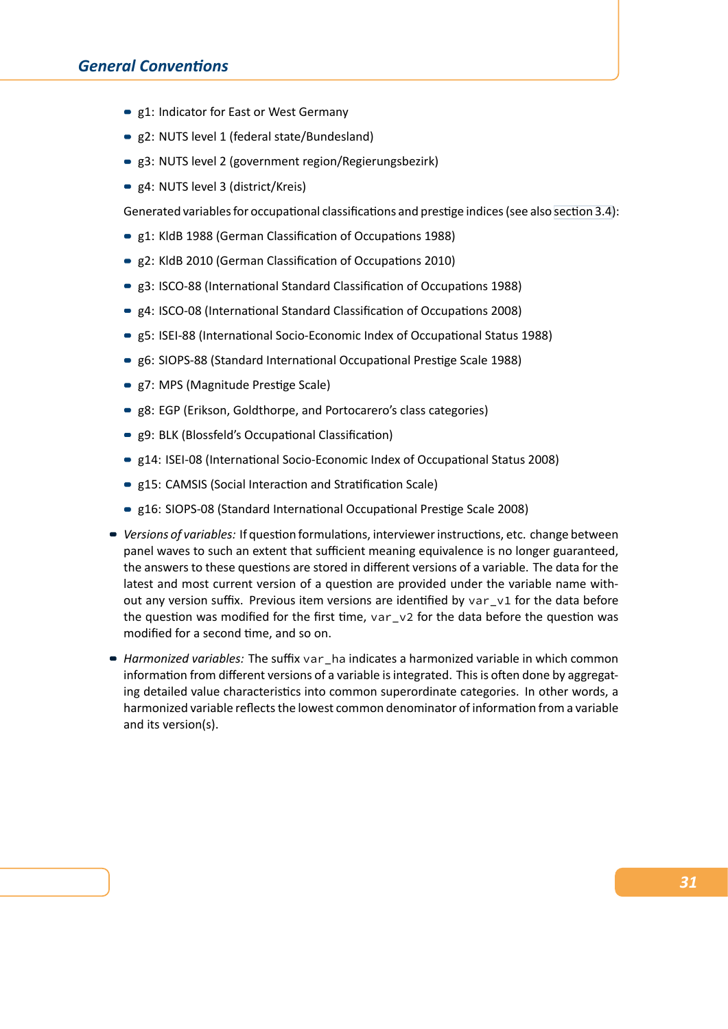- g1: Indicator for East or West Germany
- g2: NUTS level 1 (federal state/Bundesland)
- g3: NUTS level 2 (government region/Regierungsbezirk)
- g4: NUTS level 3 (district/Kreis)

Generated variables for occupational classifications and prestige indices (see also section 3.4):

- g1: KldB 1988 (German Classification of Occupations 1988)
- g2: KldB 2010 (German Classification of Occupations 2010)
- g3: ISCO-88 (International Standard Classification of Occupations 1988)
- g4: ISCO-08 (International Standard Classification of Occupations 2008)
- g5: ISEI-88 (International Socio-Economic Index of Occupational Status 1988)
- g6: SIOPS-88 (Standard International Occupational Prestige Scale 1988)
- g7: MPS (Magnitude Prestige Scale)
- g8: EGP (Erikson, Goldthorpe, and Portocarero's class categories)
- g9: BLK (Blossfeld's Occupational Classification)
- g14: ISEI-08 (International Socio-Economic Index of Occupational Status 2008)
- g15: CAMSIS (Social Interaction and Stratification Scale)
- g16: SIOPS-08 (Standard International Occupational Prestige Scale 2008)

- *Versions of variables:* If question formulations, interviewer instructions, etc. change between panel waves to such an extent that sufficient meaning equivalence is no longer guaranteed, the answers to these questions are stored in different versions of a variable. The data for the latest and most current version of a question are provided under the variable name without any version suffix. Previous item versions are identified by `var_v1` for the data before the question was modified for the first time, `var_v2` for the data before the question was modified for a second time, and so on.

- *Harmonized variables:* The suffix `var_ha` indicates a harmonized variable in which common information from different versions of a variable is integrated. This is often done by aggregating detailed value characteristics into common superordinate categories. In other words, a harmonized variable reflects the lowest common denominator of information from a variable and its version(s).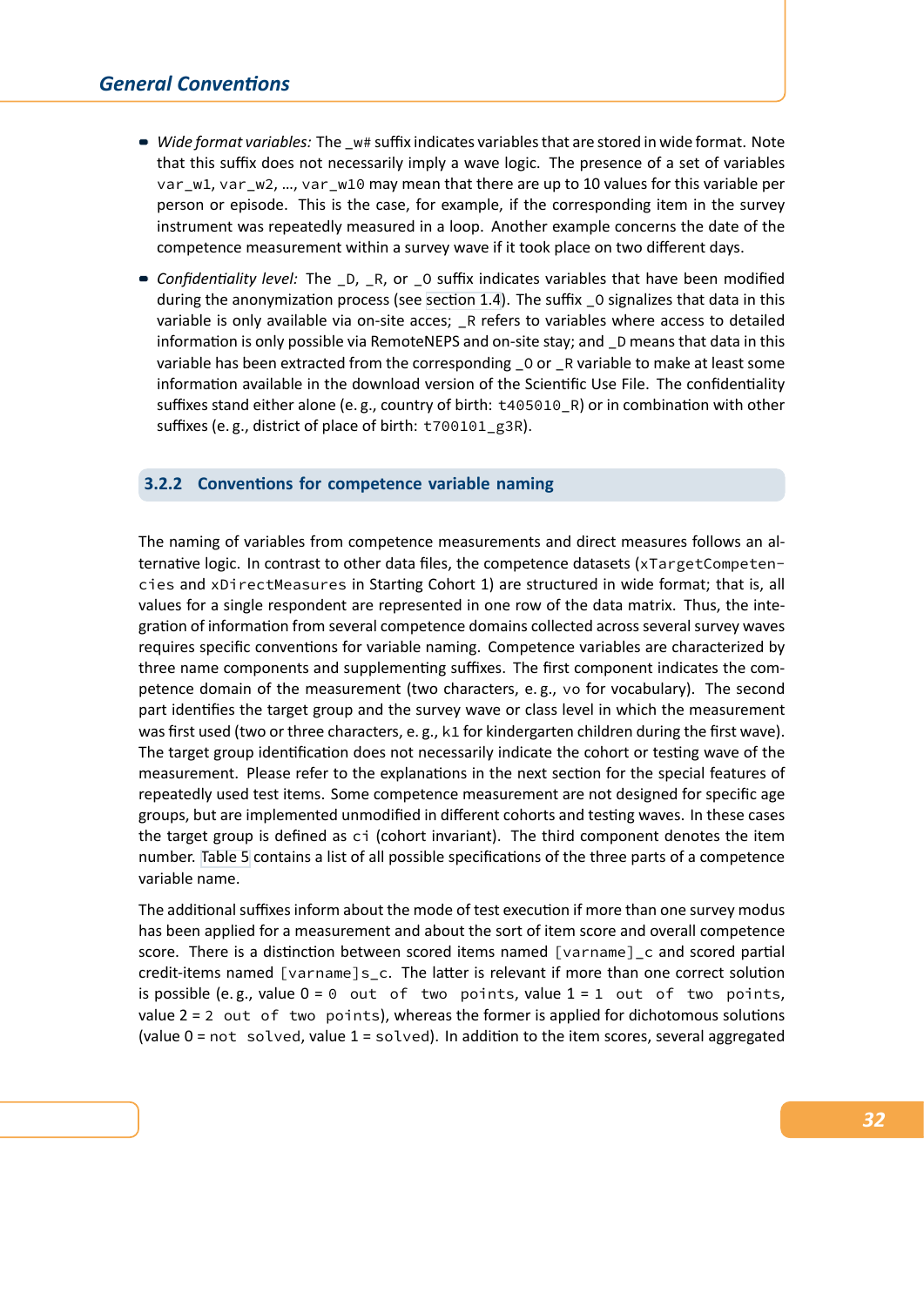- *Wide format variables:* The _w# suffix indicates variables that are stored in wide format. Note that this suffix does not necessarily imply a wave logic. The presence of a set of variables var_w1, var_w2, ..., var_w10 may mean that there are up to 10 values for this variable per person or episode. This is the case, for example, if the corresponding item in the survey instrument was repeatedly measured in a loop. Another example concerns the date of the competence measurement within a survey wave if it took place on two different days.
- *Confidentiality level:* The _D, _R, or _O suffix indicates variables that have been modified during the anonymization process (see section 1.4). The suffix _O signalizes that data in this variable is only available via on-site acces; _R refers to variables where access to detailed information is only possible via RemoteNEPS and on-site stay; and _D means that data in this variable has been extracted from the corresponding _O or _R variable to make at least some information available in the download version of the Scientific Use File. The confidentiality suffixes stand either alone (e. g., country of birth: t405010_R) or in combination with other suffixes (e. g., district of place of birth: t700101_g3R).

### 3.2.2 Conventions for competence variable naming

The naming of variables from competence measurements and direct measures follows an alternative logic. In contrast to other data files, the competence datasets (xTargetCompetencies and xDirectMeasures in Starting Cohort 1) are structured in wide format; that is, all values for a single respondent are represented in one row of the data matrix. Thus, the integration of information from several competence domains collected across several survey waves requires specific conventions for variable naming. Competence variables are characterized by three name components and supplementing suffixes. The first component indicates the competence domain of the measurement (two characters, e. g., vo for vocabulary). The second part identifies the target group and the survey wave or class level in which the measurement was first used (two or three characters, e. g., k1 for kindergarten children during the first wave). The target group identification does not necessarily indicate the cohort or testing wave of the measurement. Please refer to the explanations in the next section for the special features of repeatedly used test items. Some competence measurement are not designed for specific age groups, but are implemented unmodified in different cohorts and testing waves. In these cases the target group is defined as ci (cohort invariant). The third component denotes the item number. Table 5 contains a list of all possible specifications of the three parts of a competence variable name.

The additional suffixes inform about the mode of test execution if more than one survey modus has been applied for a measurement and about the sort of item score and overall competence score. There is a distinction between scored items named [varname]_c and scored partial credit-items named [varname]s_c. The latter is relevant if more than one correct solution is possible (e. g., value 0 = 0 out of two points, value 1 = 1 out of two points, value 2 = 2 out of two points), whereas the former is applied for dichotomous solutions (value 0 = not solved, value 1 = solved). In addition to the item scores, several aggregated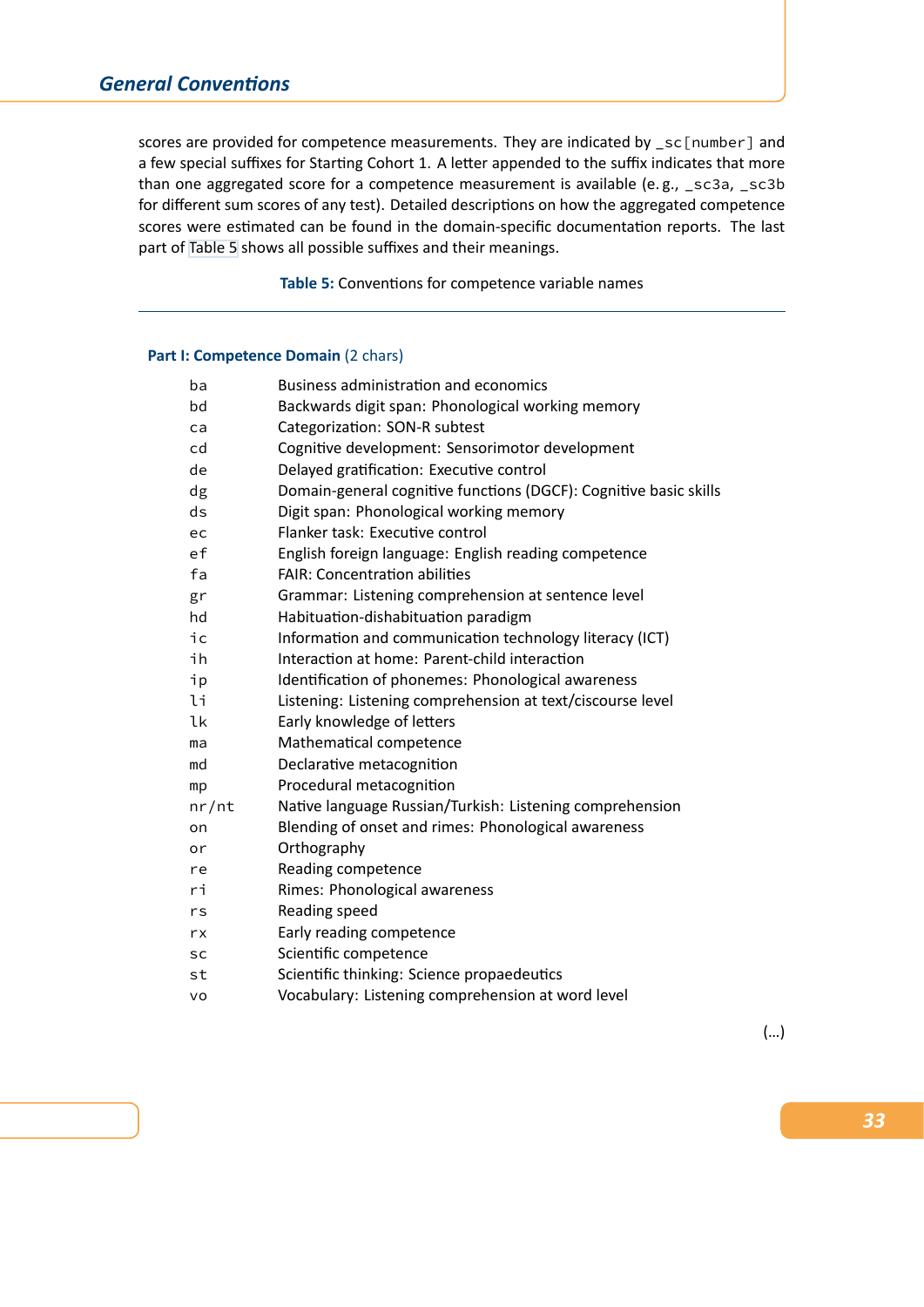scores are provided for competence measurements. They are indicated by `_sc[number]` and a few special suffixes for Starting Cohort 1. A letter appended to the suffix indicates that more than one aggregated score for a competence measurement is available (e. g., `_sc3a`, `_sc3b` for different sum scores of any test). Detailed descriptions on how the aggregated competence scores were estimated can be found in the domain-specific documentation reports. The last part of Table 5 shows all possible suffixes and their meanings.

**Table 5:** Conventions for competence variable names

**Part I: Competence Domain** (2 chars)

| | |
|---|---|
| ba | Business administration and economics |
| bd | Backwards digit span: Phonological working memory |
| ca | Categorization: SON-R subtest |
| cd | Cognitive development: Sensorimotor development |
| de | Delayed gratification: Executive control |
| dg | Domain-general cognitive functions (DGCF): Cognitive basic skills |
| ds | Digit span: Phonological working memory |
| ec | Flanker task: Executive control |
| ef | English foreign language: English reading competence |
| fa | FAIR: Concentration abilities |
| gr | Grammar: Listening comprehension at sentence level |
| hd | Habituation-dishabituation paradigm |
| ic | Information and communication technology literacy (ICT) |
| ih | Interaction at home: Parent-child interaction |
| ip | Identification of phonemes: Phonological awareness |
| li | Listening: Listening comprehension at text/ciscourse level |
| lk | Early knowledge of letters |
| ma | Mathematical competence |
| md | Declarative metacognition |
| mp | Procedural metacognition |
| nr/nt | Native language Russian/Turkish: Listening comprehension |
| on | Blending of onset and rimes: Phonological awareness |
| or | Orthography |
| re | Reading competence |
| ri | Rimes: Phonological awareness |
| rs | Reading speed |
| rx | Early reading competence |
| sc | Scientific competence |
| st | Scientific thinking: Science propaedeutics |
| vo | Vocabulary: Listening comprehension at word level |

(...)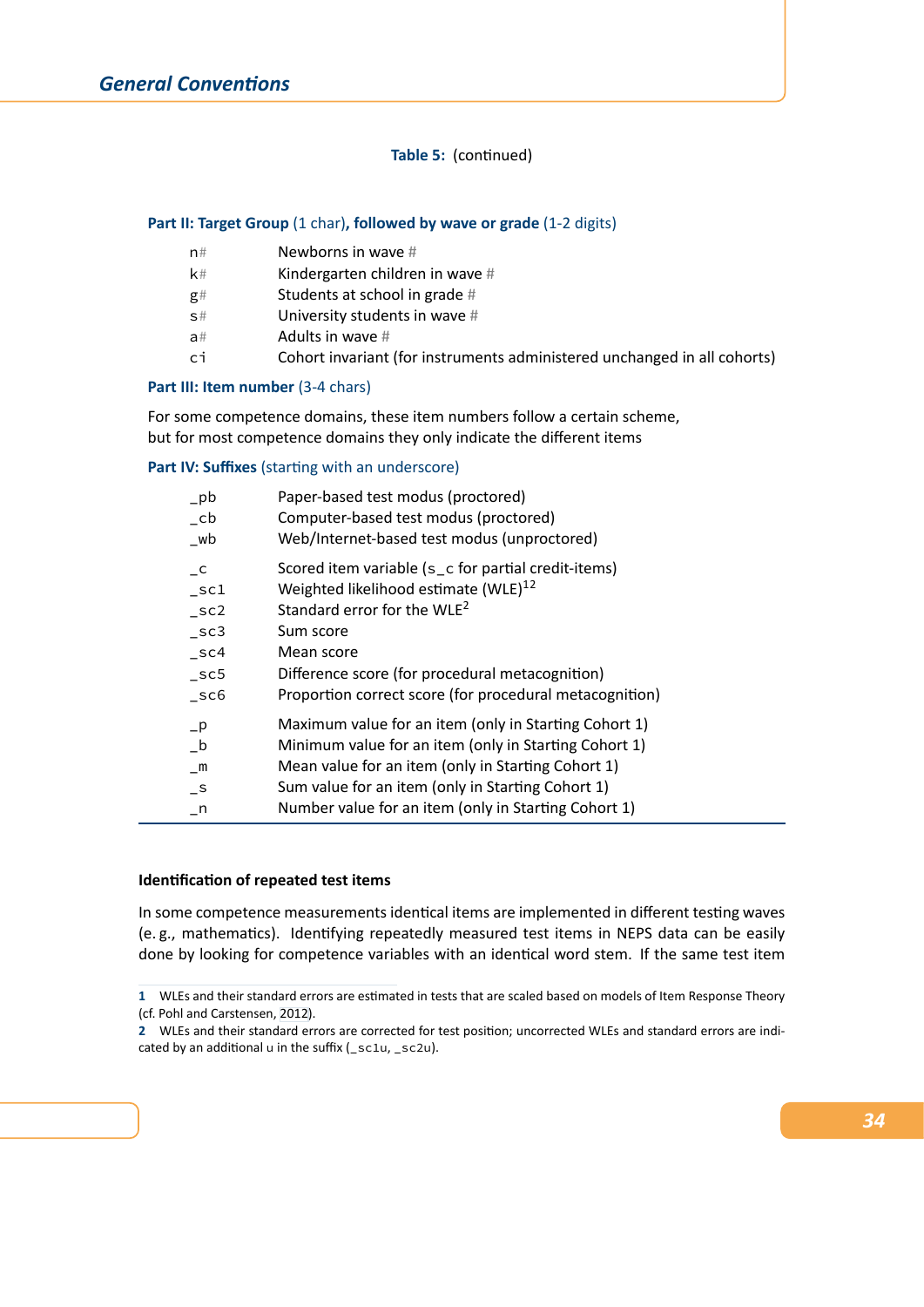**Table 5:** (continued)

**Part II: Target Group** (1 char)**, followed by wave or grade** (1-2 digits)

| | |
|---|---|
| n# | Newborns in wave # |
| k# | Kindergarten children in wave # |
| g# | Students at school in grade # |
| s# | University students in wave # |
| a# | Adults in wave # |
| ci | Cohort invariant (for instruments administered unchanged in all cohorts) |

**Part III: Item number** (3-4 chars)

For some competence domains, these item numbers follow a certain scheme, but for most competence domains they only indicate the different items

**Part IV: Suffixes** (starting with an underscore)

| | |
|---|---|
| _pb | Paper-based test modus (proctored) |
| _cb | Computer-based test modus (proctored) |
| _wb | Web/Internet-based test modus (unproctored) |
| _c | Scored item variable (s_c for partial credit-items) |
| _sc1 | Weighted likelihood estimate (WLE)[12] |
| _sc2 | Standard error for the WLE[2] |
| _sc3 | Sum score |
| _sc4 | Mean score |
| _sc5 | Difference score (for procedural metacognition) |
| _sc6 | Proportion correct score (for procedural metacognition) |
| _p | Maximum value for an item (only in Starting Cohort 1) |
| _b | Minimum value for an item (only in Starting Cohort 1) |
| _m | Mean value for an item (only in Starting Cohort 1) |
| _s | Sum value for an item (only in Starting Cohort 1) |
| _n | Number value for an item (only in Starting Cohort 1) |

**Identification of repeated test items**

In some competence measurements identical items are implemented in different testing waves (e. g., mathematics). Identifying repeatedly measured test items in NEPS data can be easily done by looking for competence variables with an identical word stem. If the same test item

1 WLEs and their standard errors are estimated in tests that are scaled based on models of Item Response Theory (cf. Pohl and Carstensen, 2012).

2 WLEs and their standard errors are corrected for test position; uncorrected WLEs and standard errors are indicated by an additional u in the suffix (_sc1u, _sc2u).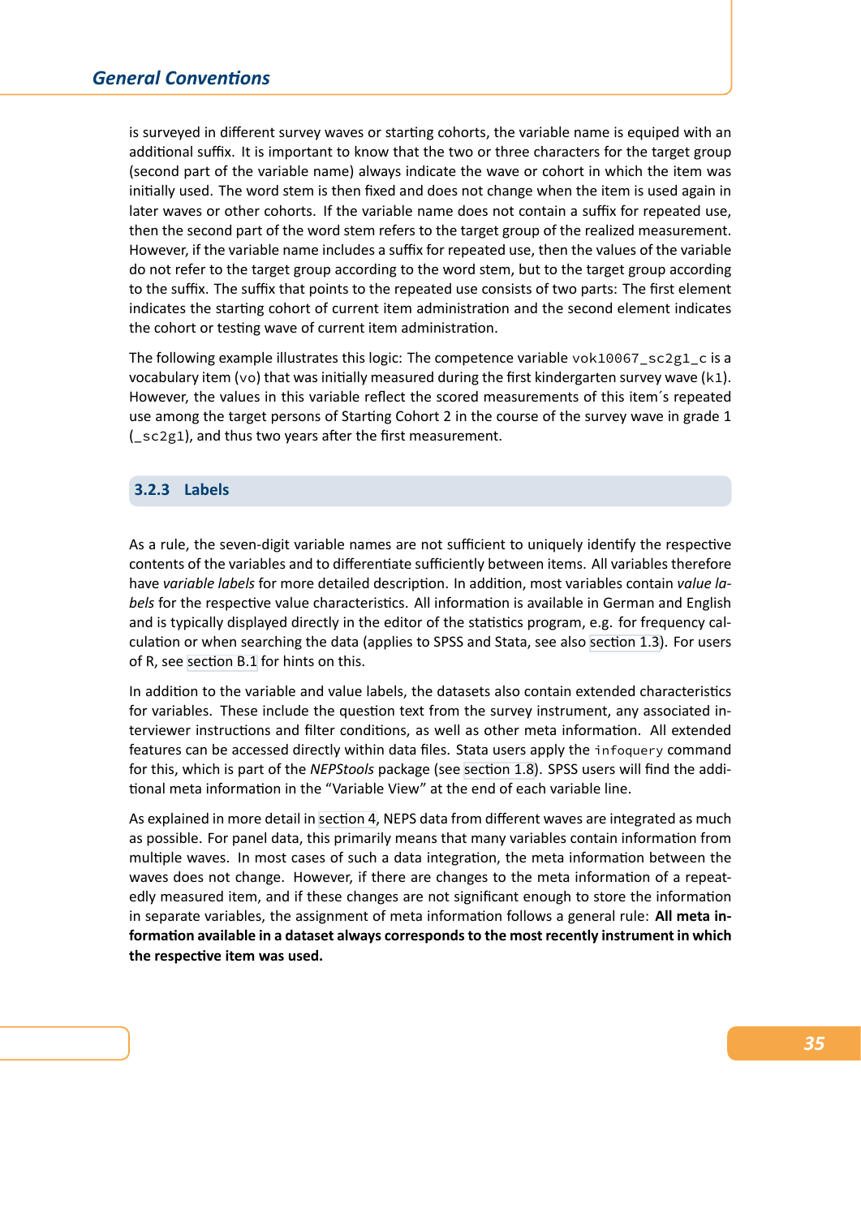is surveyed in different survey waves or starting cohorts, the variable name is equiped with an additional suffix. It is important to know that the two or three characters for the target group (second part of the variable name) always indicate the wave or cohort in which the item was initially used. The word stem is then fixed and does not change when the item is used again in later waves or other cohorts. If the variable name does not contain a suffix for repeated use, then the second part of the word stem refers to the target group of the realized measurement. However, if the variable name includes a suffix for repeated use, then the values of the variable do not refer to the target group according to the word stem, but to the target group according to the suffix. The suffix that points to the repeated use consists of two parts: The first element indicates the starting cohort of current item administration and the second element indicates the cohort or testing wave of current item administration.

The following example illustrates this logic: The competence variable `vok10067_sc2g1_c` is a vocabulary item (`vo`) that was initially measured during the first kindergarten survey wave (`k1`). However, the values in this variable reflect the scored measurements of this item´s repeated use among the target persons of Starting Cohort 2 in the course of the survey wave in grade 1 (`_sc2g1`), and thus two years after the first measurement.

### 3.2.3 Labels

As a rule, the seven-digit variable names are not sufficient to uniquely identify the respective contents of the variables and to differentiate sufficiently between items. All variables therefore have *variable labels* for more detailed description. In addition, most variables contain *value labels* for the respective value characteristics. All information is available in German and English and is typically displayed directly in the editor of the statistics program, e.g. for frequency calculation or when searching the data (applies to SPSS and Stata, see also section 1.3). For users of R, see section B.1 for hints on this.

In addition to the variable and value labels, the datasets also contain extended characteristics for variables. These include the question text from the survey instrument, any associated interviewer instructions and filter conditions, as well as other meta information. All extended features can be accessed directly within data files. Stata users apply the `infoquery` command for this, which is part of the *NEPStools* package (see section 1.8). SPSS users will find the additional meta information in the “Variable View” at the end of each variable line.

As explained in more detail in section 4, NEPS data from different waves are integrated as much as possible. For panel data, this primarily means that many variables contain information from multiple waves. In most cases of such a data integration, the meta information between the waves does not change. However, if there are changes to the meta information of a repeatedly measured item, and if these changes are not significant enough to store the information in separate variables, the assignment of meta information follows a general rule: **All meta information available in a dataset always corresponds to the most recently instrument in which the respective item was used.**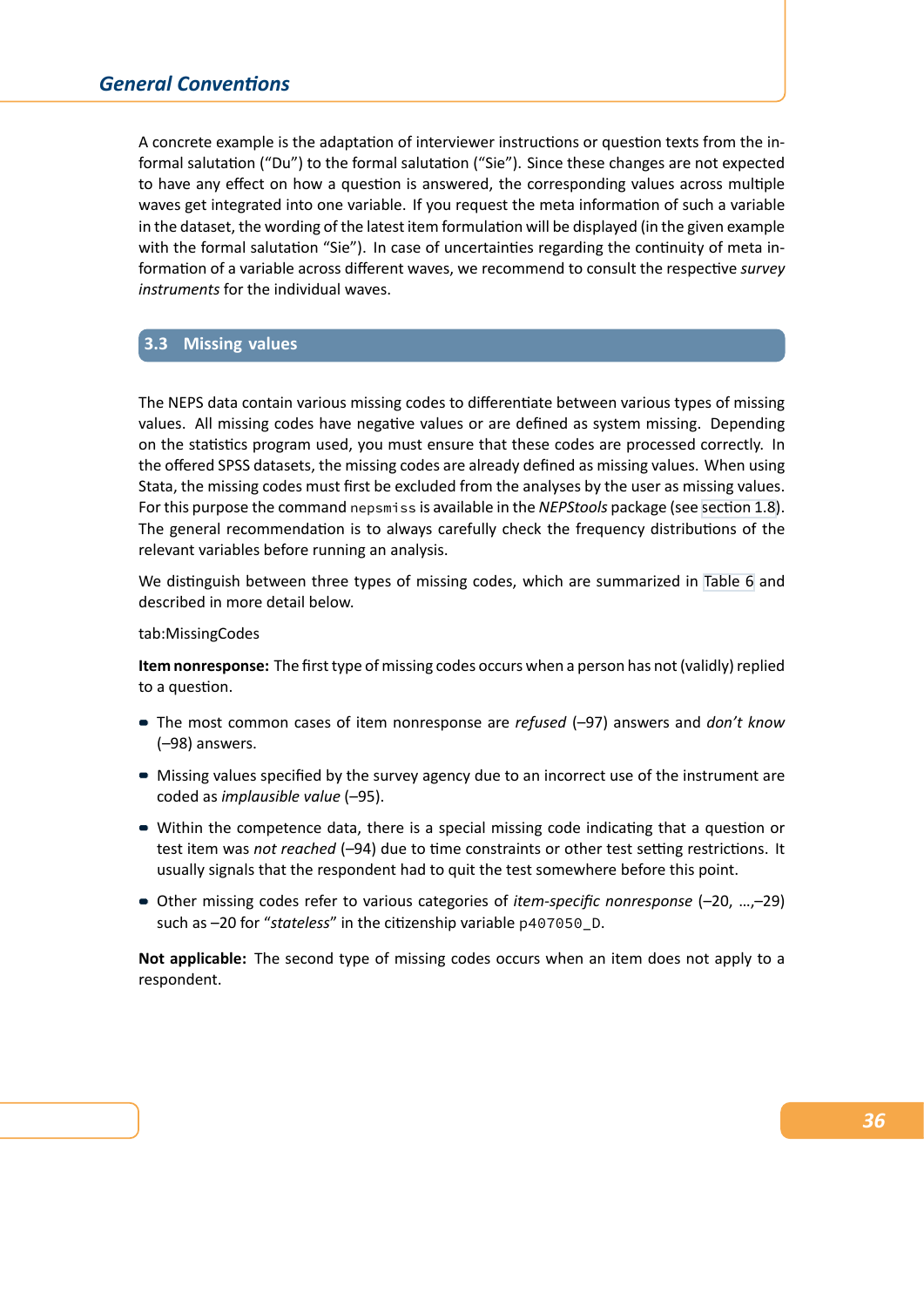A concrete example is the adaptation of interviewer instructions or question texts from the informal salutation ("Du") to the formal salutation ("Sie"). Since these changes are not expected to have any effect on how a question is answered, the corresponding values across multiple waves get integrated into one variable. If you request the meta information of such a variable in the dataset, the wording of the latest item formulation will be displayed (in the given example with the formal salutation "Sie"). In case of uncertainties regarding the continuity of meta information of a variable across different waves, we recommend to consult the respective *survey instruments* for the individual waves.

## 3.3 Missing values

The NEPS data contain various missing codes to differentiate between various types of missing values. All missing codes have negative values or are defined as system missing. Depending on the statistics program used, you must ensure that these codes are processed correctly. In the offered SPSS datasets, the missing codes are already defined as missing values. When using Stata, the missing codes must first be excluded from the analyses by the user as missing values. For this purpose the command `nepsmiss` is available in the *NEPStools* package (see section 1.8). The general recommendation is to always carefully check the frequency distributions of the relevant variables before running an analysis.

We distinguish between three types of missing codes, which are summarized in Table 6 and described in more detail below.

tab:MissingCodes

**Item nonresponse:** The first type of missing codes occurs when a person has not (validly) replied to a question.

- The most common cases of item nonresponse are *refused* (–97) answers and *don't know* (–98) answers.
- Missing values specified by the survey agency due to an incorrect use of the instrument are coded as *implausible value* (–95).
- Within the competence data, there is a special missing code indicating that a question or test item was *not reached* (–94) due to time constraints or other test setting restrictions. It usually signals that the respondent had to quit the test somewhere before this point.
- Other missing codes refer to various categories of *item-specific nonresponse* (–20, ...,–29) such as –20 for "*stateless*" in the citizenship variable `p407050_D`.

**Not applicable:** The second type of missing codes occurs when an item does not apply to a respondent.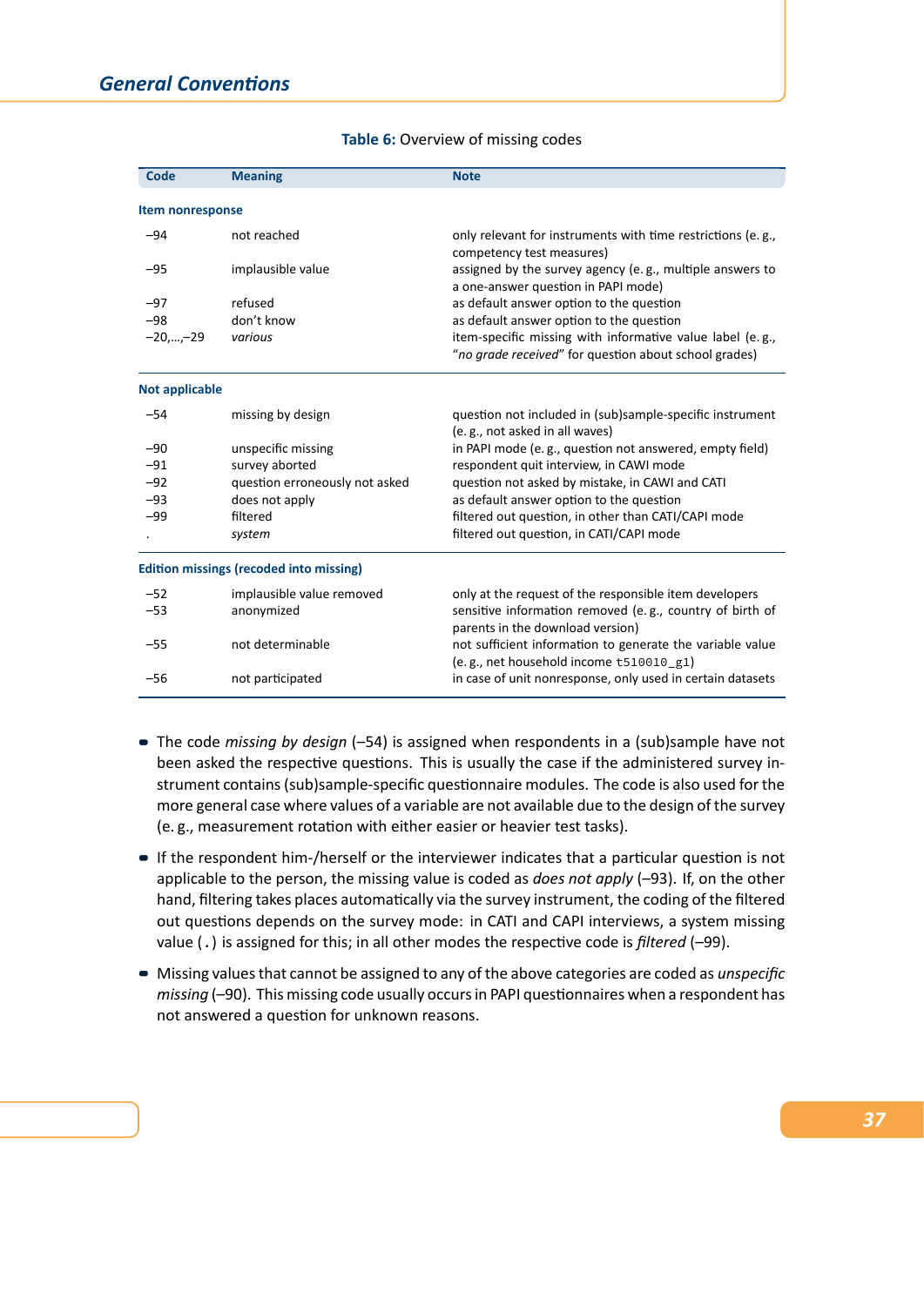**Table 6:** Overview of missing codes

| Code | Meaning | Note |
|---|---|---|
| **Item nonresponse** | | |
| –94 | not reached | only relevant for instruments with time restrictions (e. g., competency test measures) |
| –95 | implausible value | assigned by the survey agency (e. g., multiple answers to a one-answer question in PAPI mode) |
| –97 | refused | as default answer option to the question |
| –98 | don't know | as default answer option to the question |
| –20,…,–29 | *various* | item-specific missing with informative value label (e. g., “*no grade received*” for question about school grades) |
| **Not applicable** | | |
| –54 | missing by design | question not included in (sub)sample-specific instrument (e. g., not asked in all waves) |
| –90 | unspecific missing | in PAPI mode (e. g., question not answered, empty field) |
| –91 | survey aborted | respondent quit interview, in CAWI mode |
| –92 | question erroneously not asked | question not asked by mistake, in CAWI and CATI |
| –93 | does not apply | as default answer option to the question |
| –99 | filtered | filtered out question, in other than CATI/CAPI mode |
| . | *system* | filtered out question, in CATI/CAPI mode |
| **Edition missings (recoded into missing)** | | |
| –52 | implausible value removed | only at the request of the responsible item developers |
| –53 | anonymized | sensitive information removed (e. g., country of birth of parents in the download version) |
| –55 | not determinable | not sufficient information to generate the variable value (e. g., net household income `t510010_g1`) |
| –56 | not participated | in case of unit nonresponse, only used in certain datasets |

- The code *missing by design* (–54) is assigned when respondents in a (sub)sample have not been asked the respective questions. This is usually the case if the administered survey instrument contains (sub)sample-specific questionnaire modules. The code is also used for the more general case where values of a variable are not available due to the design of the survey (e. g., measurement rotation with either easier or heavier test tasks).
- If the respondent him-/herself or the interviewer indicates that a particular question is not applicable to the person, the missing value is coded as *does not apply* (–93). If, on the other hand, filtering takes places automatically via the survey instrument, the coding of the filtered out questions depends on the survey mode: in CATI and CAPI interviews, a system missing value (`.`) is assigned for this; in all other modes the respective code is *filtered* (–99).
- Missing values that cannot be assigned to any of the above categories are coded as *unspecific missing* (–90). This missing code usually occurs in PAPI questionnaires when a respondent has not answered a question for unknown reasons.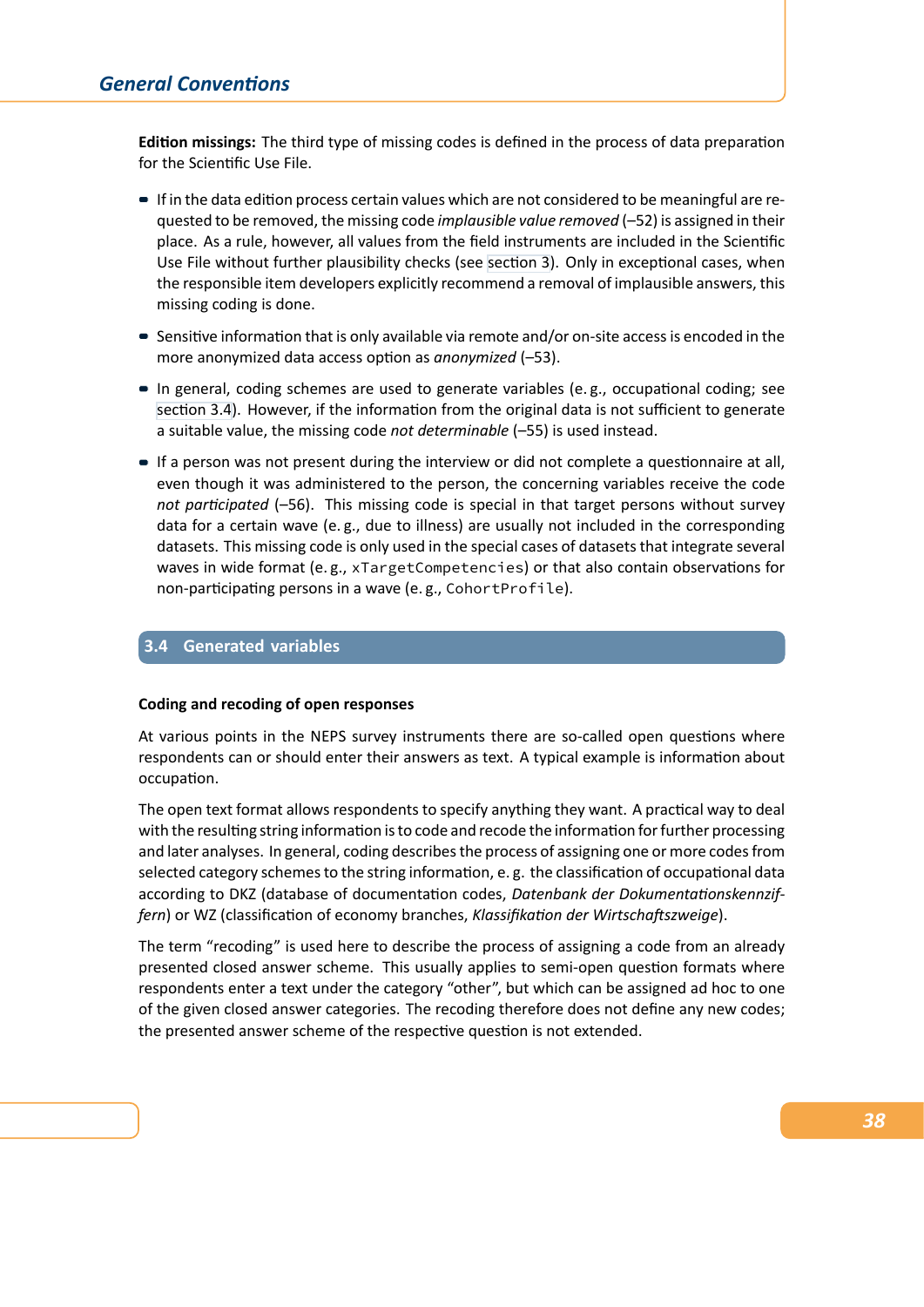**Edition missings:** The third type of missing codes is defined in the process of data preparation for the Scientific Use File.

- If in the data edition process certain values which are not considered to be meaningful are requested to be removed, the missing code *implausible value removed* (–52) is assigned in their place. As a rule, however, all values from the field instruments are included in the Scientific Use File without further plausibility checks (see section 3). Only in exceptional cases, when the responsible item developers explicitly recommend a removal of implausible answers, this missing coding is done.
- Sensitive information that is only available via remote and/or on-site access is encoded in the more anonymized data access option as *anonymized* (–53).
- In general, coding schemes are used to generate variables (e. g., occupational coding; see section 3.4). However, if the information from the original data is not sufficient to generate a suitable value, the missing code *not determinable* (–55) is used instead.
- If a person was not present during the interview or did not complete a questionnaire at all, even though it was administered to the person, the concerning variables receive the code *not participated* (–56). This missing code is special in that target persons without survey data for a certain wave (e. g., due to illness) are usually not included in the corresponding datasets. This missing code is only used in the special cases of datasets that integrate several waves in wide format (e. g., `xTargetCompetencies`) or that also contain observations for non-participating persons in a wave (e. g., `CohortProfile`).

## 3.4 Generated variables

**Coding and recoding of open responses**

At various points in the NEPS survey instruments there are so-called open questions where respondents can or should enter their answers as text. A typical example is information about occupation.

The open text format allows respondents to specify anything they want. A practical way to deal with the resulting string information is to code and recode the information for further processing and later analyses. In general, coding describes the process of assigning one or more codes from selected category schemes to the string information, e. g. the classification of occupational data according to DKZ (database of documentation codes, *Datenbank der Dokumentationskennziffern*) or WZ (classification of economy branches, *Klassifikation der Wirtschaftszweige*).

The term “recoding” is used here to describe the process of assigning a code from an already presented closed answer scheme. This usually applies to semi-open question formats where respondents enter a text under the category “other”, but which can be assigned ad hoc to one of the given closed answer categories. The recoding therefore does not define any new codes; the presented answer scheme of the respective question is not extended.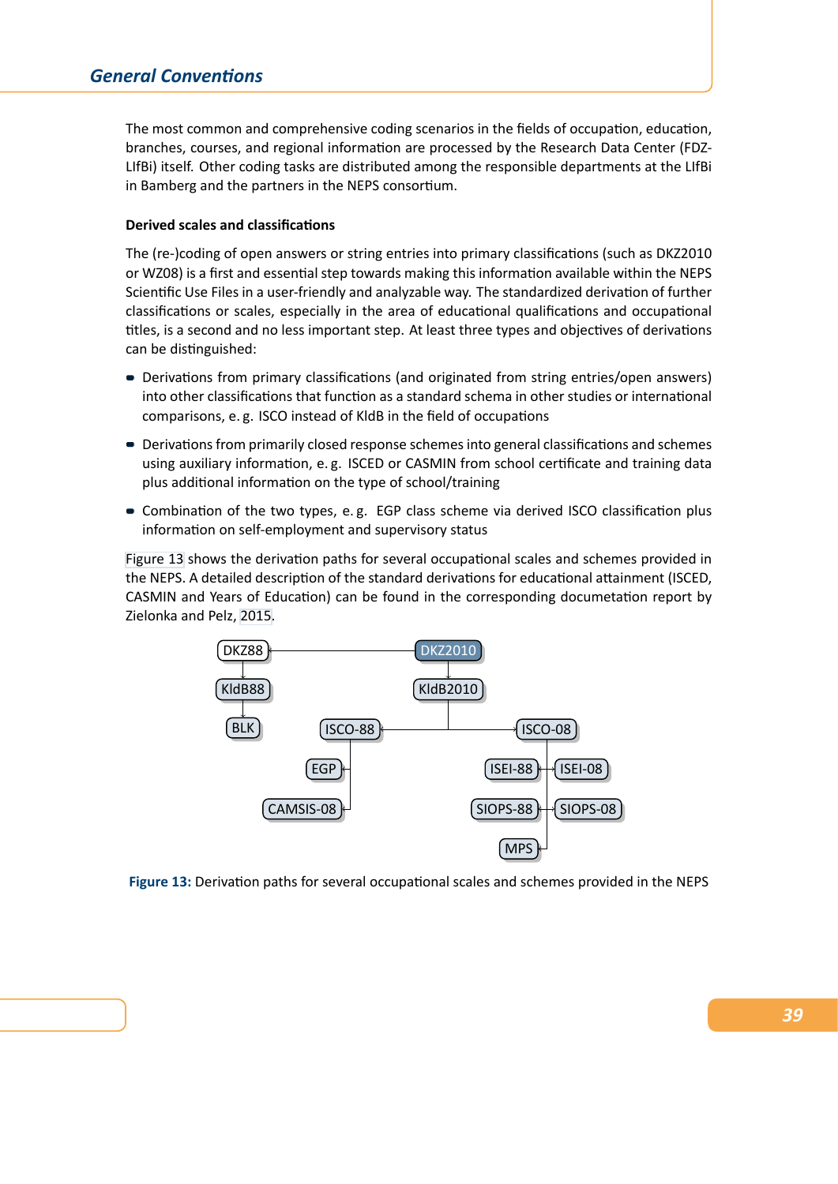The most common and comprehensive coding scenarios in the fields of occupation, education, branches, courses, and regional information are processed by the Research Data Center (FDZ-LIfBi) itself. Other coding tasks are distributed among the responsible departments at the LIfBi in Bamberg and the partners in the NEPS consortium.

### Derived scales and classifications

The (re-)coding of open answers or string entries into primary classifications (such as DKZ2010 or WZ08) is a first and essential step towards making this information available within the NEPS Scientific Use Files in a user-friendly and analyzable way. The standardized derivation of further classifications or scales, especially in the area of educational qualifications and occupational titles, is a second and no less important step. At least three types and objectives of derivations can be distinguished:

- Derivations from primary classifications (and originated from string entries/open answers) into other classifications that function as a standard schema in other studies or international comparisons, e. g. ISCO instead of KldB in the field of occupations
- Derivations from primarily closed response schemes into general classifications and schemes using auxiliary information, e. g. ISCED or CASMIN from school certificate and training data plus additional information on the type of school/training
- Combination of the two types, e. g. EGP class scheme via derived ISCO classification plus information on self-employment and supervisory status

Figure 13 shows the derivation paths for several occupational scales and schemes provided in the NEPS. A detailed description of the standard derivations for educational attainment (ISCED, CASMIN and Years of Education) can be found in the corresponding documetation report by Zielonka and Pelz, 2015.

DKZ88, DKZ2010, KldB88, KldB2010, BLK, ISCO-88, ISCO-08, EGP, ISEI-88, ISEI-08, CAMSIS-08, SIOPS-88, SIOPS-08, MPS

**Figure 13:** Derivation paths for several occupational scales and schemes provided in the NEPS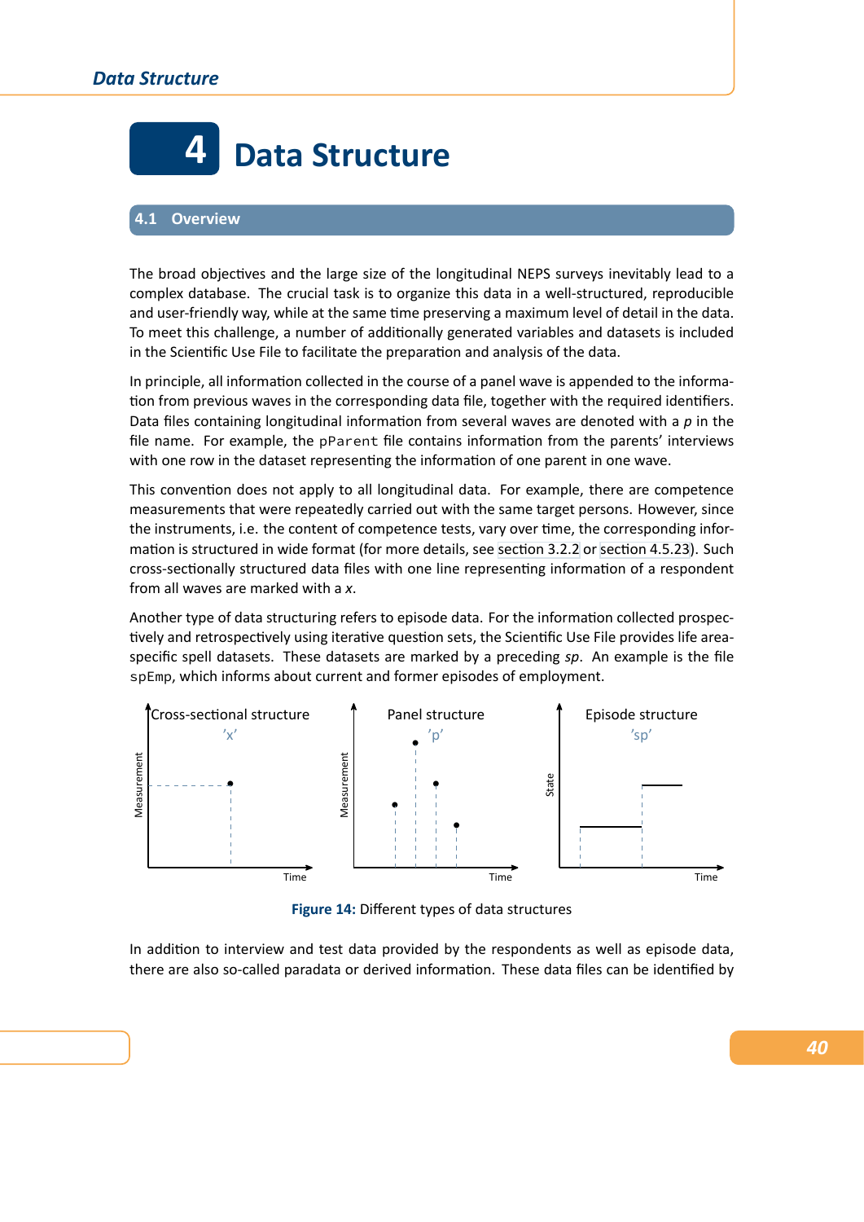# 4 Data Structure

## 4.1 Overview

The broad objectives and the large size of the longitudinal NEPS surveys inevitably lead to a complex database. The crucial task is to organize this data in a well-structured, reproducible and user-friendly way, while at the same time preserving a maximum level of detail in the data. To meet this challenge, a number of additionally generated variables and datasets is included in the Scientific Use File to facilitate the preparation and analysis of the data.

In principle, all information collected in the course of a panel wave is appended to the information from previous waves in the corresponding data file, together with the required identifiers. Data files containing longitudinal information from several waves are denoted with a *p* in the file name. For example, the `pParent` file contains information from the parents' interviews with one row in the dataset representing the information of one parent in one wave.

This convention does not apply to all longitudinal data. For example, there are competence measurements that were repeatedly carried out with the same target persons. However, since the instruments, i.e. the content of competence tests, vary over time, the corresponding information is structured in wide format (for more details, see section 3.2.2 or section 4.5.23). Such cross-sectionally structured data files with one line representing information of a respondent from all waves are marked with a *x*.

Another type of data structuring refers to episode data. For the information collected prospectively and retrospectively using iterative question sets, the Scientific Use File provides life area-specific spell datasets. These datasets are marked by a preceding *sp*. An example is the file `spEmp`, which informs about current and former episodes of employment.

**Figure 14:** Different types of data structures

In addition to interview and test data provided by the respondents as well as episode data, there are also so-called paradata or derived information. These data files can be identified by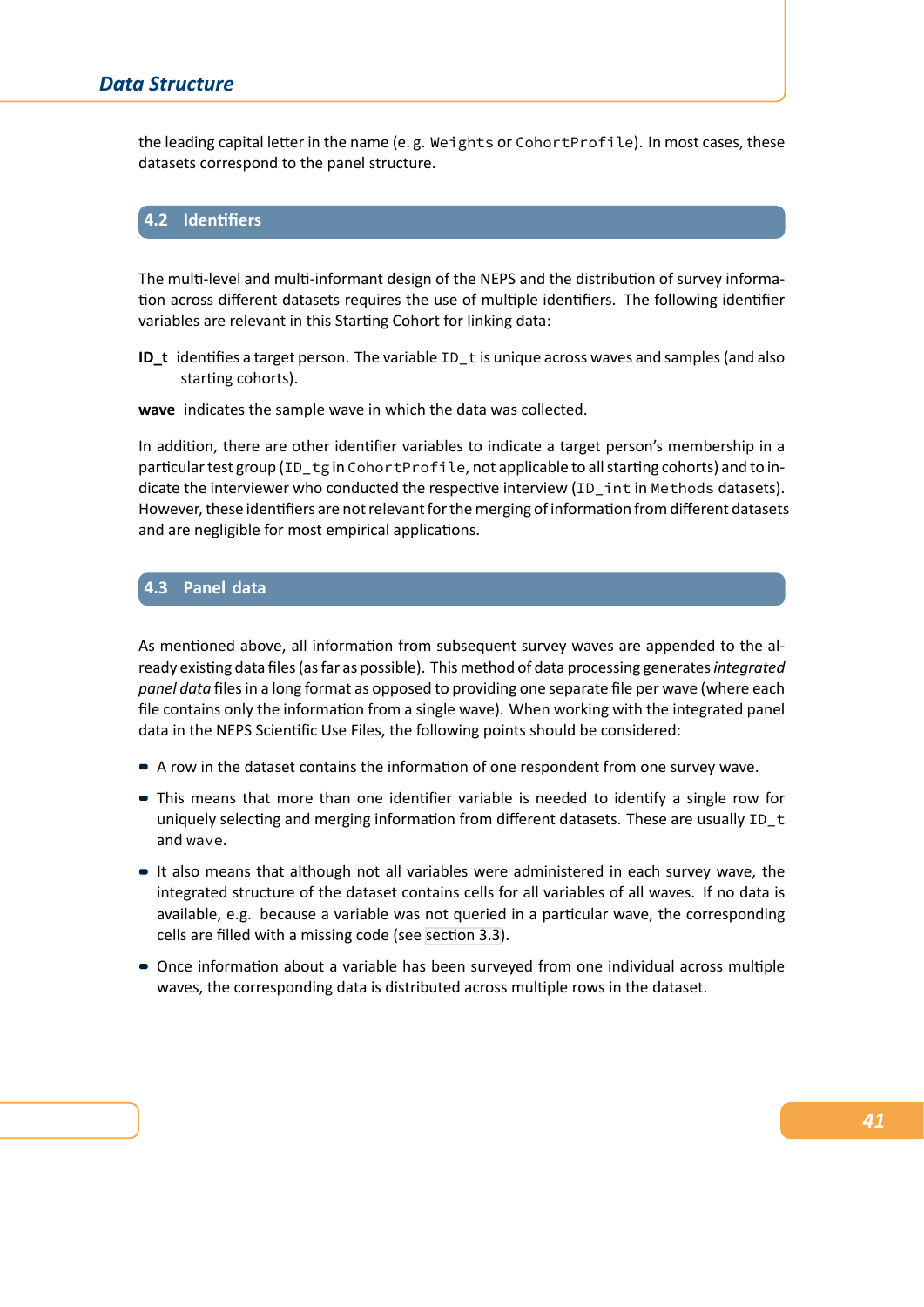the leading capital letter in the name (e. g. `Weights` or `CohortProfile`). In most cases, these datasets correspond to the panel structure.

## 4.2 Identifiers

The multi-level and multi-informant design of the NEPS and the distribution of survey information across different datasets requires the use of multiple identifiers. The following identifier variables are relevant in this Starting Cohort for linking data:

**ID_t** identifies a target person. The variable `ID_t` is unique across waves and samples (and also starting cohorts).

**wave** indicates the sample wave in which the data was collected.

In addition, there are other identifier variables to indicate a target person's membership in a particular test group (`ID_tg` in `CohortProfile`, not applicable to all starting cohorts) and to indicate the interviewer who conducted the respective interview (`ID_int` in `Methods` datasets). However, these identifiers are not relevant for the merging of information from different datasets and are negligible for most empirical applications.

## 4.3 Panel data

As mentioned above, all information from subsequent survey waves are appended to the already existing data files (as far as possible). This method of data processing generates *integrated panel data* files in a long format as opposed to providing one separate file per wave (where each file contains only the information from a single wave). When working with the integrated panel data in the NEPS Scientific Use Files, the following points should be considered:

- A row in the dataset contains the information of one respondent from one survey wave.
- This means that more than one identifier variable is needed to identify a single row for uniquely selecting and merging information from different datasets. These are usually `ID_t` and `wave`.
- It also means that although not all variables were administered in each survey wave, the integrated structure of the dataset contains cells for all variables of all waves. If no data is available, e.g. because a variable was not queried in a particular wave, the corresponding cells are filled with a missing code (see section 3.3).
- Once information about a variable has been surveyed from one individual across multiple waves, the corresponding data is distributed across multiple rows in the dataset.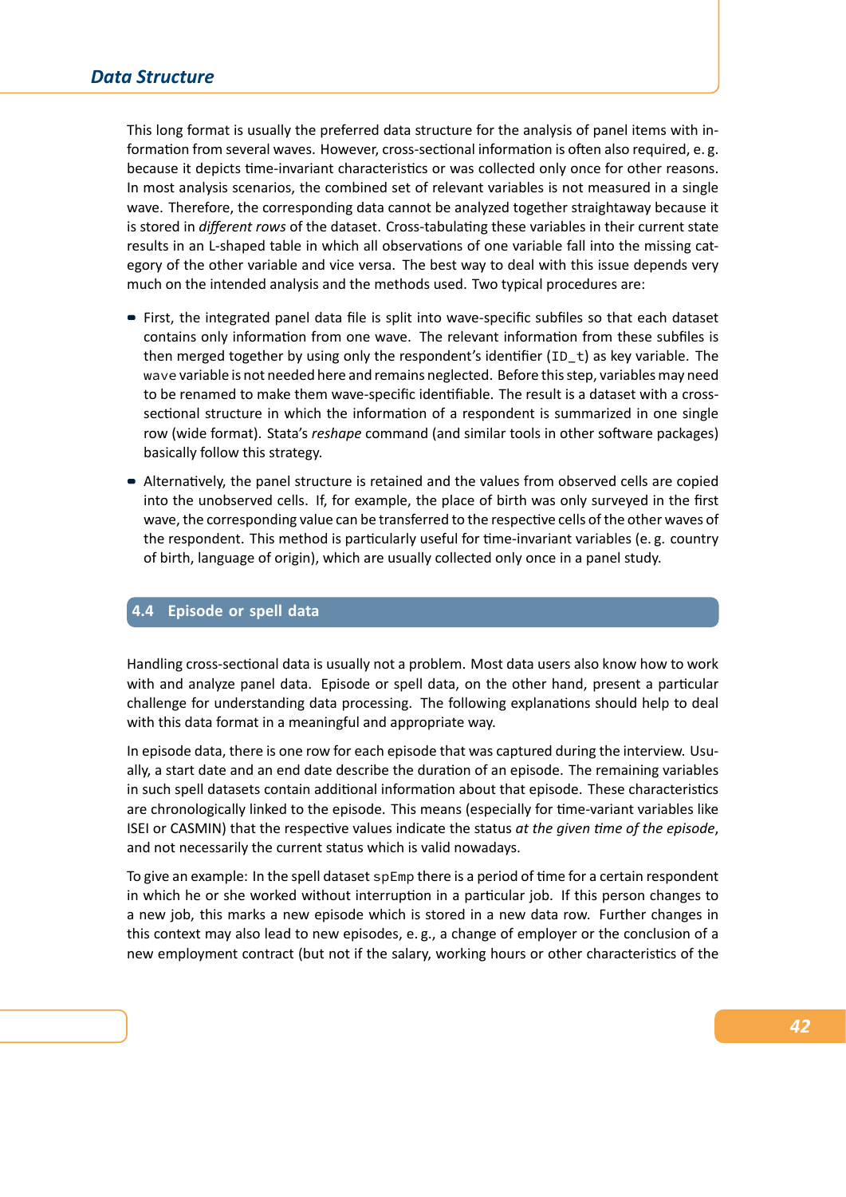This long format is usually the preferred data structure for the analysis of panel items with information from several waves. However, cross-sectional information is often also required, e. g. because it depicts time-invariant characteristics or was collected only once for other reasons. In most analysis scenarios, the combined set of relevant variables is not measured in a single wave. Therefore, the corresponding data cannot be analyzed together straightaway because it is stored in *different rows* of the dataset. Cross-tabulating these variables in their current state results in an L-shaped table in which all observations of one variable fall into the missing category of the other variable and vice versa. The best way to deal with this issue depends very much on the intended analysis and the methods used. Two typical procedures are:

- First, the integrated panel data file is split into wave-specific subfiles so that each dataset contains only information from one wave. The relevant information from these subfiles is then merged together by using only the respondent's identifier (`ID_t`) as key variable. The `wave` variable is not needed here and remains neglected. Before this step, variables may need to be renamed to make them wave-specific identifiable. The result is a dataset with a cross-sectional structure in which the information of a respondent is summarized in one single row (wide format). Stata's *reshape* command (and similar tools in other software packages) basically follow this strategy.
- Alternatively, the panel structure is retained and the values from observed cells are copied into the unobserved cells. If, for example, the place of birth was only surveyed in the first wave, the corresponding value can be transferred to the respective cells of the other waves of the respondent. This method is particularly useful for time-invariant variables (e. g. country of birth, language of origin), which are usually collected only once in a panel study.

## 4.4 Episode or spell data

Handling cross-sectional data is usually not a problem. Most data users also know how to work with and analyze panel data. Episode or spell data, on the other hand, present a particular challenge for understanding data processing. The following explanations should help to deal with this data format in a meaningful and appropriate way.

In episode data, there is one row for each episode that was captured during the interview. Usually, a start date and an end date describe the duration of an episode. The remaining variables in such spell datasets contain additional information about that episode. These characteristics are chronologically linked to the episode. This means (especially for time-variant variables like ISEI or CASMIN) that the respective values indicate the status *at the given time of the episode*, and not necessarily the current status which is valid nowadays.

To give an example: In the spell dataset `spEmp` there is a period of time for a certain respondent in which he or she worked without interruption in a particular job. If this person changes to a new job, this marks a new episode which is stored in a new data row. Further changes in this context may also lead to new episodes, e. g., a change of employer or the conclusion of a new employment contract (but not if the salary, working hours or other characteristics of the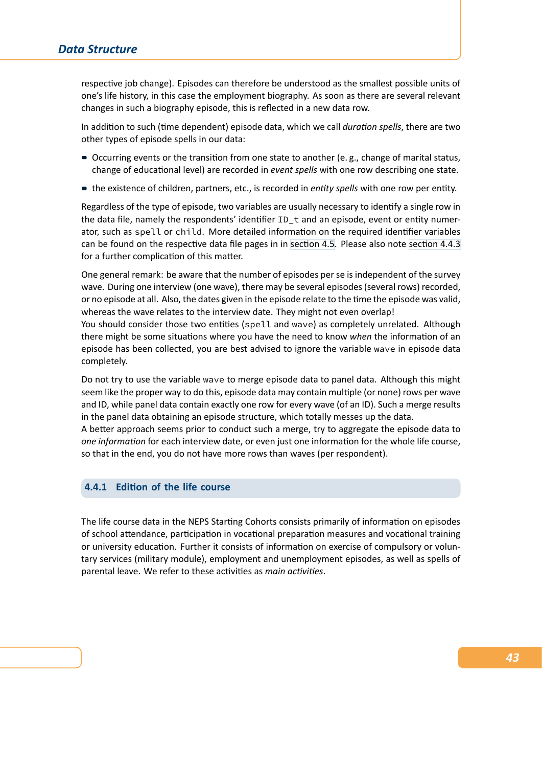respective job change). Episodes can therefore be understood as the smallest possible units of one's life history, in this case the employment biography. As soon as there are several relevant changes in such a biography episode, this is reflected in a new data row.

In addition to such (time dependent) episode data, which we call *duration spells*, there are two other types of episode spells in our data:

- Occurring events or the transition from one state to another (e. g., change of marital status, change of educational level) are recorded in *event spells* with one row describing one state.
- the existence of children, partners, etc., is recorded in *entity spells* with one row per entity.

Regardless of the type of episode, two variables are usually necessary to identify a single row in the data file, namely the respondents' identifier `ID_t` and an episode, event or entity numerator, such as `spell` or `child`. More detailed information on the required identifier variables can be found on the respective data file pages in in section 4.5. Please also note section 4.4.3 for a further complication of this matter.

One general remark: be aware that the number of episodes per se is independent of the survey wave. During one interview (one wave), there may be several episodes (several rows) recorded, or no episode at all. Also, the dates given in the episode relate to the time the episode was valid, whereas the wave relates to the interview date. They might not even overlap!
You should consider those two entities (`spell` and `wave`) as completely unrelated. Although there might be some situations where you have the need to know *when* the information of an episode has been collected, you are best advised to ignore the variable `wave` in episode data completely.

Do not try to use the variable `wave` to merge episode data to panel data. Although this might seem like the proper way to do this, episode data may contain multiple (or none) rows per wave and ID, while panel data contain exactly one row for every wave (of an ID). Such a merge results in the panel data obtaining an episode structure, which totally messes up the data.
A better approach seems prior to conduct such a merge, try to aggregate the episode data to *one information* for each interview date, or even just one information for the whole life course, so that in the end, you do not have more rows than waves (per respondent).

### 4.4.1 Edition of the life course

The life course data in the NEPS Starting Cohorts consists primarily of information on episodes of school attendance, participation in vocational preparation measures and vocational training or university education. Further it consists of information on exercise of compulsory or voluntary services (military module), employment and unemployment episodes, as well as spells of parental leave. We refer to these activities as *main activities*.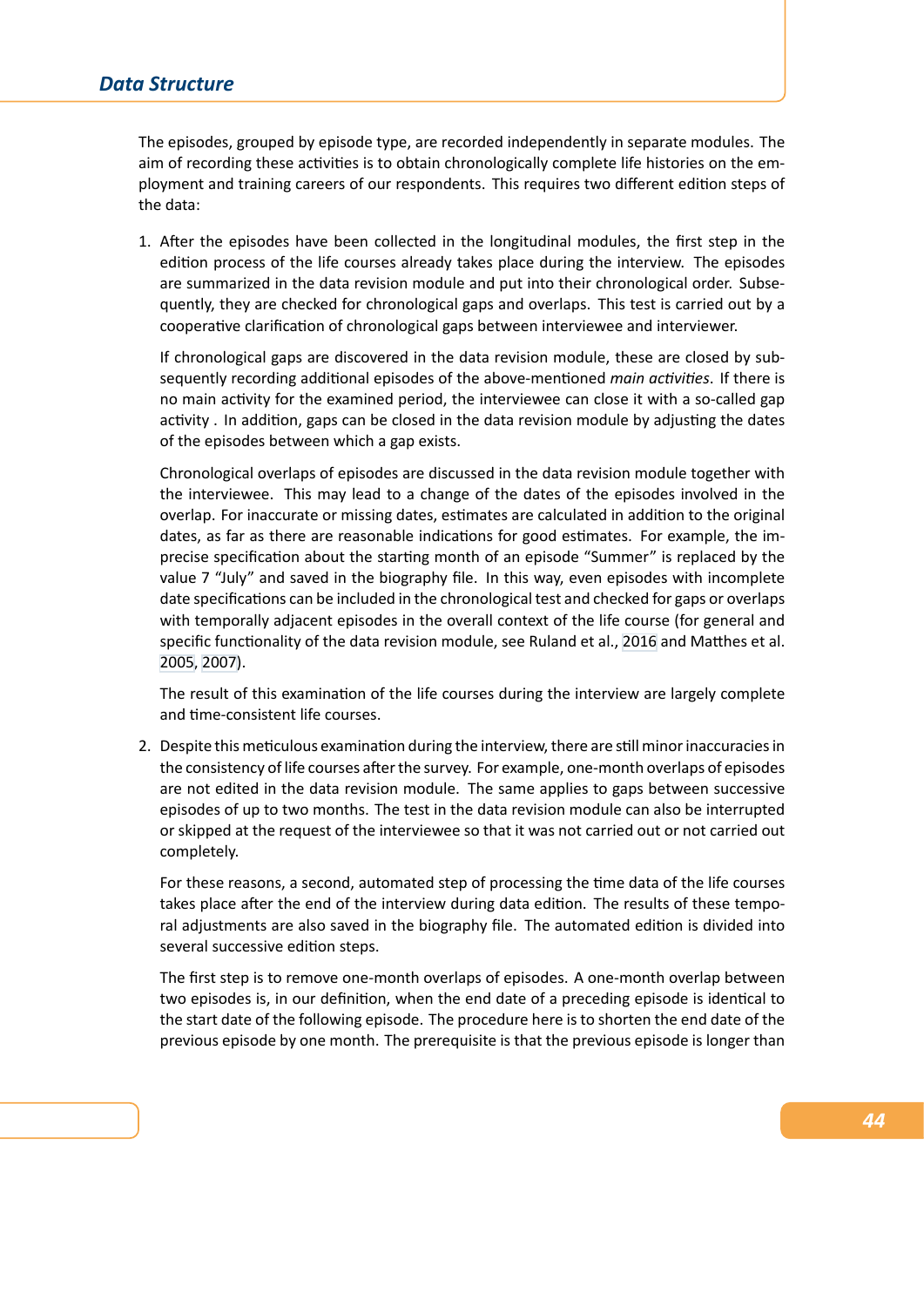The episodes, grouped by episode type, are recorded independently in separate modules. The aim of recording these activities is to obtain chronologically complete life histories on the employment and training careers of our respondents. This requires two different edition steps of the data:

1. After the episodes have been collected in the longitudinal modules, the first step in the edition process of the life courses already takes place during the interview. The episodes are summarized in the data revision module and put into their chronological order. Subsequently, they are checked for chronological gaps and overlaps. This test is carried out by a cooperative clarification of chronological gaps between interviewee and interviewer.

   If chronological gaps are discovered in the data revision module, these are closed by subsequently recording additional episodes of the above-mentioned *main activities*. If there is no main activity for the examined period, the interviewee can close it with a so-called gap activity . In addition, gaps can be closed in the data revision module by adjusting the dates of the episodes between which a gap exists.

   Chronological overlaps of episodes are discussed in the data revision module together with the interviewee. This may lead to a change of the dates of the episodes involved in the overlap. For inaccurate or missing dates, estimates are calculated in addition to the original dates, as far as there are reasonable indications for good estimates. For example, the imprecise specification about the starting month of an episode "Summer" is replaced by the value 7 "July" and saved in the biography file. In this way, even episodes with incomplete date specifications can be included in the chronological test and checked for gaps or overlaps with temporally adjacent episodes in the overall context of the life course (for general and specific functionality of the data revision module, see Ruland et al., 2016 and Matthes et al. 2005, 2007).

   The result of this examination of the life courses during the interview are largely complete and time-consistent life courses.

2. Despite this meticulous examination during the interview, there are still minor inaccuracies in the consistency of life courses after the survey. For example, one-month overlaps of episodes are not edited in the data revision module. The same applies to gaps between successive episodes of up to two months. The test in the data revision module can also be interrupted or skipped at the request of the interviewee so that it was not carried out or not carried out completely.

   For these reasons, a second, automated step of processing the time data of the life courses takes place after the end of the interview during data edition. The results of these temporal adjustments are also saved in the biography file. The automated edition is divided into several successive edition steps.

   The first step is to remove one-month overlaps of episodes. A one-month overlap between two episodes is, in our definition, when the end date of a preceding episode is identical to the start date of the following episode. The procedure here is to shorten the end date of the previous episode by one month. The prerequisite is that the previous episode is longer than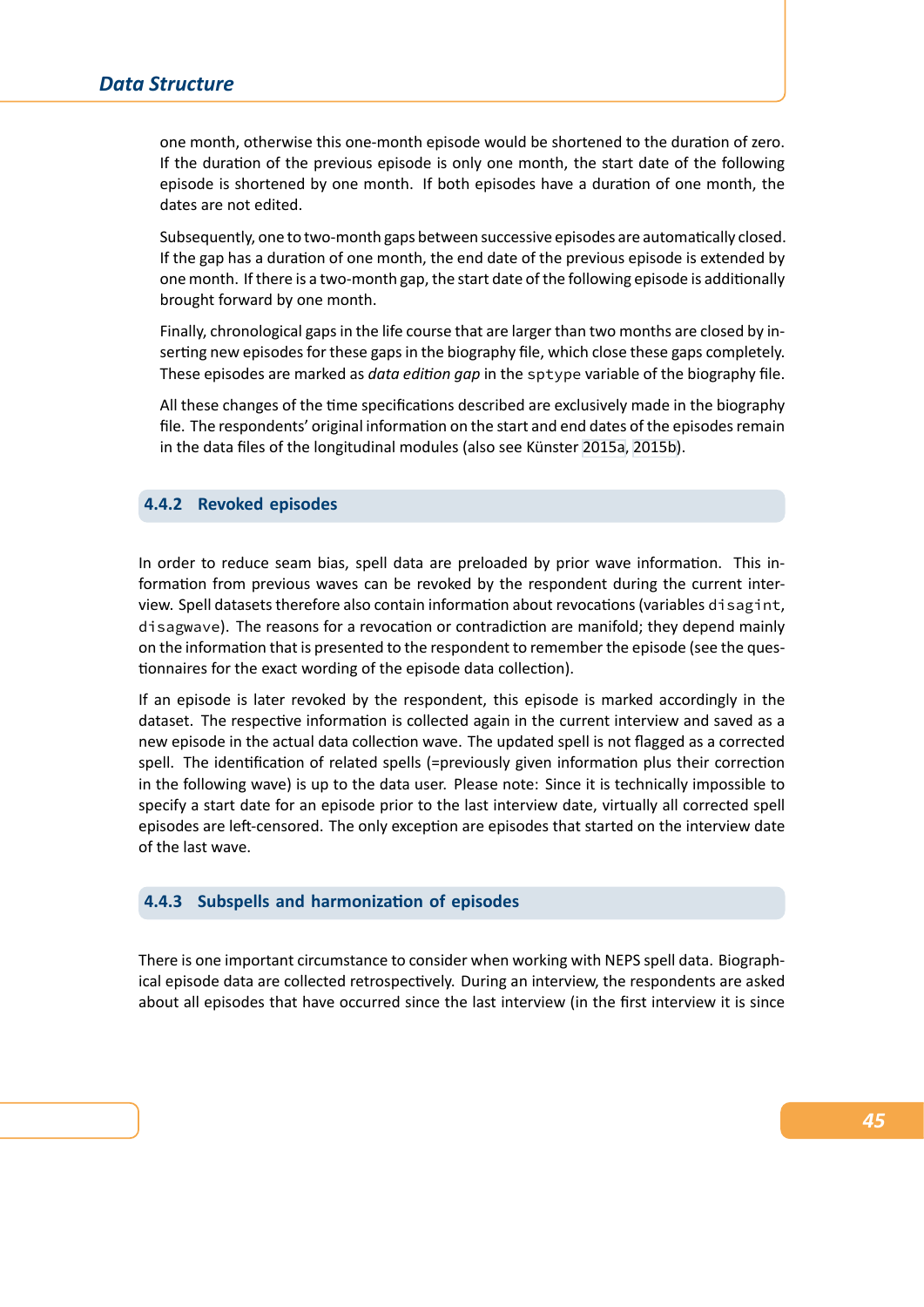one month, otherwise this one-month episode would be shortened to the duration of zero. If the duration of the previous episode is only one month, the start date of the following episode is shortened by one month. If both episodes have a duration of one month, the dates are not edited.

Subsequently, one to two-month gaps between successive episodes are automatically closed. If the gap has a duration of one month, the end date of the previous episode is extended by one month. If there is a two-month gap, the start date of the following episode is additionally brought forward by one month.

Finally, chronological gaps in the life course that are larger than two months are closed by inserting new episodes for these gaps in the biography file, which close these gaps completely. These episodes are marked as *data edition gap* in the `sptype` variable of the biography file.

All these changes of the time specifications described are exclusively made in the biography file. The respondents' original information on the start and end dates of the episodes remain in the data files of the longitudinal modules (also see Künster 2015a, 2015b).

### 4.4.2 Revoked episodes

In order to reduce seam bias, spell data are preloaded by prior wave information. This information from previous waves can be revoked by the respondent during the current interview. Spell datasets therefore also contain information about revocations (variables `disagint`, `disagwave`). The reasons for a revocation or contradiction are manifold; they depend mainly on the information that is presented to the respondent to remember the episode (see the questionnaires for the exact wording of the episode data collection).

If an episode is later revoked by the respondent, this episode is marked accordingly in the dataset. The respective information is collected again in the current interview and saved as a new episode in the actual data collection wave. The updated spell is not flagged as a corrected spell. The identification of related spells (=previously given information plus their correction in the following wave) is up to the data user. Please note: Since it is technically impossible to specify a start date for an episode prior to the last interview date, virtually all corrected spell episodes are left-censored. The only exception are episodes that started on the interview date of the last wave.

### 4.4.3 Subspells and harmonization of episodes

There is one important circumstance to consider when working with NEPS spell data. Biographical episode data are collected retrospectively. During an interview, the respondents are asked about all episodes that have occurred since the last interview (in the first interview it is since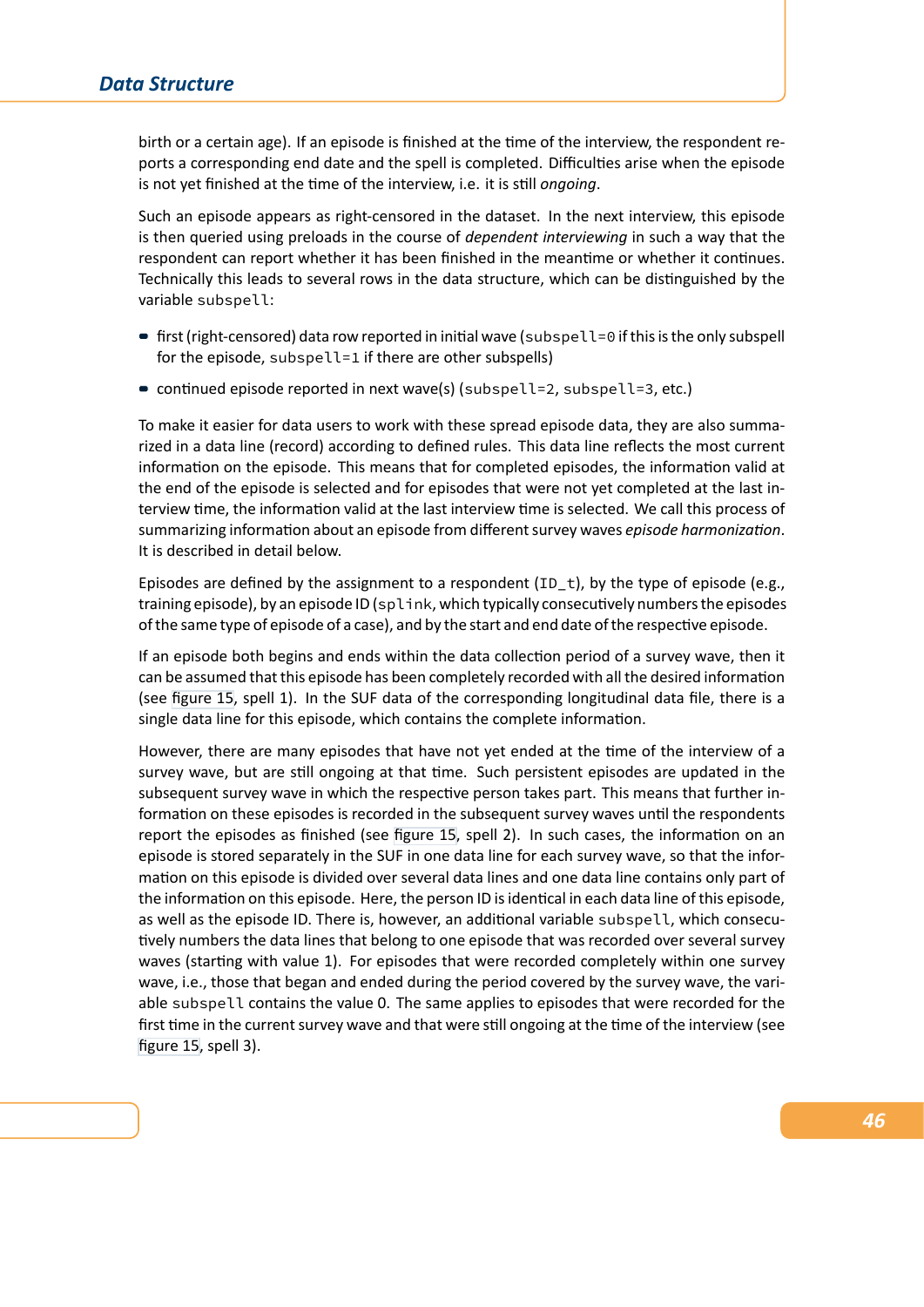birth or a certain age). If an episode is finished at the time of the interview, the respondent reports a corresponding end date and the spell is completed. Difficulties arise when the episode is not yet finished at the time of the interview, i.e. it is still *ongoing*.

Such an episode appears as right-censored in the dataset. In the next interview, this episode is then queried using preloads in the course of *dependent interviewing* in such a way that the respondent can report whether it has been finished in the meantime or whether it continues. Technically this leads to several rows in the data structure, which can be distinguished by the variable `subspell`:

- first (right-censored) data row reported in initial wave (`subspell=0` if this is the only subspell for the episode, `subspell=1` if there are other subspells)
- continued episode reported in next wave(s) (`subspell=2`, `subspell=3`, etc.)

To make it easier for data users to work with these spread episode data, they are also summarized in a data line (record) according to defined rules. This data line reflects the most current information on the episode. This means that for completed episodes, the information valid at the end of the episode is selected and for episodes that were not yet completed at the last interview time, the information valid at the last interview time is selected. We call this process of summarizing information about an episode from different survey waves *episode harmonization*. It is described in detail below.

Episodes are defined by the assignment to a respondent (`ID_t`), by the type of episode (e.g., training episode), by an episode ID (`splink`, which typically consecutively numbers the episodes of the same type of episode of a case), and by the start and end date of the respective episode.

If an episode both begins and ends within the data collection period of a survey wave, then it can be assumed that this episode has been completely recorded with all the desired information (see figure 15, spell 1). In the SUF data of the corresponding longitudinal data file, there is a single data line for this episode, which contains the complete information.

However, there are many episodes that have not yet ended at the time of the interview of a survey wave, but are still ongoing at that time. Such persistent episodes are updated in the subsequent survey wave in which the respective person takes part. This means that further information on these episodes is recorded in the subsequent survey waves until the respondents report the episodes as finished (see figure 15, spell 2). In such cases, the information on an episode is stored separately in the SUF in one data line for each survey wave, so that the information on this episode is divided over several data lines and one data line contains only part of the information on this episode. Here, the person ID is identical in each data line of this episode, as well as the episode ID. There is, however, an additional variable `subspell`, which consecutively numbers the data lines that belong to one episode that was recorded over several survey waves (starting with value 1). For episodes that were recorded completely within one survey wave, i.e., those that began and ended during the period covered by the survey wave, the variable `subspell` contains the value 0. The same applies to episodes that were recorded for the first time in the current survey wave and that were still ongoing at the time of the interview (see figure 15, spell 3).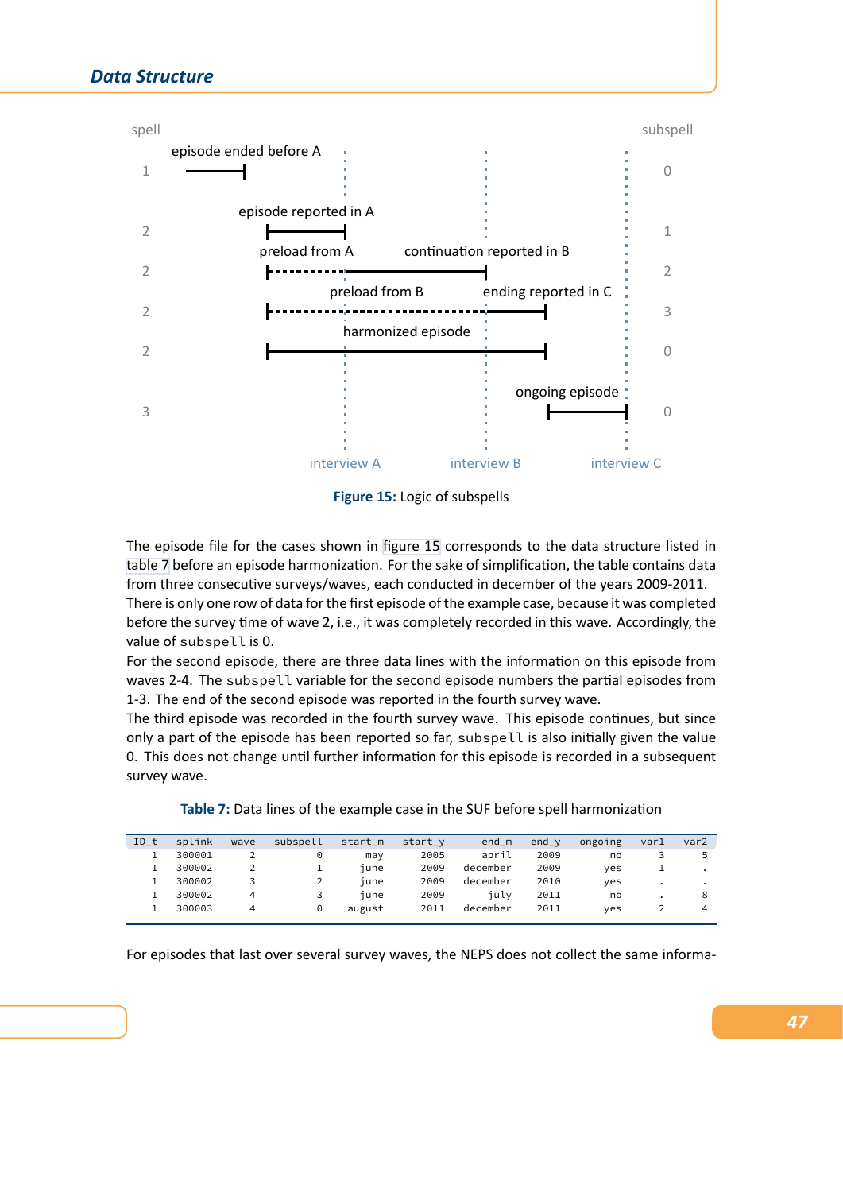spell | | subspell
---|---|---
1 | episode ended before A | 0
2 | episode reported in A | 1
2 | preload from A / continuation reported in B | 2
2 | preload from B / ending reported in C | 3
2 | harmonized episode | 0
3 | ongoing episode | 0

interview A    interview B    interview C

**Figure 15:** Logic of subspells

The episode file for the cases shown in figure 15 corresponds to the data structure listed in table 7 before an episode harmonization. For the sake of simplification, the table contains data from three consecutive surveys/waves, each conducted in december of the years 2009-2011. There is only one row of data for the first episode of the example case, because it was completed before the survey time of wave 2, i.e., it was completely recorded in this wave. Accordingly, the value of `subspell` is 0.
For the second episode, there are three data lines with the information on this episode from waves 2-4. The `subspell` variable for the second episode numbers the partial episodes from 1-3. The end of the second episode was reported in the fourth survey wave.
The third episode was recorded in the fourth survey wave. This episode continues, but since only a part of the episode has been reported so far, `subspell` is also initially given the value 0. This does not change until further information for this episode is recorded in a subsequent survey wave.

**Table 7:** Data lines of the example case in the SUF before spell harmonization

| ID_t | splink | wave | subspell | start_m | start_y | end_m | end_y | ongoing | var1 | var2 |
|---|---|---|---|---|---|---|---|---|---|---|
| 1 | 300001 | 2 | 0 | may | 2005 | april | 2009 | no | 3 | 5 |
| 1 | 300002 | 2 | 1 | june | 2009 | december | 2009 | yes | 1 | . |
| 1 | 300002 | 3 | 2 | june | 2009 | december | 2010 | yes | . | . |
| 1 | 300002 | 4 | 3 | june | 2009 | july | 2011 | no | . | 8 |
| 1 | 300003 | 4 | 0 | august | 2011 | december | 2011 | yes | 2 | 4 |

For episodes that last over several survey waves, the NEPS does not collect the same informa-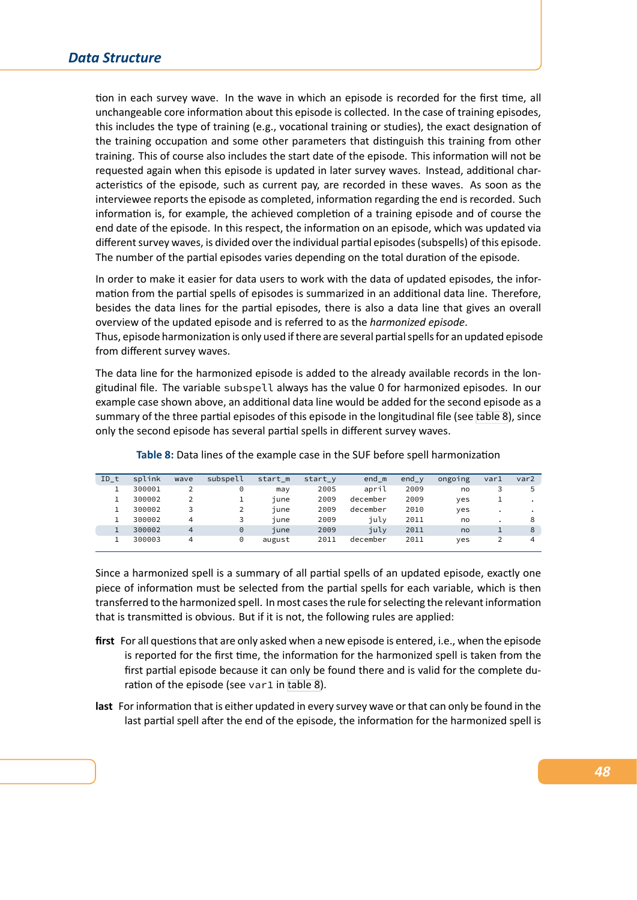tion in each survey wave. In the wave in which an episode is recorded for the first time, all unchangeable core information about this episode is collected. In the case of training episodes, this includes the type of training (e.g., vocational training or studies), the exact designation of the training occupation and some other parameters that distinguish this training from other training. This of course also includes the start date of the episode. This information will not be requested again when this episode is updated in later survey waves. Instead, additional characteristics of the episode, such as current pay, are recorded in these waves. As soon as the interviewee reports the episode as completed, information regarding the end is recorded. Such information is, for example, the achieved completion of a training episode and of course the end date of the episode. In this respect, the information on an episode, which was updated via different survey waves, is divided over the individual partial episodes (subspells) of this episode. The number of the partial episodes varies depending on the total duration of the episode.

In order to make it easier for data users to work with the data of updated episodes, the information from the partial spells of episodes is summarized in an additional data line. Therefore, besides the data lines for the partial episodes, there is also a data line that gives an overall overview of the updated episode and is referred to as the *harmonized episode*.
Thus, episode harmonization is only used if there are several partial spells for an updated episode from different survey waves.

The data line for the harmonized episode is added to the already available records in the longitudinal file. The variable `subspell` always has the value 0 for harmonized episodes. In our example case shown above, an additional data line would be added for the second episode as a summary of the three partial episodes of this episode in the longitudinal file (see table 8), since only the second episode has several partial spells in different survey waves.

**Table 8:** Data lines of the example case in the SUF before spell harmonization

| ID_t | splink | wave | subspell | start_m | start_y | end_m | end_y | ongoing | var1 | var2 |
|---|---|---|---|---|---|---|---|---|---|---|
| 1 | 300001 | 2 | 0 | may | 2005 | april | 2009 | no | 3 | 5 |
| 1 | 300002 | 2 | 1 | june | 2009 | december | 2009 | yes | 1 | . |
| 1 | 300002 | 3 | 2 | june | 2009 | december | 2010 | yes | . | . |
| 1 | 300002 | 4 | 3 | june | 2009 | july | 2011 | no | . | 8 |
| 1 | 300002 | 4 | 0 | june | 2009 | july | 2011 | no | 1 | 8 |
| 1 | 300003 | 4 | 0 | august | 2011 | december | 2011 | yes | 2 | 4 |

Since a harmonized spell is a summary of all partial spells of an updated episode, exactly one piece of information must be selected from the partial spells for each variable, which is then transferred to the harmonized spell. In most cases the rule for selecting the relevant information that is transmitted is obvious. But if it is not, the following rules are applied:

**first** For all questions that are only asked when a new episode is entered, i.e., when the episode is reported for the first time, the information for the harmonized spell is taken from the first partial episode because it can only be found there and is valid for the complete duration of the episode (see `var1` in table 8).

**last** For information that is either updated in every survey wave or that can only be found in the last partial spell after the end of the episode, the information for the harmonized spell is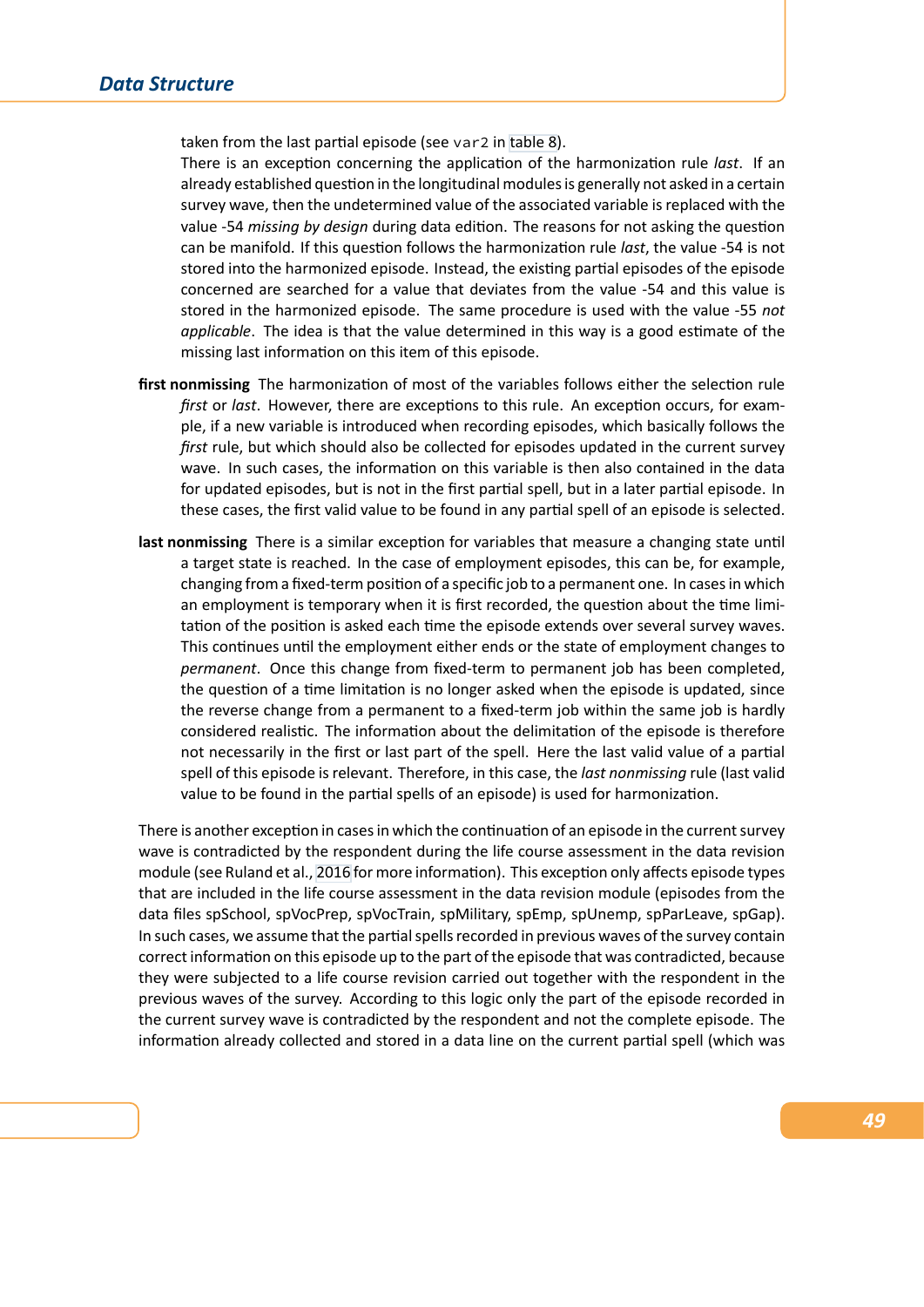taken from the last partial episode (see `var2` in table 8).

There is an exception concerning the application of the harmonization rule *last*. If an already established question in the longitudinal modules is generally not asked in a certain survey wave, then the undetermined value of the associated variable is replaced with the value -54 *missing by design* during data edition. The reasons for not asking the question can be manifold. If this question follows the harmonization rule *last*, the value -54 is not stored into the harmonized episode. Instead, the existing partial episodes of the episode concerned are searched for a value that deviates from the value -54 and this value is stored in the harmonized episode. The same procedure is used with the value -55 *not applicable*. The idea is that the value determined in this way is a good estimate of the missing last information on this item of this episode.

**first nonmissing** The harmonization of most of the variables follows either the selection rule *first* or *last*. However, there are exceptions to this rule. An exception occurs, for example, if a new variable is introduced when recording episodes, which basically follows the *first* rule, but which should also be collected for episodes updated in the current survey wave. In such cases, the information on this variable is then also contained in the data for updated episodes, but is not in the first partial spell, but in a later partial episode. In these cases, the first valid value to be found in any partial spell of an episode is selected.

**last nonmissing** There is a similar exception for variables that measure a changing state until a target state is reached. In the case of employment episodes, this can be, for example, changing from a fixed-term position of a specific job to a permanent one. In cases in which an employment is temporary when it is first recorded, the question about the time limitation of the position is asked each time the episode extends over several survey waves. This continues until the employment either ends or the state of employment changes to *permanent*. Once this change from fixed-term to permanent job has been completed, the question of a time limitation is no longer asked when the episode is updated, since the reverse change from a permanent to a fixed-term job within the same job is hardly considered realistic. The information about the delimitation of the episode is therefore not necessarily in the first or last part of the spell. Here the last valid value of a partial spell of this episode is relevant. Therefore, in this case, the *last nonmissing* rule (last valid value to be found in the partial spells of an episode) is used for harmonization.

There is another exception in cases in which the continuation of an episode in the current survey wave is contradicted by the respondent during the life course assessment in the data revision module (see Ruland et al., 2016 for more information). This exception only affects episode types that are included in the life course assessment in the data revision module (episodes from the data files spSchool, spVocPrep, spVocTrain, spMilitary, spEmp, spUnemp, spParLeave, spGap). In such cases, we assume that the partial spells recorded in previous waves of the survey contain correct information on this episode up to the part of the episode that was contradicted, because they were subjected to a life course revision carried out together with the respondent in the previous waves of the survey. According to this logic only the part of the episode recorded in the current survey wave is contradicted by the respondent and not the complete episode. The information already collected and stored in a data line on the current partial spell (which was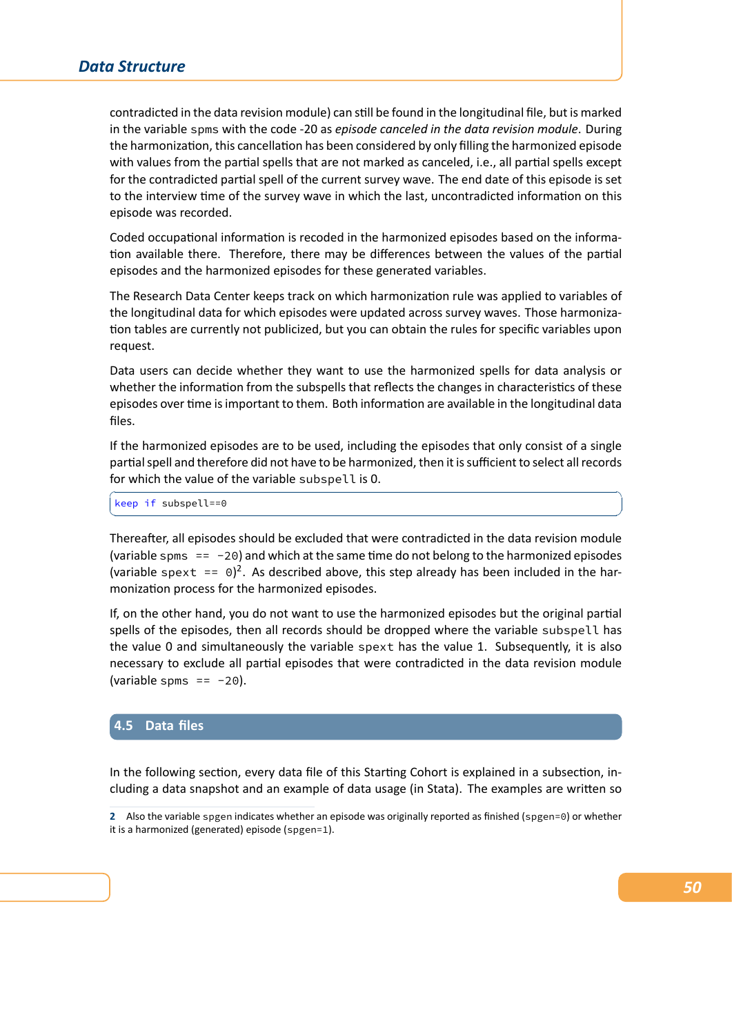contradicted in the data revision module) can still be found in the longitudinal file, but is marked in the variable `spms` with the code -20 as *episode canceled in the data revision module*. During the harmonization, this cancellation has been considered by only filling the harmonized episode with values from the partial spells that are not marked as canceled, i.e., all partial spells except for the contradicted partial spell of the current survey wave. The end date of this episode is set to the interview time of the survey wave in which the last, uncontradicted information on this episode was recorded.

Coded occupational information is recoded in the harmonized episodes based on the information available there. Therefore, there may be differences between the values of the partial episodes and the harmonized episodes for these generated variables.

The Research Data Center keeps track on which harmonization rule was applied to variables of the longitudinal data for which episodes were updated across survey waves. Those harmonization tables are currently not publicized, but you can obtain the rules for specific variables upon request.

Data users can decide whether they want to use the harmonized spells for data analysis or whether the information from the subspells that reflects the changes in characteristics of these episodes over time is important to them. Both information are available in the longitudinal data files.

If the harmonized episodes are to be used, including the episodes that only consist of a single partial spell and therefore did not have to be harmonized, then it is sufficient to select all records for which the value of the variable `subspell` is 0.

```
keep if subspell==0
```

Thereafter, all episodes should be excluded that were contradicted in the data revision module (variable `spms == -20`) and which at the same time do not belong to the harmonized episodes (variable `spext == 0`)[2]. As described above, this step already has been included in the harmonization process for the harmonized episodes.

If, on the other hand, you do not want to use the harmonized episodes but the original partial spells of the episodes, then all records should be dropped where the variable `subspell` has the value 0 and simultaneously the variable `spext` has the value 1. Subsequently, it is also necessary to exclude all partial episodes that were contradicted in the data revision module (variable `spms == -20`).

## 4.5 Data files

In the following section, every data file of this Starting Cohort is explained in a subsection, including a data snapshot and an example of data usage (in Stata). The examples are written so

2 Also the variable `spgen` indicates whether an episode was originally reported as finished (`spgen=0`) or whether it is a harmonized (generated) episode (`spgen=1`).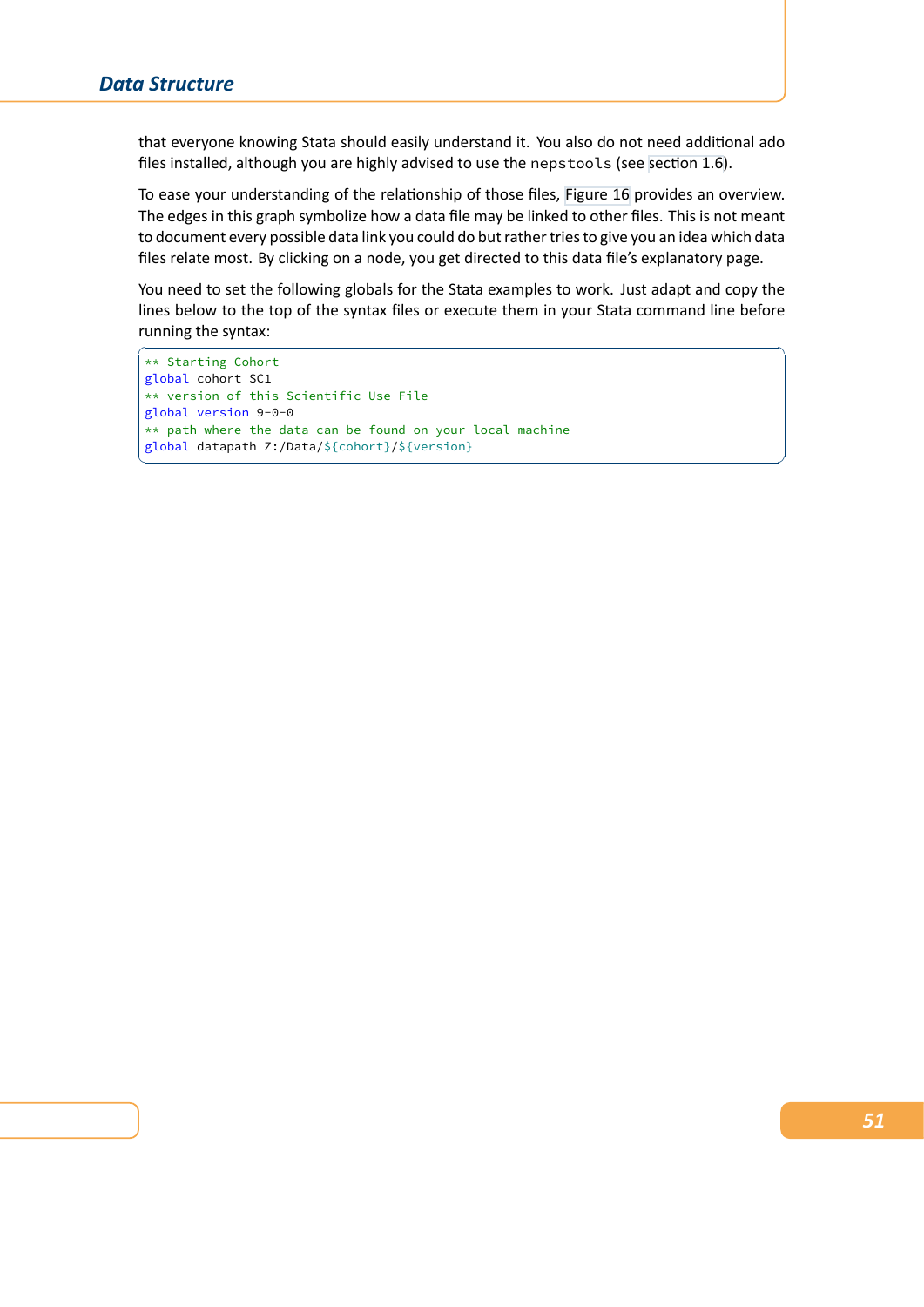that everyone knowing Stata should easily understand it. You also do not need additional ado files installed, although you are highly advised to use the `nepstools` (see section 1.6).

To ease your understanding of the relationship of those files, Figure 16 provides an overview. The edges in this graph symbolize how a data file may be linked to other files. This is not meant to document every possible data link you could do but rather tries to give you an idea which data files relate most. By clicking on a node, you get directed to this data file's explanatory page.

You need to set the following globals for the Stata examples to work. Just adapt and copy the lines below to the top of the syntax files or execute them in your Stata command line before running the syntax:

```
** Starting Cohort
global cohort SC1
** version of this Scientific Use File
global version 9-0-0
** path where the data can be found on your local machine
global datapath Z:/Data/${cohort}/${version}
```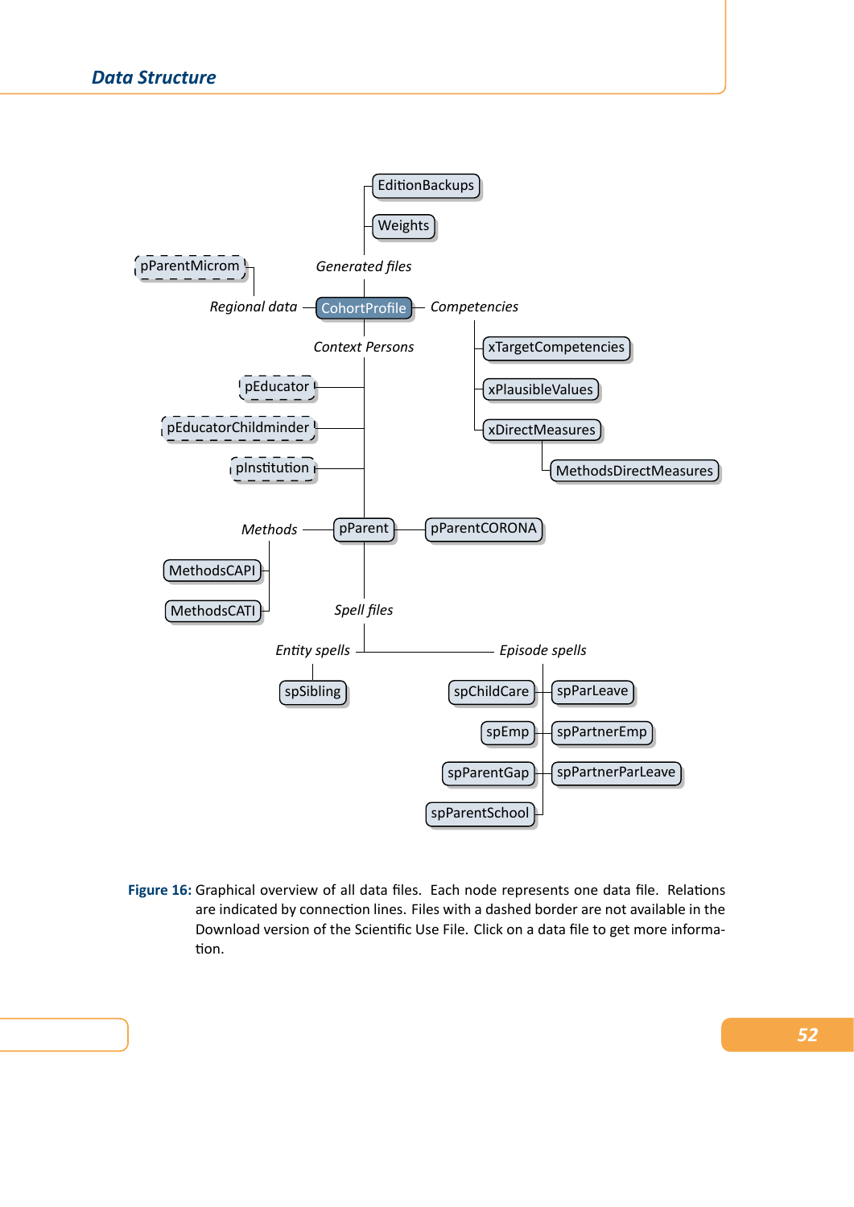EditionBackups

Weights

pParentMicrom

*Generated files*

*Regional data* — CohortProfile — *Competencies*

*Context Persons*

xTargetCompetencies

xPlausibleValues

pEducator

pEducatorChildminder

xDirectMeasures

MethodsDirectMeasures

pInstitution

*Methods* — pParent — pParentCORONA

MethodsCAPI

MethodsCATI

*Spell files*

*Entity spells*

*Episode spells*

spSibling

spChildCare

spParLeave

spEmp

spPartnerEmp

spParentGap

spPartnerParLeave

spParentSchool

**Figure 16:** Graphical overview of all data files. Each node represents one data file. Relations are indicated by connection lines. Files with a dashed border are not available in the Download version of the Scientific Use File. Click on a data file to get more information.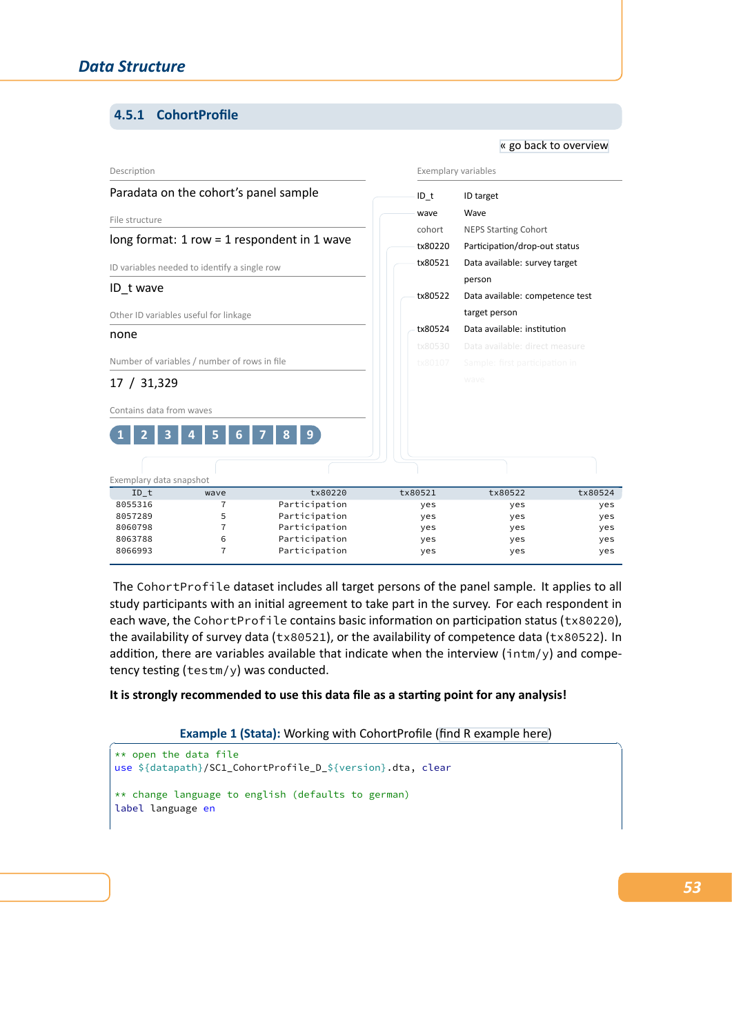### 4.5.1 CohortProfile

« go back to overview

Description

Paradata on the cohort's panel sample

File structure

long format: 1 row = 1 respondent in 1 wave

ID variables needed to identify a single row

ID_t wave

Other ID variables useful for linkage

none

Number of variables / number of rows in file

17 / 31,329

Contains data from waves

1 2 3 4 5 6 7 8 9

Exemplary variables

| | |
|---|---|
| ID_t | ID target |
| wave | Wave |
| cohort | NEPS Starting Cohort |
| tx80220 | Participation/drop-out status |
| tx80521 | Data available: survey target person |
| tx80522 | Data available: competence test target person |
| tx80524 | Data available: institution |
| tx80530 | Data available: direct measure |
| tx80107 | Sample: first participation in wave |

Exemplary data snapshot

| ID_t | wave | tx80220 | tx80521 | tx80522 | tx80524 |
|---|---|---|---|---|---|
| 8055316 | 7 | Participation | yes | yes | yes |
| 8057289 | 5 | Participation | yes | yes | yes |
| 8060798 | 7 | Participation | yes | yes | yes |
| 8063788 | 6 | Participation | yes | yes | yes |
| 8066993 | 7 | Participation | yes | yes | yes |

The CohortProfile dataset includes all target persons of the panel sample. It applies to all study participants with an initial agreement to take part in the survey. For each respondent in each wave, the CohortProfile contains basic information on participation status (tx80220), the availability of survey data (tx80521), or the availability of competence data (tx80522). In addition, there are variables available that indicate when the interview (intm/y) and competency testing (testm/y) was conducted.

**It is strongly recommended to use this data file as a starting point for any analysis!**

**Example 1 (Stata):** Working with CohortProfile (find R example here)

```
** open the data file
use ${datapath}/SC1_CohortProfile_D_${version}.dta, clear

** change language to english (defaults to german)
label language en
```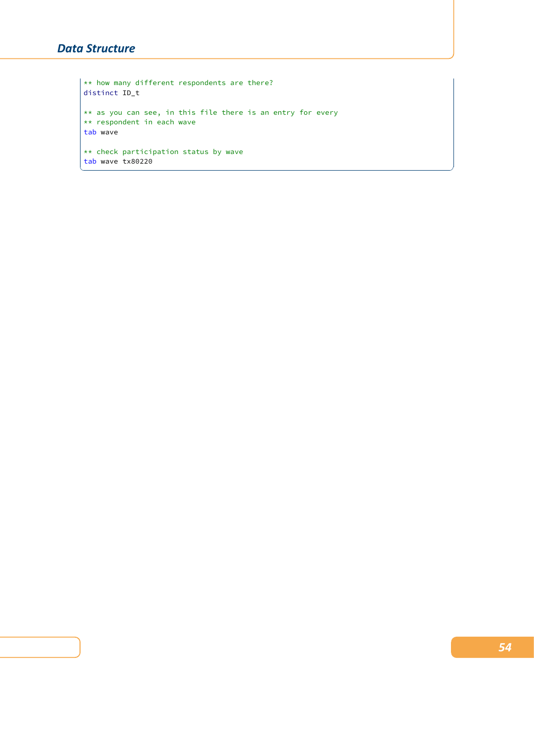```
** how many different respondents are there?
distinct ID_t

** as you can see, in this file there is an entry for every
** respondent in each wave
tab wave

** check participation status by wave
tab wave tx80220
```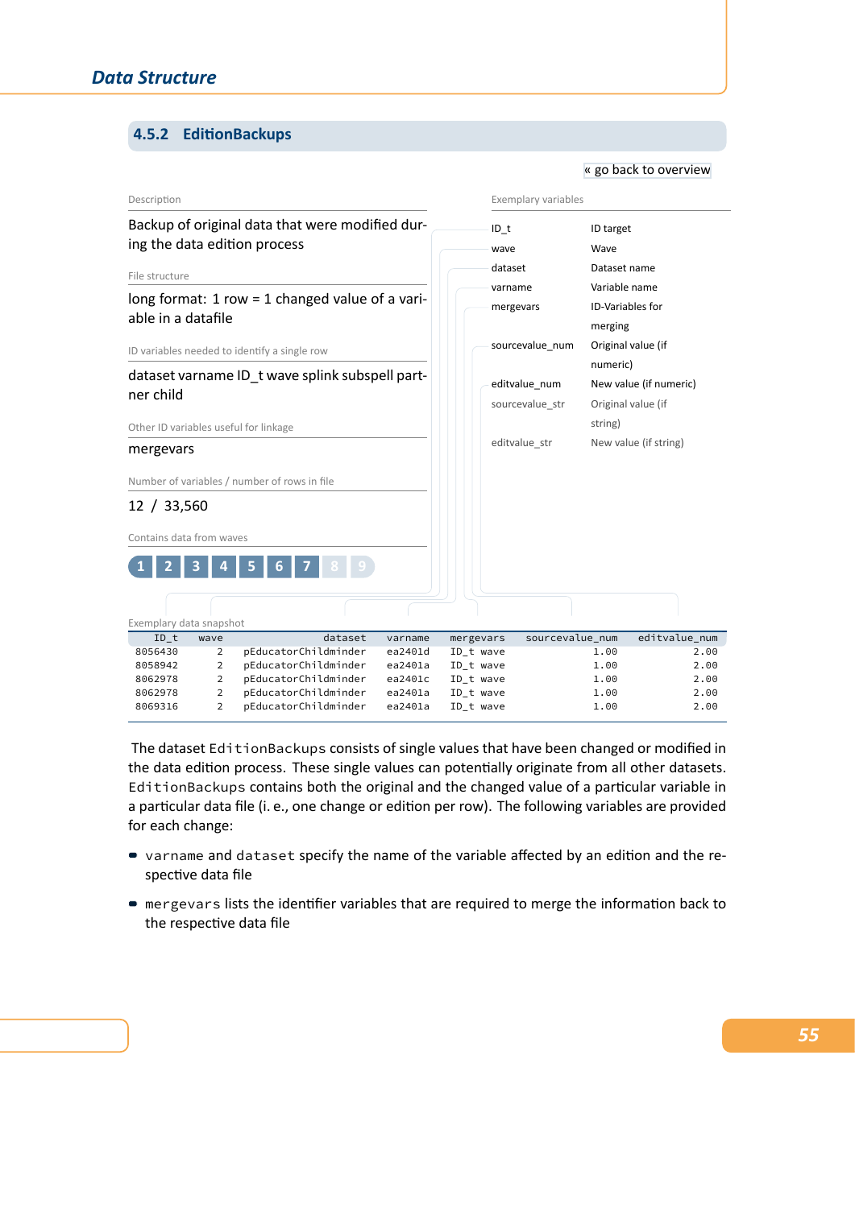### 4.5.2 EditionBackups

« go back to overview

Description

Backup of original data that were modified during the data edition process

File structure

long format: 1 row = 1 changed value of a variable in a datafile

ID variables needed to identify a single row

dataset varname ID_t wave splink subspell partner child

Other ID variables useful for linkage

mergevars

Number of variables / number of rows in file

12 / 33,560

Contains data from waves

1 2 3 4 5 6 7 8 9

Exemplary variables

| Variable | Label |
|---|---|
| ID_t | ID target |
| wave | Wave |
| dataset | Dataset name |
| varname | Variable name |
| mergevars | ID-Variables for merging |
| sourcevalue_num | Original value (if numeric) |
| editvalue_num | New value (if numeric) |
| sourcevalue_str | Original value (if string) |
| editvalue_str | New value (if string) |

Exemplary data snapshot

| ID_t | wave | dataset | varname | mergevars | sourcevalue_num | editvalue_num |
|---|---|---|---|---|---|---|
| 8056430 | 2 | pEducatorChildminder | ea2401d | ID_t wave | 1.00 | 2.00 |
| 8058942 | 2 | pEducatorChildminder | ea2401a | ID_t wave | 1.00 | 2.00 |
| 8062978 | 2 | pEducatorChildminder | ea2401c | ID_t wave | 1.00 | 2.00 |
| 8062978 | 2 | pEducatorChildminder | ea2401a | ID_t wave | 1.00 | 2.00 |
| 8069316 | 2 | pEducatorChildminder | ea2401a | ID_t wave | 1.00 | 2.00 |

The dataset EditionBackups consists of single values that have been changed or modified in the data edition process. These single values can potentially originate from all other datasets. EditionBackups contains both the original and the changed value of a particular variable in a particular data file (i. e., one change or edition per row). The following variables are provided for each change:

- varname and dataset specify the name of the variable affected by an edition and the respective data file
- mergevars lists the identifier variables that are required to merge the information back to the respective data file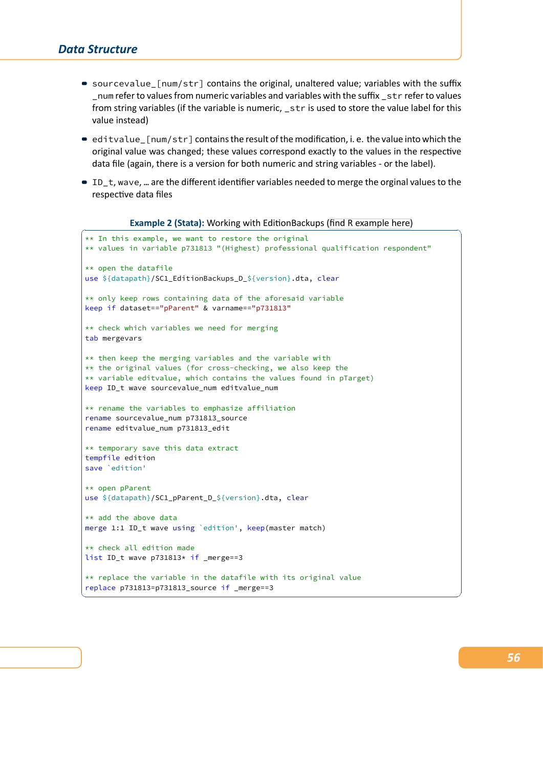- `sourcevalue_[num/str]` contains the original, unaltered value; variables with the suffix `_num` refer to values from numeric variables and variables with the suffix `_str` refer to values from string variables (if the variable is numeric, `_str` is used to store the value label for this value instead)
- `editvalue_[num/str]` contains the result of the modification, i. e. the value into which the original value was changed; these values correspond exactly to the values in the respective data file (again, there is a version for both numeric and string variables - or the label).
- `ID_t`, `wave`, ... are the different identifier variables needed to merge the orginal values to the respective data files

**Example 2 (Stata):** Working with EditionBackups (find R example here)

```
** In this example, we want to restore the original
** values in variable p731813 "(Highest) professional qualification respondent"

** open the datafile
use ${datapath}/SC1_EditionBackups_D_${version}.dta, clear

** only keep rows containing data of the aforesaid variable
keep if dataset=="pParent" & varname=="p731813"

** check which variables we need for merging
tab mergevars

** then keep the merging variables and the variable with
** the original values (for cross-checking, we also keep the
** variable editvalue, which contains the values found in pTarget)
keep ID_t wave sourcevalue_num editvalue_num

** rename the variables to emphasize affiliation
rename sourcevalue_num p731813_source
rename editvalue_num p731813_edit

** temporary save this data extract
tempfile edition
save `edition'

** open pParent
use ${datapath}/SC1_pParent_D_${version}.dta, clear

** add the above data
merge 1:1 ID_t wave using `edition', keep(master match)

** check all edition made
list ID_t wave p731813* if _merge==3

** replace the variable in the datafile with its original value
replace p731813=p731813_source if _merge==3
```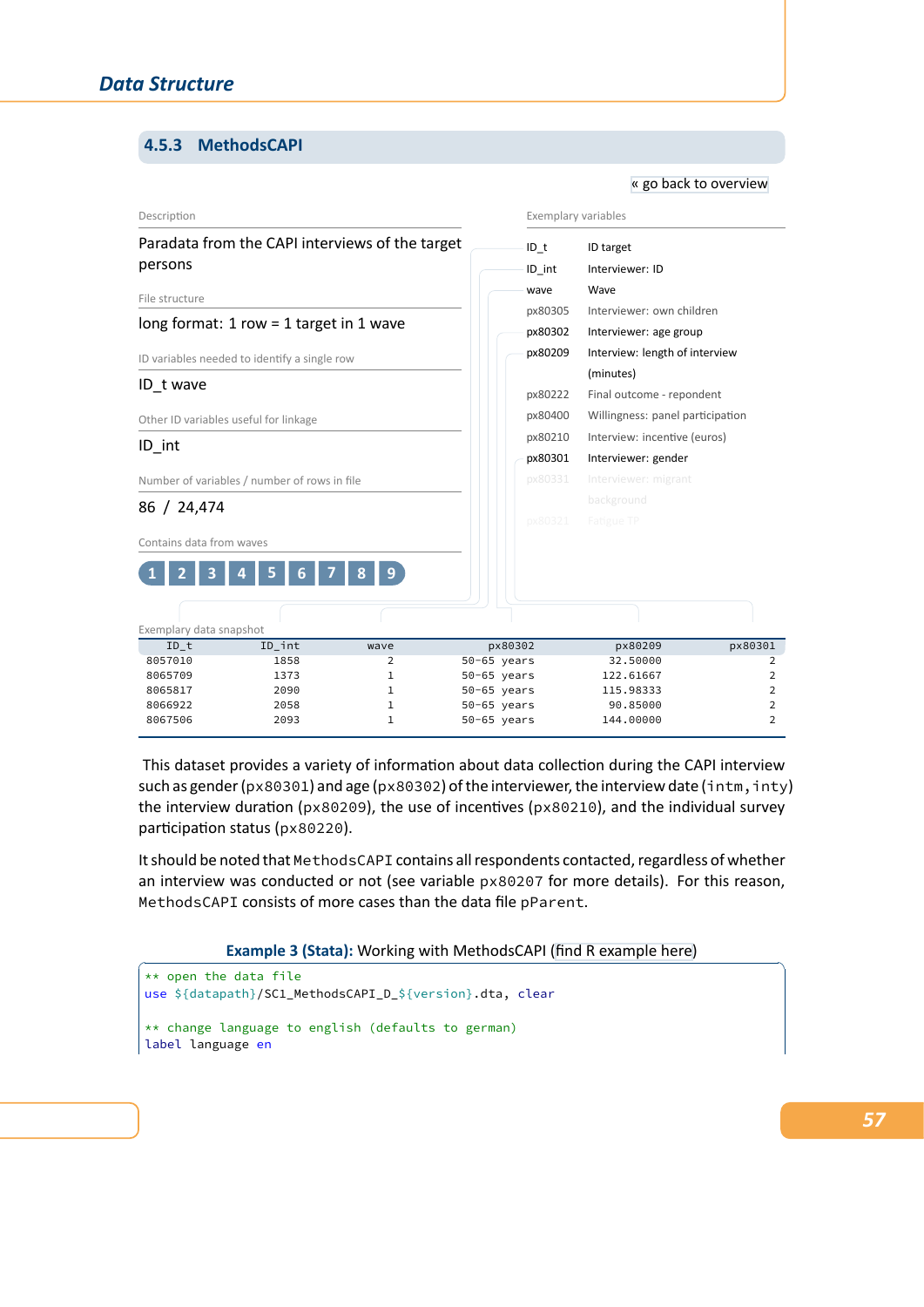### 4.5.3 MethodsCAPI

« go back to overview

Description

Paradata from the CAPI interviews of the target persons

File structure

long format: 1 row = 1 target in 1 wave

ID variables needed to identify a single row

ID_t wave

Other ID variables useful for linkage

ID_int

Number of variables / number of rows in file

86 / 24,474

Contains data from waves

1 2 3 4 5 6 7 8 9

Exemplary variables

| | |
|---|---|
| ID_t | ID target |
| ID_int | Interviewer: ID |
| wave | Wave |
| px80305 | Interviewer: own children |
| px80302 | Interviewer: age group |
| px80209 | Interview: length of interview (minutes) |
| px80222 | Final outcome - repondent |
| px80400 | Willingness: panel participation |
| px80210 | Interview: incentive (euros) |
| px80301 | Interviewer: gender |
| px80331 | Interviewer: migrant background |
| px80321 | Fatigue TP |

Exemplary data snapshot

| ID_t | ID_int | wave | px80302 | px80209 | px80301 |
|---|---|---|---|---|---|
| 8057010 | 1858 | 2 | 50-65 years | 32.50000 | 2 |
| 8065709 | 1373 | 1 | 50-65 years | 122.61667 | 2 |
| 8065817 | 2090 | 1 | 50-65 years | 115.98333 | 2 |
| 8066922 | 2058 | 1 | 50-65 years | 90.85000 | 2 |
| 8067506 | 2093 | 1 | 50-65 years | 144.00000 | 2 |

This dataset provides a variety of information about data collection during the CAPI interview such as gender (px80301) and age (px80302) of the interviewer, the interview date (intm, inty) the interview duration (px80209), the use of incentives (px80210), and the individual survey participation status (px80220).

It should be noted that MethodsCAPI contains all respondents contacted, regardless of whether an interview was conducted or not (see variable px80207 for more details). For this reason, MethodsCAPI consists of more cases than the data file pParent.

**Example 3 (Stata):** Working with MethodsCAPI (find R example here)

```
** open the data file
use ${datapath}/SC1_MethodsCAPI_D_${version}.dta, clear

** change language to english (defaults to german)
label language en
```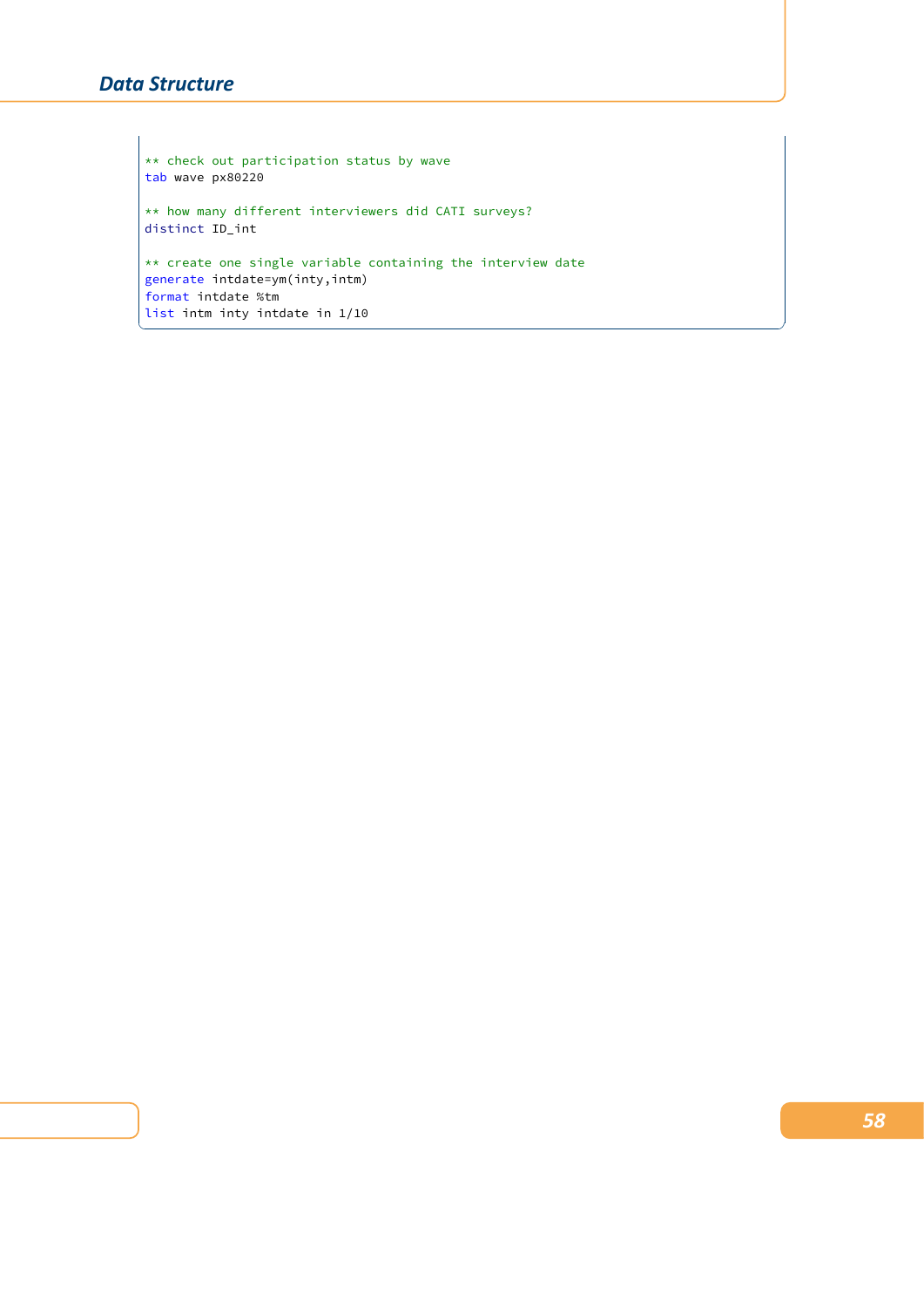```
** check out participation status by wave
tab wave px80220

** how many different interviewers did CATI surveys?
distinct ID_int

** create one single variable containing the interview date
generate intdate=ym(inty,intm)
format intdate %tm
list intm inty intdate in 1/10
```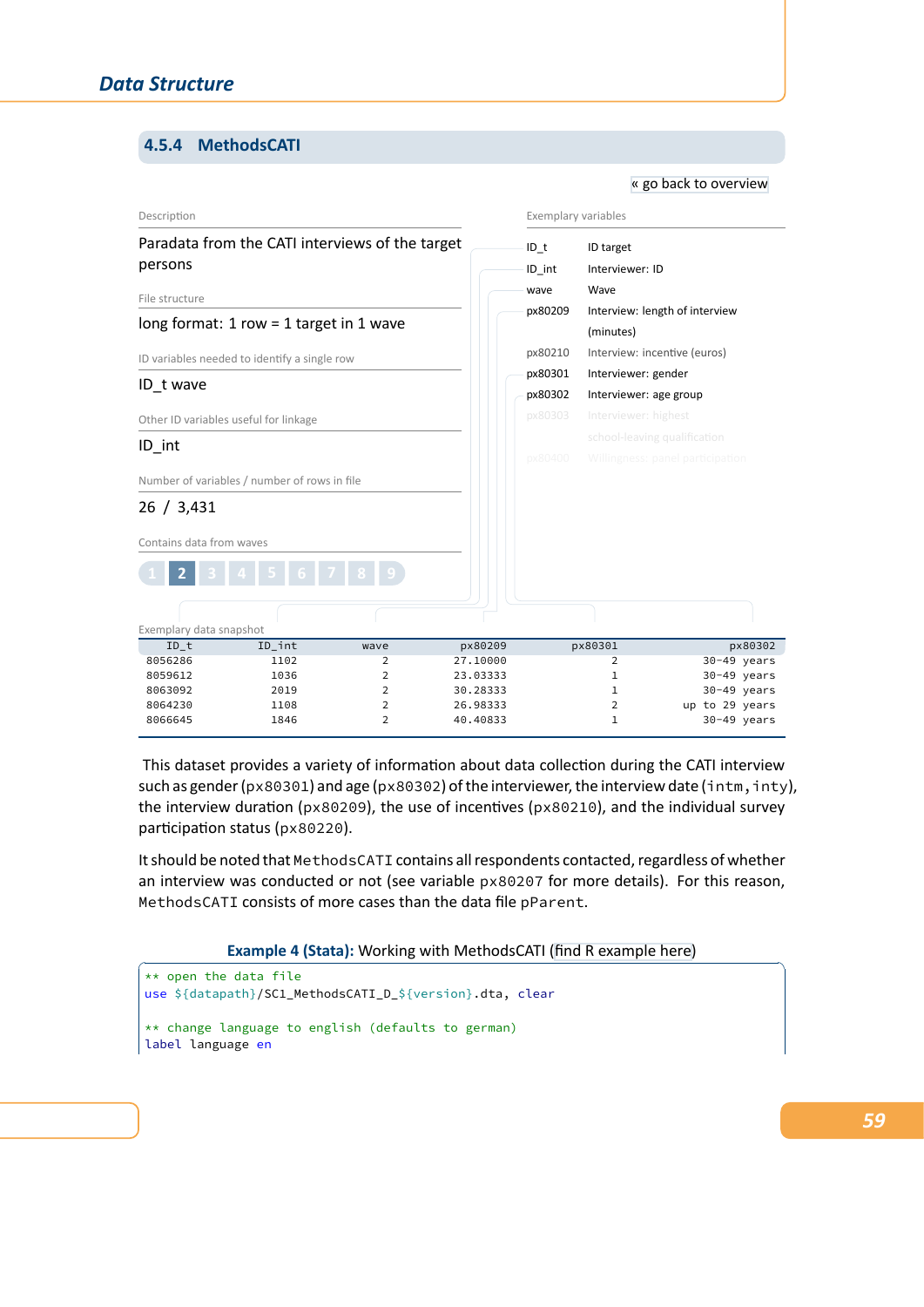## 4.5.4 MethodsCATI

« go back to overview

Description

Paradata from the CATI interviews of the target persons

File structure

long format: 1 row = 1 target in 1 wave

ID variables needed to identify a single row

ID_t wave

Other ID variables useful for linkage

ID_int

Number of variables / number of rows in file

26 / 3,431

Contains data from waves

1 **2** 3 4 5 6 7 8 9

Exemplary variables

| | |
|---|---|
| ID_t | ID target |
| ID_int | Interviewer: ID |
| wave | Wave |
| px80209 | Interview: length of interview (minutes) |
| px80210 | Interview: incentive (euros) |
| px80301 | Interviewer: gender |
| px80302 | Interviewer: age group |
| px80303 | Interviewer: highest school-leaving qualification |
| px80400 | Willingness: panel participation |

Exemplary data snapshot

| ID_t | ID_int | wave | px80209 | px80301 | px80302 |
|---|---|---|---|---|---|
| 8056286 | 1102 | 2 | 27.10000 | 2 | 30-49 years |
| 8059612 | 1036 | 2 | 23.03333 | 1 | 30-49 years |
| 8063092 | 2019 | 2 | 30.28333 | 1 | 30-49 years |
| 8064230 | 1108 | 2 | 26.98333 | 2 | up to 29 years |
| 8066645 | 1846 | 2 | 40.40833 | 1 | 30-49 years |

This dataset provides a variety of information about data collection during the CATI interview such as gender (`px80301`) and age (`px80302`) of the interviewer, the interview date (`intm`, `inty`), the interview duration (`px80209`), the use of incentives (`px80210`), and the individual survey participation status (`px80220`).

It should be noted that `MethodsCATI` contains all respondents contacted, regardless of whether an interview was conducted or not (see variable `px80207` for more details). For this reason, `MethodsCATI` consists of more cases than the data file `pParent`.

**Example 4 (Stata):** Working with MethodsCATI (find R example here)

```
** open the data file
use ${datapath}/SC1_MethodsCATI_D_${version}.dta, clear

** change language to english (defaults to german)
label language en
```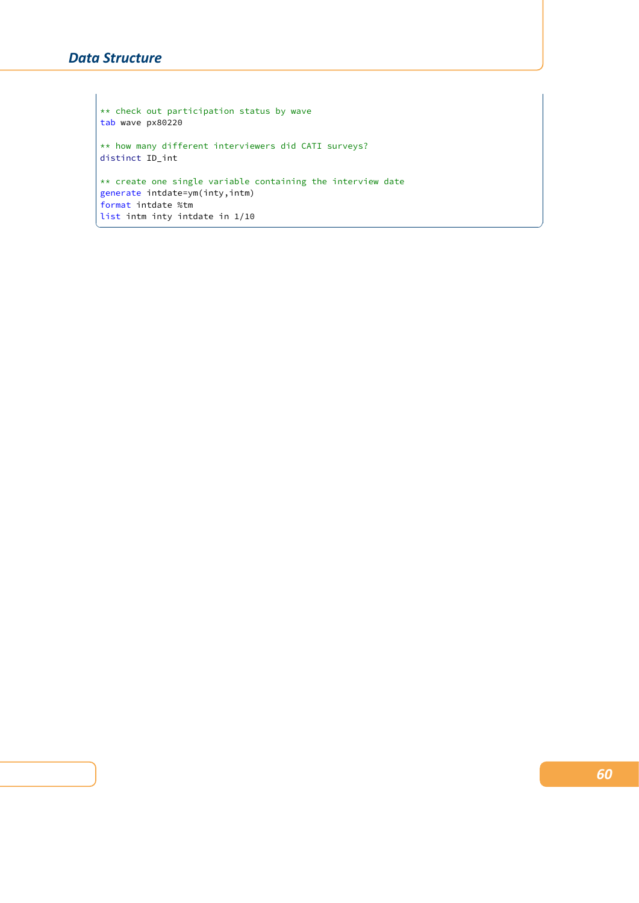```
** check out participation status by wave
tab wave px80220

** how many different interviewers did CATI surveys?
distinct ID_int

** create one single variable containing the interview date
generate intdate=ym(inty,intm)
format intdate %tm
list intm inty intdate in 1/10
```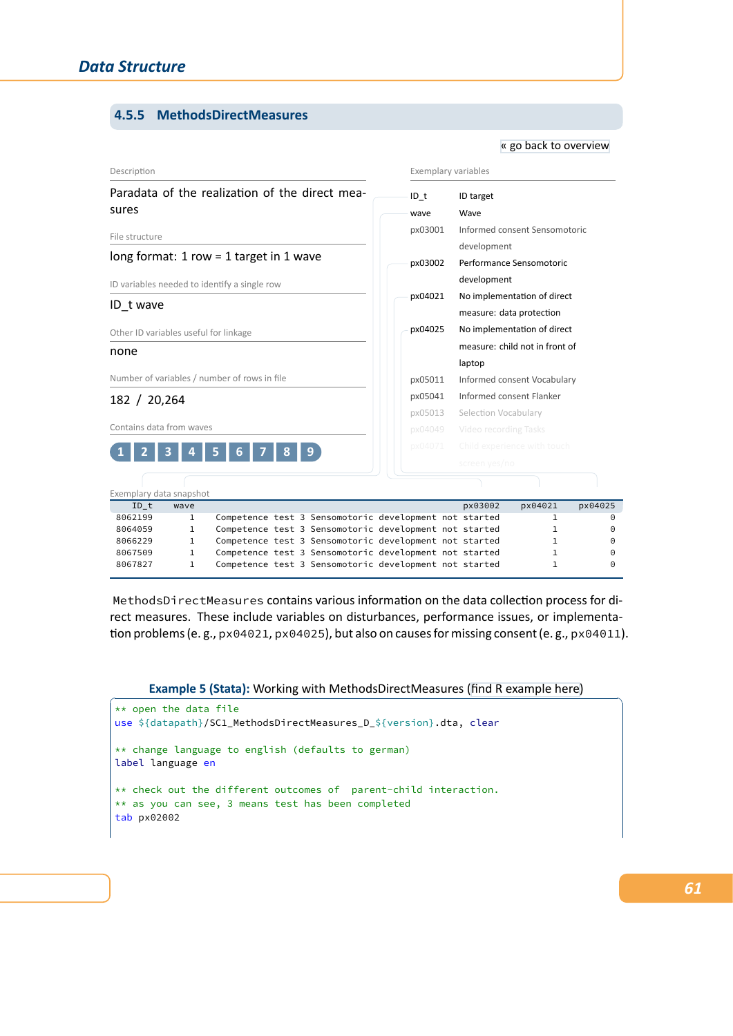### 4.5.5 MethodsDirectMeasures

« go back to overview

Description

Paradata of the realization of the direct measures

File structure

long format: 1 row = 1 target in 1 wave

ID variables needed to identify a single row

ID_t wave

Other ID variables useful for linkage

none

Number of variables / number of rows in file

182 / 20,264

Contains data from waves

1 2 3 4 5 6 7 8 9

Exemplary variables

| | |
|---|---|
| ID_t | ID target |
| wave | Wave |
| px03001 | Informed consent Sensomotoric development |
| px03002 | Performance Sensomotoric development |
| px04021 | No implementation of direct measure: data protection |
| px04025 | No implementation of direct measure: child not in front of laptop |
| px05011 | Informed consent Vocabulary |
| px05041 | Informed consent Flanker |
| px05013 | Selection Vocabulary |
| px04049 | Video recording Tasks |
| px04071 | Child experience with touch screen yes/no |

Exemplary data snapshot

| ID_t | wave | px03002 | px04021 | px04025 |
|---|---|---|---|---|
| 8062199 | 1 | Competence test 3 Sensomotoric development not started | 1 | 0 |
| 8064059 | 1 | Competence test 3 Sensomotoric development not started | 1 | 0 |
| 8066229 | 1 | Competence test 3 Sensomotoric development not started | 1 | 0 |
| 8067509 | 1 | Competence test 3 Sensomotoric development not started | 1 | 0 |
| 8067827 | 1 | Competence test 3 Sensomotoric development not started | 1 | 0 |

`MethodsDirectMeasures` contains various information on the data collection process for direct measures. These include variables on disturbances, performance issues, or implementation problems (e. g., `px04021`, `px04025`), but also on causes for missing consent (e. g., `px04011`).

**Example 5 (Stata):** Working with MethodsDirectMeasures (find R example here)

```
** open the data file
use ${datapath}/SC1_MethodsDirectMeasures_D_${version}.dta, clear

** change language to english (defaults to german)
label language en

** check out the different outcomes of  parent-child interaction.
** as you can see, 3 means test has been completed
tab px02002
```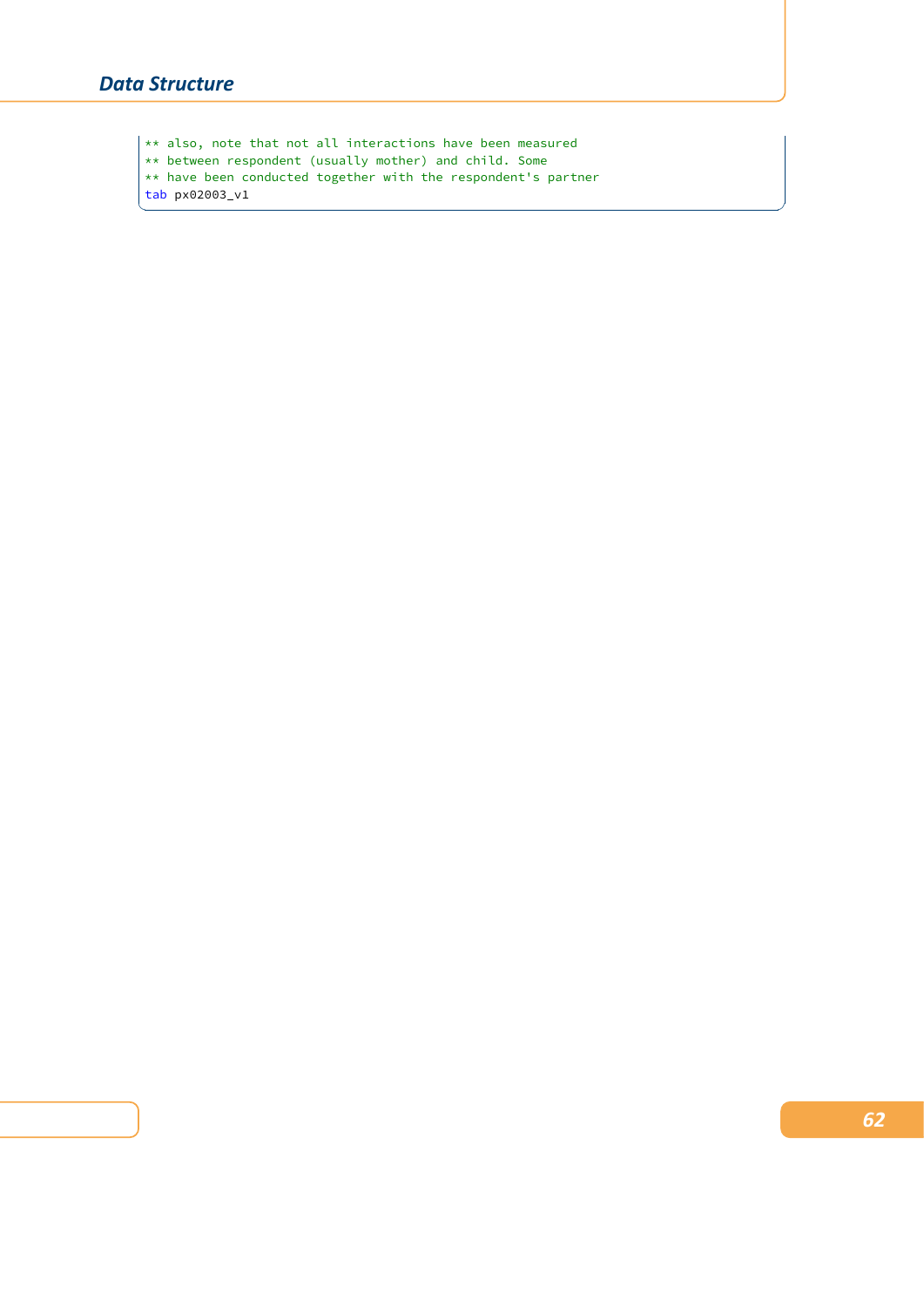```
** also, note that not all interactions have been measured
** between respondent (usually mother) and child. Some
** have been conducted together with the respondent's partner
tab px02003_v1
```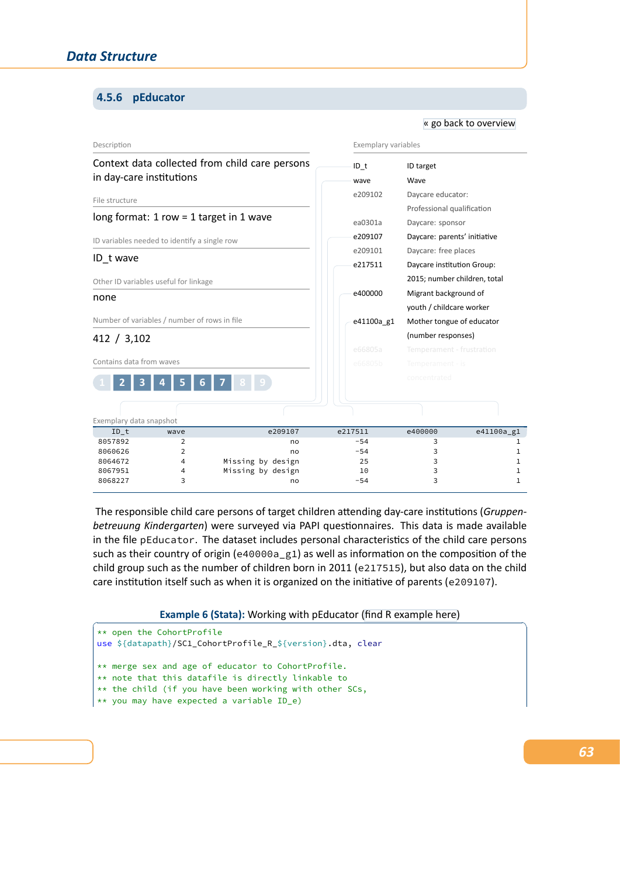### 4.5.6 pEducator

« go back to overview

Description

Context data collected from child care persons in day-care institutions

File structure

long format: 1 row = 1 target in 1 wave

ID variables needed to identify a single row

ID_t wave

Other ID variables useful for linkage

none

Number of variables / number of rows in file

412 / 3,102

Contains data from waves

1 **2** **3** **4** **5** **6** **7** 8 9

Exemplary variables

| Variable | Label |
|---|---|
| ID_t | ID target |
| wave | Wave |
| e209102 | Daycare educator: Professional qualification |
| ea0301a | Daycare: sponsor |
| e209107 | Daycare: parents' initiative |
| e209101 | Daycare: free places |
| e217511 | Daycare institution Group: 2015; number children, total |
| e400000 | Migrant background of youth / childcare worker |
| e41100a_g1 | Mother tongue of educator (number responses) |
| e66805a | Temperament - frustration |
| e66805b | Temperament - is concentrated |

Exemplary data snapshot

| ID_t | wave | e209107 | e217511 | e400000 | e41100a_g1 |
|---|---|---|---|---|---|
| 8057892 | 2 | no | -54 | 3 | 1 |
| 8060626 | 2 | no | -54 | 3 | 1 |
| 8064672 | 4 | Missing by design | 25 | 3 | 1 |
| 8067951 | 4 | Missing by design | 10 | 3 | 1 |
| 8068227 | 3 | no | -54 | 3 | 1 |

The responsible child care persons of target children attending day-care institutions (*Gruppenbetreuung Kindergarten*) were surveyed via PAPI questionnaires. This data is made available in the file pEducator. The dataset includes personal characteristics of the child care persons such as their country of origin (e40000a_g1) as well as information on the composition of the child group such as the number of children born in 2011 (e217515), but also data on the child care institution itself such as when it is organized on the initiative of parents (e209107).

**Example 6 (Stata):** Working with pEducator (find R example here)

```
** open the CohortProfile
use ${datapath}/SC1_CohortProfile_R_${version}.dta, clear

** merge sex and age of educator to CohortProfile.
** note that this datafile is directly linkable to
** the child (if you have been working with other SCs,
** you may have expected a variable ID_e)
```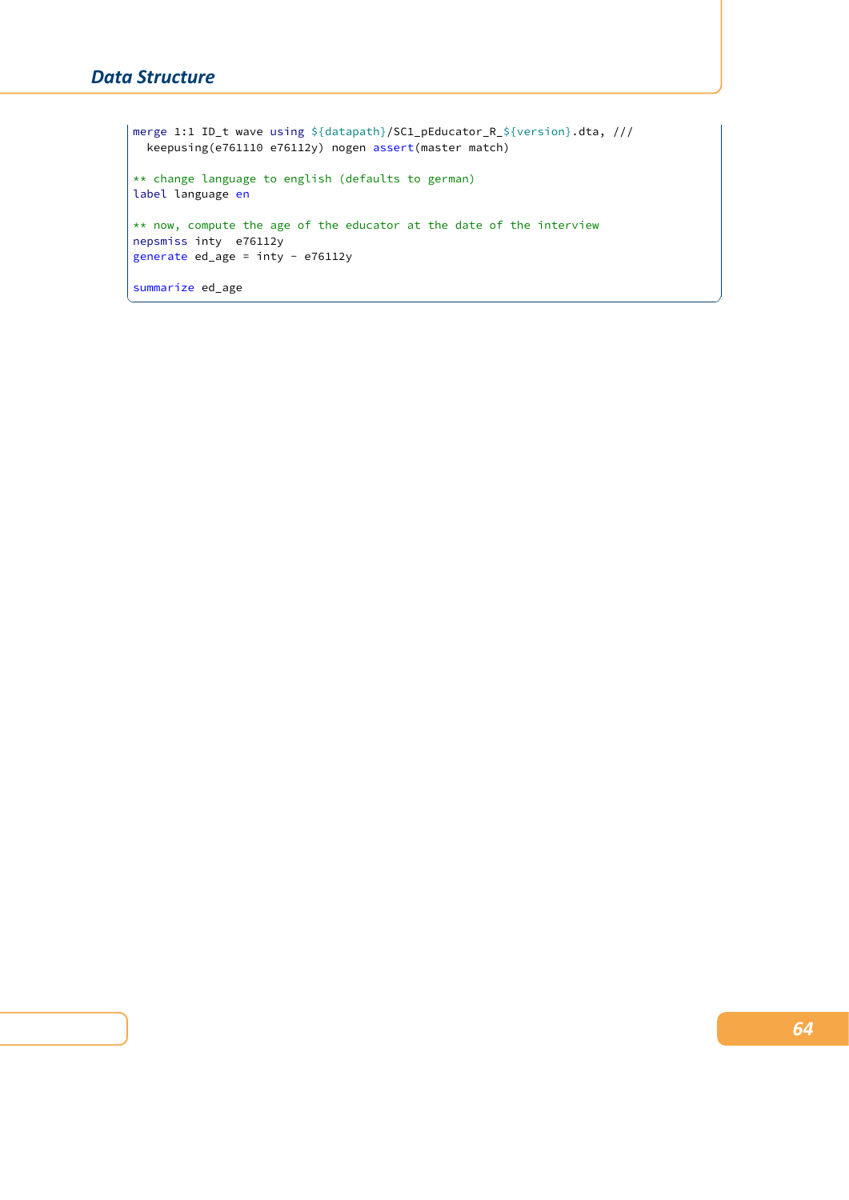```
merge 1:1 ID_t wave using ${datapath}/SC1_pEducator_R_${version}.dta, ///
  keepusing(e761110 e76112y) nogen assert(master match)

** change language to english (defaults to german)
label language en

** now, compute the age of the educator at the date of the interview
nepsmiss inty  e76112y
generate ed_age = inty - e76112y

summarize ed_age
```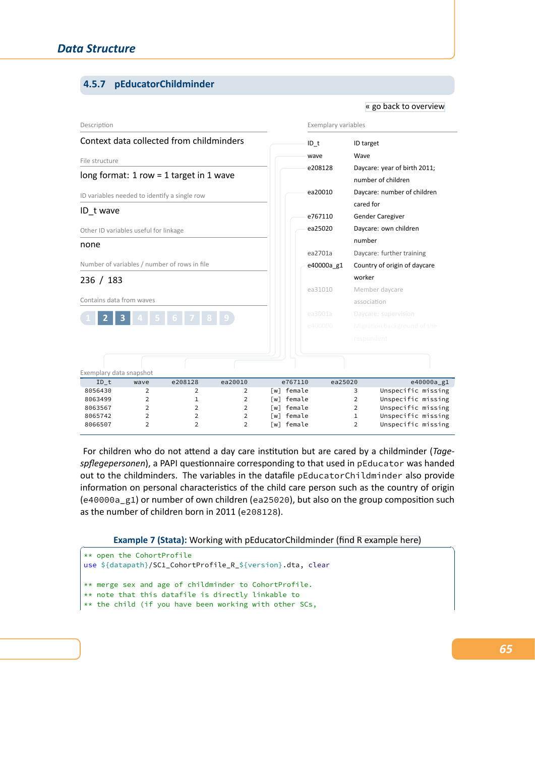## 4.5.7 pEducatorChildminder

« go back to overview

Description

Context data collected from childminders

File structure

long format: 1 row = 1 target in 1 wave

ID variables needed to identify a single row

ID_t wave

Other ID variables useful for linkage

none

Number of variables / number of rows in file

236 / 183

Contains data from waves

1 **2** **3** 4 5 6 7 8 9

Exemplary variables

| | |
|---|---|
| ID_t | ID target |
| wave | Wave |
| e208128 | Daycare: year of birth 2011; number of children |
| ea20010 | Daycare: number of children cared for |
| e767110 | Gender Caregiver |
| ea25020 | Daycare: own children number |
| ea2701a | Daycare: further training |
| e40000a_g1 | Country of origin of daycare worker |
| ea31010 | Member daycare association |
| ea3001a | Daycare: supervision |
| e400000 | Migration background of the respondent |

Exemplary data snapshot

| ID_t | wave | e208128 | ea20010 | e767110 | ea25020 | e40000a_g1 |
|---|---|---|---|---|---|---|
| 8056430 | 2 | 2 | 2 | [w] female | 3 | Unspecific missing |
| 8063499 | 2 | 1 | 2 | [w] female | 2 | Unspecific missing |
| 8063567 | 2 | 2 | 2 | [w] female | 2 | Unspecific missing |
| 8065742 | 2 | 2 | 2 | [w] female | 1 | Unspecific missing |
| 8066507 | 2 | 2 | 2 | [w] female | 2 | Unspecific missing |

For children who do not attend a day care institution but are cared by a childminder (*Tagespflegepersonen*), a PAPI questionnaire corresponding to that used in pEducator was handed out to the childminders. The variables in the datafile pEducatorChildminder also provide information on personal characteristics of the child care person such as the country of origin (e40000a_g1) or number of own children (ea25020), but also on the group composition such as the number of children born in 2011 (e208128).

**Example 7 (Stata):** Working with pEducatorChildminder (find R example here)

```
** open the CohortProfile
use ${datapath}/SC1_CohortProfile_R_${version}.dta, clear

** merge sex and age of childminder to CohortProfile.
** note that this datafile is directly linkable to
** the child (if you have been working with other SCs,
```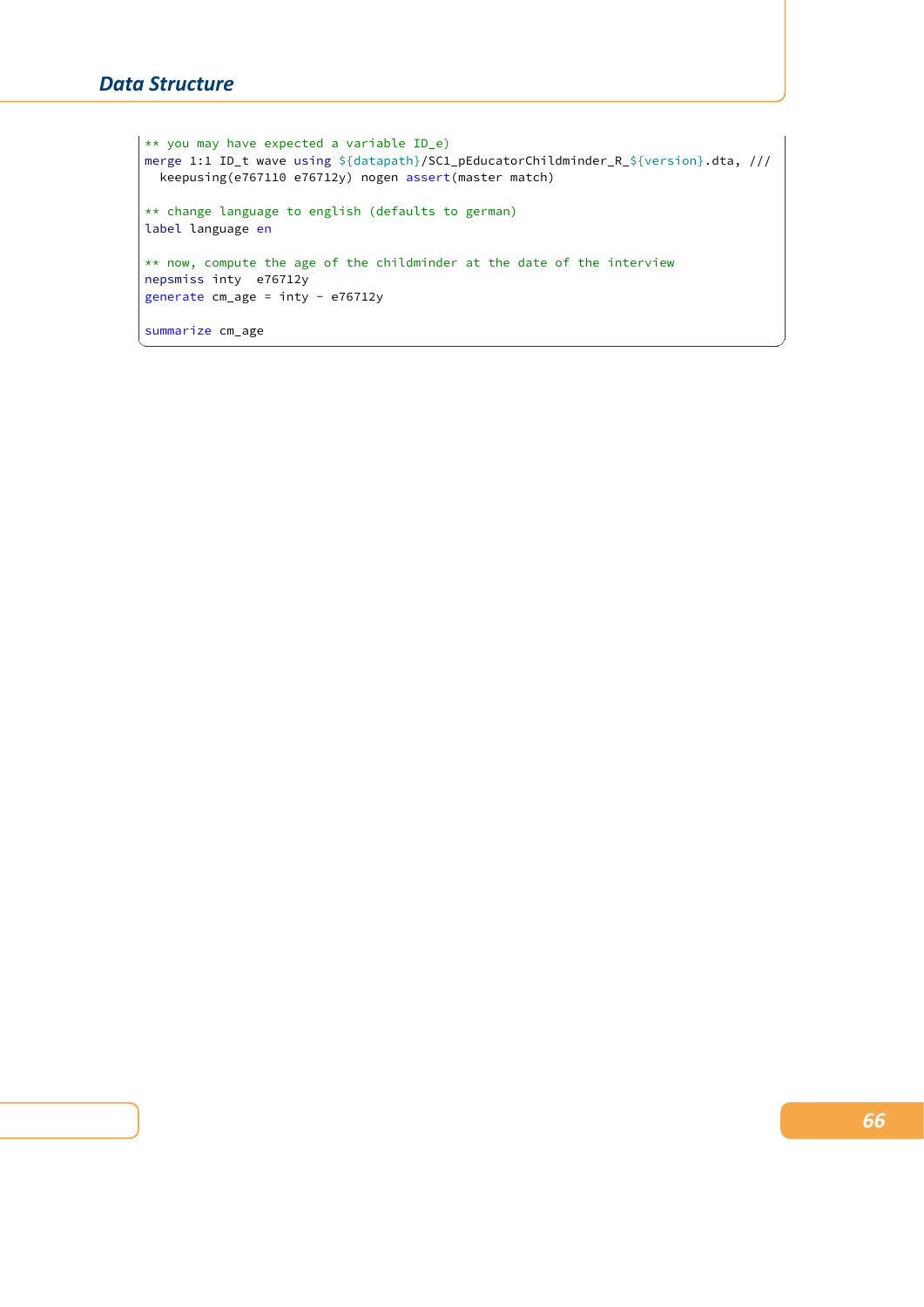```
** you may have expected a variable ID_e)
merge 1:1 ID_t wave using ${datapath}/SC1_pEducatorChildminder_R_${version}.dta, ///
  keepusing(e767110 e76712y) nogen assert(master match)

** change language to english (defaults to german)
label language en

** now, compute the age of the childminder at the date of the interview
nepsmiss inty  e76712y
generate cm_age = inty - e76712y

summarize cm_age
```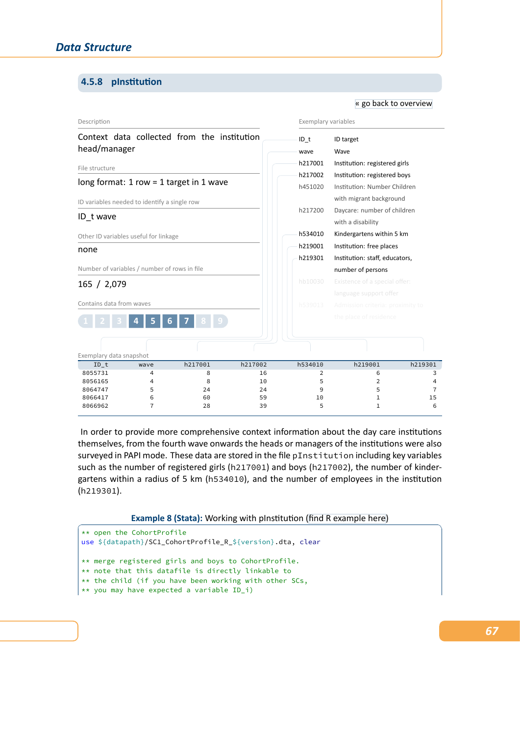## 4.5.8 pInstitution

« go back to overview

Description

Context data collected from the institution head/manager

File structure

long format: 1 row = 1 target in 1 wave

ID variables needed to identify a single row

ID_t wave

Other ID variables useful for linkage

none

Number of variables / number of rows in file

165 / 2,079

Contains data from waves

1 2 3 **4** **5** **6** **7** 8 9

Exemplary variables

| | |
|---|---|
| ID_t | ID target |
| wave | Wave |
| h217001 | Institution: registered girls |
| h217002 | Institution: registered boys |
| h451020 | Institution: Number Children with migrant background |
| h217200 | Daycare: number of children with a disability |
| h534010 | Kindergartens within 5 km |
| h219001 | Institution: free places |
| h219301 | Institution: staff, educators, number of persons |
| hb10030 | Existence of a special offer: language support offer |
| h539013 | Admission criteria: proximity to the place of residence |

Exemplary data snapshot

| ID_t | wave | h217001 | h217002 | h534010 | h219001 | h219301 |
|---|---|---|---|---|---|---|
| 8055731 | 4 | 8 | 16 | 2 | 6 | 3 |
| 8056165 | 4 | 8 | 10 | 5 | 2 | 4 |
| 8064747 | 5 | 24 | 24 | 9 | 5 | 7 |
| 8066417 | 6 | 60 | 59 | 10 | 1 | 15 |
| 8066962 | 7 | 28 | 39 | 5 | 1 | 6 |

In order to provide more comprehensive context information about the day care institutions themselves, from the fourth wave onwards the heads or managers of the institutions were also surveyed in PAPI mode. These data are stored in the file `pInstitution` including key variables such as the number of registered girls (`h217001`) and boys (`h217002`), the number of kindergartens within a radius of 5 km (`h534010`), and the number of employees in the institution (`h219301`).

**Example 8 (Stata):** Working with pInstitution (find R example here)

```
** open the CohortProfile
use ${datapath}/SC1_CohortProfile_R_${version}.dta, clear

** merge registered girls and boys to CohortProfile.
** note that this datafile is directly linkable to
** the child (if you have been working with other SCs,
** you may have expected a variable ID_i)
```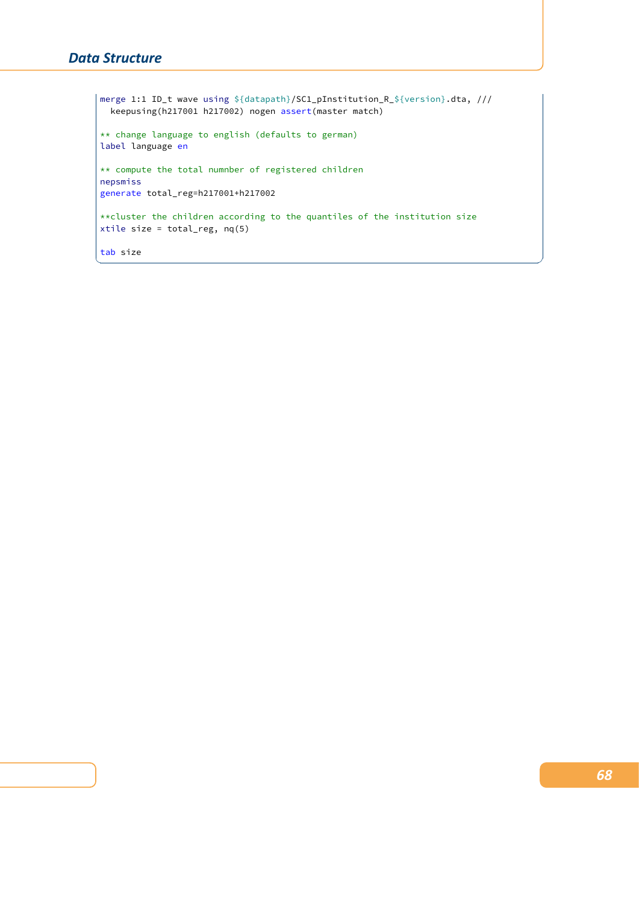```
merge 1:1 ID_t wave using ${datapath}/SC1_pInstitution_R_${version}.dta, ///
  keepusing(h217001 h217002) nogen assert(master match)

** change language to english (defaults to german)
label language en

** compute the total numnber of registered children
nepsmiss
generate total_reg=h217001+h217002

**cluster the children according to the quantiles of the institution size
xtile size = total_reg, nq(5)

tab size
```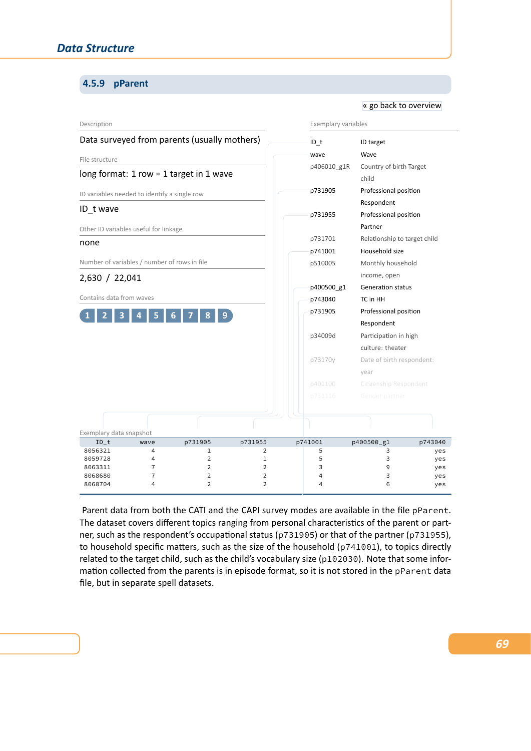### 4.5.9 pParent

« go back to overview

Description

Data surveyed from parents (usually mothers)

File structure

long format: 1 row = 1 target in 1 wave

ID variables needed to identify a single row

ID_t wave

Other ID variables useful for linkage

none

Number of variables / number of rows in file

2,630 / 22,041

Contains data from waves

1 2 3 4 5 6 7 8 9

Exemplary variables

| | |
|---|---|
| ID_t | ID target |
| wave | Wave |
| p406010_g1R | Country of birth Target child |
| p731905 | Professional position Respondent |
| p731955 | Professional position Partner |
| p731701 | Relationship to target child |
| p741001 | Household size |
| p510005 | Monthly household income, open |
| p400500_g1 | Generation status |
| p743040 | TC in HH |
| p731905 | Professional position Respondent |
| p34009d | Participation in high culture: theater |
| p73170y | Date of birth respondent: year |
| p401100 | Citizenship Respondent |
| p731116 | Gender partner |

Exemplary data snapshot

| ID_t | wave | p731905 | p731955 | p741001 | p400500_g1 | p743040 |
|---|---|---|---|---|---|---|
| 8056321 | 4 | 1 | 2 | 5 | 3 | yes |
| 8059728 | 4 | 2 | 1 | 5 | 3 | yes |
| 8063311 | 7 | 2 | 2 | 3 | 9 | yes |
| 8068680 | 7 | 2 | 2 | 4 | 3 | yes |
| 8068704 | 4 | 2 | 2 | 4 | 6 | yes |

Parent data from both the CATI and the CAPI survey modes are available in the file `pParent`. The dataset covers different topics ranging from personal characteristics of the parent or partner, such as the respondent's occupational status (`p731905`) or that of the partner (`p731955`), to household specific matters, such as the size of the household (`p741001`), to topics directly related to the target child, such as the child's vocabulary size (`p102030`). Note that some information collected from the parents is in episode format, so it is not stored in the `pParent` data file, but in separate spell datasets.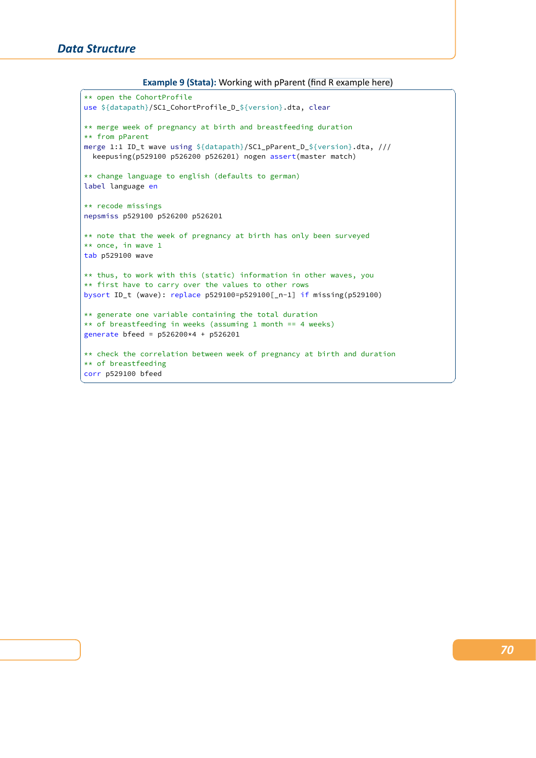**Example 9 (Stata):** Working with pParent (find R example here)

```
** open the CohortProfile
use ${datapath}/SC1_CohortProfile_D_${version}.dta, clear

** merge week of pregnancy at birth and breastfeeding duration
** from pParent
merge 1:1 ID_t wave using ${datapath}/SC1_pParent_D_${version}.dta, ///
  keepusing(p529100 p526200 p526201) nogen assert(master match)

** change language to english (defaults to german)
label language en

** recode missings
nepsmiss p529100 p526200 p526201

** note that the week of pregnancy at birth has only been surveyed
** once, in wave 1
tab p529100 wave

** thus, to work with this (static) information in other waves, you
** first have to carry over the values to other rows
bysort ID_t (wave): replace p529100=p529100[_n-1] if missing(p529100)

** generate one variable containing the total duration
** of breastfeeding in weeks (assuming 1 month == 4 weeks)
generate bfeed = p526200*4 + p526201

** check the correlation between week of pregnancy at birth and duration
** of breastfeeding
corr p529100 bfeed
```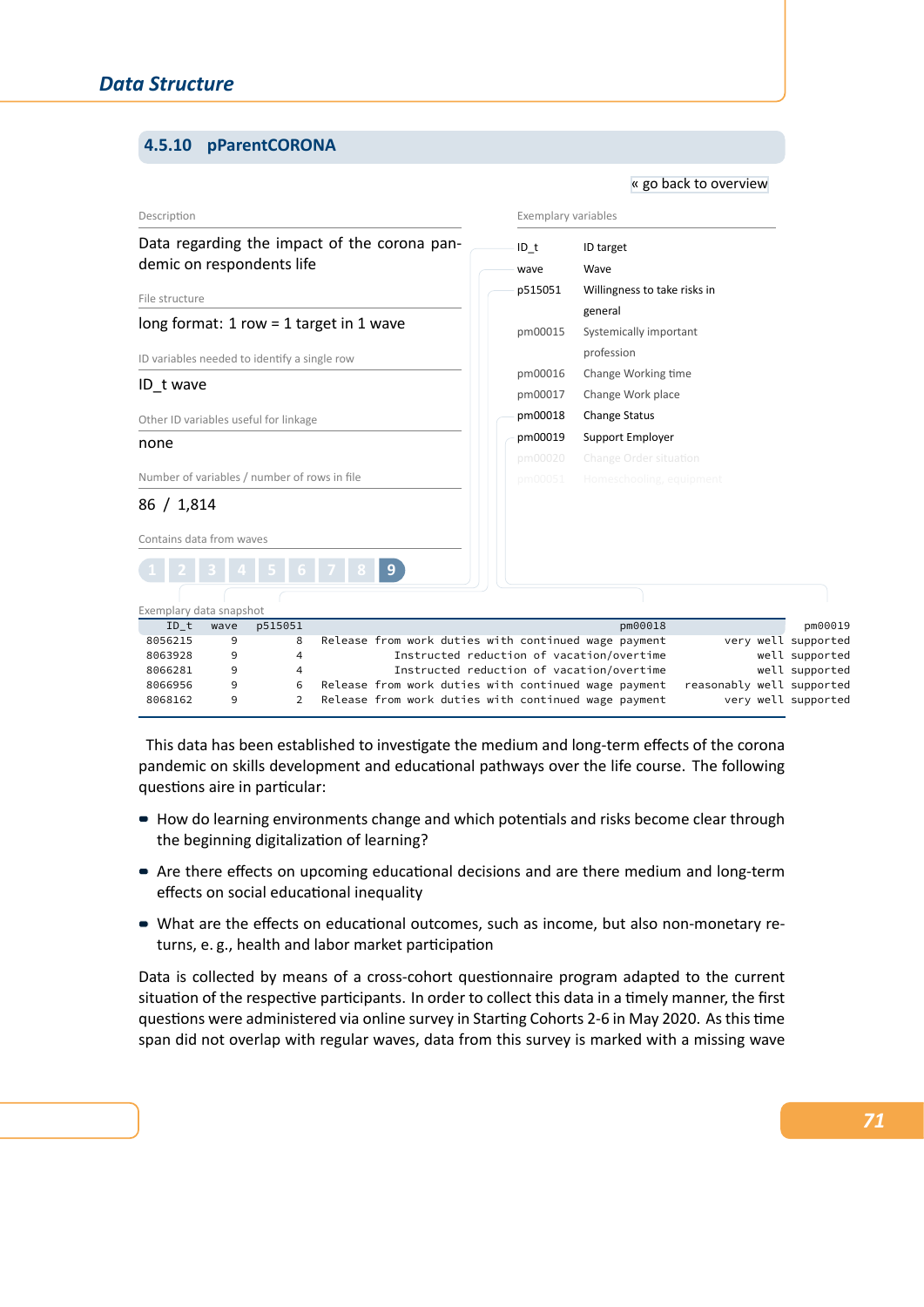### 4.5.10 pParentCORONA

« go back to overview

Description

Data regarding the impact of the corona pandemic on respondents life

File structure

long format: 1 row = 1 target in 1 wave

ID variables needed to identify a single row

ID_t wave

Other ID variables useful for linkage

none

Number of variables / number of rows in file

86 / 1,814

Contains data from waves

1 2 3 4 5 6 7 8 **9**

Exemplary variables

| | |
|---|---|
| ID_t | ID target |
| wave | Wave |
| p515051 | Willingness to take risks in general |
| pm00015 | Systemically important profession |
| pm00016 | Change Working time |
| pm00017 | Change Work place |
| pm00018 | Change Status |
| pm00019 | Support Employer |
| pm00020 | Change Order situation |
| pm00051 | Homeschooling, equipment |

Exemplary data snapshot

| ID_t | wave | p515051 | pm00018 | pm00019 |
|---|---|---|---|---|
| 8056215 | 9 | 8 | Release from work duties with continued wage payment | very well supported |
| 8063928 | 9 | 4 | Instructed reduction of vacation/overtime | well supported |
| 8066281 | 9 | 4 | Instructed reduction of vacation/overtime | well supported |
| 8066956 | 9 | 6 | Release from work duties with continued wage payment | reasonably well supported |
| 8068162 | 9 | 2 | Release from work duties with continued wage payment | very well supported |

This data has been established to investigate the medium and long-term effects of the corona pandemic on skills development and educational pathways over the life course. The following questions aire in particular:

- How do learning environments change and which potentials and risks become clear through the beginning digitalization of learning?
- Are there effects on upcoming educational decisions and are there medium and long-term effects on social educational inequality
- What are the effects on educational outcomes, such as income, but also non-monetary returns, e. g., health and labor market participation

Data is collected by means of a cross-cohort questionnaire program adapted to the current situation of the respective participants. In order to collect this data in a timely manner, the first questions were administered via online survey in Starting Cohorts 2-6 in May 2020. As this time span did not overlap with regular waves, data from this survey is marked with a missing wave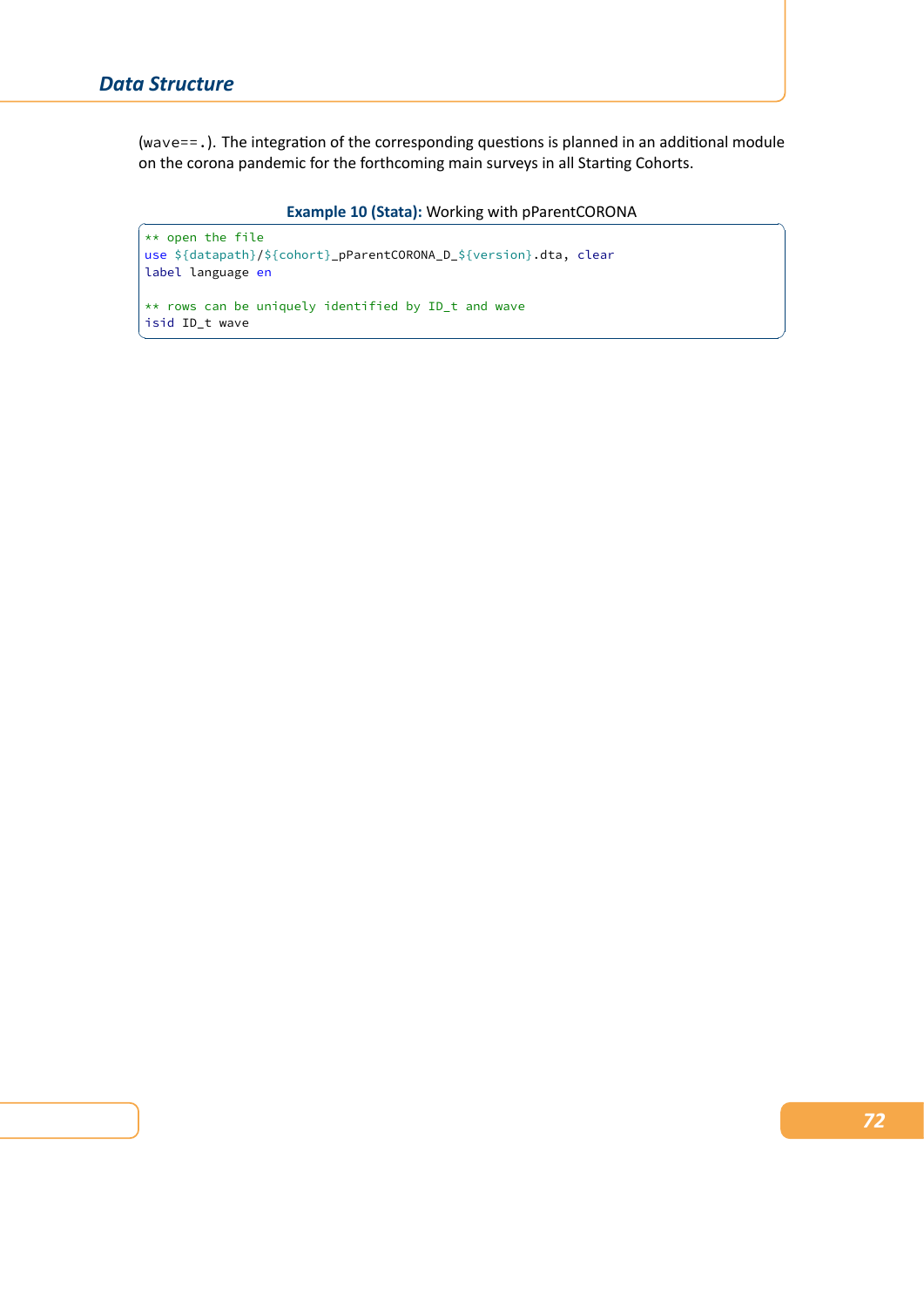(wave==.). The integration of the corresponding questions is planned in an additional module on the corona pandemic for the forthcoming main surveys in all Starting Cohorts.

**Example 10 (Stata):** Working with pParentCORONA

```
** open the file
use ${datapath}/${cohort}_pParentCORONA_D_${version}.dta, clear
label language en

** rows can be uniquely identified by ID_t and wave
isid ID_t wave
```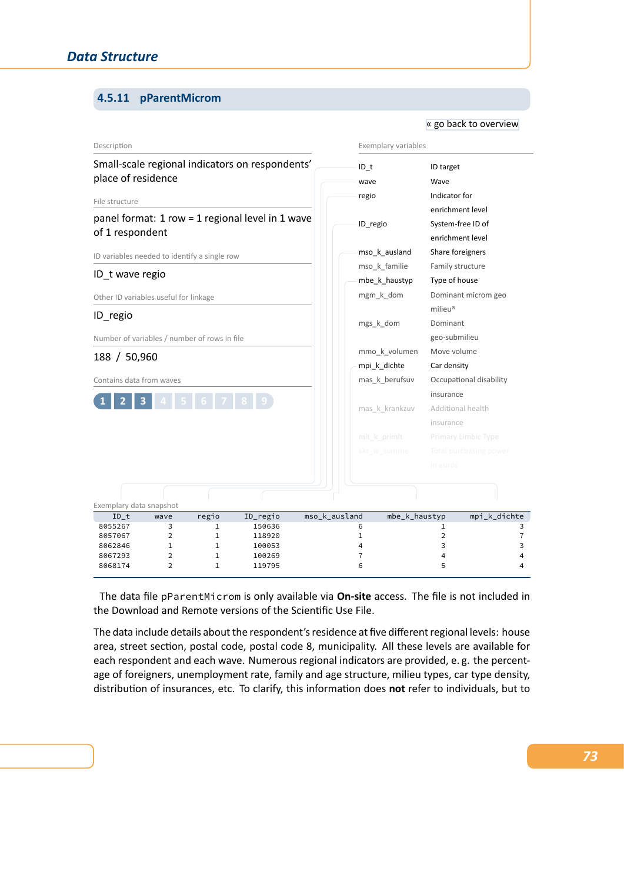### 4.5.11 pParentMicrom

« go back to overview

Description

Small-scale regional indicators on respondents' place of residence

File structure

panel format: 1 row = 1 regional level in 1 wave of 1 respondent

ID variables needed to identify a single row

ID_t wave regio

Other ID variables useful for linkage

ID_regio

Number of variables / number of rows in file

188 / 50,960

Contains data from waves

1 2 3 4 5 6 7 8 9

Exemplary variables

| | |
|---|---|
| ID_t | ID target |
| wave | Wave |
| regio | Indicator for enrichment level |
| ID_regio | System-free ID of enrichment level |
| mso_k_ausland | Share foreigners |
| mso_k_familie | Family structure |
| mbe_k_haustyp | Type of house |
| mgm_k_dom | Dominant microm geo milieu® |
| mgs_k_dom | Dominant geo-submilieu |
| mmo_k_volumen | Move volume |
| mpi_k_dichte | Car density |
| mas_k_berufsuv | Occupational disability insurance |
| mas_k_krankzuv | Additional health insurance |
| mlt_k_primlt | Primary Limbic Type |
| kkr_w_summe | Total purchasing power in euros |

Exemplary data snapshot

| ID_t | wave | regio | ID_regio | mso_k_ausland | mbe_k_haustyp | mpi_k_dichte |
|---|---|---|---|---|---|---|
| 8055267 | 3 | 1 | 150636 | 6 | 1 | 3 |
| 8057067 | 2 | 1 | 118920 | 1 | 2 | 7 |
| 8062846 | 1 | 1 | 100053 | 4 | 3 | 3 |
| 8067293 | 2 | 1 | 100269 | 7 | 4 | 4 |
| 8068174 | 2 | 1 | 119795 | 6 | 5 | 4 |

The data file `pParentMicrom` is only available via **On-site** access. The file is not included in the Download and Remote versions of the Scientific Use File.

The data include details about the respondent's residence at five different regional levels: house area, street section, postal code, postal code 8, municipality. All these levels are available for each respondent and each wave. Numerous regional indicators are provided, e. g. the percentage of foreigners, unemployment rate, family and age structure, milieu types, car type density, distribution of insurances, etc. To clarify, this information does **not** refer to individuals, but to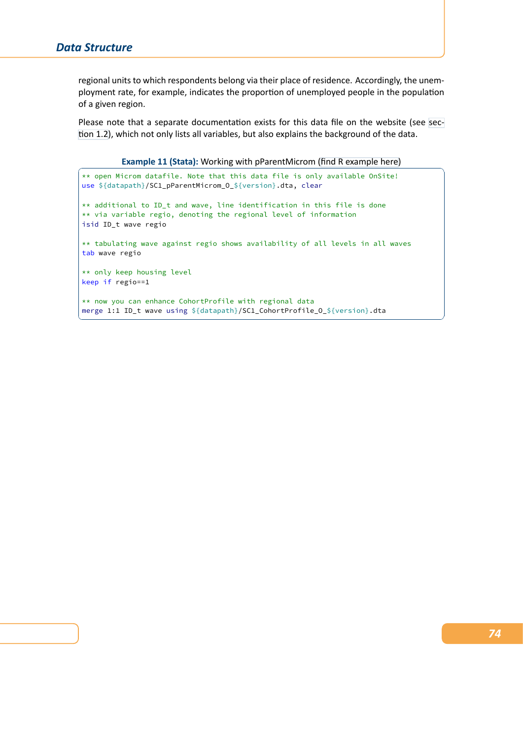regional units to which respondents belong via their place of residence. Accordingly, the unemployment rate, for example, indicates the proportion of unemployed people in the population of a given region.

Please note that a separate documentation exists for this data file on the website (see section 1.2), which not only lists all variables, but also explains the background of the data.

**Example 11 (Stata):** Working with pParentMicrom (find R example here)

```
** open Microm datafile. Note that this data file is only available OnSite!
use ${datapath}/SC1_pParentMicrom_O_${version}.dta, clear

** additional to ID_t and wave, line identification in this file is done
** via variable regio, denoting the regional level of information
isid ID_t wave regio

** tabulating wave against regio shows availability of all levels in all waves
tab wave regio

** only keep housing level
keep if regio==1

** now you can enhance CohortProfile with regional data
merge 1:1 ID_t wave using ${datapath}/SC1_CohortProfile_O_${version}.dta
```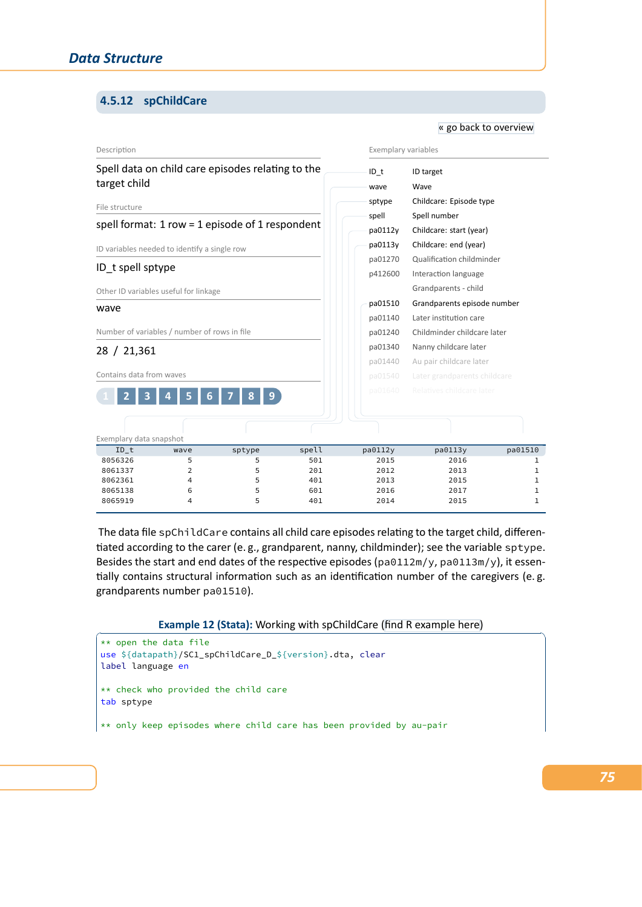### 4.5.12 spChildCare

« go back to overview

Description

Spell data on child care episodes relating to the target child

File structure

spell format: 1 row = 1 episode of 1 respondent

ID variables needed to identify a single row

ID_t spell sptype

Other ID variables useful for linkage

wave

Number of variables / number of rows in file

28 / 21,361

Contains data from waves

1 2 3 4 5 6 7 8 9

Exemplary variables

| | |
|---|---|
| ID_t | ID target |
| wave | Wave |
| sptype | Childcare: Episode type |
| spell | Spell number |
| pa0112y | Childcare: start (year) |
| pa0113y | Childcare: end (year) |
| pa01270 | Qualification childminder |
| p412600 | Interaction language Grandparents - child |
| pa01510 | Grandparents episode number |
| pa01140 | Later institution care |
| pa01240 | Childminder childcare later |
| pa01340 | Nanny childcare later |
| pa01440 | Au pair childcare later |
| pa01540 | Later grandparents childcare |
| pa01640 | Relatives childcare later |

Exemplary data snapshot

| ID_t | wave | sptype | spell | pa0112y | pa0113y | pa01510 |
|---|---|---|---|---|---|---|
| 8056326 | 5 | 5 | 501 | 2015 | 2016 | 1 |
| 8061337 | 2 | 5 | 201 | 2012 | 2013 | 1 |
| 8062361 | 4 | 5 | 401 | 2013 | 2015 | 1 |
| 8065138 | 6 | 5 | 601 | 2016 | 2017 | 1 |
| 8065919 | 4 | 5 | 401 | 2014 | 2015 | 1 |

The data file spChildCare contains all child care episodes relating to the target child, differentiated according to the carer (e. g., grandparent, nanny, childminder); see the variable sptype. Besides the start and end dates of the respective episodes (pa0112m/y, pa0113m/y), it essentially contains structural information such as an identification number of the caregivers (e. g. grandparents number pa01510).

**Example 12 (Stata):** Working with spChildCare (find R example here)

```
** open the data file
use ${datapath}/SC1_spChildCare_D_${version}.dta, clear
label language en

** check who provided the child care
tab sptype

** only keep episodes where child care has been provided by au-pair
```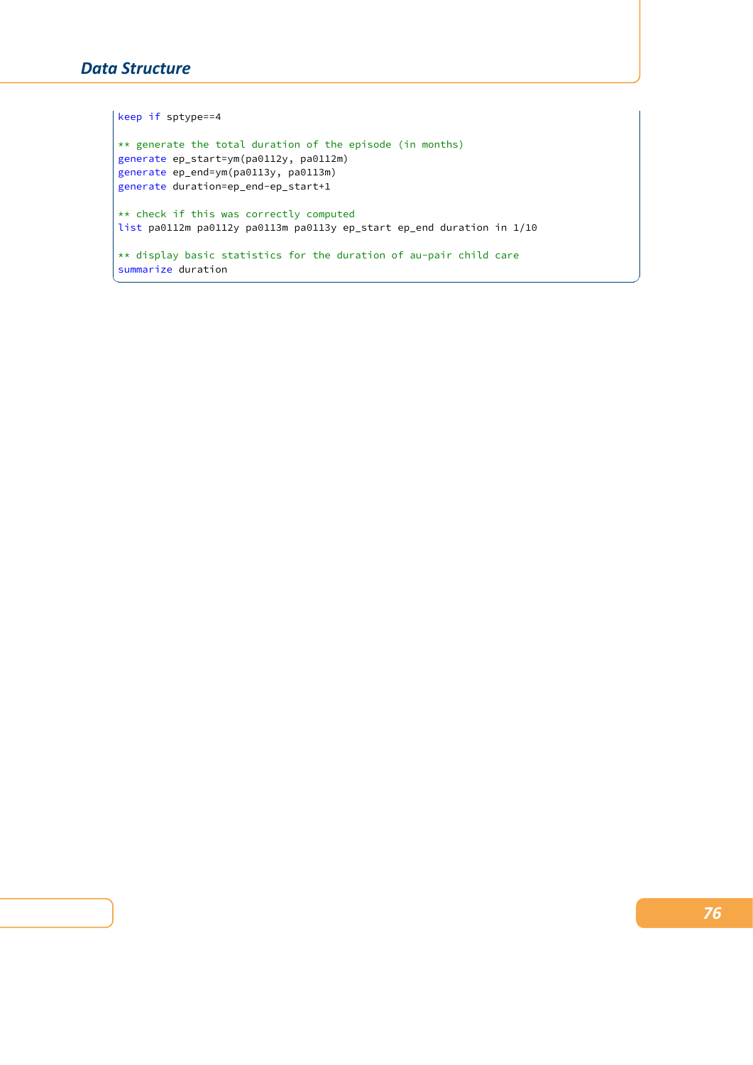```
keep if sptype==4

** generate the total duration of the episode (in months)
generate ep_start=ym(pa0112y, pa0112m)
generate ep_end=ym(pa0113y, pa0113m)
generate duration=ep_end-ep_start+1

** check if this was correctly computed
list pa0112m pa0112y pa0113m pa0113y ep_start ep_end duration in 1/10

** display basic statistics for the duration of au-pair child care
summarize duration
```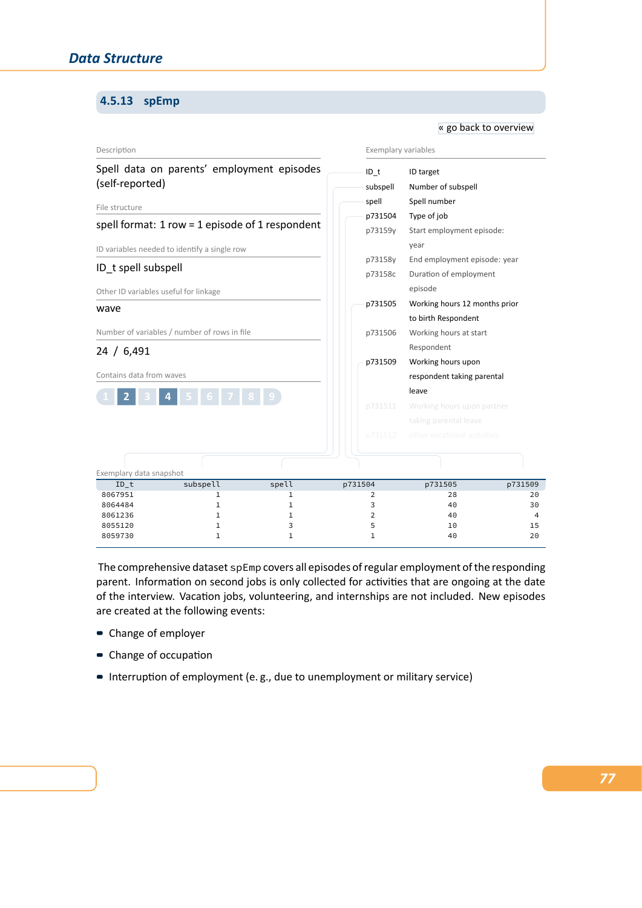## 4.5.13 spEmp

« go back to overview

Description

Spell data on parents' employment episodes (self-reported)

File structure

spell format: 1 row = 1 episode of 1 respondent

ID variables needed to identify a single row

ID_t spell subspell

Other ID variables useful for linkage

wave

Number of variables / number of rows in file

24 / 6,491

Contains data from waves

1 **2** 3 **4** 5 6 7 8 9

Exemplary variables

| | |
|---|---|
| ID_t | ID target |
| subspell | Number of subspell |
| spell | Spell number |
| p731504 | Type of job |
| p73159y | Start employment episode: year |
| p73158y | End employment episode: year |
| p73158c | Duration of employment episode |
| p731505 | Working hours 12 months prior to birth Respondent |
| p731506 | Working hours at start Respondent |
| p731509 | Working hours upon respondent taking parental leave |
| p731511 | Working hours upon partner taking parental leave |
| p731512 | other vocational activities |

Exemplary data snapshot

| ID_t | subspell | spell | p731504 | p731505 | p731509 |
|---|---|---|---|---|---|
| 8067951 | 1 | 1 | 2 | 28 | 20 |
| 8064484 | 1 | 1 | 3 | 40 | 30 |
| 8061236 | 1 | 1 | 2 | 40 | 4 |
| 8055120 | 1 | 3 | 5 | 10 | 15 |
| 8059730 | 1 | 1 | 1 | 40 | 20 |

The comprehensive dataset `spEmp` covers all episodes of regular employment of the responding parent. Information on second jobs is only collected for activities that are ongoing at the date of the interview. Vacation jobs, volunteering, and internships are not included. New episodes are created at the following events:

- Change of employer
- Change of occupation
- Interruption of employment (e. g., due to unemployment or military service)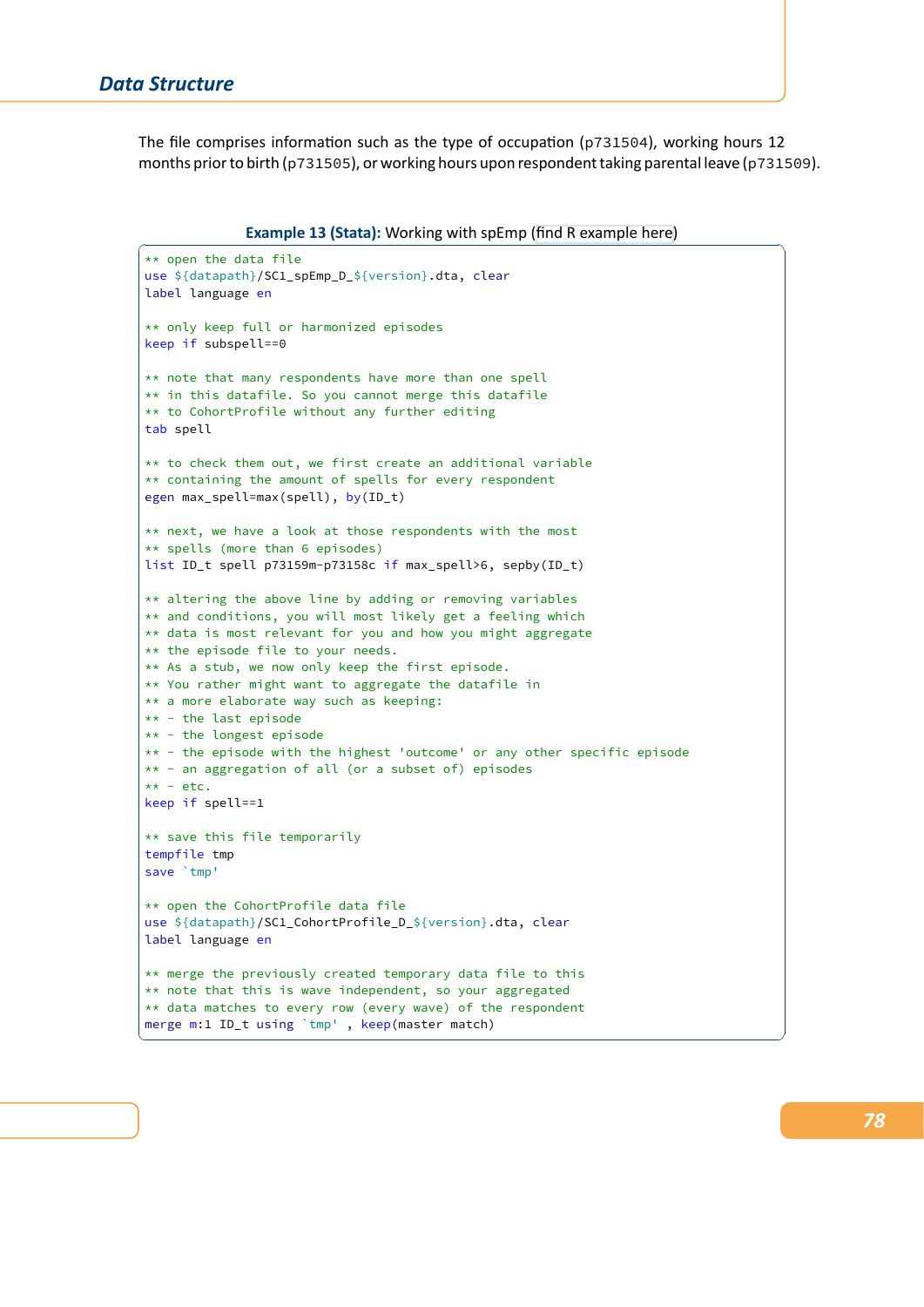The file comprises information such as the type of occupation (p731504), working hours 12 months prior to birth (p731505), or working hours upon respondent taking parental leave (p731509).

**Example 13 (Stata):** Working with spEmp (find R example here)

```
** open the data file
use ${datapath}/SC1_spEmp_D_${version}.dta, clear
label language en

** only keep full or harmonized episodes
keep if subspell==0

** note that many respondents have more than one spell
** in this datafile. So you cannot merge this datafile
** to CohortProfile without any further editing
tab spell

** to check them out, we first create an additional variable
** containing the amount of spells for every respondent
egen max_spell=max(spell), by(ID_t)

** next, we have a look at those respondents with the most
** spells (more than 6 episodes)
list ID_t spell p73159m-p73158c if max_spell>6, sepby(ID_t)

** altering the above line by adding or removing variables
** and conditions, you will most likely get a feeling which
** data is most relevant for you and how you might aggregate
** the episode file to your needs.
** As a stub, we now only keep the first episode.
** You rather might want to aggregate the datafile in
** a more elaborate way such as keeping:
** - the last episode
** - the longest episode
** - the episode with the highest 'outcome' or any other specific episode
** - an aggregation of all (or a subset of) episodes
** - etc.
keep if spell==1

** save this file temporarily
tempfile tmp
save `tmp'

** open the CohortProfile data file
use ${datapath}/SC1_CohortProfile_D_${version}.dta, clear
label language en

** merge the previously created temporary data file to this
** note that this is wave independent, so your aggregated
** data matches to every row (every wave) of the respondent
merge m:1 ID_t using `tmp' , keep(master match)
```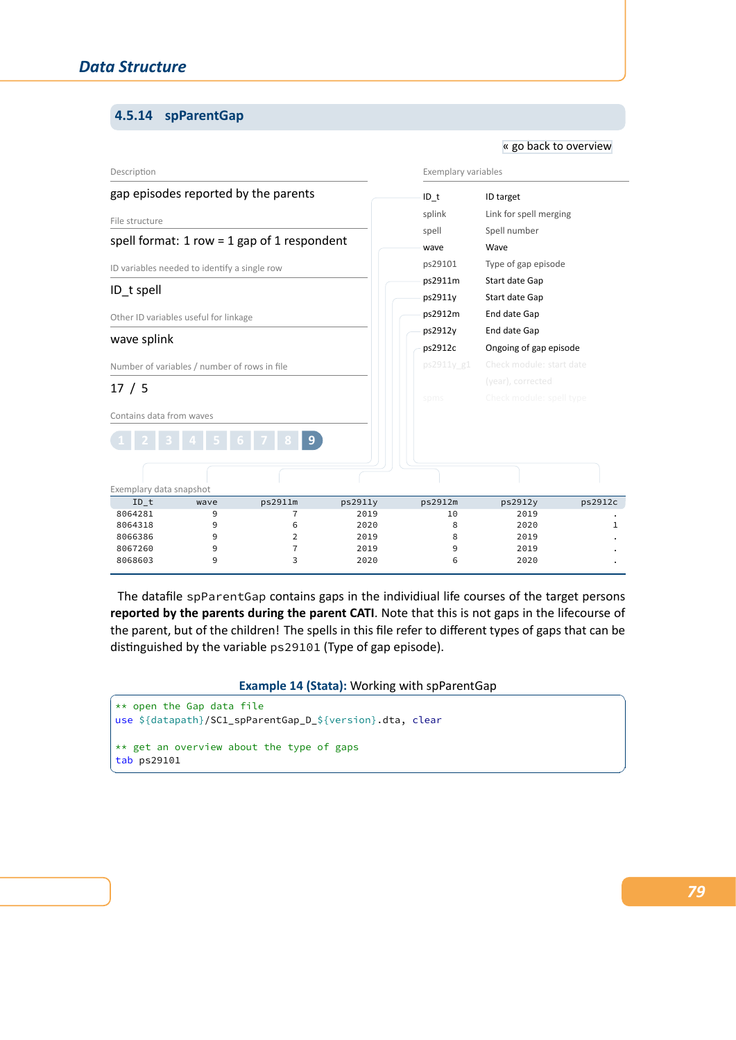### 4.5.14 spParentGap

« go back to overview

Description

gap episodes reported by the parents

File structure

spell format: 1 row = 1 gap of 1 respondent

ID variables needed to identify a single row

ID_t spell

Other ID variables useful for linkage

wave splink

Number of variables / number of rows in file

17 / 5

Contains data from waves

1 2 3 4 5 6 7 8 **9**

Exemplary variables

| | |
|---|---|
| ID_t | ID target |
| splink | Link for spell merging |
| spell | Spell number |
| wave | Wave |
| ps29101 | Type of gap episode |
| ps2911m | Start date Gap |
| ps2911y | Start date Gap |
| ps2912m | End date Gap |
| ps2912y | End date Gap |
| ps2912c | Ongoing of gap episode |
| ps2911y_g1 | Check module: start date (year), corrected |
| spms | Check module: spell type |

Exemplary data snapshot

| ID_t | wave | ps2911m | ps2911y | ps2912m | ps2912y | ps2912c |
|---|---|---|---|---|---|---|
| 8064281 | 9 | 7 | 2019 | 10 | 2019 | . |
| 8064318 | 9 | 6 | 2020 | 8 | 2020 | 1 |
| 8066386 | 9 | 2 | 2019 | 8 | 2019 | . |
| 8067260 | 9 | 7 | 2019 | 9 | 2019 | . |
| 8068603 | 9 | 3 | 2020 | 6 | 2020 | . |

The datafile spParentGap contains gaps in the individiual life courses of the target persons **reported by the parents during the parent CATI**. Note that this is not gaps in the lifecourse of the parent, but of the children! The spells in this file refer to different types of gaps that can be distinguished by the variable ps29101 (Type of gap episode).

**Example 14 (Stata):** Working with spParentGap

```
** open the Gap data file
use ${datapath}/SC1_spParentGap_D_${version}.dta, clear

** get an overview about the type of gaps
tab ps29101
```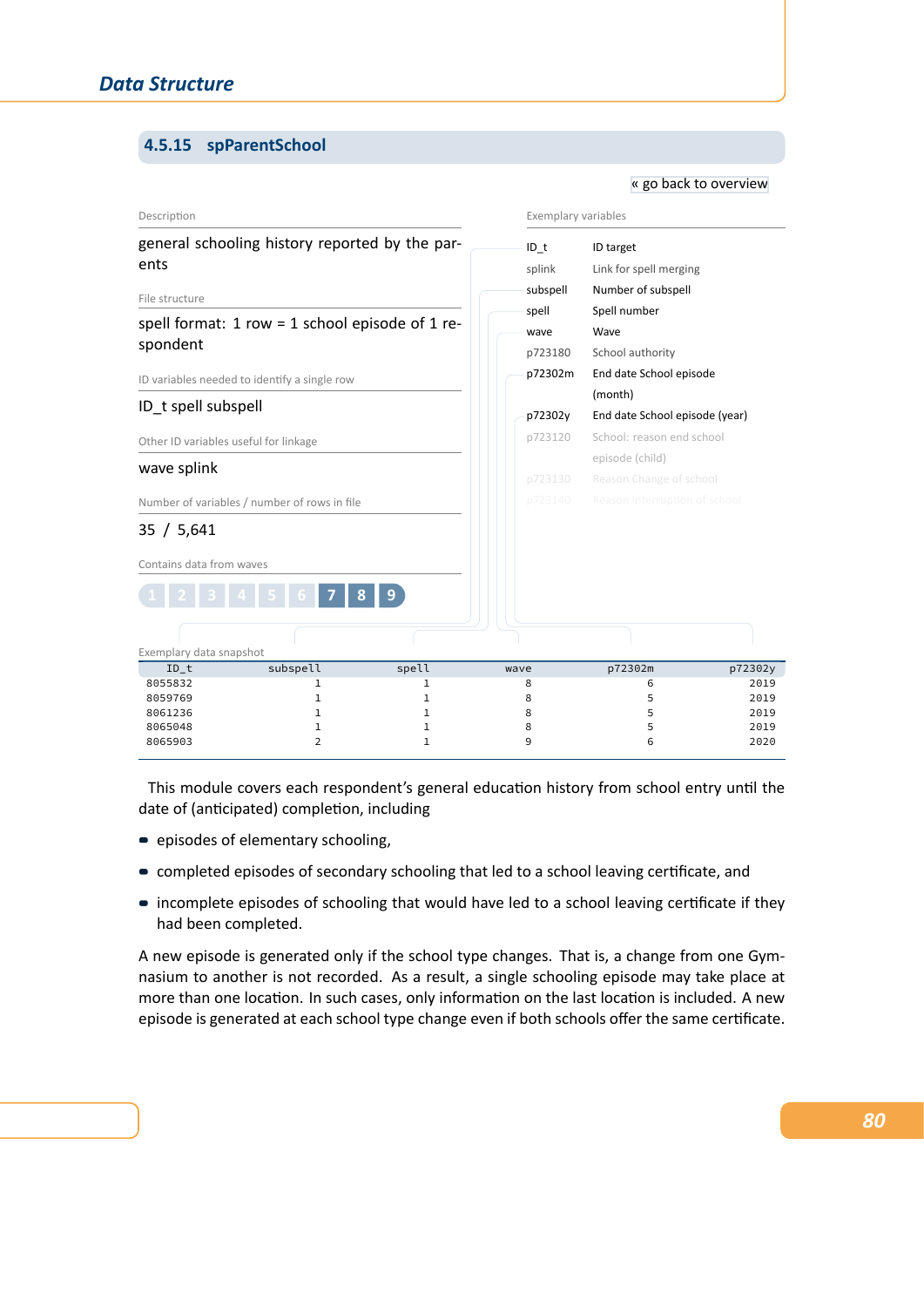### 4.5.15 spParentSchool

« go back to overview

**Description**

general schooling history reported by the parents

**File structure**

spell format: 1 row = 1 school episode of 1 respondent

**ID variables needed to identify a single row**

ID_t spell subspell

**Other ID variables useful for linkage**

wave splink

**Number of variables / number of rows in file**

35 / 5,641

**Contains data from waves**

1 2 3 4 5 6 **7** **8** **9**

**Exemplary variables**

| | |
|---|---|
| ID_t | ID target |
| splink | Link for spell merging |
| subspell | Number of subspell |
| spell | Spell number |
| wave | Wave |
| p723180 | School authority |
| p72302m | End date School episode (month) |
| p72302y | End date School episode (year) |
| p723120 | School: reason end school episode (child) |
| p723130 | Reason Change of school |
| p723140 | Reason Interruption of school |

**Exemplary data snapshot**

| ID_t | subspell | spell | wave | p72302m | p72302y |
|---|---|---|---|---|---|
| 8055832 | 1 | 1 | 8 | 6 | 2019 |
| 8059769 | 1 | 1 | 8 | 5 | 2019 |
| 8061236 | 1 | 1 | 8 | 5 | 2019 |
| 8065048 | 1 | 1 | 8 | 5 | 2019 |
| 8065903 | 2 | 1 | 9 | 6 | 2020 |

This module covers each respondent's general education history from school entry until the date of (anticipated) completion, including

- episodes of elementary schooling,
- completed episodes of secondary schooling that led to a school leaving certificate, and
- incomplete episodes of schooling that would have led to a school leaving certificate if they had been completed.

A new episode is generated only if the school type changes. That is, a change from one Gymnasium to another is not recorded. As a result, a single schooling episode may take place at more than one location. In such cases, only information on the last location is included. A new episode is generated at each school type change even if both schools offer the same certificate.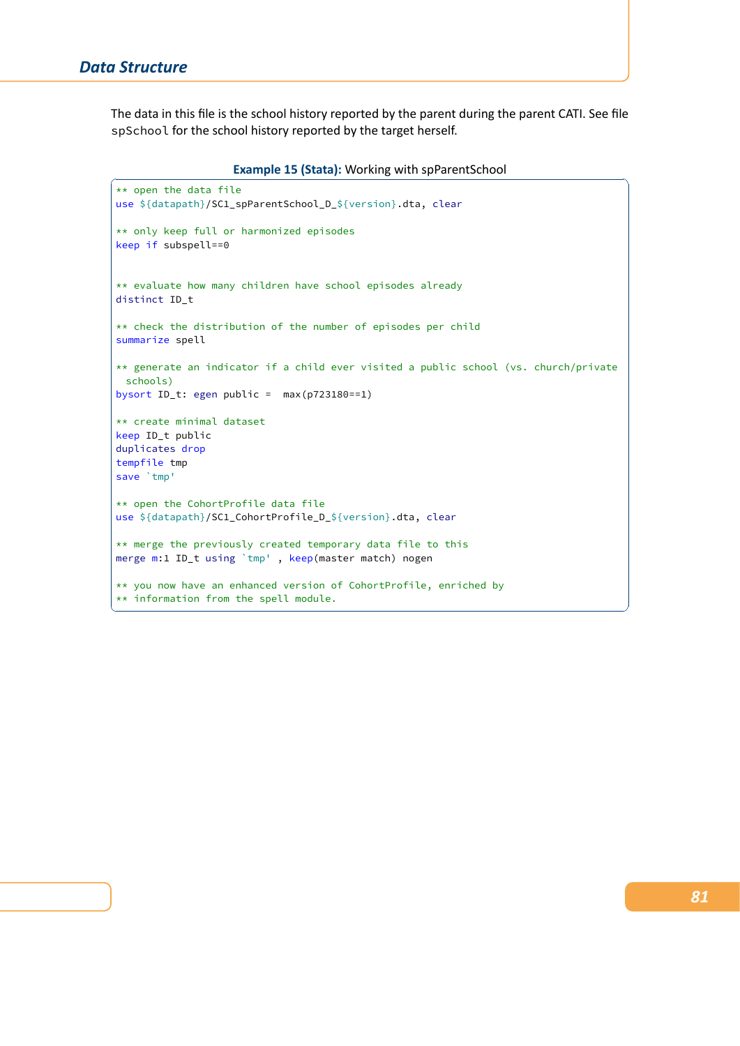The data in this file is the school history reported by the parent during the parent CATI. See file `spSchool` for the school history reported by the target herself.

**Example 15 (Stata):** Working with spParentSchool

```
** open the data file
use ${datapath}/SC1_spParentSchool_D_${version}.dta, clear

** only keep full or harmonized episodes
keep if subspell==0


** evaluate how many children have school episodes already
distinct ID_t

** check the distribution of the number of episodes per child
summarize spell

** generate an indicator if a child ever visited a public school (vs. church/private
  schools)
bysort ID_t: egen public =  max(p723180==1)

** create minimal dataset
keep ID_t public
duplicates drop
tempfile tmp
save `tmp'

** open the CohortProfile data file
use ${datapath}/SC1_CohortProfile_D_${version}.dta, clear

** merge the previously created temporary data file to this
merge m:1 ID_t using `tmp' , keep(master match) nogen

** you now have an enhanced version of CohortProfile, enriched by
** information from the spell module.
```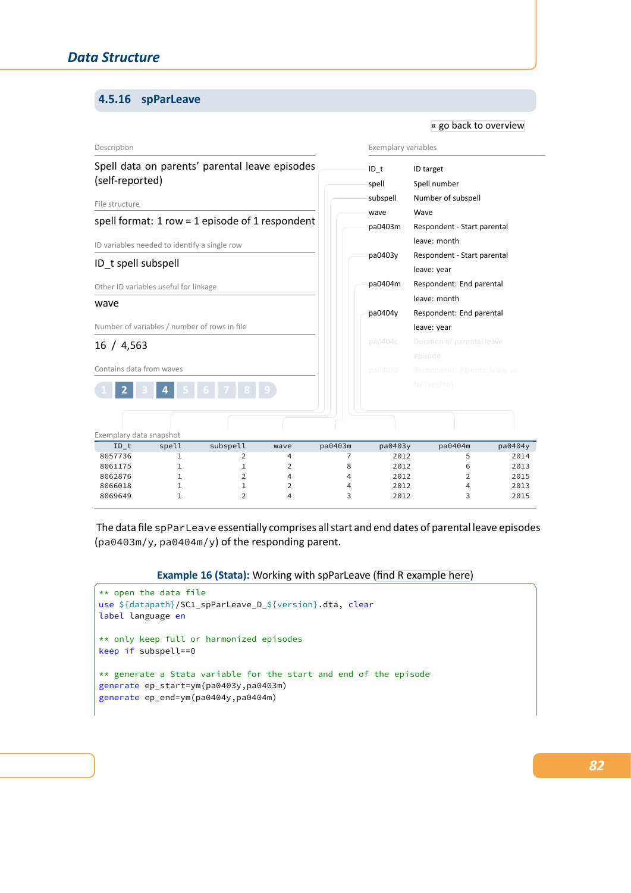## 4.5.16 spParLeave

« go back to overview

Description

Spell data on parents' parental leave episodes (self-reported)

File structure

spell format: 1 row = 1 episode of 1 respondent

ID variables needed to identify a single row

ID_t spell subspell

Other ID variables useful for linkage

wave

Number of variables / number of rows in file

16 / 4,563

Contains data from waves

1 **2** 3 **4** 5 6 7 8 9

Exemplary variables

| | |
|---|---|
| ID_t | ID target |
| spell | Spell number |
| subspell | Number of subspell |
| wave | Wave |
| pa0403m | Respondent - Start parental leave: month |
| pa0403y | Respondent - Start parental leave: year |
| pa0404m | Respondent: End parental leave: month |
| pa0404y | Respondent: End parental leave: year |
| pa0404c | Duration of parental leave episode |
| pa0402O | Respondent: Parental leave so far (yes/no) |

Exemplary data snapshot

| ID_t | spell | subspell | wave | pa0403m | pa0403y | pa0404m | pa0404y |
|---|---|---|---|---|---|---|---|
| 8057736 | 1 | 2 | 4 | 7 | 2012 | 5 | 2014 |
| 8061175 | 1 | 1 | 2 | 8 | 2012 | 6 | 2013 |
| 8062876 | 1 | 2 | 4 | 4 | 2012 | 2 | 2015 |
| 8066018 | 1 | 1 | 2 | 4 | 2012 | 4 | 2013 |
| 8069649 | 1 | 2 | 4 | 3 | 2012 | 3 | 2015 |

The data file `spParLeave` essentially comprises all start and end dates of parental leave episodes (`pa0403m/y`, `pa0404m/y`) of the responding parent.

**Example 16 (Stata):** Working with spParLeave (find R example here)

```
** open the data file
use ${datapath}/SC1_spParLeave_D_${version}.dta, clear
label language en

** only keep full or harmonized episodes
keep if subspell==0

** generate a Stata variable for the start and end of the episode
generate ep_start=ym(pa0403y,pa0403m)
generate ep_end=ym(pa0404y,pa0404m)
```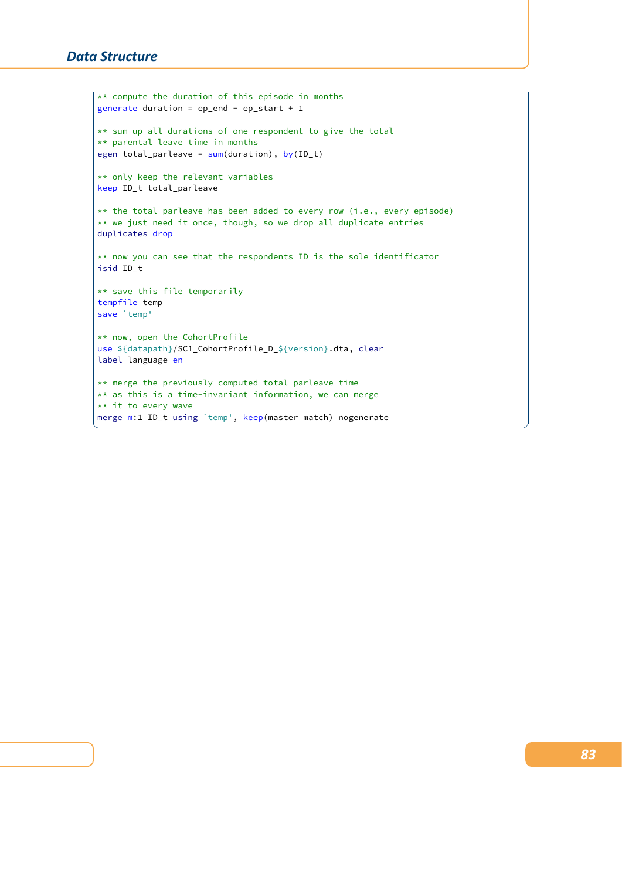```
** compute the duration of this episode in months
generate duration = ep_end - ep_start + 1

** sum up all durations of one respondent to give the total
** parental leave time in months
egen total_parleave = sum(duration), by(ID_t)

** only keep the relevant variables
keep ID_t total_parleave

** the total parleave has been added to every row (i.e., every episode)
** we just need it once, though, so we drop all duplicate entries
duplicates drop

** now you can see that the respondents ID is the sole identificator
isid ID_t

** save this file temporarily
tempfile temp
save `temp'

** now, open the CohortProfile
use ${datapath}/SC1_CohortProfile_D_${version}.dta, clear
label language en

** merge the previously computed total parleave time
** as this is a time-invariant information, we can merge
** it to every wave
merge m:1 ID_t using `temp', keep(master match) nogenerate
```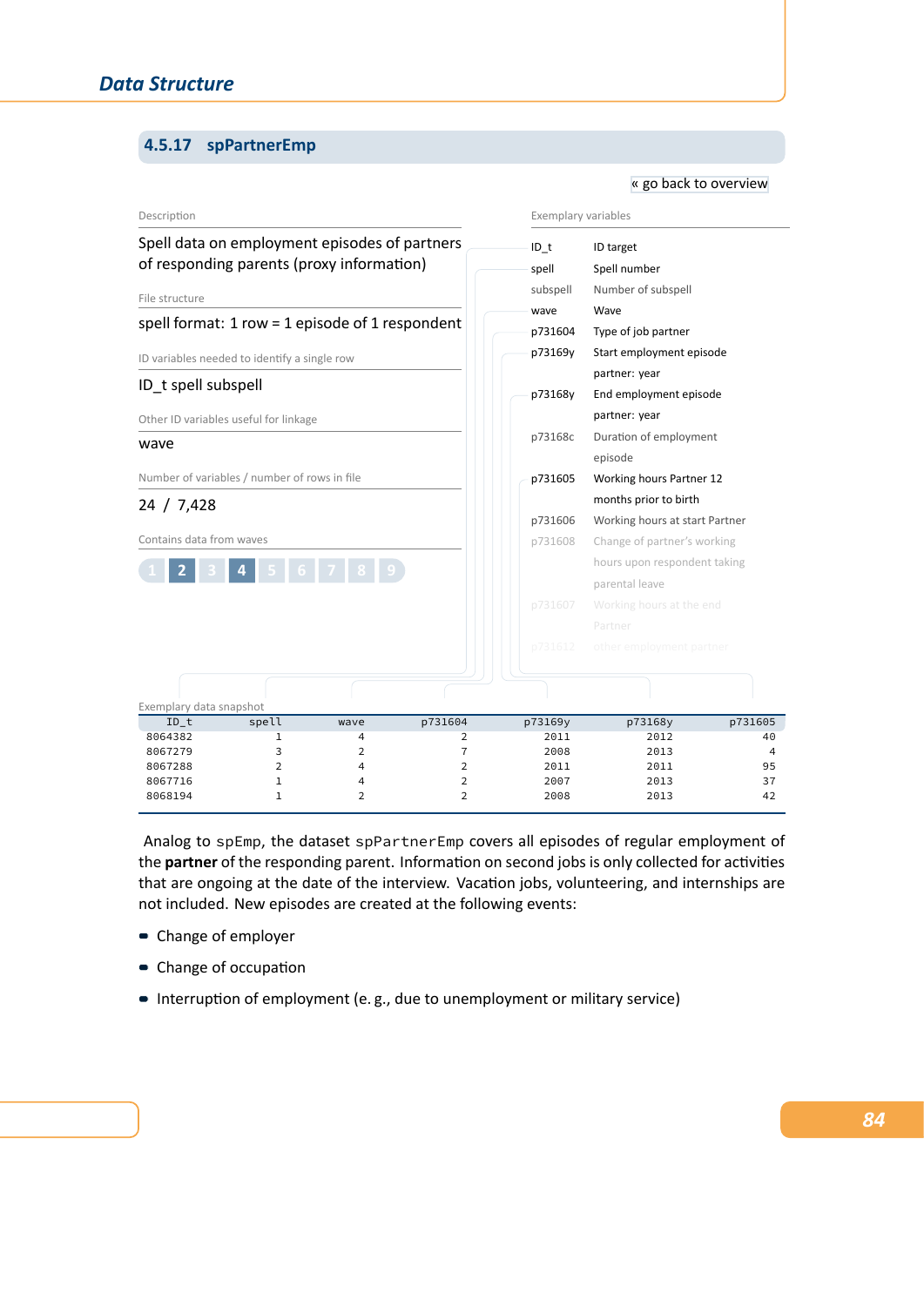### 4.5.17 spPartnerEmp

« go back to overview

Description

Spell data on employment episodes of partners of responding parents (proxy information)

File structure

spell format: 1 row = 1 episode of 1 respondent

ID variables needed to identify a single row

ID_t spell subspell

Other ID variables useful for linkage

wave

Number of variables / number of rows in file

24 / 7,428

Contains data from waves

1 **2** 3 **4** 5 6 7 8 9

Exemplary variables

| | |
|---|---|
| ID_t | ID target |
| spell | Spell number |
| subspell | Number of subspell |
| wave | Wave |
| p731604 | Type of job partner |
| p73169y | Start employment episode partner: year |
| p73168y | End employment episode partner: year |
| p73168c | Duration of employment episode |
| p731605 | Working hours Partner 12 months prior to birth |
| p731606 | Working hours at start Partner |
| p731608 | Change of partner's working hours upon respondent taking parental leave |
| p731607 | Working hours at the end Partner |
| p731612 | other employment partner |

Exemplary data snapshot

| ID_t | spell | wave | p731604 | p73169y | p73168y | p731605 |
|---|---|---|---|---|---|---|
| 8064382 | 1 | 4 | 2 | 2011 | 2012 | 40 |
| 8067279 | 3 | 2 | 7 | 2008 | 2013 | 4 |
| 8067288 | 2 | 4 | 2 | 2011 | 2011 | 95 |
| 8067716 | 1 | 4 | 2 | 2007 | 2013 | 37 |
| 8068194 | 1 | 2 | 2 | 2008 | 2013 | 42 |

Analog to spEmp, the dataset spPartnerEmp covers all episodes of regular employment of the **partner** of the responding parent. Information on second jobs is only collected for activities that are ongoing at the date of the interview. Vacation jobs, volunteering, and internships are not included. New episodes are created at the following events:

- Change of employer
- Change of occupation
- Interruption of employment (e. g., due to unemployment or military service)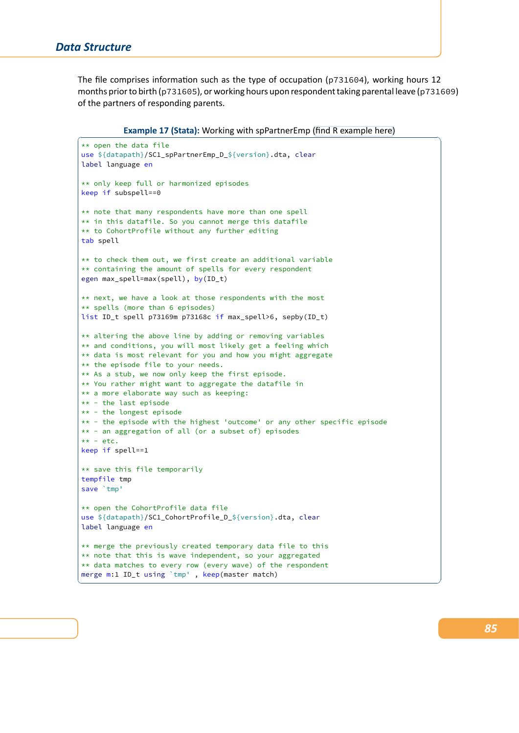The file comprises information such as the type of occupation (p731604), working hours 12 months prior to birth (p731605), or working hours upon respondent taking parental leave (p731609) of the partners of responding parents.

**Example 17 (Stata):** Working with spPartnerEmp (find R example here)

```
** open the data file
use ${datapath}/SC1_spPartnerEmp_D_${version}.dta, clear
label language en

** only keep full or harmonized episodes
keep if subspell==0

** note that many respondents have more than one spell
** in this datafile. So you cannot merge this datafile
** to CohortProfile without any further editing
tab spell

** to check them out, we first create an additional variable
** containing the amount of spells for every respondent
egen max_spell=max(spell), by(ID_t)

** next, we have a look at those respondents with the most
** spells (more than 6 episodes)
list ID_t spell p73169m p73168c if max_spell>6, sepby(ID_t)

** altering the above line by adding or removing variables
** and conditions, you will most likely get a feeling which
** data is most relevant for you and how you might aggregate
** the episode file to your needs.
** As a stub, we now only keep the first episode.
** You rather might want to aggregate the datafile in
** a more elaborate way such as keeping:
** - the last episode
** - the longest episode
** - the episode with the highest 'outcome' or any other specific episode
** - an aggregation of all (or a subset of) episodes
** - etc.
keep if spell==1

** save this file temporarily
tempfile tmp
save `tmp'

** open the CohortProfile data file
use ${datapath}/SC1_CohortProfile_D_${version}.dta, clear
label language en

** merge the previously created temporary data file to this
** note that this is wave independent, so your aggregated
** data matches to every row (every wave) of the respondent
merge m:1 ID_t using `tmp' , keep(master match)
```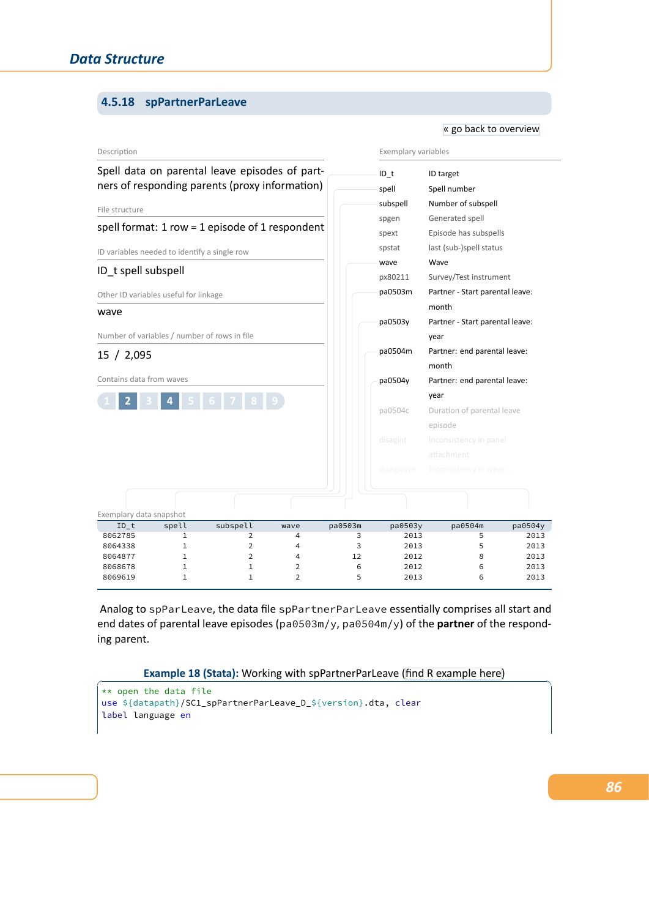### 4.5.18 spPartnerParLeave

« go back to overview

Description

Spell data on parental leave episodes of partners of responding parents (proxy information)

File structure

spell format: 1 row = 1 episode of 1 respondent

ID variables needed to identify a single row

ID_t spell subspell

Other ID variables useful for linkage

wave

Number of variables / number of rows in file

15 / 2,095

Contains data from waves

1 **2** 3 **4** 5 6 7 8 9

Exemplary variables

| | |
|---|---|
| ID_t | ID target |
| spell | Spell number |
| subspell | Number of subspell |
| spgen | Generated spell |
| spext | Episode has subspells |
| spstat | last (sub-)spell status |
| wave | Wave |
| px80211 | Survey/Test instrument |
| pa0503m | Partner - Start parental leave: month |
| pa0503y | Partner - Start parental leave: year |
| pa0504m | Partner: end parental leave: month |
| pa0504y | Partner: end parental leave: year |
| pa0504c | Duration of parental leave episode |
| disagint | Inconsistency in panel attachment |
| disagwave | Inconsistency in wave... |

Exemplary data snapshot

| ID_t | spell | subspell | wave | pa0503m | pa0503y | pa0504m | pa0504y |
|---|---|---|---|---|---|---|---|
| 8062785 | 1 | 2 | 4 | 3 | 2013 | 5 | 2013 |
| 8064338 | 1 | 2 | 4 | 3 | 2013 | 5 | 2013 |
| 8064877 | 1 | 2 | 4 | 12 | 2012 | 8 | 2013 |
| 8068678 | 1 | 1 | 2 | 6 | 2012 | 6 | 2013 |
| 8069619 | 1 | 1 | 2 | 5 | 2013 | 6 | 2013 |

Analog to `spParLeave`, the data file `spPartnerParLeave` essentially comprises all start and end dates of parental leave episodes (`pa0503m/y`, `pa0504m/y`) of the **partner** of the responding parent.

**Example 18 (Stata):** Working with spPartnerParLeave (find R example here)

```
** open the data file
use ${datapath}/SC1_spPartnerParLeave_D_${version}.dta, clear
label language en
```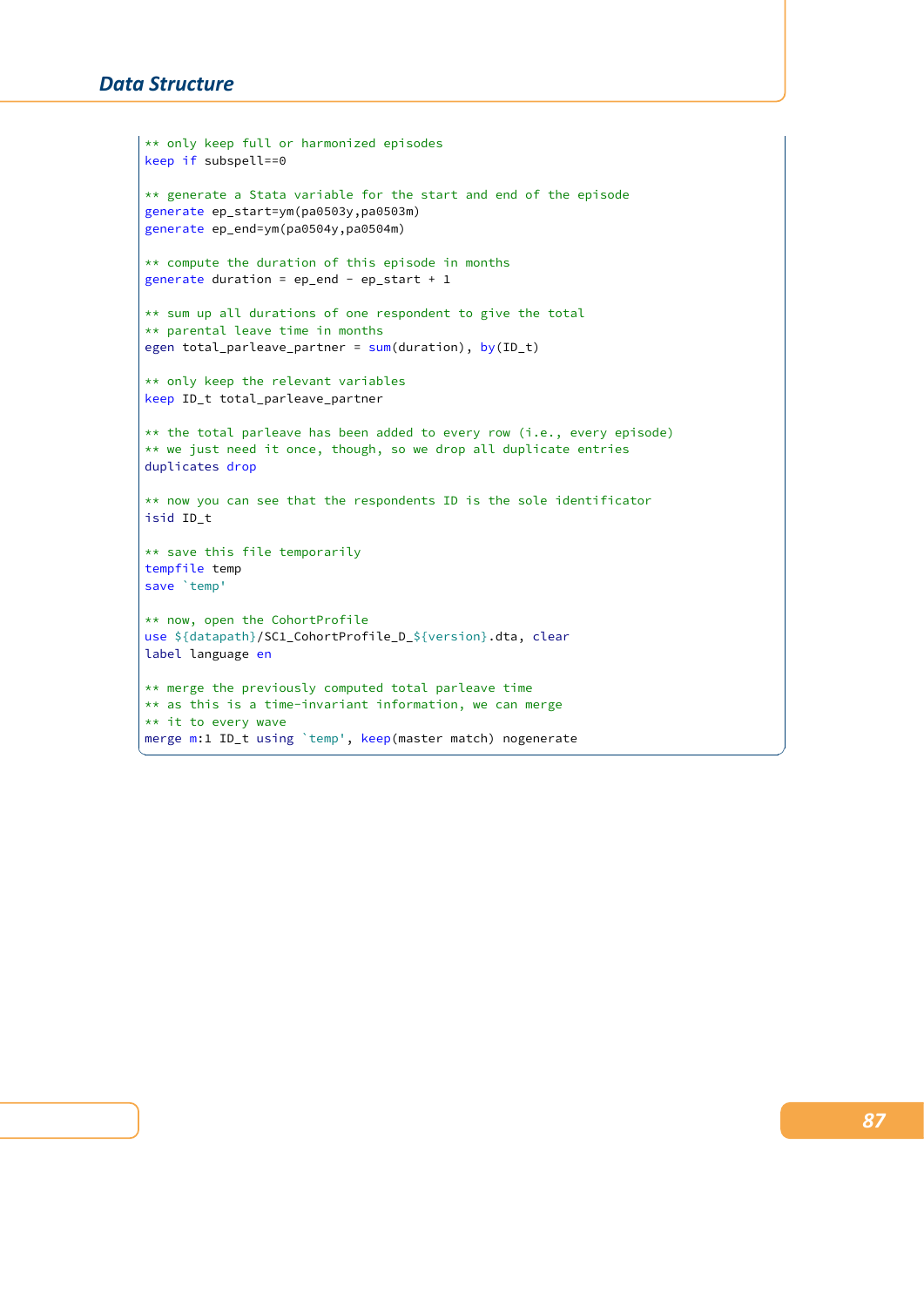```
** only keep full or harmonized episodes
keep if subspell==0

** generate a Stata variable for the start and end of the episode
generate ep_start=ym(pa0503y,pa0503m)
generate ep_end=ym(pa0504y,pa0504m)

** compute the duration of this episode in months
generate duration = ep_end - ep_start + 1

** sum up all durations of one respondent to give the total
** parental leave time in months
egen total_parleave_partner = sum(duration), by(ID_t)

** only keep the relevant variables
keep ID_t total_parleave_partner

** the total parleave has been added to every row (i.e., every episode)
** we just need it once, though, so we drop all duplicate entries
duplicates drop

** now you can see that the respondents ID is the sole identificator
isid ID_t

** save this file temporarily
tempfile temp
save `temp'

** now, open the CohortProfile
use ${datapath}/SC1_CohortProfile_D_${version}.dta, clear
label language en

** merge the previously computed total parleave time
** as this is a time-invariant information, we can merge
** it to every wave
merge m:1 ID_t using `temp', keep(master match) nogenerate
```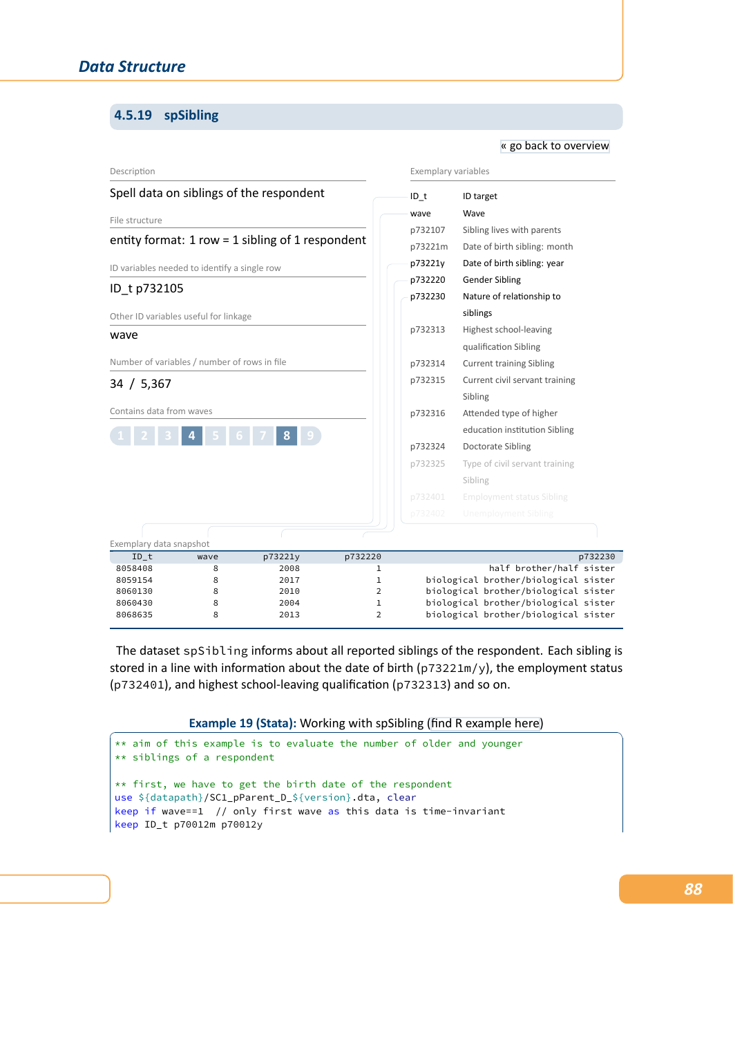### 4.5.19 spSibling

« go back to overview

Description

Spell data on siblings of the respondent

File structure

entity format: 1 row = 1 sibling of 1 respondent

ID variables needed to identify a single row

ID_t p732105

Other ID variables useful for linkage

wave

Number of variables / number of rows in file

34 / 5,367

Contains data from waves

1 2 3 **4** 5 6 7 **8** 9

Exemplary variables

| | |
|---|---|
| ID_t | ID target |
| wave | Wave |
| p732107 | Sibling lives with parents |
| p73221m | Date of birth sibling: month |
| p73221y | Date of birth sibling: year |
| p732220 | Gender Sibling |
| p732230 | Nature of relationship to siblings |
| p732313 | Highest school-leaving qualification Sibling |
| p732314 | Current training Sibling |
| p732315 | Current civil servant training Sibling |
| p732316 | Attended type of higher education institution Sibling |
| p732324 | Doctorate Sibling |
| p732325 | Type of civil servant training Sibling |
| p732401 | Employment status Sibling |
| p732402 | Unemployment Sibling |

Exemplary data snapshot

| ID_t | wave | p73221y | p732220 | p732230 |
|---|---|---|---|---|
| 8058408 | 8 | 2008 | 1 | half brother/half sister |
| 8059154 | 8 | 2017 | 1 | biological brother/biological sister |
| 8060130 | 8 | 2010 | 2 | biological brother/biological sister |
| 8060430 | 8 | 2004 | 1 | biological brother/biological sister |
| 8068635 | 8 | 2013 | 2 | biological brother/biological sister |

The dataset `spSibling` informs about all reported siblings of the respondent. Each sibling is stored in a line with information about the date of birth (`p73221m/y`), the employment status (`p732401`), and highest school-leaving qualification (`p732313`) and so on.

**Example 19 (Stata):** Working with spSibling (find R example here)

```
** aim of this example is to evaluate the number of older and younger
** siblings of a respondent

** first, we have to get the birth date of the respondent
use ${datapath}/SC1_pParent_D_${version}.dta, clear
keep if wave==1  // only first wave as this data is time-invariant
keep ID_t p70012m p70012y
```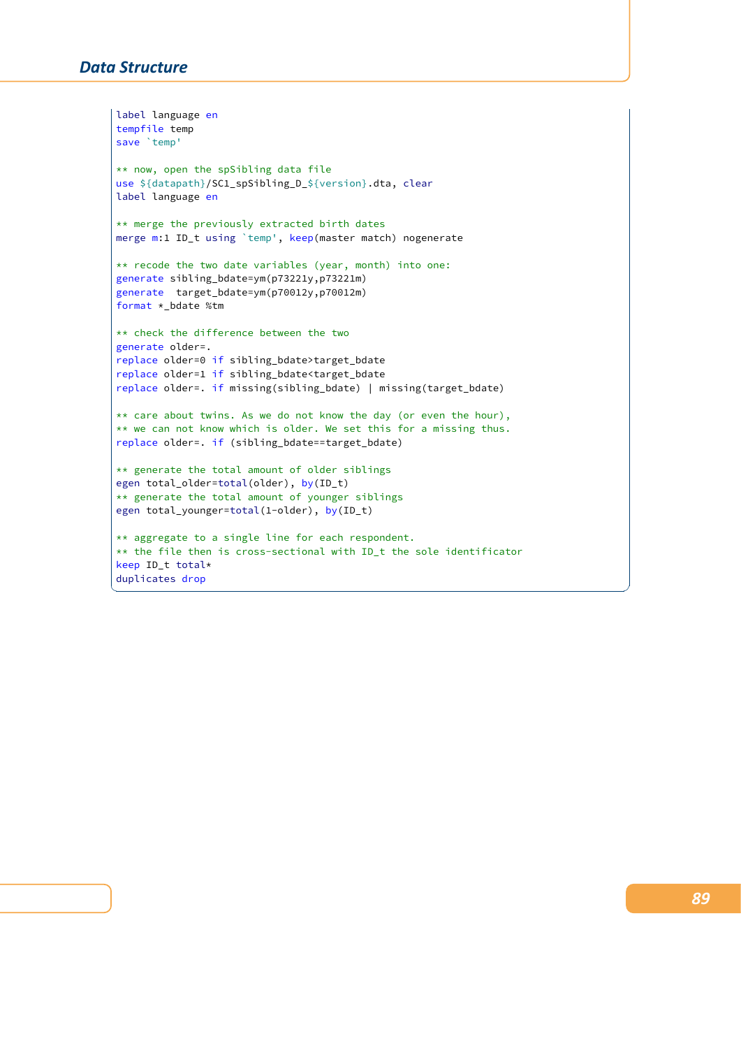```
label language en
tempfile temp
save `temp'

** now, open the spSibling data file
use ${datapath}/SC1_spSibling_D_${version}.dta, clear
label language en

** merge the previously extracted birth dates
merge m:1 ID_t using `temp', keep(master match) nogenerate

** recode the two date variables (year, month) into one:
generate sibling_bdate=ym(p73221y,p73221m)
generate  target_bdate=ym(p70012y,p70012m)
format *_bdate %tm

** check the difference between the two
generate older=.
replace older=0 if sibling_bdate>target_bdate
replace older=1 if sibling_bdate<target_bdate
replace older=. if missing(sibling_bdate) | missing(target_bdate)

** care about twins. As we do not know the day (or even the hour),
** we can not know which is older. We set this for a missing thus.
replace older=. if (sibling_bdate==target_bdate)

** generate the total amount of older siblings
egen total_older=total(older), by(ID_t)
** generate the total amount of younger siblings
egen total_younger=total(1-older), by(ID_t)

** aggregate to a single line for each respondent.
** the file then is cross-sectional with ID_t the sole identificator
keep ID_t total*
duplicates drop
```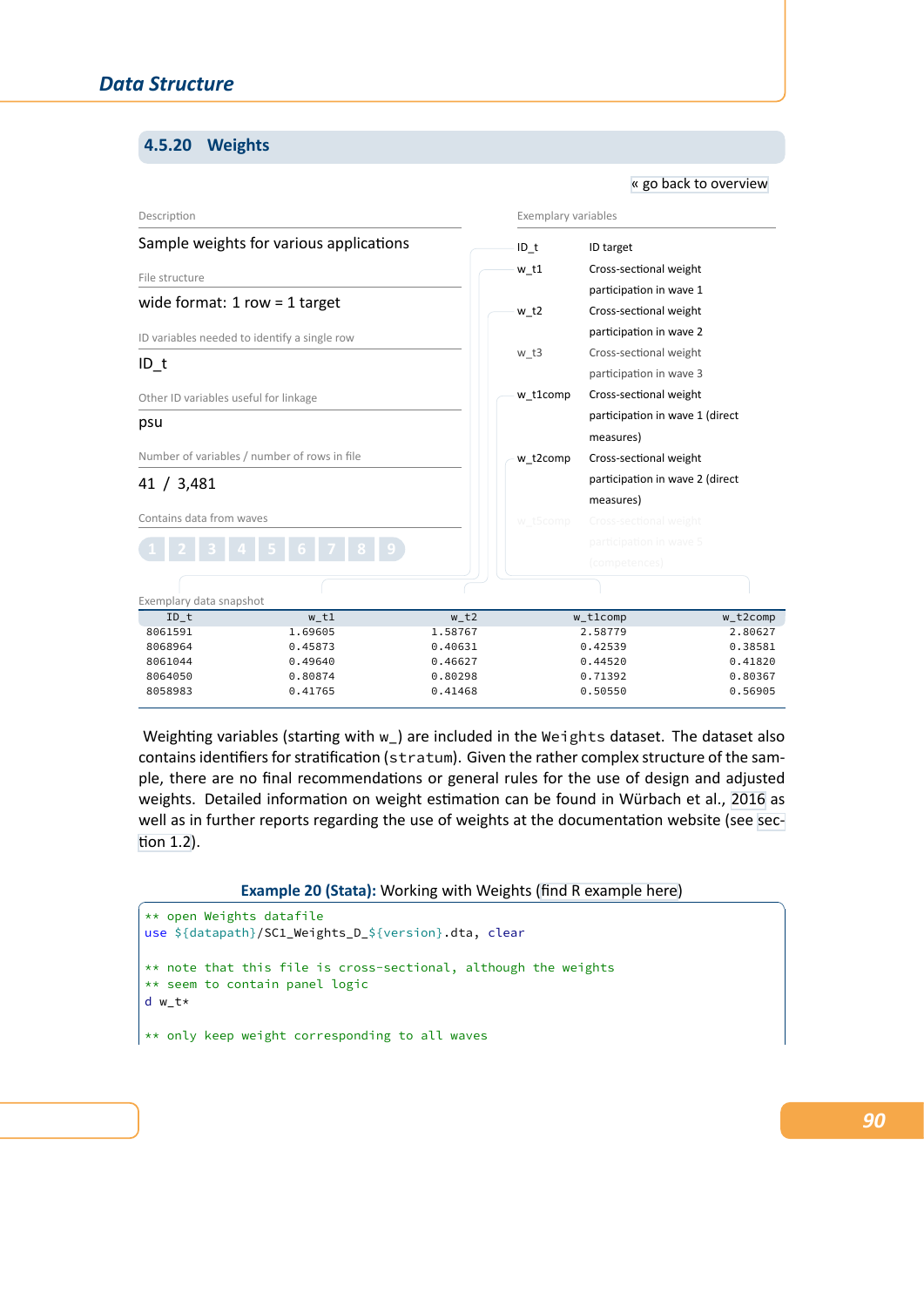### 4.5.20 Weights

« go back to overview

Description

Sample weights for various applications

File structure

wide format: 1 row = 1 target

ID variables needed to identify a single row

ID_t

Other ID variables useful for linkage

psu

Number of variables / number of rows in file

41 / 3,481

Contains data from waves

1 2 3 4 5 6 7 8 9

Exemplary variables

| Variable | Description |
|---|---|
| ID_t | ID target |
| w_t1 | Cross-sectional weight participation in wave 1 |
| w_t2 | Cross-sectional weight participation in wave 2 |
| w_t3 | Cross-sectional weight participation in wave 3 |
| w_t1comp | Cross-sectional weight participation in wave 1 (direct measures) |
| w_t2comp | Cross-sectional weight participation in wave 2 (direct measures) |
| w_t5comp | Cross-sectional weight participation in wave 5 (competencies) |

Exemplary data snapshot

| ID_t | w_t1 | w_t2 | w_t1comp | w_t2comp |
|---|---|---|---|---|
| 8061591 | 1.69605 | 1.58767 | 2.58779 | 2.80627 |
| 8068964 | 0.45873 | 0.40631 | 0.42539 | 0.38581 |
| 8061044 | 0.49640 | 0.46627 | 0.44520 | 0.41820 |
| 8064050 | 0.80874 | 0.80298 | 0.71392 | 0.80367 |
| 8058983 | 0.41765 | 0.41468 | 0.50550 | 0.56905 |

Weighting variables (starting with w_) are included in the Weights dataset. The dataset also contains identifiers for stratification (stratum). Given the rather complex structure of the sample, there are no final recommendations or general rules for the use of design and adjusted weights. Detailed information on weight estimation can be found in Würbach et al., 2016 as well as in further reports regarding the use of weights at the documentation website (see section 1.2).

**Example 20 (Stata):** Working with Weights (find R example here)

```
** open Weights datafile
use ${datapath}/SC1_Weights_D_${version}.dta, clear

** note that this file is cross-sectional, although the weights
** seem to contain panel logic
d w_t*

** only keep weight corresponding to all waves
```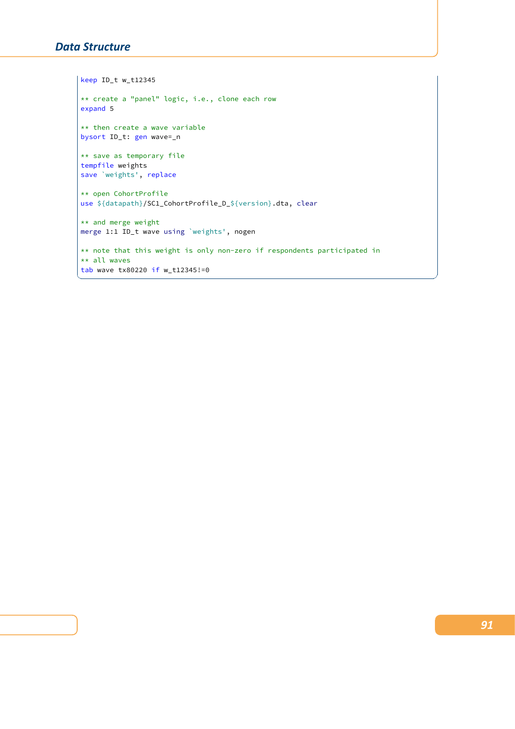```
keep ID_t w_t12345

** create a "panel" logic, i.e., clone each row
expand 5

** then create a wave variable
bysort ID_t: gen wave=_n

** save as temporary file
tempfile weights
save `weights', replace

** open CohortProfile
use ${datapath}/SC1_CohortProfile_D_${version}.dta, clear

** and merge weight
merge 1:1 ID_t wave using `weights', nogen

** note that this weight is only non-zero if respondents participated in
** all waves
tab wave tx80220 if w_t12345!=0
```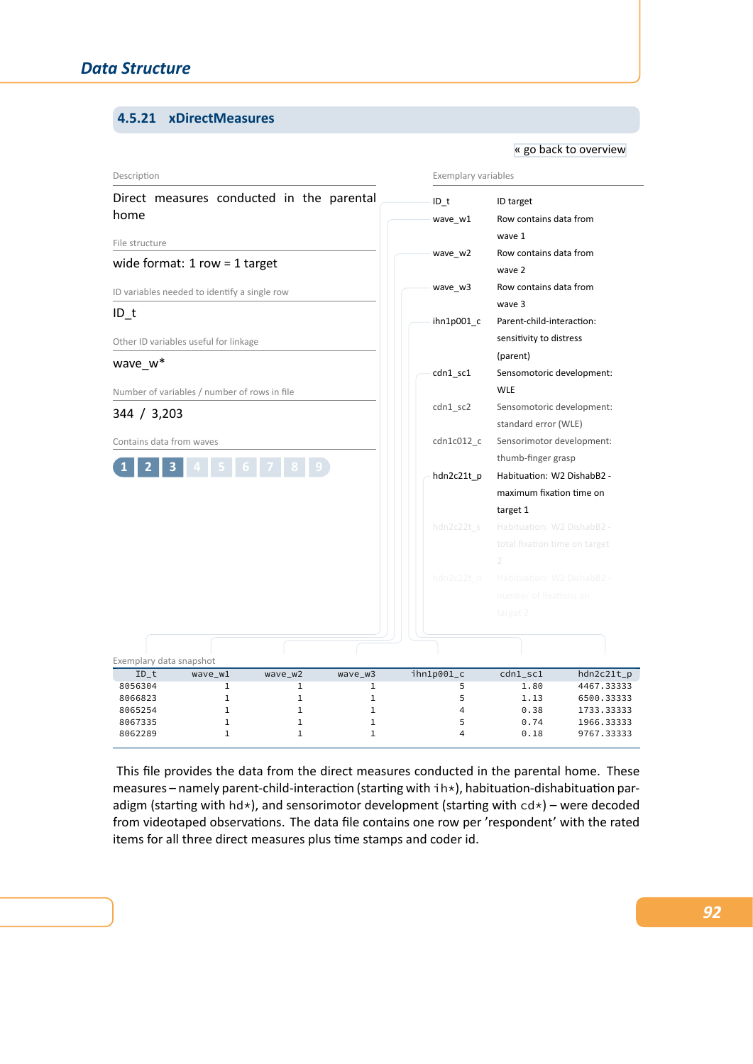### 4.5.21 xDirectMeasures

« go back to overview

**Description**

Direct measures conducted in the parental home

**File structure**

wide format: 1 row = 1 target

**ID variables needed to identify a single row**

ID_t

**Other ID variables useful for linkage**

wave_w*

**Number of variables / number of rows in file**

344 / 3,203

**Contains data from waves**

1 2 3 4 5 6 7 8 9

**Exemplary variables**

| Variable | Label |
|---|---|
| ID_t | ID target |
| wave_w1 | Row contains data from wave 1 |
| wave_w2 | Row contains data from wave 2 |
| wave_w3 | Row contains data from wave 3 |
| ihn1p001_c | Parent-child-interaction: sensitivity to distress (parent) |
| cdn1_sc1 | Sensomotoric development: WLE |
| cdn1_sc2 | Sensomotoric development: standard error (WLE) |
| cdn1c012_c | Sensorimotor development: thumb-finger grasp |
| hdn2c21t_p | Habituation: W2 DishabB2 - maximum fixation time on target 1 |
| hdn2c22t_s | Habituation: W2 DishabB2 - total fixation time on target 2 |
| hdn2c22t_n | Habituation: W2 DishabB2 - number of fixations on target 2 |

**Exemplary data snapshot**

| ID_t | wave_w1 | wave_w2 | wave_w3 | ihn1p001_c | cdn1_sc1 | hdn2c21t_p |
|---|---|---|---|---|---|---|
| 8056304 | 1 | 1 | 1 | 5 | 1.80 | 4467.33333 |
| 8066823 | 1 | 1 | 1 | 5 | 1.13 | 6500.33333 |
| 8065254 | 1 | 1 | 1 | 4 | 0.38 | 1733.33333 |
| 8067335 | 1 | 1 | 1 | 5 | 0.74 | 1966.33333 |
| 8062289 | 1 | 1 | 1 | 4 | 0.18 | 9767.33333 |

This file provides the data from the direct measures conducted in the parental home. These measures – namely parent-child-interaction (starting with ih*), habituation-dishabituation paradigm (starting with hd*), and sensorimotor development (starting with cd*) – were decoded from videotaped observations. The data file contains one row per 'respondent' with the rated items for all three direct measures plus time stamps and coder id.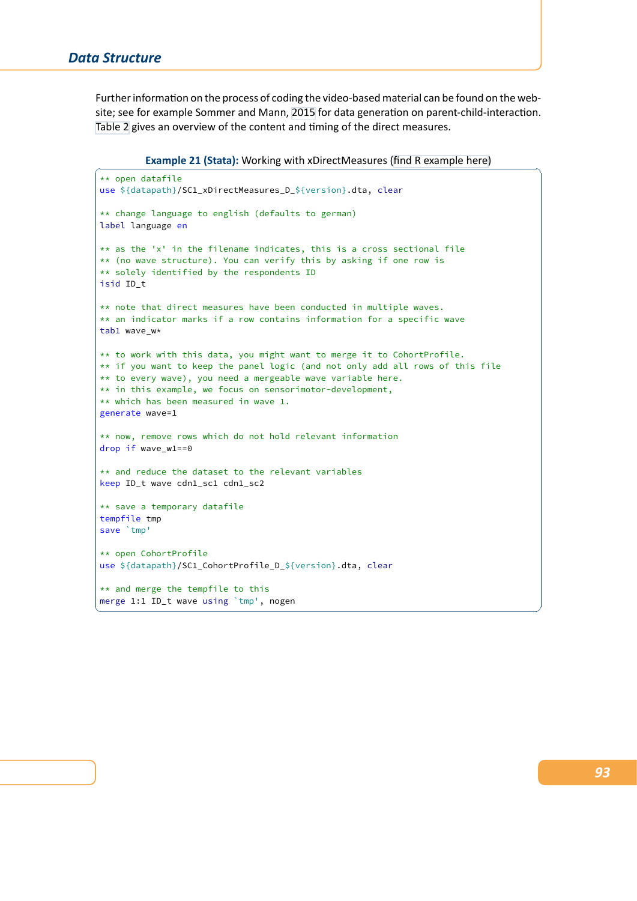Further information on the process of coding the video-based material can be found on the website; see for example Sommer and Mann, 2015 for data generation on parent-child-interaction. Table 2 gives an overview of the content and timing of the direct measures.

**Example 21 (Stata):** Working with xDirectMeasures (find R example here)

```
** open datafile
use ${datapath}/SC1_xDirectMeasures_D_${version}.dta, clear

** change language to english (defaults to german)
label language en

** as the 'x' in the filename indicates, this is a cross sectional file
** (no wave structure). You can verify this by asking if one row is
** solely identified by the respondents ID
isid ID_t

** note that direct measures have been conducted in multiple waves.
** an indicator marks if a row contains information for a specific wave
tab1 wave_w*

** to work with this data, you might want to merge it to CohortProfile.
** if you want to keep the panel logic (and not only add all rows of this file
** to every wave), you need a mergeable wave variable here.
** in this example, we focus on sensorimotor-development,
** which has been measured in wave 1.
generate wave=1

** now, remove rows which do not hold relevant information
drop if wave_w1==0

** and reduce the dataset to the relevant variables
keep ID_t wave cdn1_sc1 cdn1_sc2

** save a temporary datafile
tempfile tmp
save `tmp'

** open CohortProfile
use ${datapath}/SC1_CohortProfile_D_${version}.dta, clear

** and merge the tempfile to this
merge 1:1 ID_t wave using `tmp', nogen
```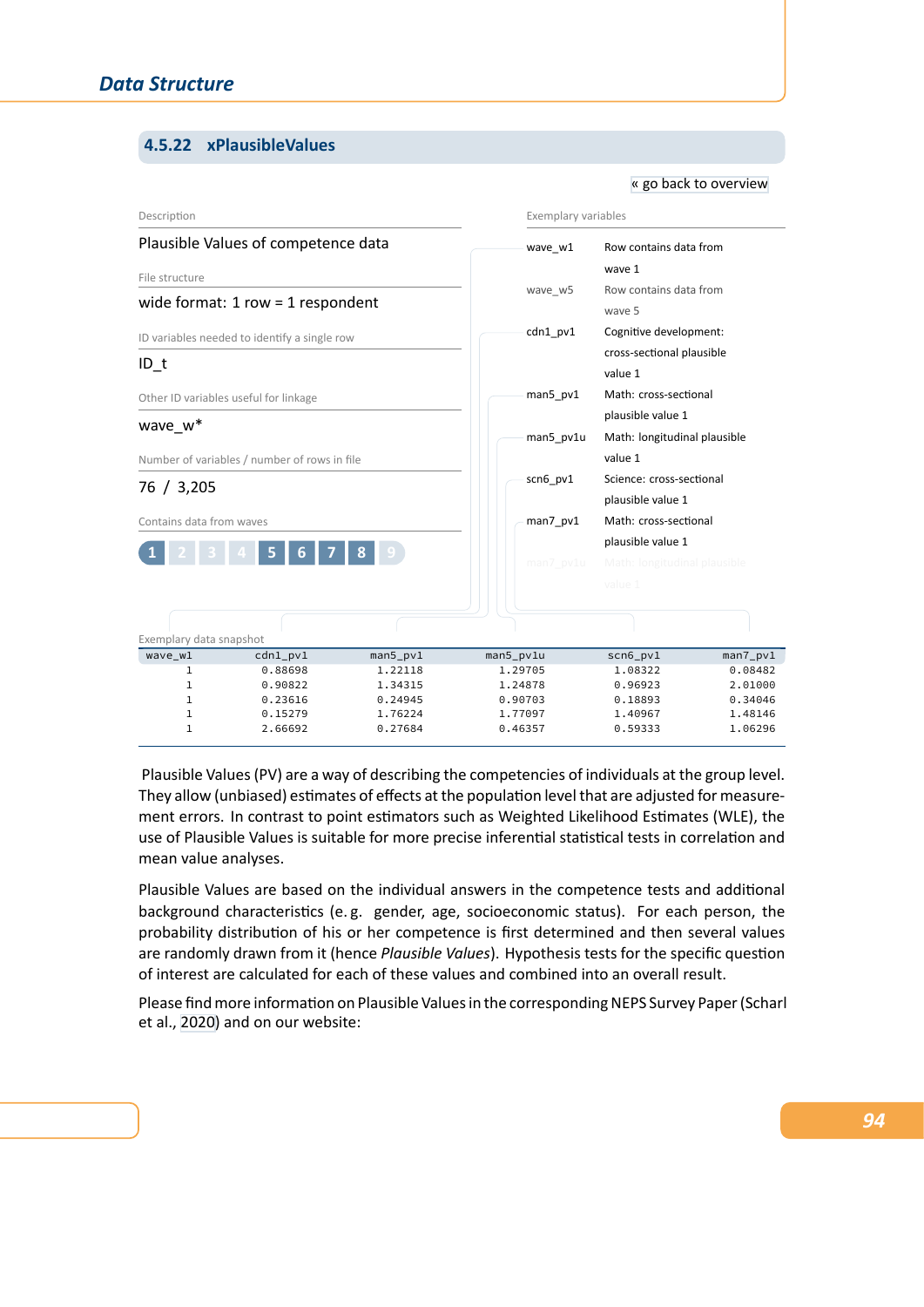### 4.5.22 xPlausibleValues

« go back to overview

Description

Plausible Values of competence data

File structure

wide format: 1 row = 1 respondent

ID variables needed to identify a single row

ID_t

Other ID variables useful for linkage

wave_w*

Number of variables / number of rows in file

76 / 3,205

Contains data from waves

1 2 3 4 5 6 7 8 9

Exemplary variables

| Variable | Description |
|---|---|
| wave_w1 | Row contains data from wave 1 |
| wave_w5 | Row contains data from wave 5 |
| cdn1_pv1 | Cognitive development: cross-sectional plausible value 1 |
| man5_pv1 | Math: cross-sectional plausible value 1 |
| man5_pv1u | Math: longitudinal plausible value 1 |
| scn6_pv1 | Science: cross-sectional plausible value 1 |
| man7_pv1 | Math: cross-sectional plausible value 1 |
| man7_pv1u | Math: longitudinal plausible value 1 |

Exemplary data snapshot

| wave_w1 | cdn1_pv1 | man5_pv1 | man5_pv1u | scn6_pv1 | man7_pv1 |
|---|---|---|---|---|---|
| 1 | 0.88698 | 1.22118 | 1.29705 | 1.08322 | 0.08482 |
| 1 | 0.90822 | 1.34315 | 1.24878 | 0.96923 | 2.01000 |
| 1 | 0.23616 | 0.24945 | 0.90703 | 0.18893 | 0.34046 |
| 1 | 0.15279 | 1.76224 | 1.77097 | 1.40967 | 1.48146 |
| 1 | 2.66692 | 0.27684 | 0.46357 | 0.59333 | 1.06296 |

Plausible Values (PV) are a way of describing the competencies of individuals at the group level. They allow (unbiased) estimates of effects at the population level that are adjusted for measurement errors. In contrast to point estimators such as Weighted Likelihood Estimates (WLE), the use of Plausible Values is suitable for more precise inferential statistical tests in correlation and mean value analyses.

Plausible Values are based on the individual answers in the competence tests and additional background characteristics (e. g. gender, age, socioeconomic status). For each person, the probability distribution of his or her competence is first determined and then several values are randomly drawn from it (hence *Plausible Values*). Hypothesis tests for the specific question of interest are calculated for each of these values and combined into an overall result.

Please find more information on Plausible Values in the corresponding NEPS Survey Paper (Scharl et al., 2020) and on our website: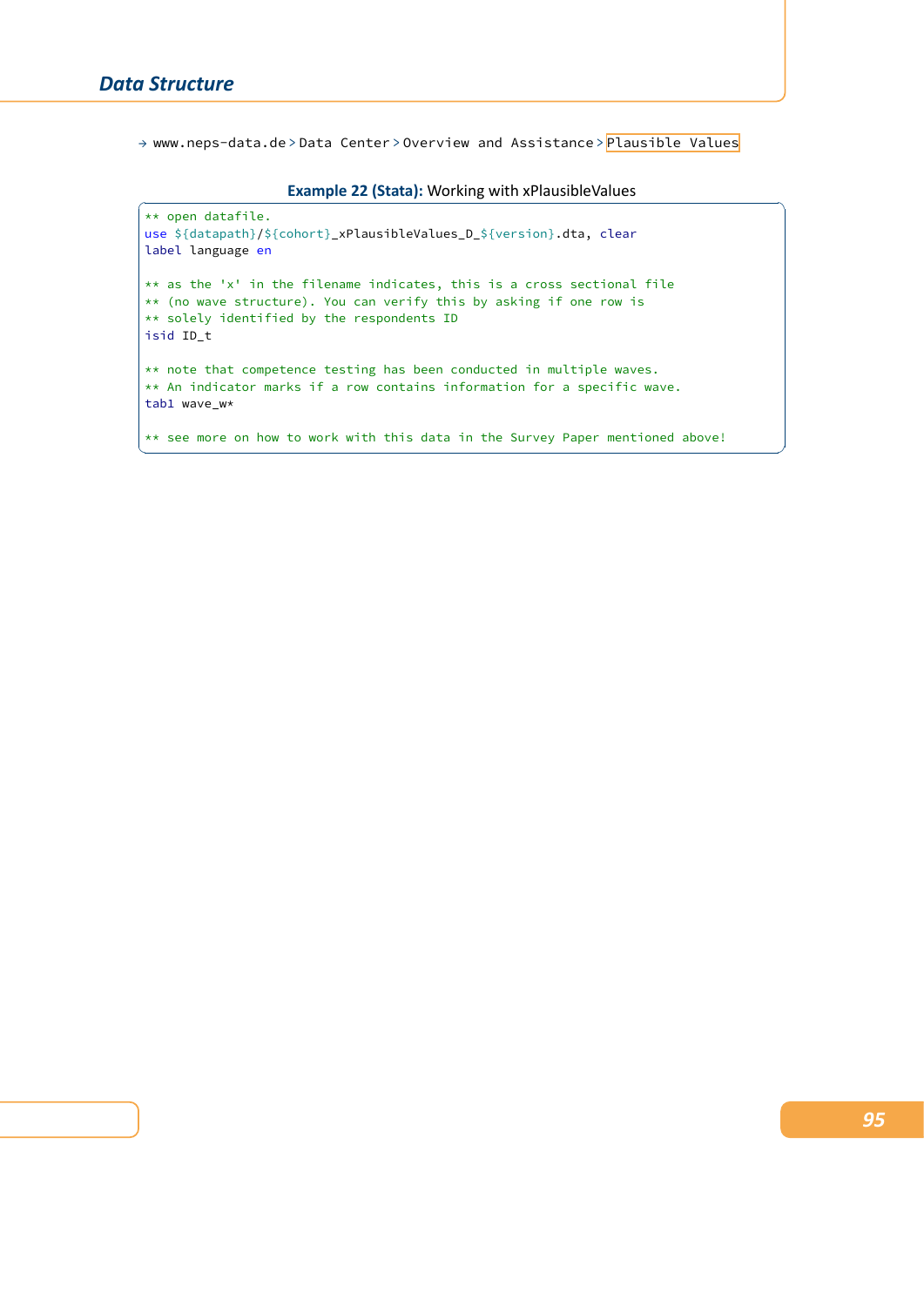→ www.neps-data.de > Data Center > Overview and Assistance > Plausible Values

**Example 22 (Stata):** Working with xPlausibleValues

```
** open datafile.
use ${datapath}/${cohort}_xPlausibleValues_D_${version}.dta, clear
label language en

** as the 'x' in the filename indicates, this is a cross sectional file
** (no wave structure). You can verify this by asking if one row is
** solely identified by the respondents ID
isid ID_t

** note that competence testing has been conducted in multiple waves.
** An indicator marks if a row contains information for a specific wave.
tab1 wave_w*

** see more on how to work with this data in the Survey Paper mentioned above!
```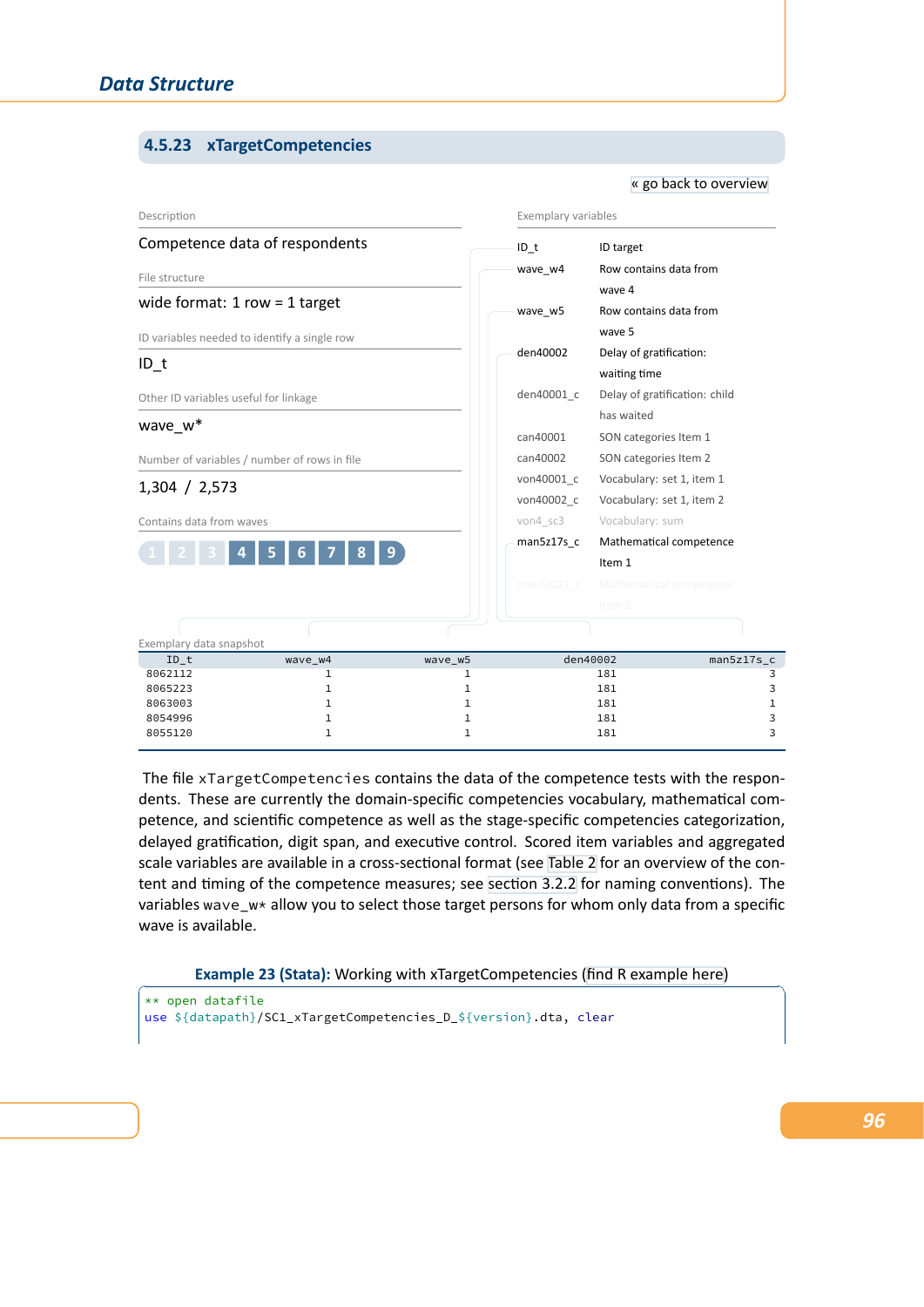### 4.5.23 xTargetCompetencies

« go back to overview

Description

Competence data of respondents

File structure

wide format: 1 row = 1 target

ID variables needed to identify a single row

ID_t

Other ID variables useful for linkage

wave_w*

Number of variables / number of rows in file

1,304 / 2,573

Contains data from waves

1 2 3 **4** **5** **6** **7** **8** **9**

Exemplary variables

| | |
|---|---|
| ID_t | ID target |
| wave_w4 | Row contains data from wave 4 |
| wave_w5 | Row contains data from wave 5 |
| den40002 | Delay of gratification: waiting time |
| den40001_c | Delay of gratification: child has waited |
| can40001 | SON categories Item 1 |
| can40002 | SON categories Item 2 |
| von40001_c | Vocabulary: set 1, item 1 |
| von40002_c | Vocabulary: set 1, item 2 |
| von4_sc3 | Vocabulary: sum |
| man5z17s_c | Mathematical competence Item 1 |
| man5z021_c | Mathematical competence Item 2 |

Exemplary data snapshot

| ID_t | wave_w4 | wave_w5 | den40002 | man5z17s_c |
|---|---|---|---|---|
| 8062112 | 1 | 1 | 181 | 3 |
| 8065223 | 1 | 1 | 181 | 3 |
| 8063003 | 1 | 1 | 181 | 1 |
| 8054996 | 1 | 1 | 181 | 3 |
| 8055120 | 1 | 1 | 181 | 3 |

The file xTargetCompetencies contains the data of the competence tests with the respondents. These are currently the domain-specific competencies vocabulary, mathematical competence, and scientific competence as well as the stage-specific competencies categorization, delayed gratification, digit span, and executive control. Scored item variables and aggregated scale variables are available in a cross-sectional format (see Table 2 for an overview of the content and timing of the competence measures; see section 3.2.2 for naming conventions). The variables wave_w* allow you to select those target persons for whom only data from a specific wave is available.

**Example 23 (Stata):** Working with xTargetCompetencies (find R example here)

```
** open datafile
use ${datapath}/SC1_xTargetCompetencies_D_${version}.dta, clear
```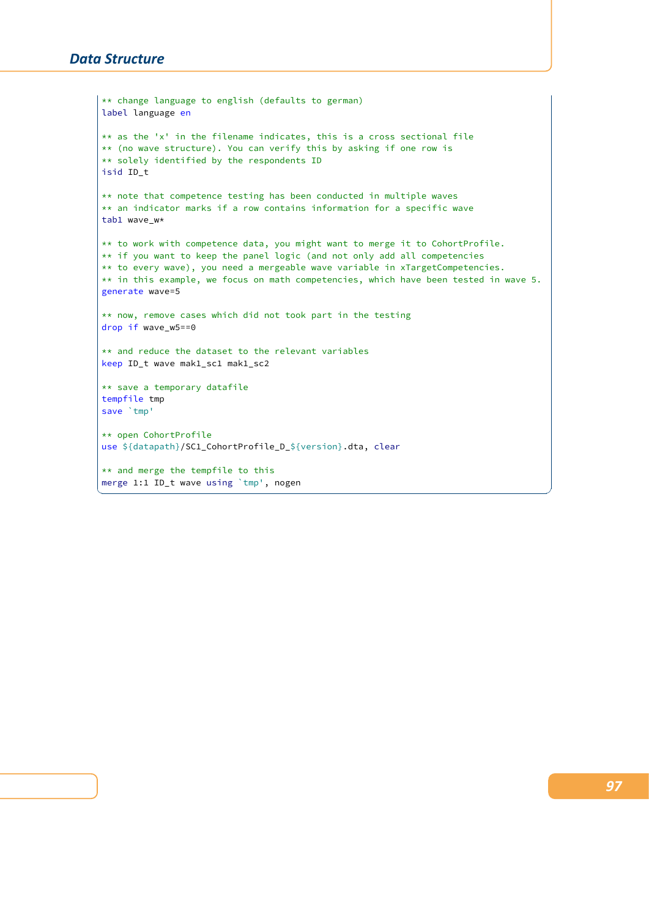```
** change language to english (defaults to german)
label language en

** as the 'x' in the filename indicates, this is a cross sectional file
** (no wave structure). You can verify this by asking if one row is
** solely identified by the respondents ID
isid ID_t

** note that competence testing has been conducted in multiple waves
** an indicator marks if a row contains information for a specific wave
tab1 wave_w*

** to work with competence data, you might want to merge it to CohortProfile.
** if you want to keep the panel logic (and not only add all competencies
** to every wave), you need a mergeable wave variable in xTargetCompetencies.
** in this example, we focus on math competencies, which have been tested in wave 5.
generate wave=5

** now, remove cases which did not took part in the testing
drop if wave_w5==0

** and reduce the dataset to the relevant variables
keep ID_t wave mak1_sc1 mak1_sc2

** save a temporary datafile
tempfile tmp
save `tmp'

** open CohortProfile
use ${datapath}/SC1_CohortProfile_D_${version}.dta, clear

** and merge the tempfile to this
merge 1:1 ID_t wave using `tmp', nogen
```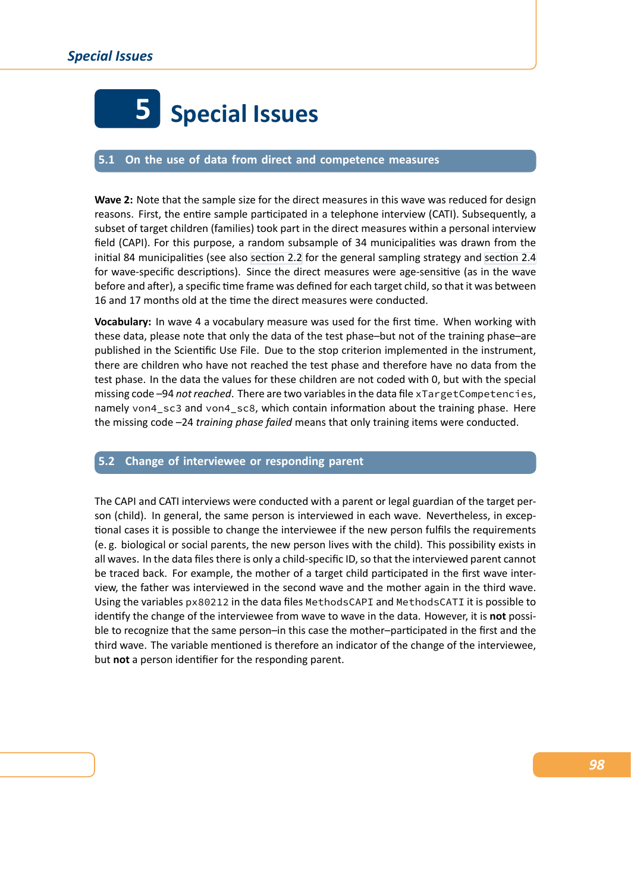# 5 Special Issues

## 5.1 On the use of data from direct and competence measures

**Wave 2:** Note that the sample size for the direct measures in this wave was reduced for design reasons. First, the entire sample participated in a telephone interview (CATI). Subsequently, a subset of target children (families) took part in the direct measures within a personal interview field (CAPI). For this purpose, a random subsample of 34 municipalities was drawn from the initial 84 municipalities (see also section 2.2 for the general sampling strategy and section 2.4 for wave-specific descriptions). Since the direct measures were age-sensitive (as in the wave before and after), a specific time frame was defined for each target child, so that it was between 16 and 17 months old at the time the direct measures were conducted.

**Vocabulary:** In wave 4 a vocabulary measure was used for the first time. When working with these data, please note that only the data of the test phase–but not of the training phase–are published in the Scientific Use File. Due to the stop criterion implemented in the instrument, there are children who have not reached the test phase and therefore have no data from the test phase. In the data the values for these children are not coded with 0, but with the special missing code –94 *not reached*. There are two variables in the data file `xTargetCompetencies`, namely `von4_sc3` and `von4_sc8`, which contain information about the training phase. Here the missing code –24 *training phase failed* means that only training items were conducted.

## 5.2 Change of interviewee or responding parent

The CAPI and CATI interviews were conducted with a parent or legal guardian of the target person (child). In general, the same person is interviewed in each wave. Nevertheless, in exceptional cases it is possible to change the interviewee if the new person fulfils the requirements (e. g. biological or social parents, the new person lives with the child). This possibility exists in all waves. In the data files there is only a child-specific ID, so that the interviewed parent cannot be traced back. For example, the mother of a target child participated in the first wave interview, the father was interviewed in the second wave and the mother again in the third wave. Using the variables `px80212` in the data files `MethodsCAPI` and `MethodsCATI` it is possible to identify the change of the interviewee from wave to wave in the data. However, it is **not** possible to recognize that the same person–in this case the mother–participated in the first and the third wave. The variable mentioned is therefore an indicator of the change of the interviewee, but **not** a person identifier for the responding parent.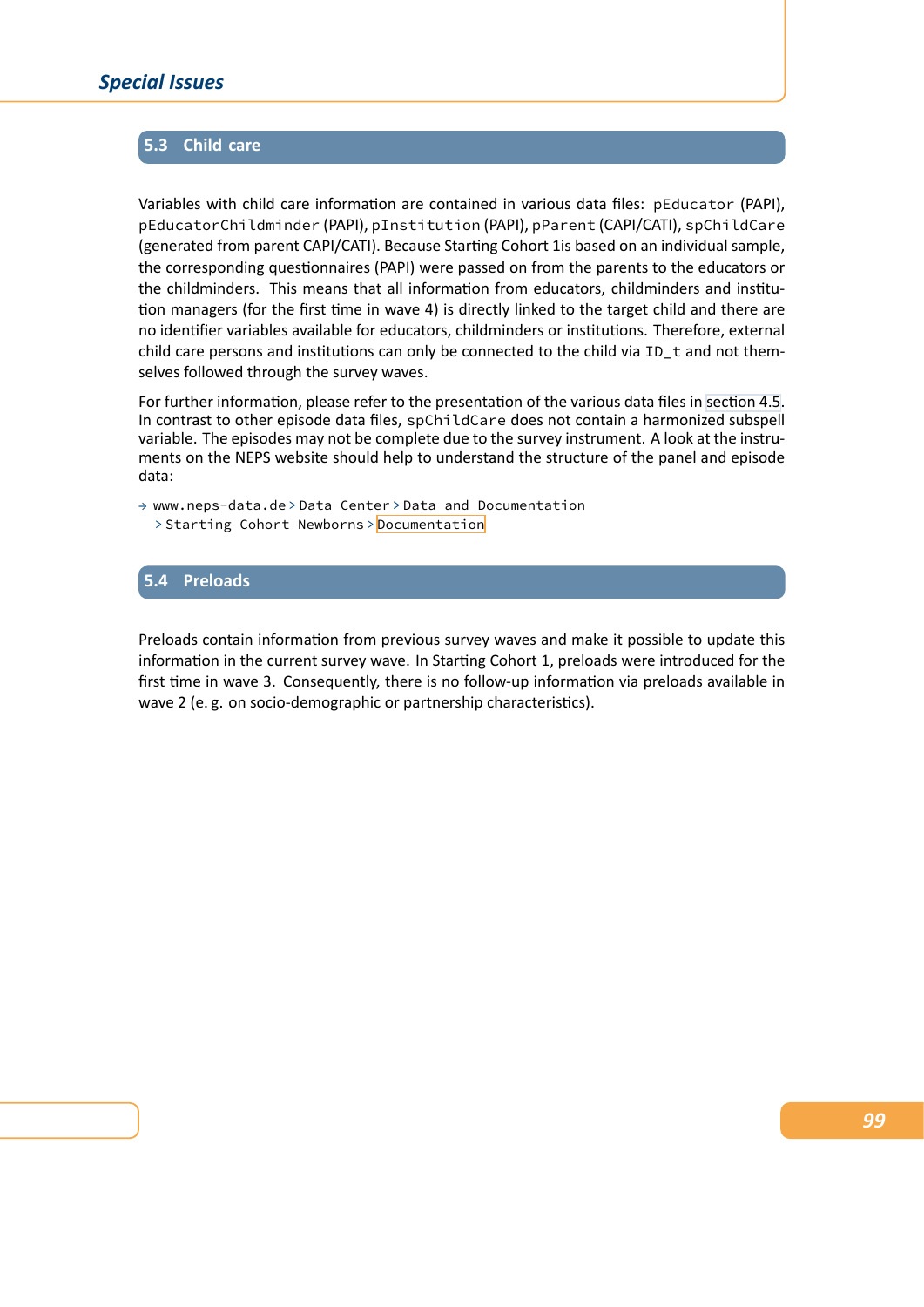## 5.3 Child care

Variables with child care information are contained in various data files: `pEducator` (PAPI), `pEducatorChildminder` (PAPI), `pInstitution` (PAPI), `pParent` (CAPI/CATI), `spChildCare` (generated from parent CAPI/CATI). Because Starting Cohort 1is based on an individual sample, the corresponding questionnaires (PAPI) were passed on from the parents to the educators or the childminders. This means that all information from educators, childminders and institution managers (for the first time in wave 4) is directly linked to the target child and there are no identifier variables available for educators, childminders or institutions. Therefore, external child care persons and institutions can only be connected to the child via `ID_t` and not themselves followed through the survey waves.

For further information, please refer to the presentation of the various data files in section 4.5. In contrast to other episode data files, `spChildCare` does not contain a harmonized subspell variable. The episodes may not be complete due to the survey instrument. A look at the instruments on the NEPS website should help to understand the structure of the panel and episode data:

→ `www.neps-data.de` > `Data Center` > `Data and Documentation` > `Starting Cohort Newborns` > `Documentation`

## 5.4 Preloads

Preloads contain information from previous survey waves and make it possible to update this information in the current survey wave. In Starting Cohort 1, preloads were introduced for the first time in wave 3. Consequently, there is no follow-up information via preloads available in wave 2 (e. g. on socio-demographic or partnership characteristics).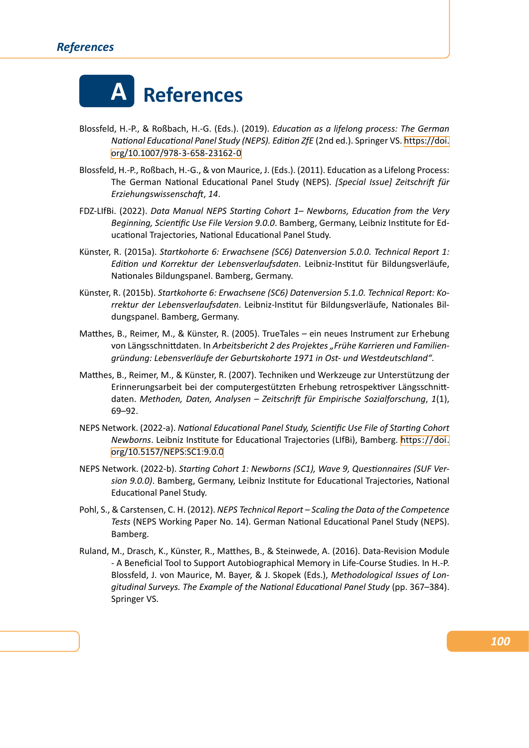# A References

Blossfeld, H.-P., & Roßbach, H.-G. (Eds.). (2019). *Education as a lifelong process: The German National Educational Panel Study (NEPS). Edition ZfE* (2nd ed.). Springer VS. https://doi.org/10.1007/978-3-658-23162-0

Blossfeld, H.-P., Roßbach, H.-G., & von Maurice, J. (Eds.). (2011). Education as a Lifelong Process: The German National Educational Panel Study (NEPS). *[Special Issue] Zeitschrift für Erziehungswissenschaft*, *14*.

FDZ-LIfBi. (2022). *Data Manual NEPS Starting Cohort 1– Newborns, Education from the Very Beginning, Scientific Use File Version 9.0.0*. Bamberg, Germany, Leibniz Institute for Educational Trajectories, National Educational Panel Study.

Künster, R. (2015a). *Startkohorte 6: Erwachsene (SC6) Datenversion 5.0.0. Technical Report 1: Edition und Korrektur der Lebensverlaufsdaten*. Leibniz-Institut für Bildungsverläufe, Nationales Bildungspanel. Bamberg, Germany.

Künster, R. (2015b). *Startkohorte 6: Erwachsene (SC6) Datenversion 5.1.0. Technical Report: Korrektur der Lebensverlaufsdaten*. Leibniz-Institut für Bildungsverläufe, Nationales Bildungspanel. Bamberg, Germany.

Matthes, B., Reimer, M., & Künster, R. (2005). TrueTales – ein neues Instrument zur Erhebung von Längsschnittdaten. In *Arbeitsbericht 2 des Projektes „Frühe Karrieren und Familiengründung: Lebensverläufe der Geburtskohorte 1971 in Ost- und Westdeutschland"*.

Matthes, B., Reimer, M., & Künster, R. (2007). Techniken und Werkzeuge zur Unterstützung der Erinnerungsarbeit bei der computergestützten Erhebung retrospektiver Längsschnittdaten. *Methoden, Daten, Analysen – Zeitschrift für Empirische Sozialforschung*, *1*(1), 69–92.

NEPS Network. (2022-a). *National Educational Panel Study, Scientific Use File of Starting Cohort Newborns*. Leibniz Institute for Educational Trajectories (LIfBi), Bamberg. https://doi.org/10.5157/NEPS:SC1:9.0.0

NEPS Network. (2022-b). *Starting Cohort 1: Newborns (SC1), Wave 9, Questionnaires (SUF Version 9.0.0)*. Bamberg, Germany, Leibniz Institute for Educational Trajectories, National Educational Panel Study.

Pohl, S., & Carstensen, C. H. (2012). *NEPS Technical Report – Scaling the Data of the Competence Tests* (NEPS Working Paper No. 14). German National Educational Panel Study (NEPS). Bamberg.

Ruland, M., Drasch, K., Künster, R., Matthes, B., & Steinwede, A. (2016). Data-Revision Module - A Beneficial Tool to Support Autobiographical Memory in Life-Course Studies. In H.-P. Blossfeld, J. von Maurice, M. Bayer, & J. Skopek (Eds.), *Methodological Issues of Longitudinal Surveys. The Example of the National Educational Panel Study* (pp. 367–384). Springer VS.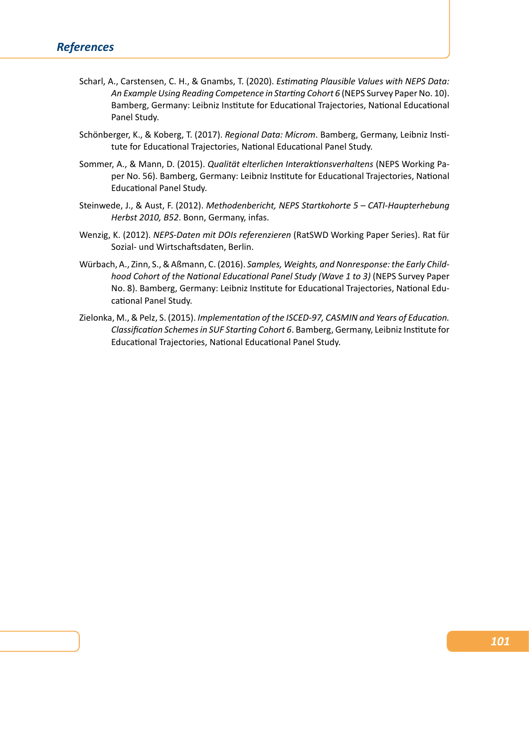Scharl, A., Carstensen, C. H., & Gnambs, T. (2020). *Estimating Plausible Values with NEPS Data: An Example Using Reading Competence in Starting Cohort 6* (NEPS Survey Paper No. 10). Bamberg, Germany: Leibniz Institute for Educational Trajectories, National Educational Panel Study.

Schönberger, K., & Koberg, T. (2017). *Regional Data: Microm*. Bamberg, Germany, Leibniz Institute for Educational Trajectories, National Educational Panel Study.

Sommer, A., & Mann, D. (2015). *Qualität elterlichen Interaktionsverhaltens* (NEPS Working Paper No. 56). Bamberg, Germany: Leibniz Institute for Educational Trajectories, National Educational Panel Study.

Steinwede, J., & Aust, F. (2012). *Methodenbericht, NEPS Startkohorte 5 – CATI-Haupterhebung Herbst 2010, B52*. Bonn, Germany, infas.

Wenzig, K. (2012). *NEPS-Daten mit DOIs referenzieren* (RatSWD Working Paper Series). Rat für Sozial- und Wirtschaftsdaten, Berlin.

Würbach, A., Zinn, S., & Aßmann, C. (2016). *Samples, Weights, and Nonresponse: the Early Childhood Cohort of the National Educational Panel Study (Wave 1 to 3)* (NEPS Survey Paper No. 8). Bamberg, Germany: Leibniz Institute for Educational Trajectories, National Educational Panel Study.

Zielonka, M., & Pelz, S. (2015). *Implementation of the ISCED-97, CASMIN and Years of Education. Classification Schemes in SUF Starting Cohort 6*. Bamberg, Germany, Leibniz Institute for Educational Trajectories, National Educational Panel Study.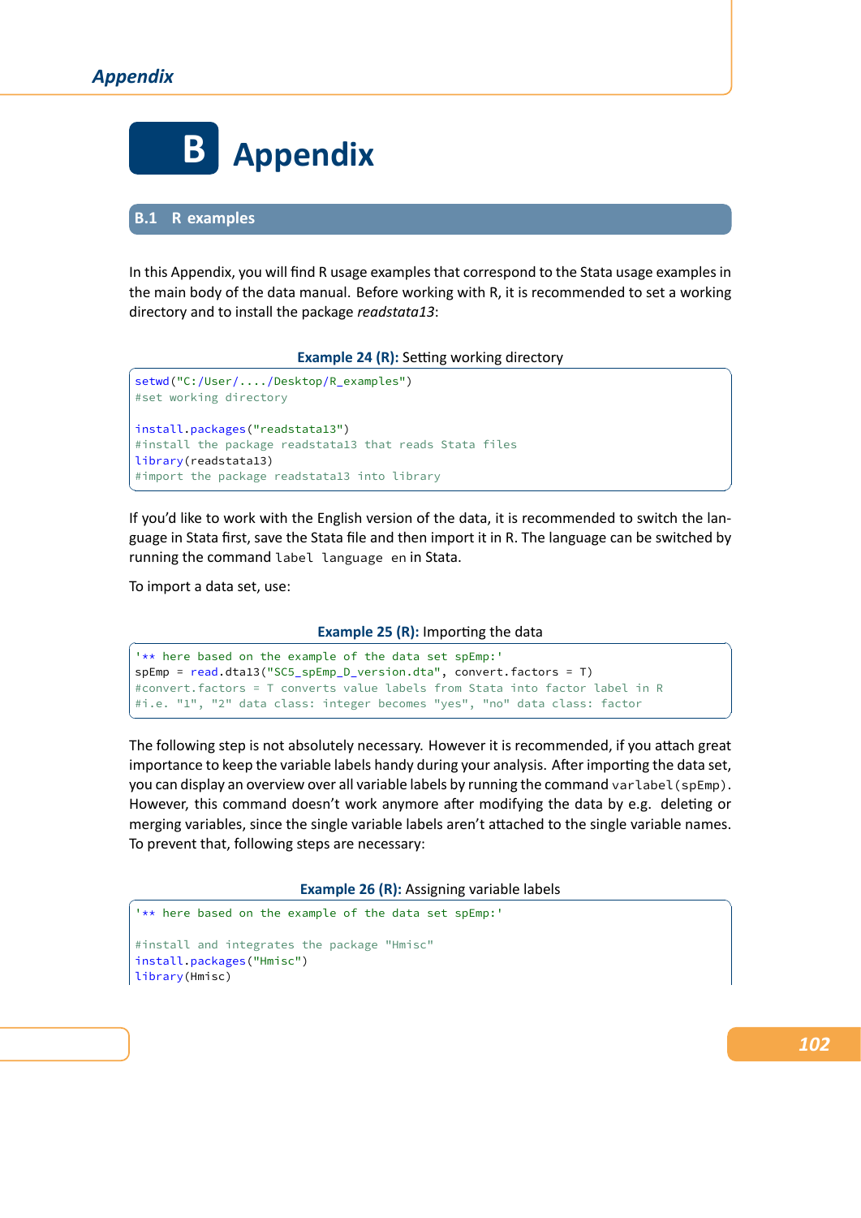# B Appendix

## B.1 R examples

In this Appendix, you will find R usage examples that correspond to the Stata usage examples in the main body of the data manual. Before working with R, it is recommended to set a working directory and to install the package *readstata13*:

**Example 24 (R):** Setting working directory

```
setwd("C:/User/..../Desktop/R_examples")
#set working directory

install.packages("readstata13")
#install the package readstata13 that reads Stata files
library(readstata13)
#import the package readstata13 into library
```

If you'd like to work with the English version of the data, it is recommended to switch the language in Stata first, save the Stata file and then import it in R. The language can be switched by running the command `label language en` in Stata.

To import a data set, use:

**Example 25 (R):** Importing the data

```
'** here based on the example of the data set spEmp:'
spEmp = read.dta13("SC5_spEmp_D_version.dta", convert.factors = T)
#convert.factors = T converts value labels from Stata into factor label in R
#i.e. "1", "2" data class: integer becomes "yes", "no" data class: factor
```

The following step is not absolutely necessary. However it is recommended, if you attach great importance to keep the variable labels handy during your analysis. After importing the data set, you can display an overview over all variable labels by running the command `varlabel(spEmp)`. However, this command doesn't work anymore after modifying the data by e.g. deleting or merging variables, since the single variable labels aren't attached to the single variable names. To prevent that, following steps are necessary:

**Example 26 (R):** Assigning variable labels

```
'** here based on the example of the data set spEmp:'

#install and integrates the package "Hmisc"
install.packages("Hmisc")
library(Hmisc)
```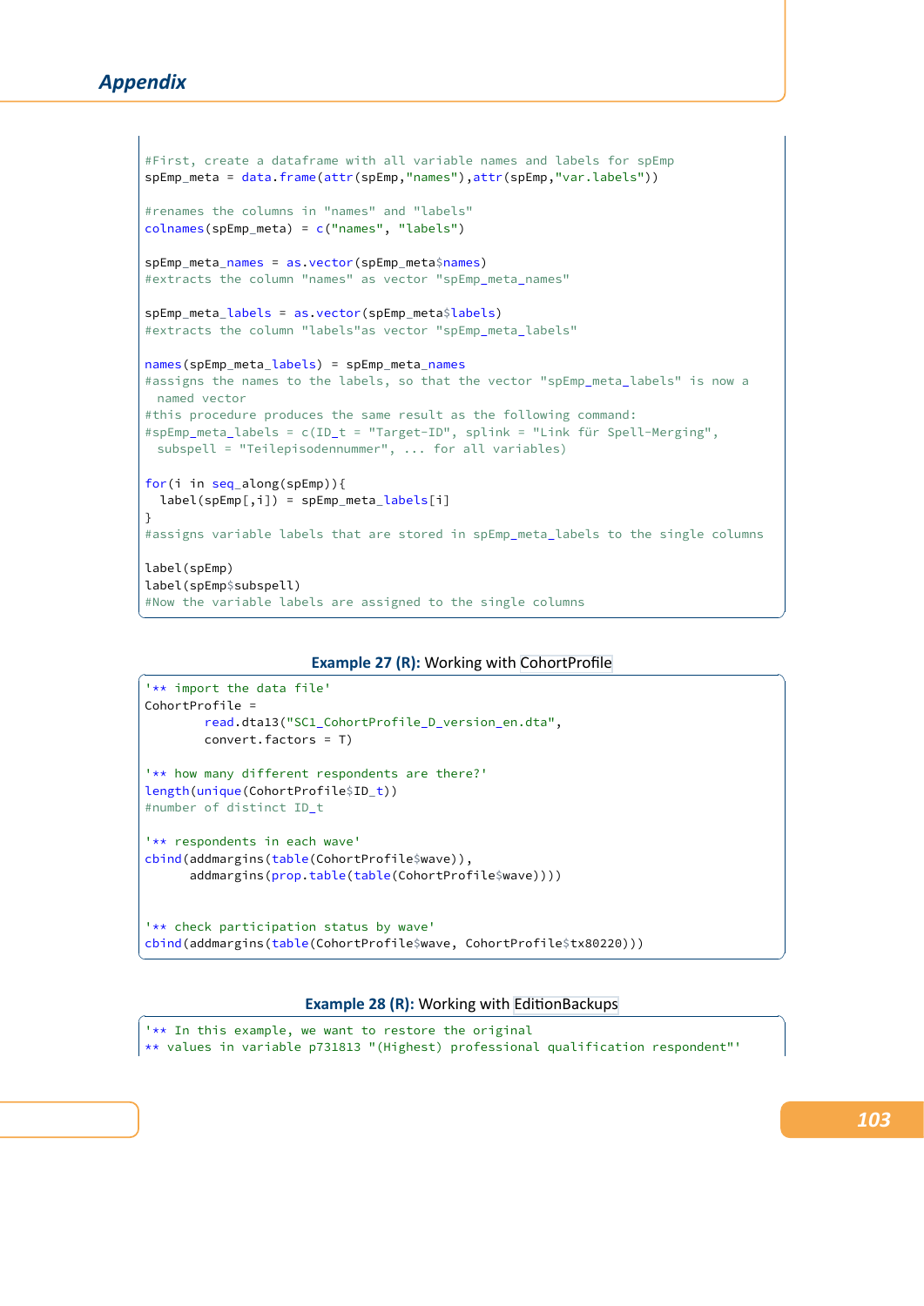```
#First, create a dataframe with all variable names and labels for spEmp
spEmp_meta = data.frame(attr(spEmp,"names"),attr(spEmp,"var.labels"))

#renames the columns in "names" and "labels"
colnames(spEmp_meta) = c("names", "labels")

spEmp_meta_names = as.vector(spEmp_meta$names)
#extracts the column "names" as vector "spEmp_meta_names"

spEmp_meta_labels = as.vector(spEmp_meta$labels)
#extracts the column "labels"as vector "spEmp_meta_labels"

names(spEmp_meta_labels) = spEmp_meta_names
#assigns the names to the labels, so that the vector "spEmp_meta_labels" is now a
  named vector
#this procedure produces the same result as the following command:
#spEmp_meta_labels = c(ID_t = "Target-ID", splink = "Link für Spell-Merging",
  subspell = "Teilepisodennummer", ... for all variables)

for(i in seq_along(spEmp)){
  label(spEmp[,i]) = spEmp_meta_labels[i]
}
#assigns variable labels that are stored in spEmp_meta_labels to the single columns

label(spEmp)
label(spEmp$subspell)
#Now the variable labels are assigned to the single columns
```

**Example 27 (R):** Working with CohortProfile

```
'** import the data file'
CohortProfile =
        read.dta13("SC1_CohortProfile_D_version_en.dta",
        convert.factors = T)

'** how many different respondents are there?'
length(unique(CohortProfile$ID_t))
#number of distinct ID_t

'** respondents in each wave'
cbind(addmargins(table(CohortProfile$wave)),
      addmargins(prop.table(table(CohortProfile$wave))))


'** check participation status by wave'
cbind(addmargins(table(CohortProfile$wave, CohortProfile$tx80220)))
```

**Example 28 (R):** Working with EditionBackups

```
'** In this example, we want to restore the original
** values in variable p731813 "(Highest) professional qualification respondent"'
```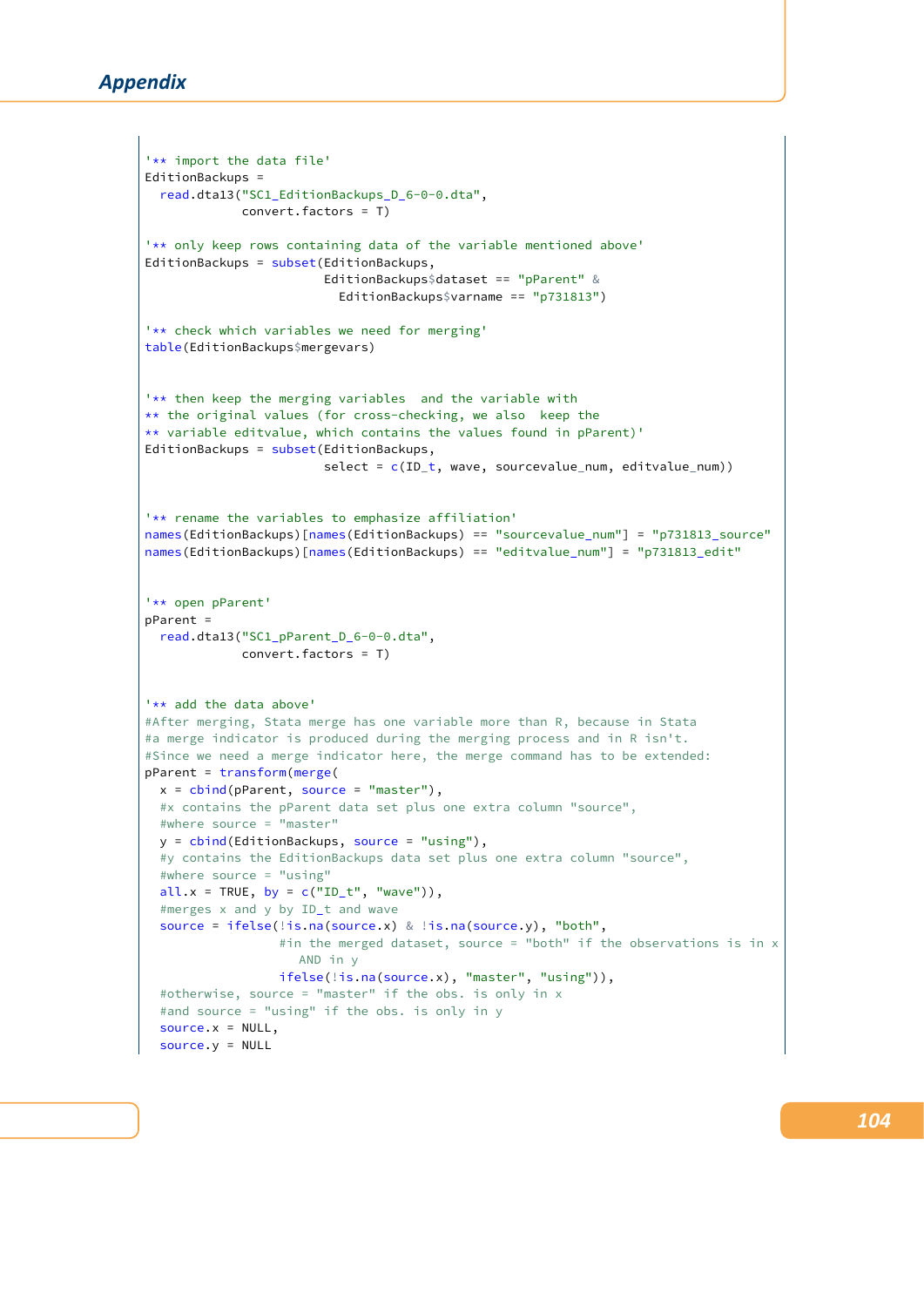## Appendix

```
'** import the data file'
EditionBackups =
  read.dta13("SC1_EditionBackups_D_6-0-0.dta",
             convert.factors = T)

'** only keep rows containing data of the variable mentioned above'
EditionBackups = subset(EditionBackups,
                        EditionBackups$dataset == "pParent" &
                          EditionBackups$varname == "p731813")

'** check which variables we need for merging'
table(EditionBackups$mergevars)


'** then keep the merging variables  and the variable with
** the original values (for cross-checking, we also  keep the
** variable editvalue, which contains the values found in pParent)'
EditionBackups = subset(EditionBackups,
                        select = c(ID_t, wave, sourcevalue_num, editvalue_num))


'** rename the variables to emphasize affiliation'
names(EditionBackups)[names(EditionBackups) == "sourcevalue_num"] = "p731813_source"
names(EditionBackups)[names(EditionBackups) == "editvalue_num"] = "p731813_edit"


'** open pParent'
pParent =
  read.dta13("SC1_pParent_D_6-0-0.dta",
             convert.factors = T)


'** add the data above'
#After merging, Stata merge has one variable more than R, because in Stata
#a merge indicator is produced during the merging process and in R isn't.
#Since we need a merge indicator here, the merge command has to be extended:
pParent = transform(merge(
  x = cbind(pParent, source = "master"),
  #x contains the pParent data set plus one extra column "source",
  #where source = "master"
  y = cbind(EditionBackups, source = "using"),
  #y contains the EditionBackups data set plus one extra column "source",
  #where source = "using"
  all.x = TRUE, by = c("ID_t", "wave")),
  #merges x and y by ID_t and wave
  source = ifelse(!is.na(source.x) & !is.na(source.y), "both",
                  #in the merged dataset, source = "both" if the observations is in x
                     AND in y
                  ifelse(!is.na(source.x), "master", "using")),
  #otherwise, source = "master" if the obs. is only in x
  #and source = "using" if the obs. is only in y
  source.x = NULL,
  source.y = NULL
```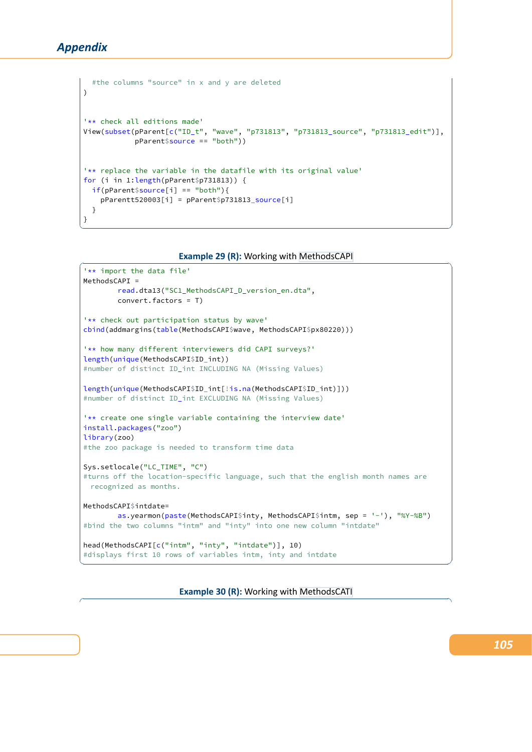```
  #the columns "source" in x and y are deleted
)


'** check all editions made'
View(subset(pParent[c("ID_t", "wave", "p731813", "p731813_source", "p731813_edit")],
            pParent$source == "both"))


'** replace the variable in the datafile with its original value'
for (i in 1:length(pParent$p731813)) {
  if(pParent$source[i] == "both"){
    pParentt520003[i] = pParent$p731813_source[i]
  }
}
```

**Example 29 (R):** Working with MethodsCAPI

```
'** import the data file'
MethodsCAPI =
        read.dta13("SC1_MethodsCAPI_D_version_en.dta",
        convert.factors = T)

'** check out participation status by wave'
cbind(addmargins(table(MethodsCAPI$wave, MethodsCAPI$px80220)))

'** how many different interviewers did CAPI surveys?'
length(unique(MethodsCAPI$ID_int))
#number of distinct ID_int INCLUDING NA (Missing Values)

length(unique(MethodsCAPI$ID_int[!is.na(MethodsCAPI$ID_int)]))
#number of distinct ID_int EXCLUDING NA (Missing Values)

'** create one single variable containing the interview date'
install.packages("zoo")
library(zoo)
#the zoo package is needed to transform time data

Sys.setlocale("LC_TIME", "C")
#turns off the location-specific language, such that the english month names are
  recognized as months.

MethodsCAPI$intdate=
        as.yearmon(paste(MethodsCAPI$inty, MethodsCAPI$intm, sep = '-'), "%Y-%B")
#bind the two columns "intm" and "inty" into one new column "intdate"

head(MethodsCAPI[c("intm", "inty", "intdate")], 10)
#displays first 10 rows of variables intm, inty and intdate
```

**Example 30 (R):** Working with MethodsCATI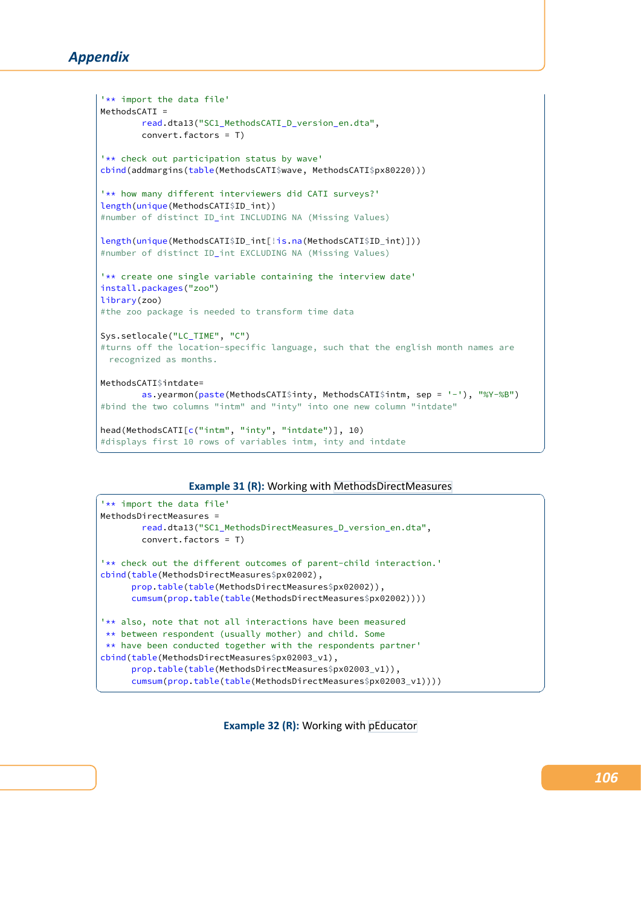```
'** import the data file'
MethodsCATI =
        read.dta13("SC1_MethodsCATI_D_version_en.dta",
        convert.factors = T)

'** check out participation status by wave'
cbind(addmargins(table(MethodsCATI$wave, MethodsCATI$px80220)))

'** how many different interviewers did CATI surveys?'
length(unique(MethodsCATI$ID_int))
#number of distinct ID_int INCLUDING NA (Missing Values)

length(unique(MethodsCATI$ID_int[!is.na(MethodsCATI$ID_int)]))
#number of distinct ID_int EXCLUDING NA (Missing Values)

'** create one single variable containing the interview date'
install.packages("zoo")
library(zoo)
#the zoo package is needed to transform time data

Sys.setlocale("LC_TIME", "C")
#turns off the location-specific language, such that the english month names are
  recognized as months.

MethodsCATI$intdate=
        as.yearmon(paste(MethodsCATI$inty, MethodsCATI$intm, sep = '-'), "%Y-%B")
#bind the two columns "intm" and "inty" into one new column "intdate"

head(MethodsCATI[c("intm", "inty", "intdate")], 10)
#displays first 10 rows of variables intm, inty and intdate
```

**Example 31 (R):** Working with MethodsDirectMeasures

```
'** import the data file'
MethodsDirectMeasures =
        read.dta13("SC1_MethodsDirectMeasures_D_version_en.dta",
        convert.factors = T)

'** check out the different outcomes of parent-child interaction.'
cbind(table(MethodsDirectMeasures$px02002),
      prop.table(table(MethodsDirectMeasures$px02002)),
      cumsum(prop.table(table(MethodsDirectMeasures$px02002))))

'** also, note that not all interactions have been measured
 ** between respondent (usually mother) and child. Some
 ** have been conducted together with the respondents partner'
cbind(table(MethodsDirectMeasures$px02003_v1),
      prop.table(table(MethodsDirectMeasures$px02003_v1)),
      cumsum(prop.table(table(MethodsDirectMeasures$px02003_v1))))
```

**Example 32 (R):** Working with pEducator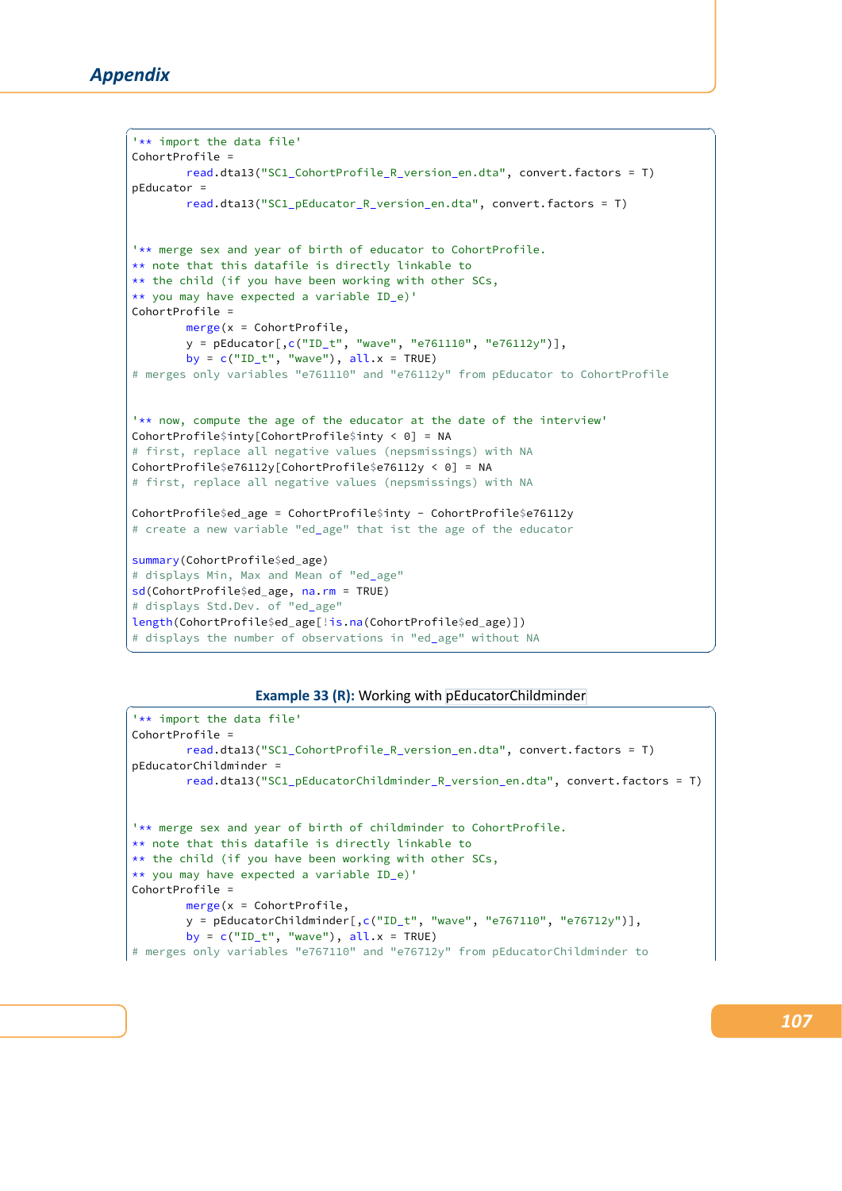```
'** import the data file'
CohortProfile =
        read.dta13("SC1_CohortProfile_R_version_en.dta", convert.factors = T)
pEducator =
        read.dta13("SC1_pEducator_R_version_en.dta", convert.factors = T)


'** merge sex and year of birth of educator to CohortProfile.
** note that this datafile is directly linkable to
** the child (if you have been working with other SCs,
** you may have expected a variable ID_e)'
CohortProfile =
        merge(x = CohortProfile,
        y = pEducator[,c("ID_t", "wave", "e761110", "e76112y")],
        by = c("ID_t", "wave"), all.x = TRUE)
# merges only variables "e761110" and "e76112y" from pEducator to CohortProfile


'** now, compute the age of the educator at the date of the interview'
CohortProfile$inty[CohortProfile$inty < 0] = NA
# first, replace all negative values (nepsmissings) with NA
CohortProfile$e76112y[CohortProfile$e76112y < 0] = NA
# first, replace all negative values (nepsmissings) with NA

CohortProfile$ed_age = CohortProfile$inty - CohortProfile$e76112y
# create a new variable "ed_age" that ist the age of the educator

summary(CohortProfile$ed_age)
# displays Min, Max and Mean of "ed_age"
sd(CohortProfile$ed_age, na.rm = TRUE)
# displays Std.Dev. of "ed_age"
length(CohortProfile$ed_age[!is.na(CohortProfile$ed_age)])
# displays the number of observations in "ed_age" without NA
```

**Example 33 (R):** Working with pEducatorChildminder

```
'** import the data file'
CohortProfile =
        read.dta13("SC1_CohortProfile_R_version_en.dta", convert.factors = T)
pEducatorChildminder =
        read.dta13("SC1_pEducatorChildminder_R_version_en.dta", convert.factors = T)


'** merge sex and year of birth of childminder to CohortProfile.
** note that this datafile is directly linkable to
** the child (if you have been working with other SCs,
** you may have expected a variable ID_e)'
CohortProfile =
        merge(x = CohortProfile,
        y = pEducatorChildminder[,c("ID_t", "wave", "e767110", "e76712y")],
        by = c("ID_t", "wave"), all.x = TRUE)
# merges only variables "e767110" and "e76712y" from pEducatorChildminder to
```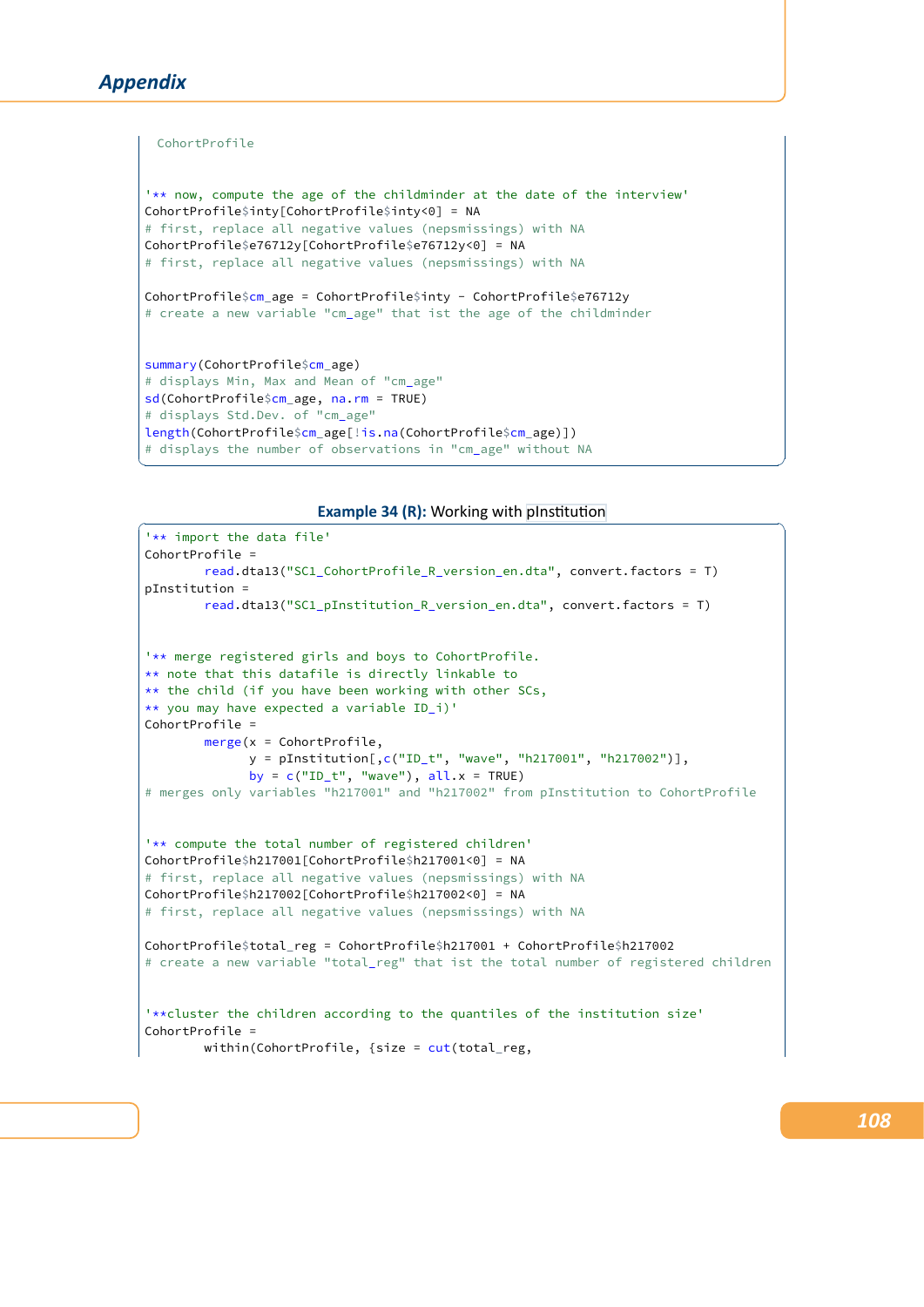```
 CohortProfile


'** now, compute the age of the childminder at the date of the interview'
CohortProfile$inty[CohortProfile$inty<0] = NA
# first, replace all negative values (nepsmissings) with NA
CohortProfile$e76712y[CohortProfile$e76712y<0] = NA
# first, replace all negative values (nepsmissings) with NA

CohortProfile$cm_age = CohortProfile$inty - CohortProfile$e76712y
# create a new variable "cm_age" that ist the age of the childminder


summary(CohortProfile$cm_age)
# displays Min, Max and Mean of "cm_age"
sd(CohortProfile$cm_age, na.rm = TRUE)
# displays Std.Dev. of "cm_age"
length(CohortProfile$cm_age[!is.na(CohortProfile$cm_age)])
# displays the number of observations in "cm_age" without NA
```

**Example 34 (R):** Working with pInstitution

```
'** import the data file'
CohortProfile =
        read.dta13("SC1_CohortProfile_R_version_en.dta", convert.factors = T)
pInstitution =
        read.dta13("SC1_pInstitution_R_version_en.dta", convert.factors = T)


'** merge registered girls and boys to CohortProfile.
** note that this datafile is directly linkable to
** the child (if you have been working with other SCs,
** you may have expected a variable ID_i)'
CohortProfile =
        merge(x = CohortProfile,
              y = pInstitution[,c("ID_t", "wave", "h217001", "h217002")],
              by = c("ID_t", "wave"), all.x = TRUE)
# merges only variables "h217001" and "h217002" from pInstitution to CohortProfile


'** compute the total number of registered children'
CohortProfile$h217001[CohortProfile$h217001<0] = NA
# first, replace all negative values (nepsmissings) with NA
CohortProfile$h217002[CohortProfile$h217002<0] = NA
# first, replace all negative values (nepsmissings) with NA

CohortProfile$total_reg = CohortProfile$h217001 + CohortProfile$h217002
# create a new variable "total_reg" that ist the total number of registered children


'**cluster the children according to the quantiles of the institution size'
CohortProfile =
        within(CohortProfile, {size = cut(total_reg,
```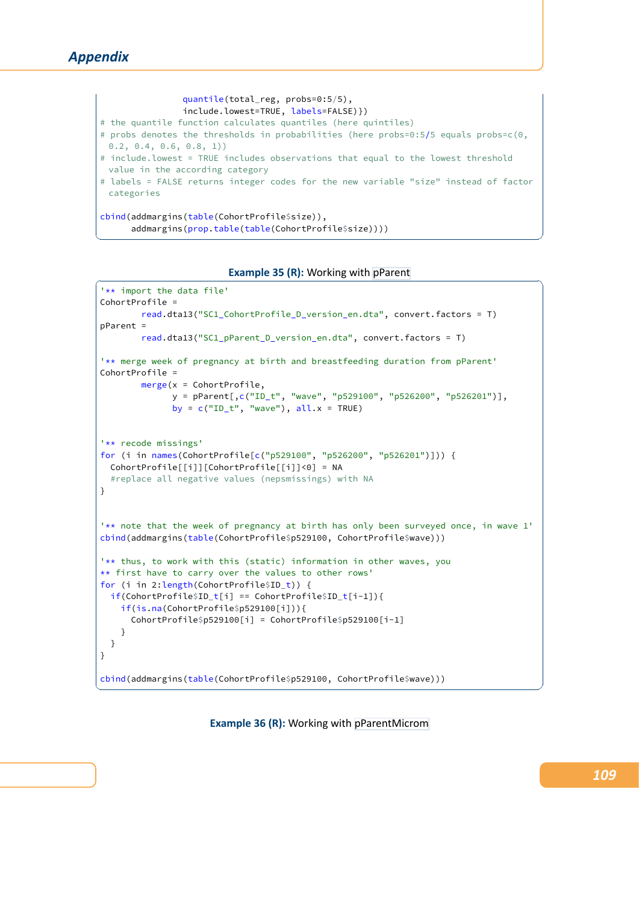```
                 quantile(total_reg, probs=0:5/5),
                 include.lowest=TRUE, labels=FALSE)})
# the quantile function calculates quantiles (here quintiles)
# probs denotes the thresholds in probabilities (here probs=0:5/5 equals probs=c(0,
  0.2, 0.4, 0.6, 0.8, 1))
# include.lowest = TRUE includes observations that equal to the lowest threshold
  value in the according category
# labels = FALSE returns integer codes for the new variable "size" instead of factor
  categories

cbind(addmargins(table(CohortProfile$size)),
      addmargins(prop.table(table(CohortProfile$size))))
```

**Example 35 (R):** Working with pParent

```
'** import the data file'
CohortProfile =
        read.dta13("SC1_CohortProfile_D_version_en.dta", convert.factors = T)
pParent =
        read.dta13("SC1_pParent_D_version_en.dta", convert.factors = T)

'** merge week of pregnancy at birth and breastfeeding duration from pParent'
CohortProfile =
        merge(x = CohortProfile,
              y = pParent[,c("ID_t", "wave", "p529100", "p526200", "p526201")],
              by = c("ID_t", "wave"), all.x = TRUE)


'** recode missings'
for (i in names(CohortProfile[c("p529100", "p526200", "p526201")])) {
  CohortProfile[[i]][CohortProfile[[i]]<0] = NA
  #replace all negative values (nepsmissings) with NA
}


'** note that the week of pregnancy at birth has only been surveyed once, in wave 1'
cbind(addmargins(table(CohortProfile$p529100, CohortProfile$wave)))

'** thus, to work with this (static) information in other waves, you
** first have to carry over the values to other rows'
for (i in 2:length(CohortProfile$ID_t)) {
  if(CohortProfile$ID_t[i] == CohortProfile$ID_t[i-1]){
    if(is.na(CohortProfile$p529100[i])){
      CohortProfile$p529100[i] = CohortProfile$p529100[i-1]
    }
  }
}

cbind(addmargins(table(CohortProfile$p529100, CohortProfile$wave)))
```

**Example 36 (R):** Working with pParentMicrom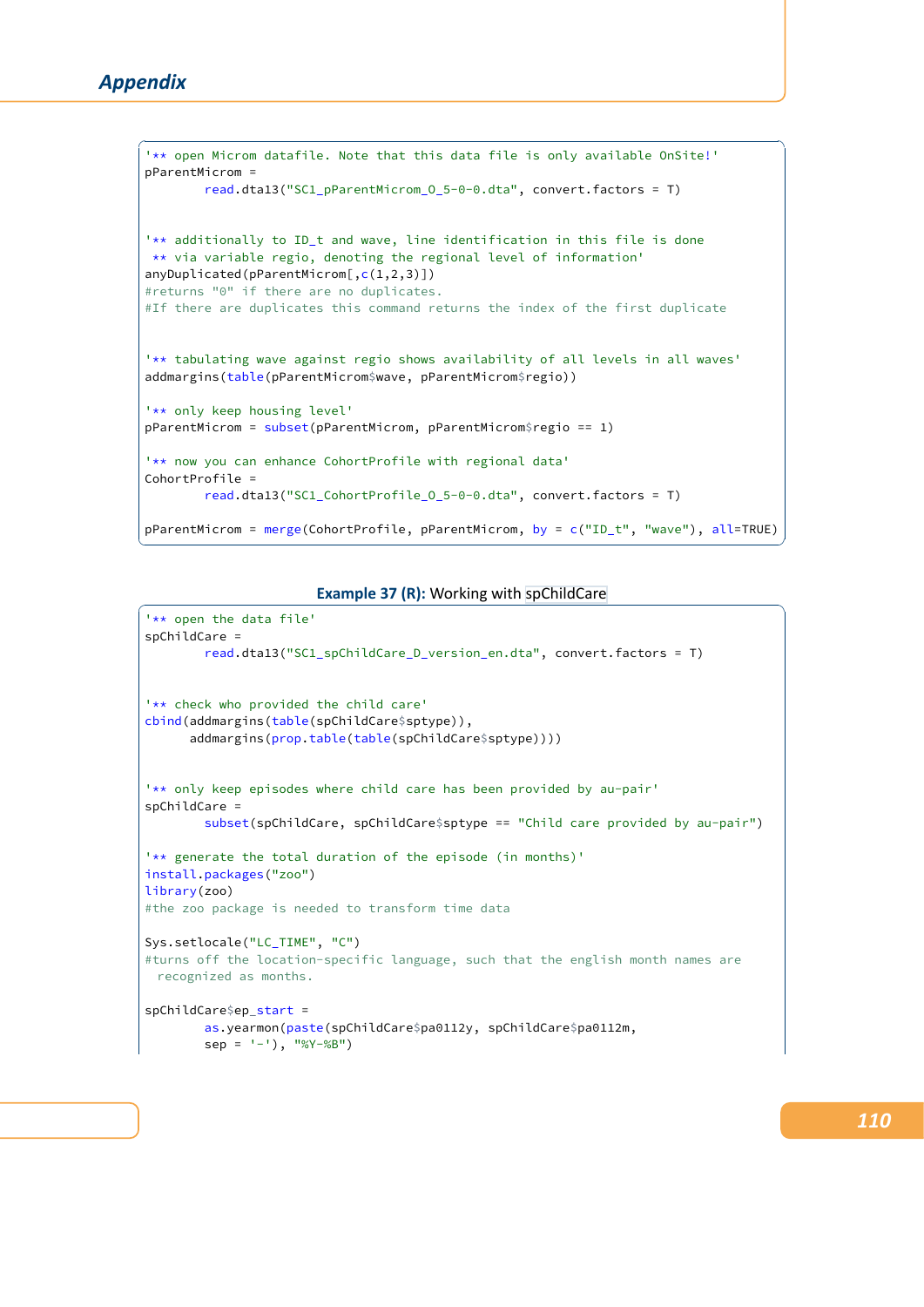```
'** open Microm datafile. Note that this data file is only available OnSite!'
pParentMicrom =
        read.dta13("SC1_pParentMicrom_O_5-0-0.dta", convert.factors = T)


'** additionally to ID_t and wave, line identification in this file is done
 ** via variable regio, denoting the regional level of information'
anyDuplicated(pParentMicrom[,c(1,2,3)])
#returns "0" if there are no duplicates.
#If there are duplicates this command returns the index of the first duplicate


'** tabulating wave against regio shows availability of all levels in all waves'
addmargins(table(pParentMicrom$wave, pParentMicrom$regio))

'** only keep housing level'
pParentMicrom = subset(pParentMicrom, pParentMicrom$regio == 1)

'** now you can enhance CohortProfile with regional data'
CohortProfile =
        read.dta13("SC1_CohortProfile_O_5-0-0.dta", convert.factors = T)

pParentMicrom = merge(CohortProfile, pParentMicrom, by = c("ID_t", "wave"), all=TRUE)
```

**Example 37 (R):** Working with spChildCare

```
'** open the data file'
spChildCare =
        read.dta13("SC1_spChildCare_D_version_en.dta", convert.factors = T)


'** check who provided the child care'
cbind(addmargins(table(spChildCare$sptype)),
      addmargins(prop.table(table(spChildCare$sptype))))


'** only keep episodes where child care has been provided by au-pair'
spChildCare =
        subset(spChildCare, spChildCare$sptype == "Child care provided by au-pair")

'** generate the total duration of the episode (in months)'
install.packages("zoo")
library(zoo)
#the zoo package is needed to transform time data

Sys.setlocale("LC_TIME", "C")
#turns off the location-specific language, such that the english month names are
  recognized as months.

spChildCare$ep_start =
        as.yearmon(paste(spChildCare$pa0112y, spChildCare$pa0112m,
        sep = '-'), "%Y-%B")
```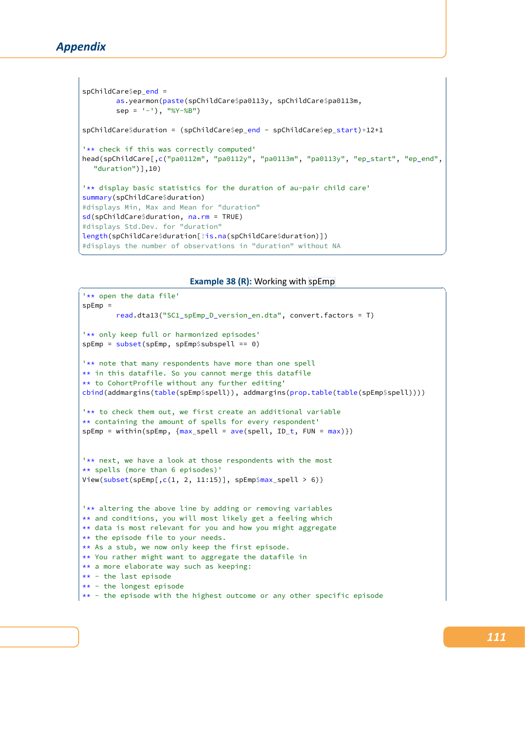```
spChildCare$ep_end =
        as.yearmon(paste(spChildCare$pa0113y, spChildCare$pa0113m,
        sep = '-'), "%Y-%B")

spChildCare$duration = (spChildCare$ep_end - spChildCare$ep_start)*12+1

'** check if this was correctly computed'
head(spChildCare[,c("pa0112m", "pa0112y", "pa0113m", "pa0113y", "ep_start", "ep_end",
   "duration")],10)

'** display basic statistics for the duration of au-pair child care'
summary(spChildCare$duration)
#displays Min, Max and Mean for "duration"
sd(spChildCare$duration, na.rm = TRUE)
#displays Std.Dev. for "duration"
length(spChildCare$duration[!is.na(spChildCare$duration)])
#displays the number of observations in "duration" without NA
```

**Example 38 (R):** Working with spEmp

```
'** open the data file'
spEmp =
        read.dta13("SC1_spEmp_D_version_en.dta", convert.factors = T)

'** only keep full or harmonized episodes'
spEmp = subset(spEmp, spEmp$subspell == 0)

'** note that many respondents have more than one spell
** in this datafile. So you cannot merge this datafile
** to CohortProfile without any further editing'
cbind(addmargins(table(spEmp$spell)), addmargins(prop.table(table(spEmp$spell))))

'** to check them out, we first create an additional variable
** containing the amount of spells for every respondent'
spEmp = within(spEmp, {max_spell = ave(spell, ID_t, FUN = max)})


'** next, we have a look at those respondents with the most
** spells (more than 6 episodes)'
View(subset(spEmp[,c(1, 2, 11:15)], spEmp$max_spell > 6))


'** altering the above line by adding or removing variables
** and conditions, you will most likely get a feeling which
** data is most relevant for you and how you might aggregate
** the episode file to your needs.
** As a stub, we now only keep the first episode.
** You rather might want to aggregate the datafile in
** a more elaborate way such as keeping:
** - the last episode
** - the longest episode
** - the episode with the highest outcome or any other specific episode
```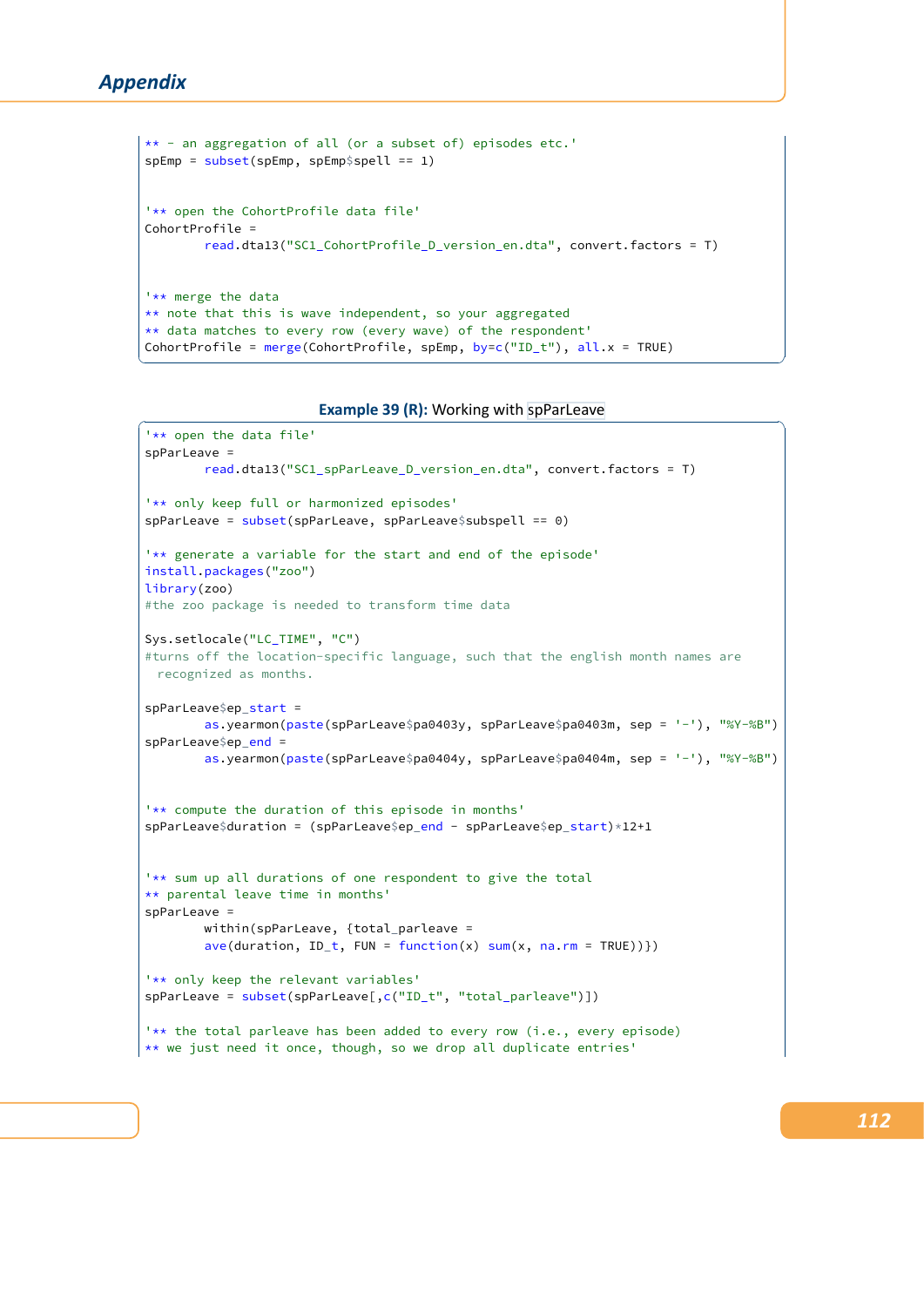```
** - an aggregation of all (or a subset of) episodes etc.'
spEmp = subset(spEmp, spEmp$spell == 1)


'** open the CohortProfile data file'
CohortProfile =
        read.dta13("SC1_CohortProfile_D_version_en.dta", convert.factors = T)


'** merge the data
** note that this is wave independent, so your aggregated
** data matches to every row (every wave) of the respondent'
CohortProfile = merge(CohortProfile, spEmp, by=c("ID_t"), all.x = TRUE)
```

**Example 39 (R):** Working with spParLeave

```
'** open the data file'
spParLeave =
        read.dta13("SC1_spParLeave_D_version_en.dta", convert.factors = T)

'** only keep full or harmonized episodes'
spParLeave = subset(spParLeave, spParLeave$subspell == 0)

'** generate a variable for the start and end of the episode'
install.packages("zoo")
library(zoo)
#the zoo package is needed to transform time data

Sys.setlocale("LC_TIME", "C")
#turns off the location-specific language, such that the english month names are
  recognized as months.

spParLeave$ep_start =
        as.yearmon(paste(spParLeave$pa0403y, spParLeave$pa0403m, sep = '-'), "%Y-%B")
spParLeave$ep_end =
        as.yearmon(paste(spParLeave$pa0404y, spParLeave$pa0404m, sep = '-'), "%Y-%B")


'** compute the duration of this episode in months'
spParLeave$duration = (spParLeave$ep_end - spParLeave$ep_start)*12+1


'** sum up all durations of one respondent to give the total
** parental leave time in months'
spParLeave =
        within(spParLeave, {total_parleave =
        ave(duration, ID_t, FUN = function(x) sum(x, na.rm = TRUE))})

'** only keep the relevant variables'
spParLeave = subset(spParLeave[,c("ID_t", "total_parleave")])

'** the total parleave has been added to every row (i.e., every episode)
** we just need it once, though, so we drop all duplicate entries'
```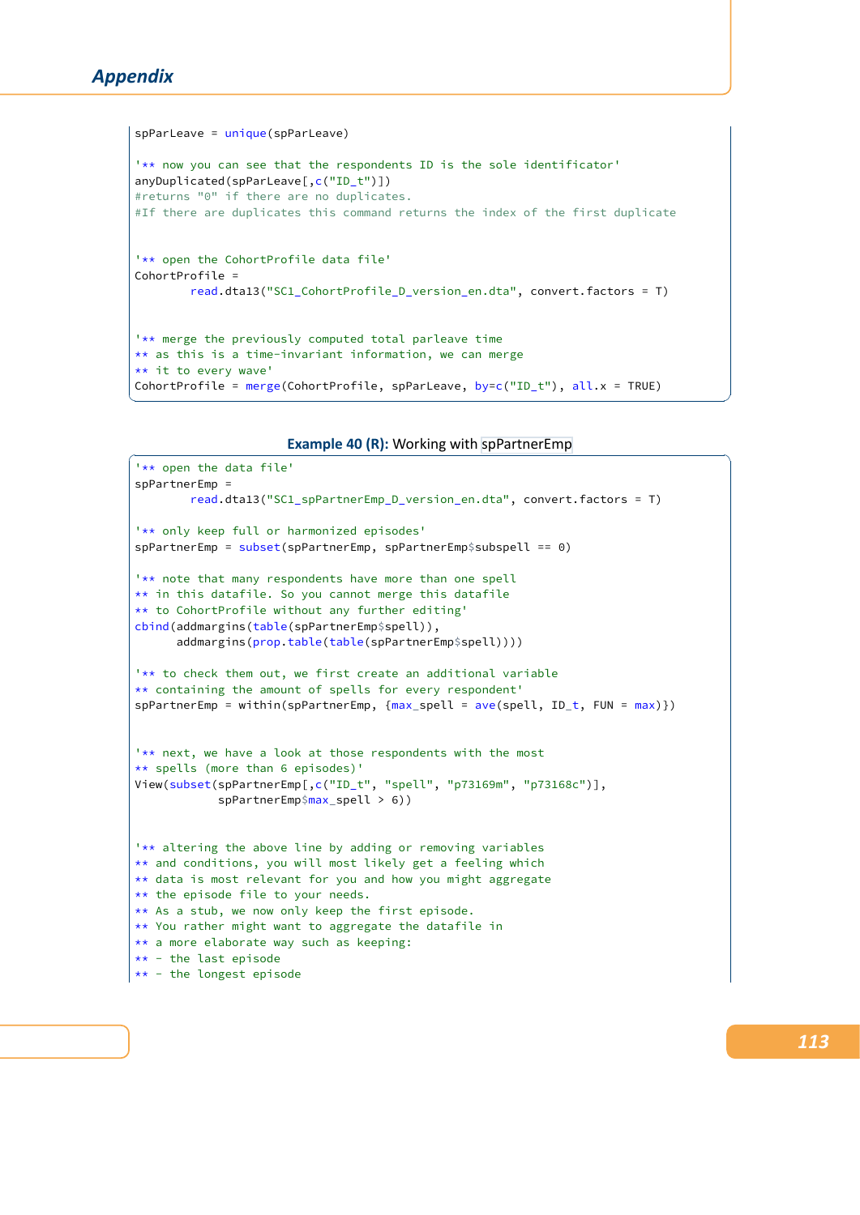```
spParLeave = unique(spParLeave)

'** now you can see that the respondents ID is the sole identificator'
anyDuplicated(spParLeave[,c("ID_t")])
#returns "0" if there are no duplicates.
#If there are duplicates this command returns the index of the first duplicate


'** open the CohortProfile data file'
CohortProfile =
        read.dta13("SC1_CohortProfile_D_version_en.dta", convert.factors = T)


'** merge the previously computed total parleave time
** as this is a time-invariant information, we can merge
** it to every wave'
CohortProfile = merge(CohortProfile, spParLeave, by=c("ID_t"), all.x = TRUE)
```

**Example 40 (R):** Working with spPartnerEmp

```
'** open the data file'
spPartnerEmp =
        read.dta13("SC1_spPartnerEmp_D_version_en.dta", convert.factors = T)

'** only keep full or harmonized episodes'
spPartnerEmp = subset(spPartnerEmp, spPartnerEmp$subspell == 0)

'** note that many respondents have more than one spell
** in this datafile. So you cannot merge this datafile
** to CohortProfile without any further editing'
cbind(addmargins(table(spPartnerEmp$spell)),
      addmargins(prop.table(table(spPartnerEmp$spell))))

'** to check them out, we first create an additional variable
** containing the amount of spells for every respondent'
spPartnerEmp = within(spPartnerEmp, {max_spell = ave(spell, ID_t, FUN = max)})


'** next, we have a look at those respondents with the most
** spells (more than 6 episodes)'
View(subset(spPartnerEmp[,c("ID_t", "spell", "p73169m", "p73168c")],
            spPartnerEmp$max_spell > 6))


'** altering the above line by adding or removing variables
** and conditions, you will most likely get a feeling which
** data is most relevant for you and how you might aggregate
** the episode file to your needs.
** As a stub, we now only keep the first episode.
** You rather might want to aggregate the datafile in
** a more elaborate way such as keeping:
** - the last episode
** - the longest episode
```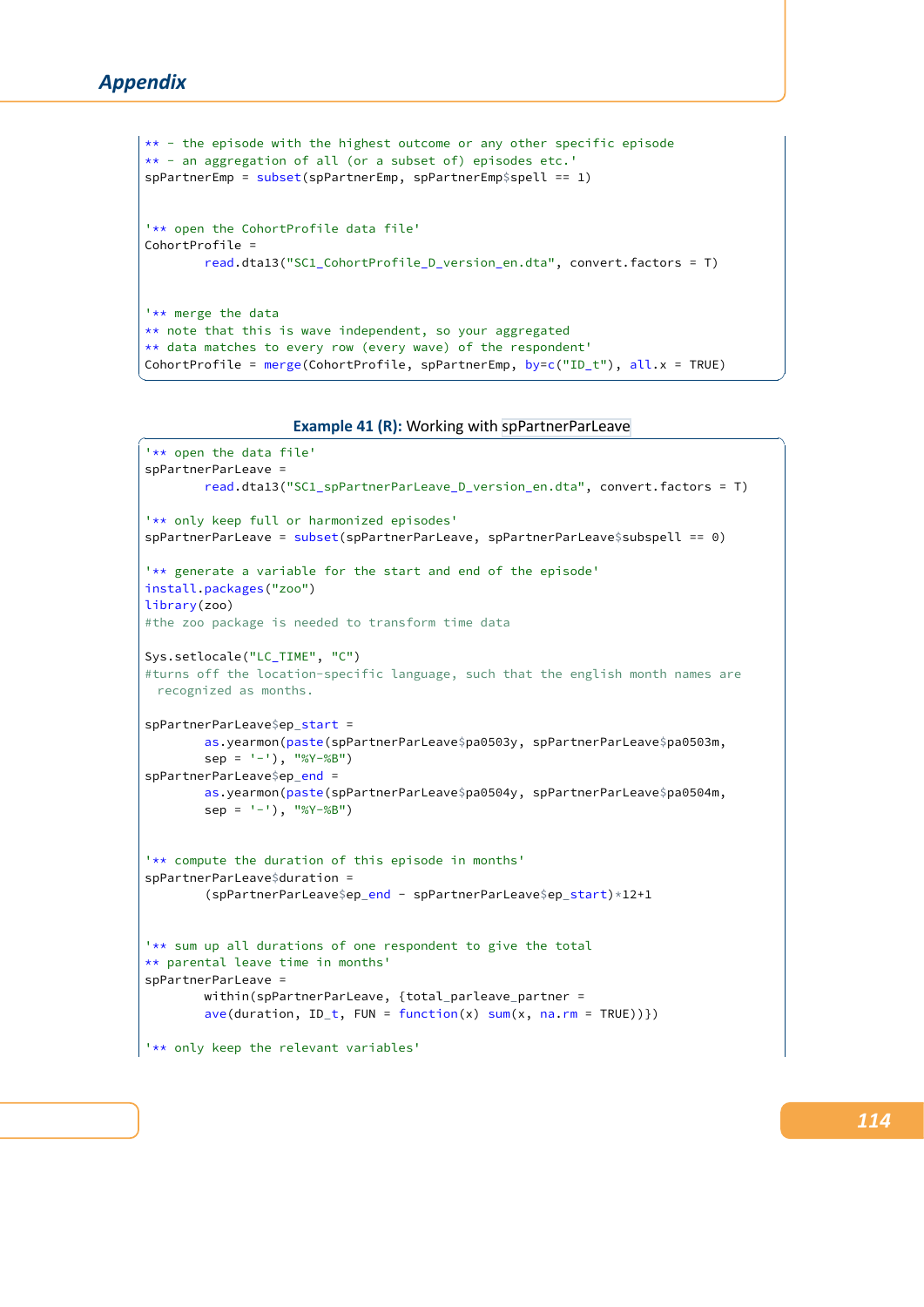```
** - the episode with the highest outcome or any other specific episode
** - an aggregation of all (or a subset of) episodes etc.'
spPartnerEmp = subset(spPartnerEmp, spPartnerEmp$spell == 1)


'** open the CohortProfile data file'
CohortProfile =
        read.dta13("SC1_CohortProfile_D_version_en.dta", convert.factors = T)


'** merge the data
** note that this is wave independent, so your aggregated
** data matches to every row (every wave) of the respondent'
CohortProfile = merge(CohortProfile, spPartnerEmp, by=c("ID_t"), all.x = TRUE)
```

**Example 41 (R):** Working with spPartnerParLeave

```
'** open the data file'
spPartnerParLeave =
        read.dta13("SC1_spPartnerParLeave_D_version_en.dta", convert.factors = T)

'** only keep full or harmonized episodes'
spPartnerParLeave = subset(spPartnerParLeave, spPartnerParLeave$subspell == 0)

'** generate a variable for the start and end of the episode'
install.packages("zoo")
library(zoo)
#the zoo package is needed to transform time data

Sys.setlocale("LC_TIME", "C")
#turns off the location-specific language, such that the english month names are
  recognized as months.

spPartnerParLeave$ep_start =
        as.yearmon(paste(spPartnerParLeave$pa0503y, spPartnerParLeave$pa0503m,
        sep = '-'), "%Y-%B")
spPartnerParLeave$ep_end =
        as.yearmon(paste(spPartnerParLeave$pa0504y, spPartnerParLeave$pa0504m,
        sep = '-'), "%Y-%B")


'** compute the duration of this episode in months'
spPartnerParLeave$duration =
        (spPartnerParLeave$ep_end - spPartnerParLeave$ep_start)*12+1


'** sum up all durations of one respondent to give the total
** parental leave time in months'
spPartnerParLeave =
        within(spPartnerParLeave, {total_parleave_partner =
        ave(duration, ID_t, FUN = function(x) sum(x, na.rm = TRUE))})

'** only keep the relevant variables'
```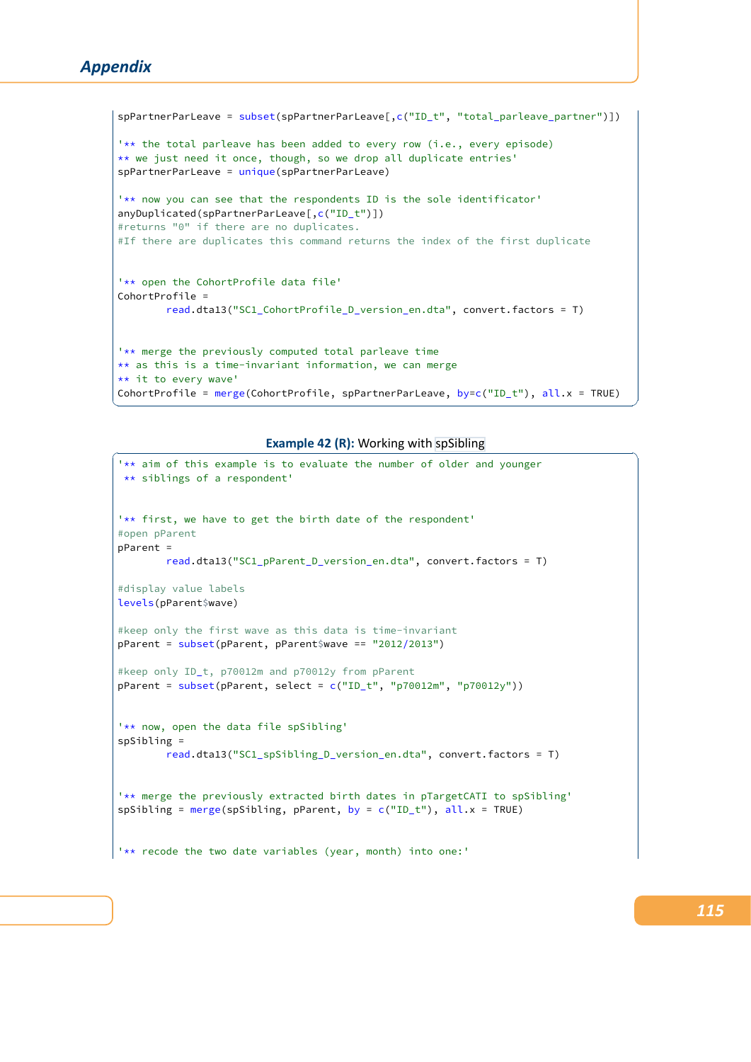```
spPartnerParLeave = subset(spPartnerParLeave[,c("ID_t", "total_parleave_partner")])

'** the total parleave has been added to every row (i.e., every episode)
** we just need it once, though, so we drop all duplicate entries'
spPartnerParLeave = unique(spPartnerParLeave)

'** now you can see that the respondents ID is the sole identificator'
anyDuplicated(spPartnerParLeave[,c("ID_t")])
#returns "0" if there are no duplicates.
#If there are duplicates this command returns the index of the first duplicate


'** open the CohortProfile data file'
CohortProfile =
        read.dta13("SC1_CohortProfile_D_version_en.dta", convert.factors = T)


'** merge the previously computed total parleave time
** as this is a time-invariant information, we can merge
** it to every wave'
CohortProfile = merge(CohortProfile, spPartnerParLeave, by=c("ID_t"), all.x = TRUE)
```

**Example 42 (R):** Working with spSibling

```
'** aim of this example is to evaluate the number of older and younger
 ** siblings of a respondent'


'** first, we have to get the birth date of the respondent'
#open pParent
pParent =
        read.dta13("SC1_pParent_D_version_en.dta", convert.factors = T)

#display value labels
levels(pParent$wave)

#keep only the first wave as this data is time-invariant
pParent = subset(pParent, pParent$wave == "2012/2013")

#keep only ID_t, p70012m and p70012y from pParent
pParent = subset(pParent, select = c("ID_t", "p70012m", "p70012y"))


'** now, open the data file spSibling'
spSibling =
        read.dta13("SC1_spSibling_D_version_en.dta", convert.factors = T)


'** merge the previously extracted birth dates in pTargetCATI to spSibling'
spSibling = merge(spSibling, pParent, by = c("ID_t"), all.x = TRUE)


'** recode the two date variables (year, month) into one:'
```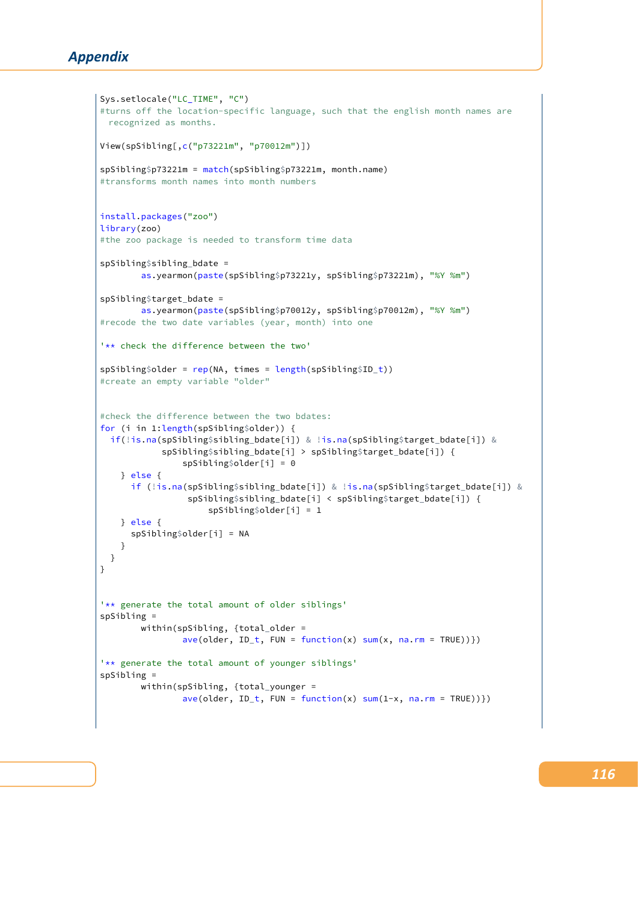```
Sys.setlocale("LC_TIME", "C")
#turns off the location-specific language, such that the english month names are
  recognized as months.

View(spSibling[,c("p73221m", "p70012m")])

spSibling$p73221m = match(spSibling$p73221m, month.name)
#transforms month names into month numbers


install.packages("zoo")
library(zoo)
#the zoo package is needed to transform time data

spSibling$sibling_bdate =
        as.yearmon(paste(spSibling$p73221y, spSibling$p73221m), "%Y %m")

spSibling$target_bdate =
        as.yearmon(paste(spSibling$p70012y, spSibling$p70012m), "%Y %m")
#recode the two date variables (year, month) into one

'** check the difference between the two'

spSibling$older = rep(NA, times = length(spSibling$ID_t))
#create an empty variable "older"


#check the difference between the two bdates:
for (i in 1:length(spSibling$older)) {
  if(!is.na(spSibling$sibling_bdate[i]) & !is.na(spSibling$target_bdate[i]) &
            spSibling$sibling_bdate[i] > spSibling$target_bdate[i]) {
                spSibling$older[i] = 0
    } else {
      if (!is.na(spSibling$sibling_bdate[i]) & !is.na(spSibling$target_bdate[i]) &
                 spSibling$sibling_bdate[i] < spSibling$target_bdate[i]) {
                     spSibling$older[i] = 1
    } else {
      spSibling$older[i] = NA
    }
  }
}


'** generate the total amount of older siblings'
spSibling =
        within(spSibling, {total_older =
                ave(older, ID_t, FUN = function(x) sum(x, na.rm = TRUE))})

'** generate the total amount of younger siblings'
spSibling =
        within(spSibling, {total_younger =
                ave(older, ID_t, FUN = function(x) sum(1-x, na.rm = TRUE))})
```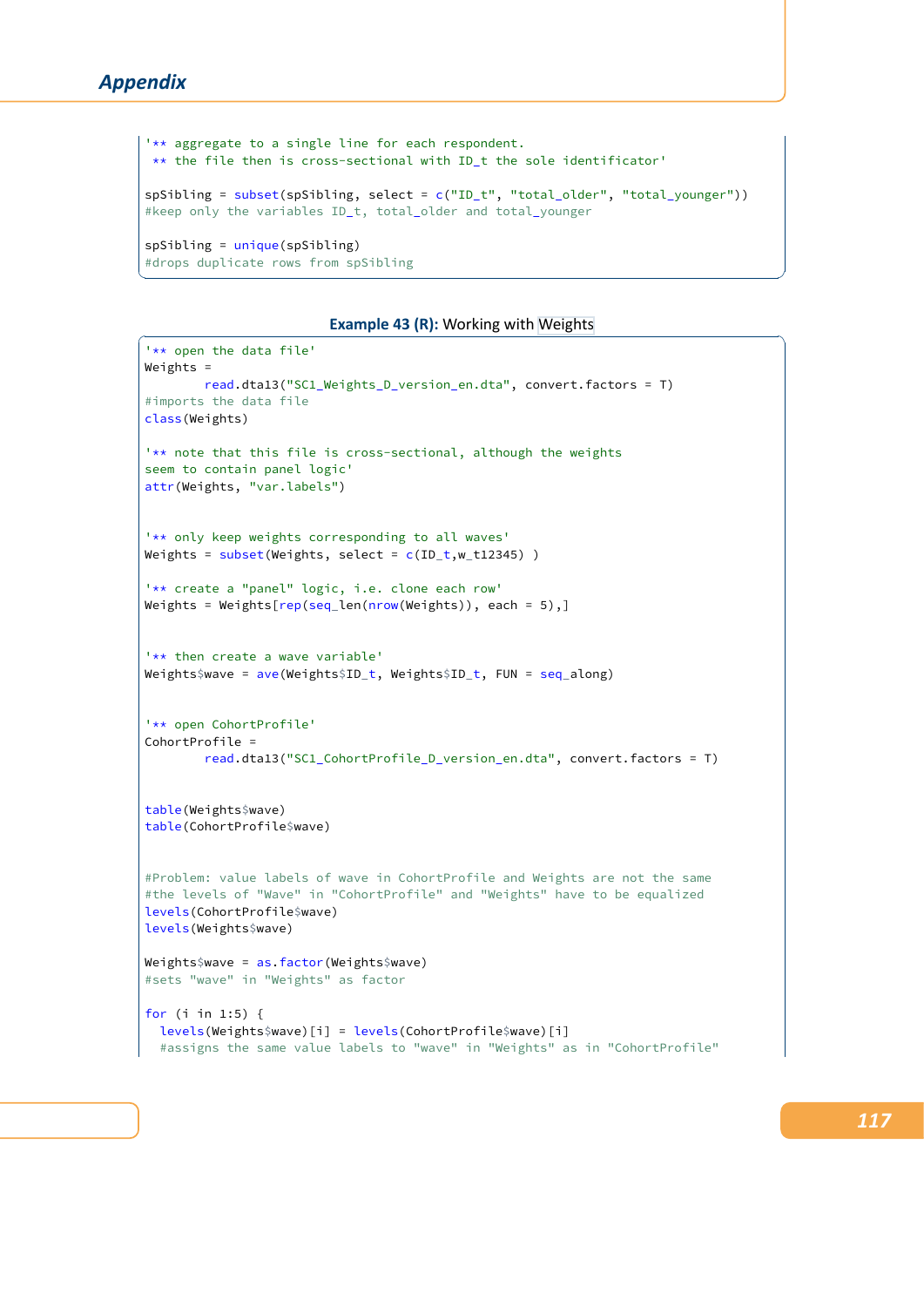```
'** aggregate to a single line for each respondent.
 ** the file then is cross-sectional with ID_t the sole identificator'

spSibling = subset(spSibling, select = c("ID_t", "total_older", "total_younger"))
#keep only the variables ID_t, total_older and total_younger

spSibling = unique(spSibling)
#drops duplicate rows from spSibling
```

**Example 43 (R):** Working with Weights

```
'** open the data file'
Weights =
        read.dta13("SC1_Weights_D_version_en.dta", convert.factors = T)
#imports the data file
class(Weights)

'** note that this file is cross-sectional, although the weights
seem to contain panel logic'
attr(Weights, "var.labels")


'** only keep weights corresponding to all waves'
Weights = subset(Weights, select = c(ID_t,w_t12345) )

'** create a "panel" logic, i.e. clone each row'
Weights = Weights[rep(seq_len(nrow(Weights)), each = 5),]


'** then create a wave variable'
Weights$wave = ave(Weights$ID_t, Weights$ID_t, FUN = seq_along)


'** open CohortProfile'
CohortProfile =
        read.dta13("SC1_CohortProfile_D_version_en.dta", convert.factors = T)


table(Weights$wave)
table(CohortProfile$wave)


#Problem: value labels of wave in CohortProfile and Weights are not the same
#the levels of "Wave" in "CohortProfile" and "Weights" have to be equalized
levels(CohortProfile$wave)
levels(Weights$wave)

Weights$wave = as.factor(Weights$wave)
#sets "wave" in "Weights" as factor

for (i in 1:5) {
  levels(Weights$wave)[i] = levels(CohortProfile$wave)[i]
  #assigns the same value labels to "wave" in "Weights" as in "CohortProfile"
```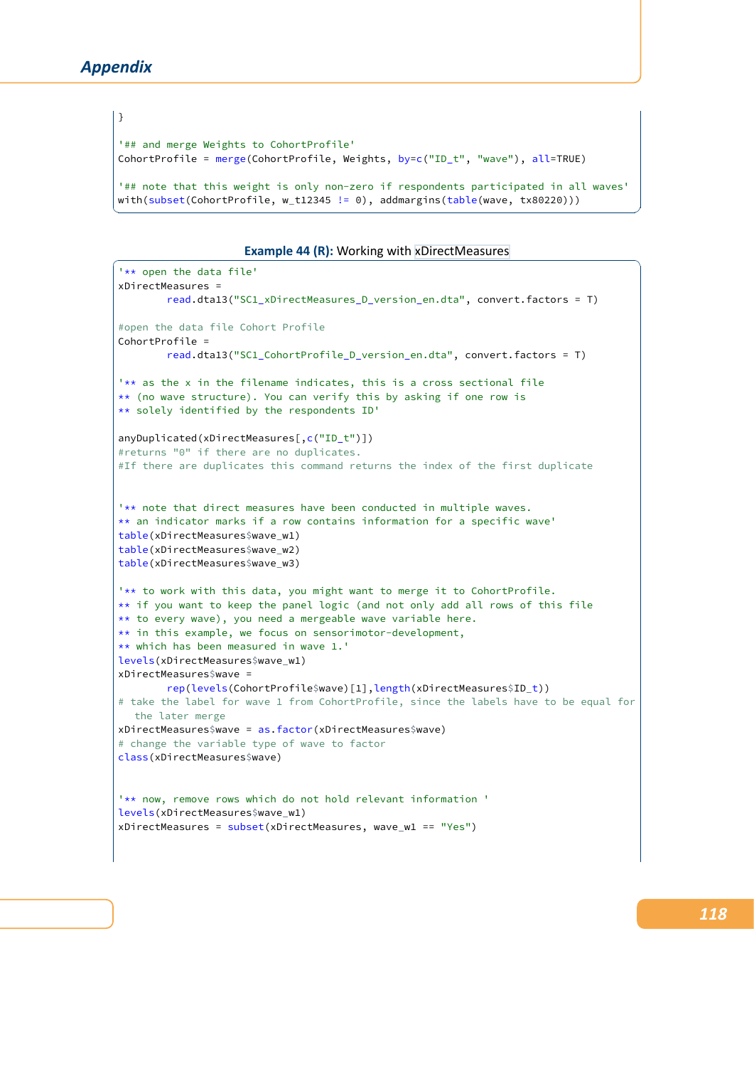```
}

'## and merge Weights to CohortProfile'
CohortProfile = merge(CohortProfile, Weights, by=c("ID_t", "wave"), all=TRUE)

'## note that this weight is only non-zero if respondents participated in all waves'
with(subset(CohortProfile, w_t12345 != 0), addmargins(table(wave, tx80220)))
```

**Example 44 (R):** Working with xDirectMeasures

```
'** open the data file'
xDirectMeasures =
        read.dta13("SC1_xDirectMeasures_D_version_en.dta", convert.factors = T)

#open the data file Cohort Profile
CohortProfile =
        read.dta13("SC1_CohortProfile_D_version_en.dta", convert.factors = T)

'** as the x in the filename indicates, this is a cross sectional file
** (no wave structure). You can verify this by asking if one row is
** solely identified by the respondents ID'

anyDuplicated(xDirectMeasures[,c("ID_t")])
#returns "0" if there are no duplicates.
#If there are duplicates this command returns the index of the first duplicate


'** note that direct measures have been conducted in multiple waves.
** an indicator marks if a row contains information for a specific wave'
table(xDirectMeasures$wave_w1)
table(xDirectMeasures$wave_w2)
table(xDirectMeasures$wave_w3)

'** to work with this data, you might want to merge it to CohortProfile.
** if you want to keep the panel logic (and not only add all rows of this file
** to every wave), you need a mergeable wave variable here.
** in this example, we focus on sensorimotor-development,
** which has been measured in wave 1.'
levels(xDirectMeasures$wave_w1)
xDirectMeasures$wave =
        rep(levels(CohortProfile$wave)[1],length(xDirectMeasures$ID_t))
# take the label for wave 1 from CohortProfile, since the labels have to be equal for
   the later merge
xDirectMeasures$wave = as.factor(xDirectMeasures$wave)
# change the variable type of wave to factor
class(xDirectMeasures$wave)


'** now, remove rows which do not hold relevant information '
levels(xDirectMeasures$wave_w1)
xDirectMeasures = subset(xDirectMeasures, wave_w1 == "Yes")
```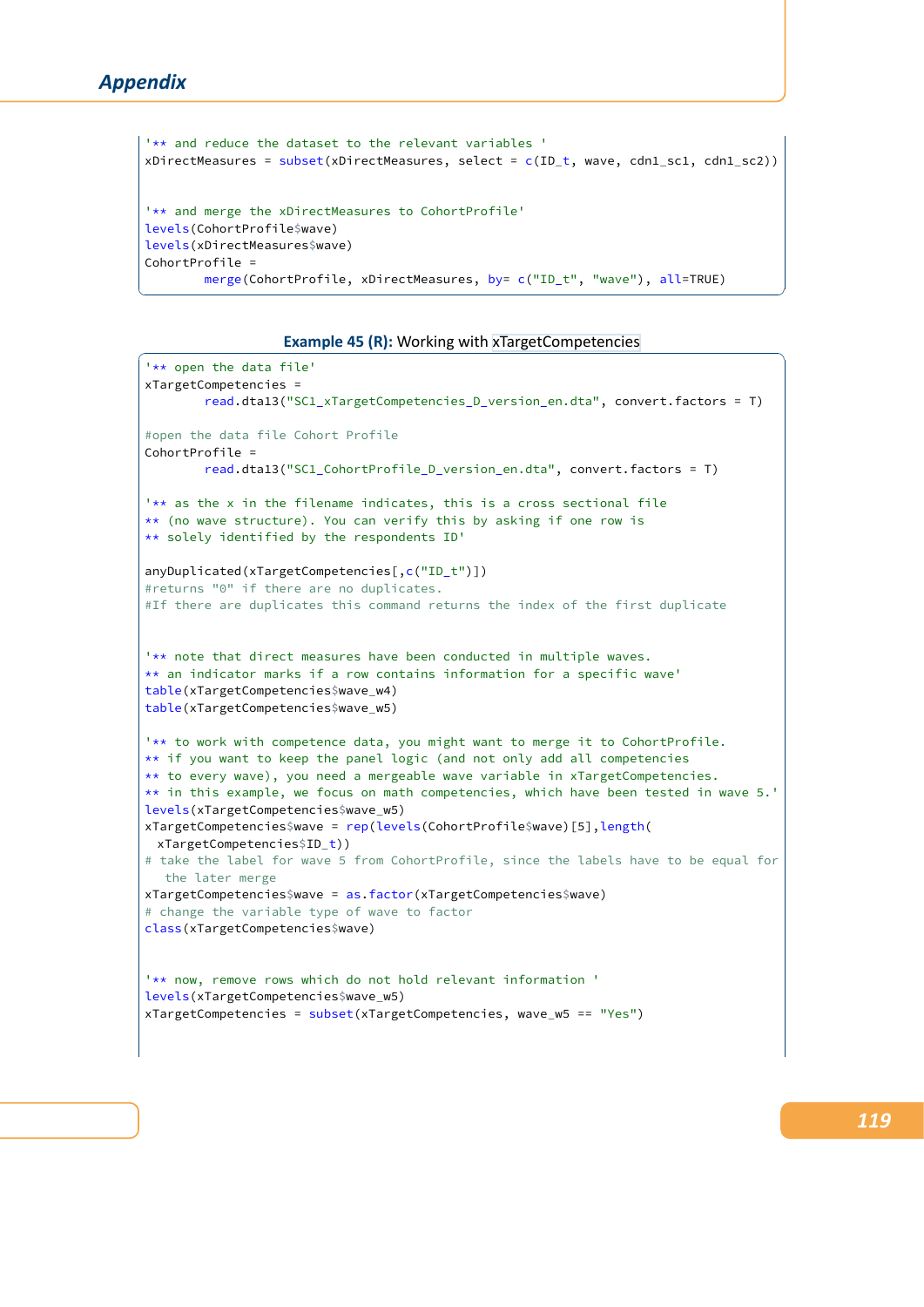```
'** and reduce the dataset to the relevant variables '
xDirectMeasures = subset(xDirectMeasures, select = c(ID_t, wave, cdn1_sc1, cdn1_sc2))


'** and merge the xDirectMeasures to CohortProfile'
levels(CohortProfile$wave)
levels(xDirectMeasures$wave)
CohortProfile =
        merge(CohortProfile, xDirectMeasures, by= c("ID_t", "wave"), all=TRUE)
```

**Example 45 (R):** Working with xTargetCompetencies

```
'** open the data file'
xTargetCompetencies =
        read.dta13("SC1_xTargetCompetencies_D_version_en.dta", convert.factors = T)

#open the data file Cohort Profile
CohortProfile =
        read.dta13("SC1_CohortProfile_D_version_en.dta", convert.factors = T)

'** as the x in the filename indicates, this is a cross sectional file
** (no wave structure). You can verify this by asking if one row is
** solely identified by the respondents ID'

anyDuplicated(xTargetCompetencies[,c("ID_t")])
#returns "0" if there are no duplicates.
#If there are duplicates this command returns the index of the first duplicate


'** note that direct measures have been conducted in multiple waves.
** an indicator marks if a row contains information for a specific wave'
table(xTargetCompetencies$wave_w4)
table(xTargetCompetencies$wave_w5)

'** to work with competence data, you might want to merge it to CohortProfile.
** if you want to keep the panel logic (and not only add all competencies
** to every wave), you need a mergeable wave variable in xTargetCompetencies.
** in this example, we focus on math competencies, which have been tested in wave 5.'
levels(xTargetCompetencies$wave_w5)
xTargetCompetencies$wave = rep(levels(CohortProfile$wave)[5],length(
  xTargetCompetencies$ID_t))
# take the label for wave 5 from CohortProfile, since the labels have to be equal for
   the later merge
xTargetCompetencies$wave = as.factor(xTargetCompetencies$wave)
# change the variable type of wave to factor
class(xTargetCompetencies$wave)


'** now, remove rows which do not hold relevant information '
levels(xTargetCompetencies$wave_w5)
xTargetCompetencies = subset(xTargetCompetencies, wave_w5 == "Yes")
```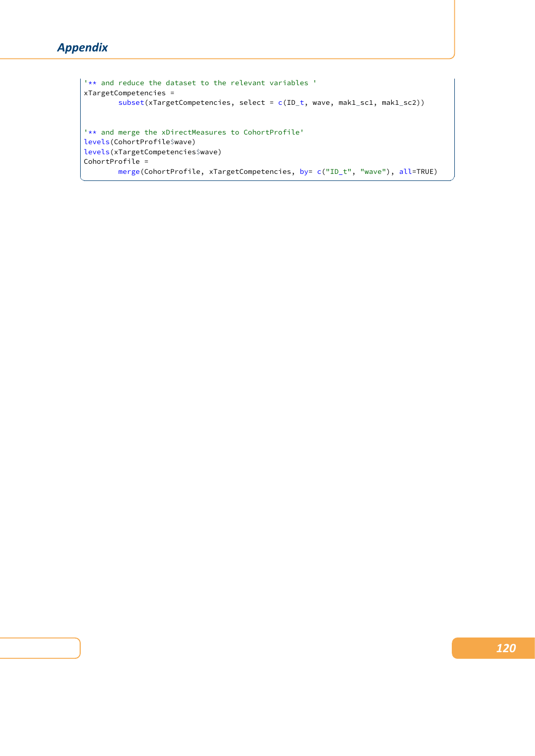```
'** and reduce the dataset to the relevant variables '
xTargetCompetencies =
        subset(xTargetCompetencies, select = c(ID_t, wave, mak1_sc1, mak1_sc2))


'** and merge the xDirectMeasures to CohortProfile'
levels(CohortProfile$wave)
levels(xTargetCompetencies$wave)
CohortProfile =
        merge(CohortProfile, xTargetCompetencies, by= c("ID_t", "wave"), all=TRUE)
```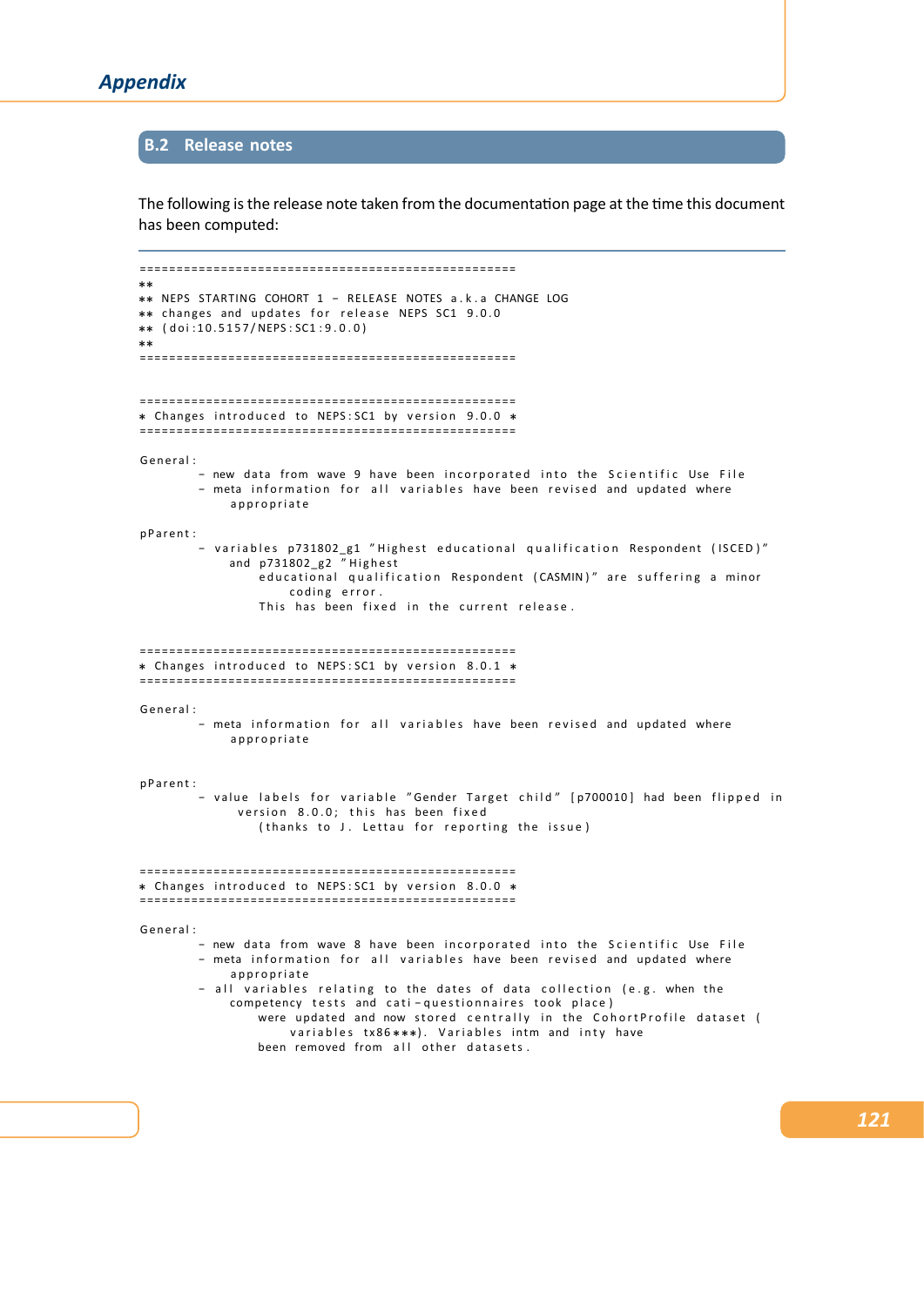## B.2 Release notes

The following is the release note taken from the documentation page at the time this document has been computed:

```
====================================================
**
** NEPS STARTING COHORT 1 - RELEASE NOTES a.k.a CHANGE LOG
** changes and updates for release NEPS SC1 9.0.0
** (doi:10.5157/NEPS:SC1:9.0.0)
**
====================================================


====================================================
* Changes introduced to NEPS:SC1 by version 9.0.0 *
====================================================

General:
        - new data from wave 9 have been incorporated into the Scientific Use File
        - meta information for all variables have been revised and updated where
            appropriate

pParent:
        - variables p731802_g1 "Highest educational qualification Respondent (ISCED)"
            and p731802_g2 "Highest
                educational qualification Respondent (CASMIN)" are suffering a minor
                    coding error.
                This has been fixed in the current release.


====================================================
* Changes introduced to NEPS:SC1 by version 8.0.1 *
====================================================

General:
        - meta information for all variables have been revised and updated where
            appropriate


pParent:
        - value labels for variable "Gender Target child" [p700010] had been flipped in
             version 8.0.0; this has been fixed
                (thanks to J. Lettau for reporting the issue)


====================================================
* Changes introduced to NEPS:SC1 by version 8.0.0 *
====================================================

General:
        - new data from wave 8 have been incorporated into the Scientific Use File
        - meta information for all variables have been revised and updated where
            appropriate
        - all variables relating to the dates of data collection (e.g. when the
            competency tests and cati-questionnaires took place)
                were updated and now stored centrally in the CohortProfile dataset (
                    variables tx86***). Variables intm and inty have
                been removed from all other datasets.
```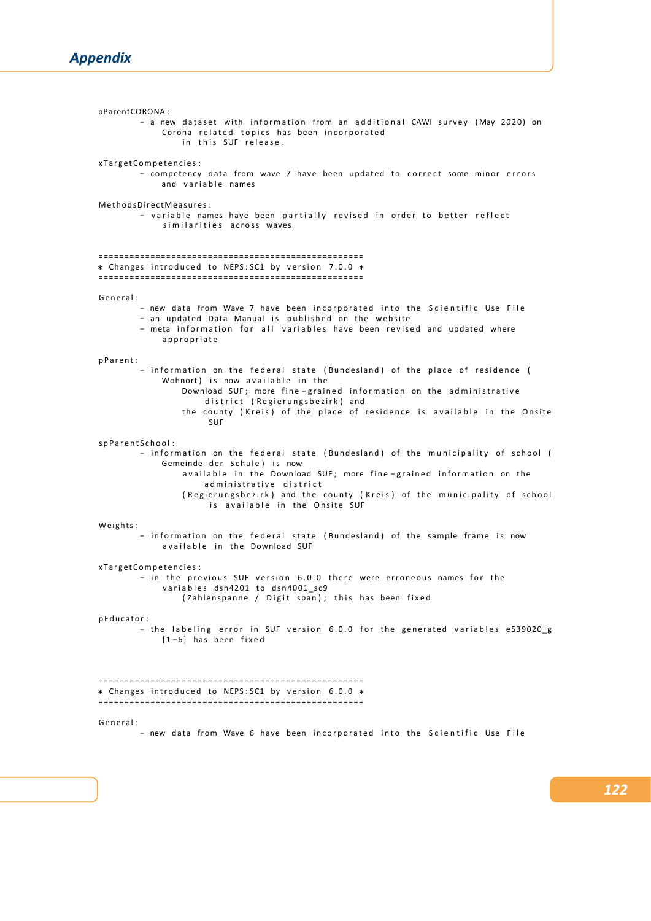```
pParentCORONA:
        - a new dataset with information from an additional CAWI survey (May 2020) on
            Corona related topics has been incorporated
                in this SUF release.

xTargetCompetencies:
        - competency data from wave 7 have been updated to correct some minor errors
             and variable names

MethodsDirectMeasures:
        - variable names have been partially revised in order to better reflect
             similarities across waves


===================================================
* Changes introduced to NEPS:SC1 by version 7.0.0 *
===================================================

General:
        - new data from Wave 7 have been incorporated into the Scientific Use File
        - an updated Data Manual is published on the website
        - meta information for all variables have been revised and updated where
            appropriate

pParent:
        - information on the federal state (Bundesland) of the place of residence (
            Wohnort) is now available in the
                Download SUF; more fine-grained information on the administrative
                     district (Regierungsbezirk) and
                the county (Kreis) of the place of residence is available in the Onsite
                     SUF

spParentSchool:
        - information on the federal state (Bundesland) of the municipality of school (
            Gemeinde der Schule) is now
                available in the Download SUF; more fine-grained information on the
                     administrative district
                (Regierungsbezirk) and the county (Kreis) of the municipality of school
                     is available in the Onsite SUF

Weights:
        - information on the federal state (Bundesland) of the sample frame is now
             available in the Download SUF

xTargetCompetencies:
        - in the previous SUF version 6.0.0 there were erroneous names for the
             variables dsn4201 to dsn4001_sc9
                (Zahlenspanne / Digit span); this has been fixed

pEducator:
        - the labeling error in SUF version 6.0.0 for the generated variables e539020_g
            [1-6] has been fixed



===================================================
* Changes introduced to NEPS:SC1 by version 6.0.0 *
===================================================

General:
        - new data from Wave 6 have been incorporated into the Scientific Use File
```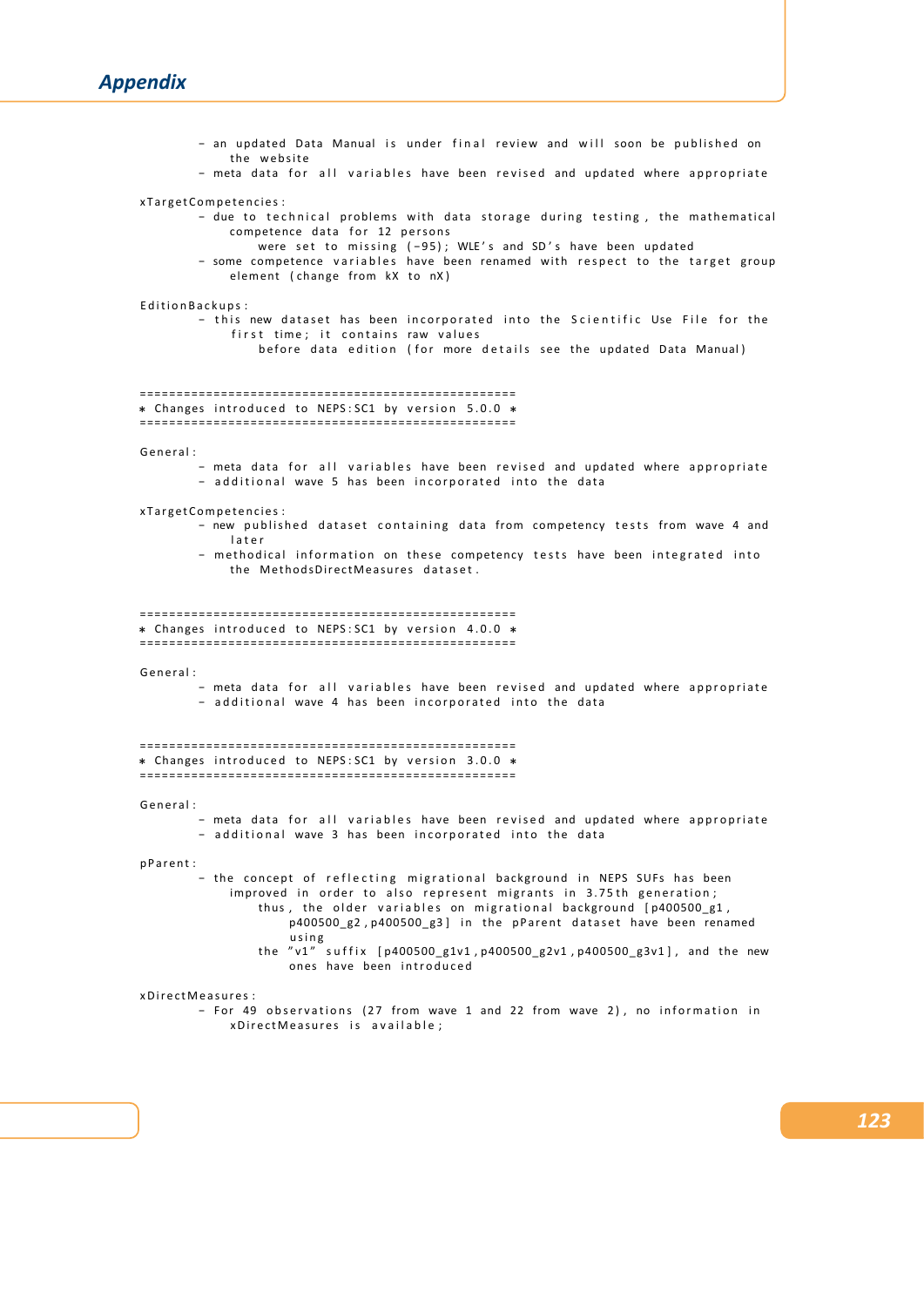```
        - an updated Data Manual is under final review and will soon be published on
          the website
        - meta data for all variables have been revised and updated where appropriate

xTargetCompetencies:
        - due to technical problems with data storage during testing, the mathematical
          competence data for 12 persons
              were set to missing (-95); WLE's and SD's have been updated
        - some competence variables have been renamed with respect to the target group
          element (change from kX to nX)

EditionBackups:
        - this new dataset has been incorporated into the Scientific Use File for the
          first time; it contains raw values
              before data edition (for more details see the updated Data Manual)


==================================================
* Changes introduced to NEPS:SC1 by version 5.0.0 *
==================================================

General:
        - meta data for all variables have been revised and updated where appropriate
        - additional wave 5 has been incorporated into the data

xTargetCompetencies:
        - new published dataset containing data from competency tests from wave 4 and
          later
        - methodical information on these competency tests have been integrated into
          the MethodsDirectMeasures dataset.


==================================================
* Changes introduced to NEPS:SC1 by version 4.0.0 *
==================================================

General:
        - meta data for all variables have been revised and updated where appropriate
        - additional wave 4 has been incorporated into the data


==================================================
* Changes introduced to NEPS:SC1 by version 3.0.0 *
==================================================

General:
        - meta data for all variables have been revised and updated where appropriate
        - additional wave 3 has been incorporated into the data

pParent:
        - the concept of reflecting migrational background in NEPS SUFs has been
          improved in order to also represent migrants in 3.75th generation;
              thus, the older variables on migrational background [p400500_g1,
                  p400500_g2,p400500_g3] in the pParent dataset have been renamed
                  using
              the "v1" suffix [p400500_g1v1,p400500_g2v1,p400500_g3v1], and the new
                  ones have been introduced

xDirectMeasures:
        - For 49 observations (27 from wave 1 and 22 from wave 2), no information in
          xDirectMeasures is available;
```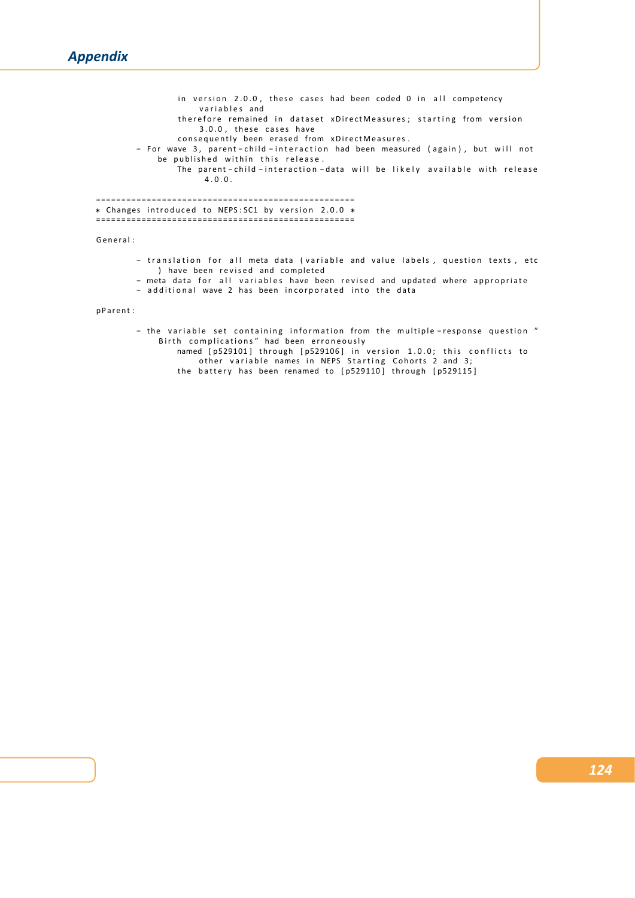```
        in version 2.0.0, these cases had been coded 0 in all competency
            variables and
        therefore remained in dataset xDirectMeasures; starting from version
            3.0.0, these cases have
        consequently been erased from xDirectMeasures.
    - For wave 3, parent-child-interaction had been measured (again), but will not
        be published within this release.
        The parent-child-interaction-data will be likely available with release
            4.0.0.

==================================================
* Changes introduced to NEPS:SC1 by version 2.0.0 *
==================================================

General:

    - translation for all meta data (variable and value labels, question texts, etc
        ) have been revised and completed
    - meta data for all variables have been revised and updated where appropriate
    - additional wave 2 has been incorporated into the data

pParent:

    - the variable set containing information from the multiple-response question "
        Birth complications" had been erroneously
        named [p529101] through [p529106] in version 1.0.0; this conflicts to
            other variable names in NEPS Starting Cohorts 2 and 3;
        the battery has been renamed to [p529110] through [p529115]
```